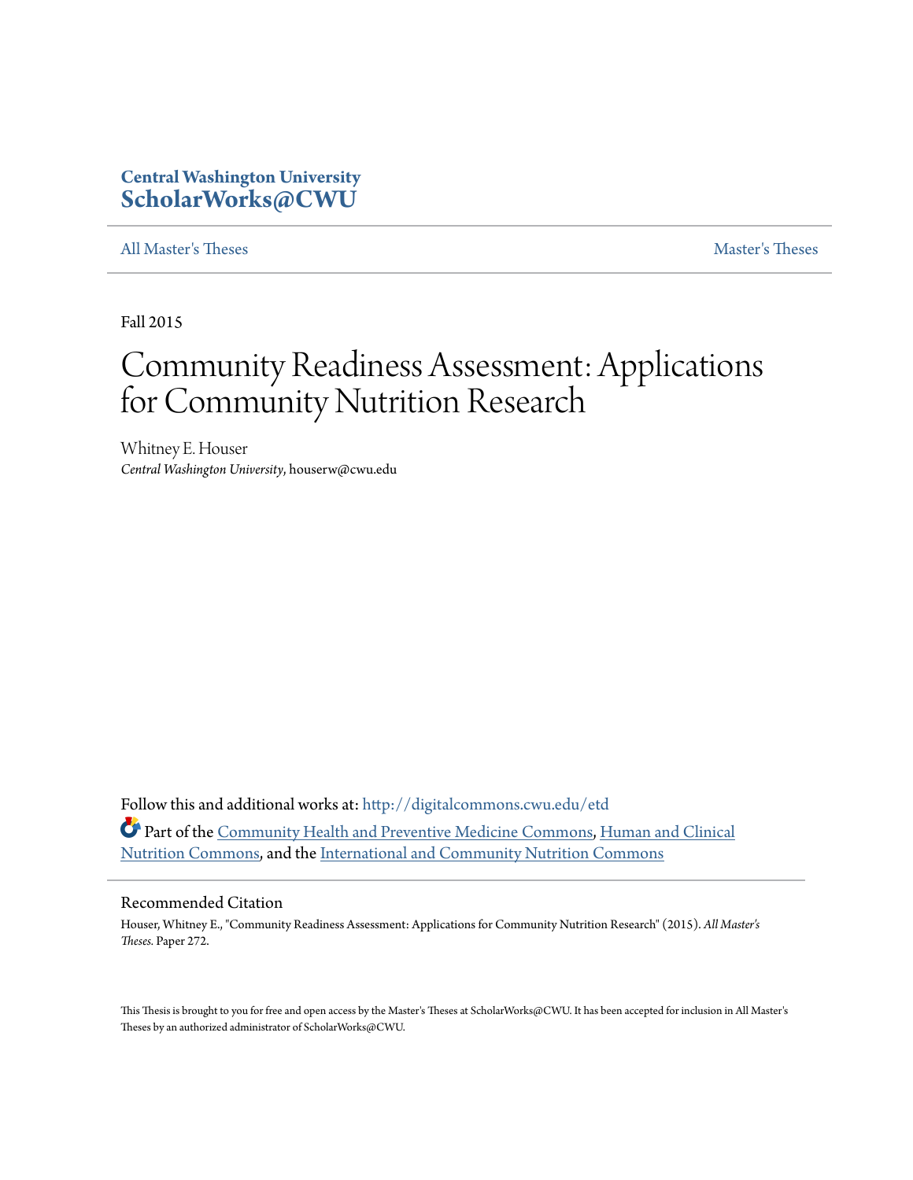Central Washington University
**ScholarWorks@CWU**

All Master's Theses | Master's Theses

Fall 2015

# Community Readiness Assessment: Applications for Community Nutrition Research

Whitney E. Houser
*Central Washington University*, houserw@cwu.edu

Follow this and additional works at: http://digitalcommons.cwu.edu/etd

Part of the Community Health and Preventive Medicine Commons, Human and Clinical Nutrition Commons, and the International and Community Nutrition Commons

## Recommended Citation

Houser, Whitney E., "Community Readiness Assessment: Applications for Community Nutrition Research" (2015). *All Master's Theses.* Paper 272.

This Thesis is brought to you for free and open access by the Master's Theses at ScholarWorks@CWU. It has been accepted for inclusion in All Master's Theses by an authorized administrator of ScholarWorks@CWU.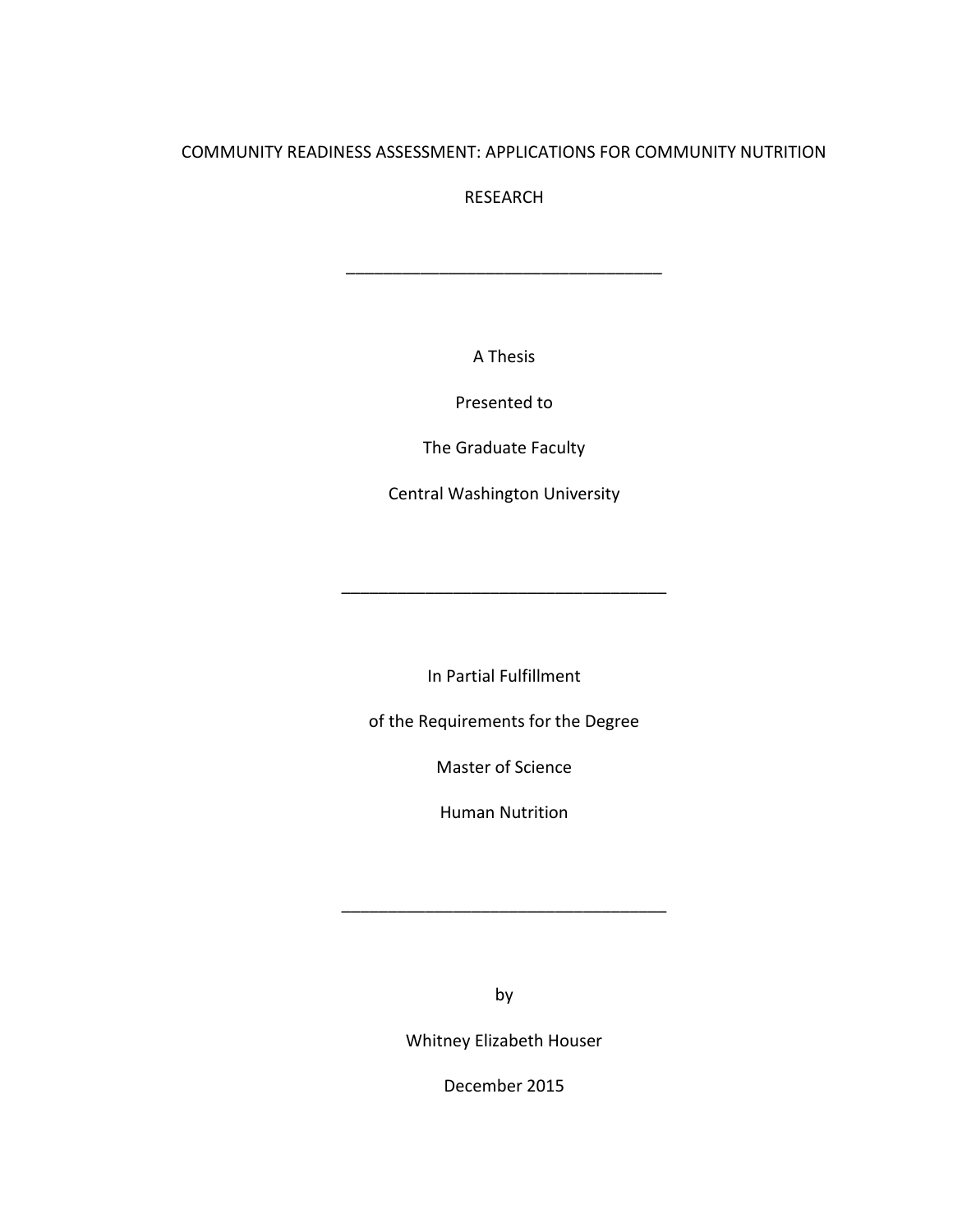# COMMUNITY READINESS ASSESSMENT: APPLICATIONS FOR COMMUNITY NUTRITION RESEARCH

---

A Thesis

Presented to

The Graduate Faculty

Central Washington University

---

In Partial Fulfillment

of the Requirements for the Degree

Master of Science

Human Nutrition

---

by

Whitney Elizabeth Houser

December 2015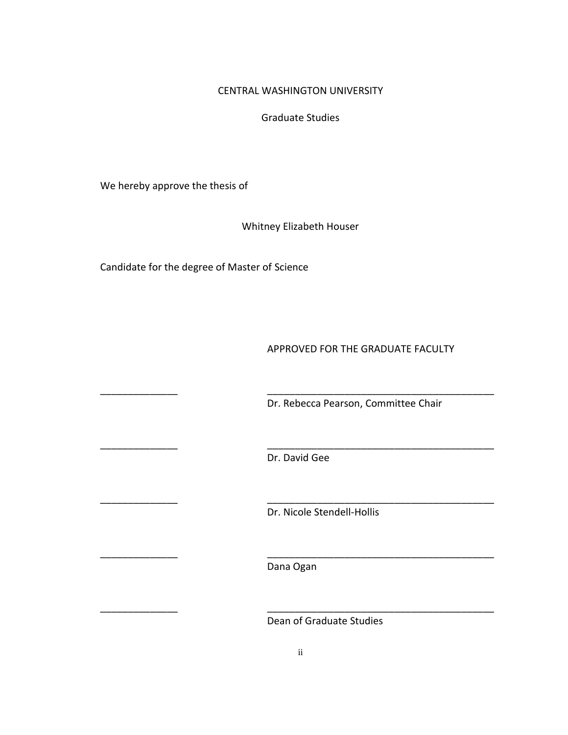CENTRAL WASHINGTON UNIVERSITY

Graduate Studies

We hereby approve the thesis of

Whitney Elizabeth Houser

Candidate for the degree of Master of Science

APPROVED FOR THE GRADUATE FACULTY

______________ __________________________________________
Dr. Rebecca Pearson, Committee Chair

______________ __________________________________________
Dr. David Gee

______________ __________________________________________
Dr. Nicole Stendell-Hollis

______________ __________________________________________
Dana Ogan

______________ __________________________________________
Dean of Graduate Studies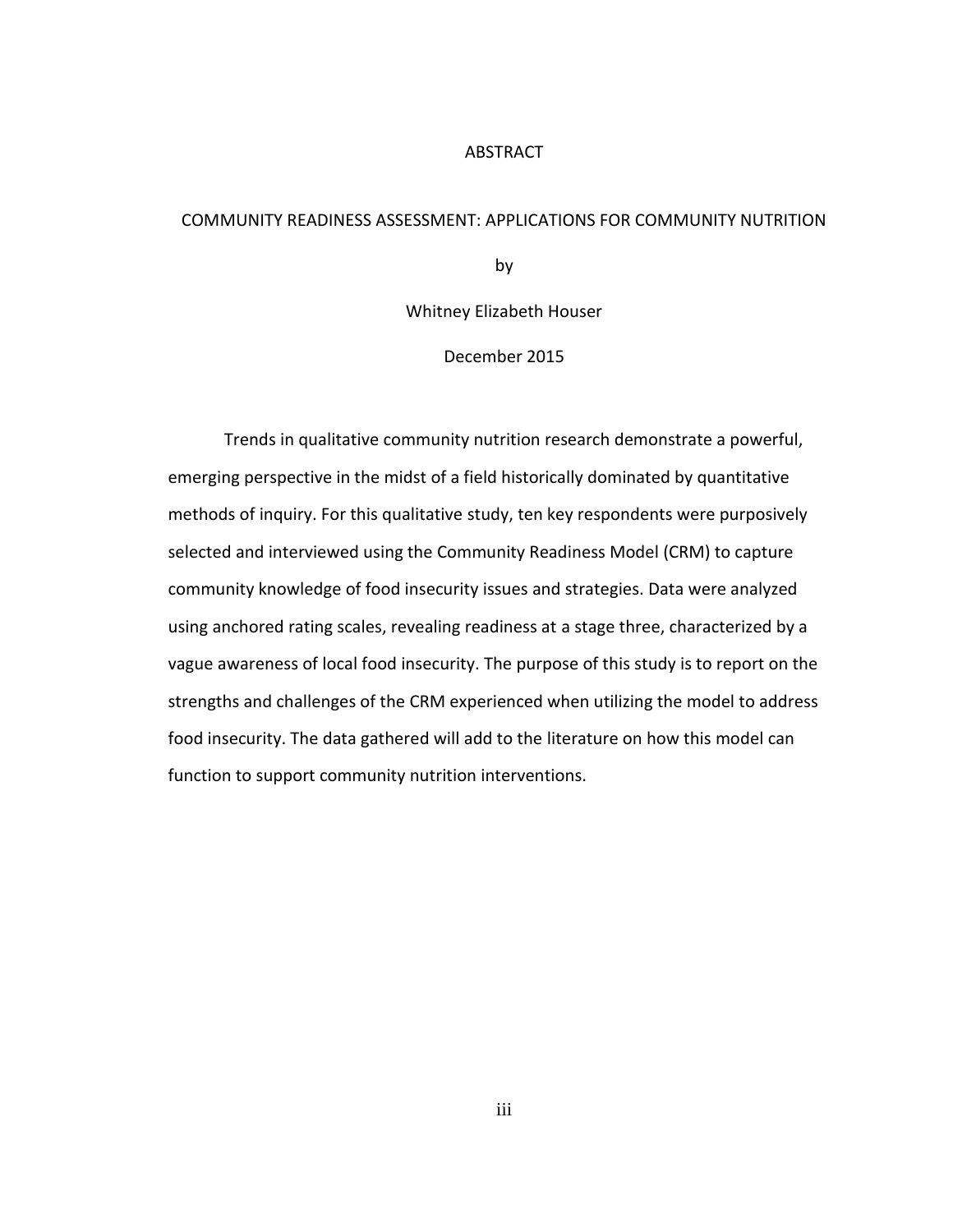# ABSTRACT

## COMMUNITY READINESS ASSESSMENT: APPLICATIONS FOR COMMUNITY NUTRITION

by

Whitney Elizabeth Houser

December 2015

Trends in qualitative community nutrition research demonstrate a powerful, emerging perspective in the midst of a field historically dominated by quantitative methods of inquiry. For this qualitative study, ten key respondents were purposively selected and interviewed using the Community Readiness Model (CRM) to capture community knowledge of food insecurity issues and strategies. Data were analyzed using anchored rating scales, revealing readiness at a stage three, characterized by a vague awareness of local food insecurity. The purpose of this study is to report on the strengths and challenges of the CRM experienced when utilizing the model to address food insecurity. The data gathered will add to the literature on how this model can function to support community nutrition interventions.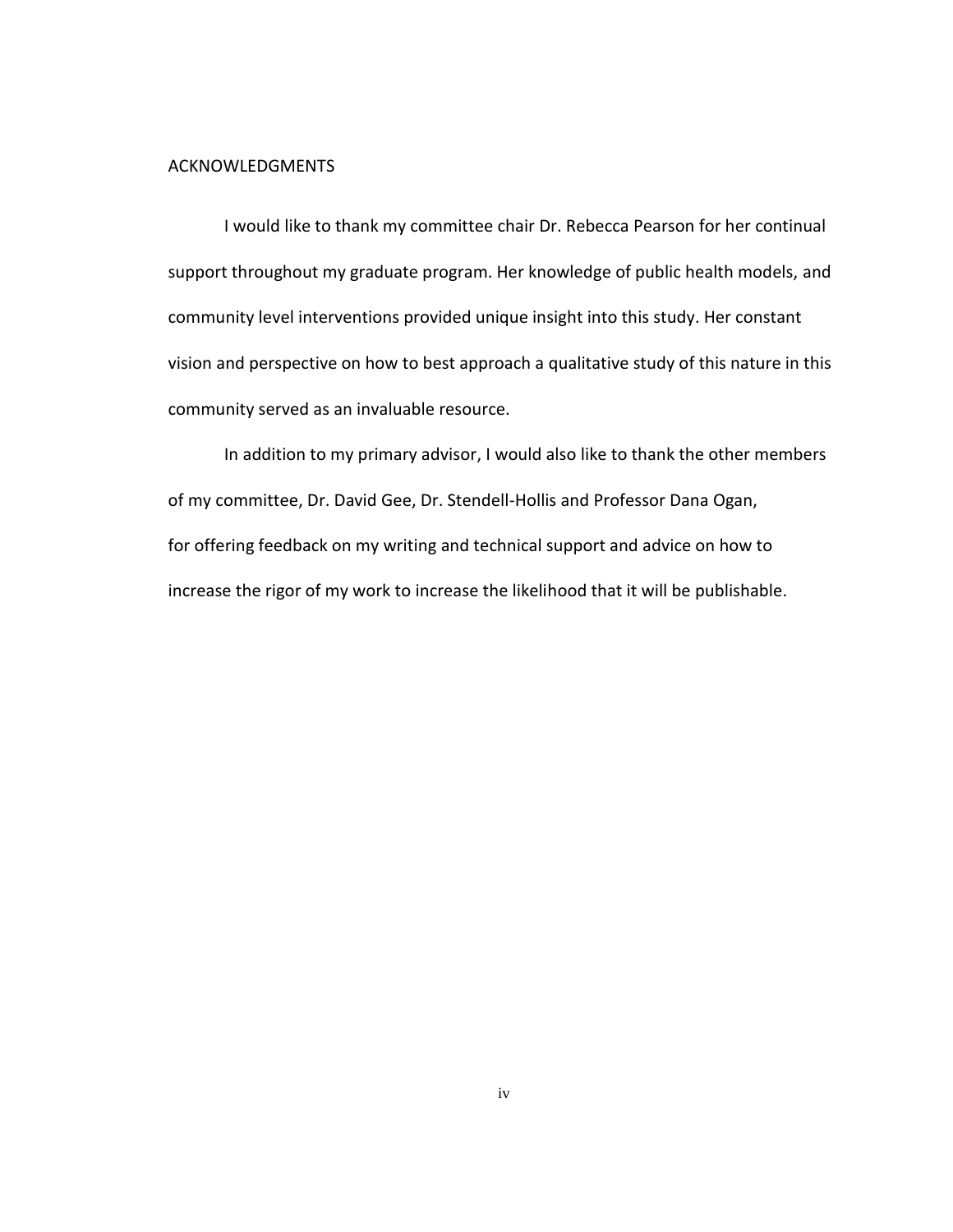# ACKNOWLEDGMENTS

I would like to thank my committee chair Dr. Rebecca Pearson for her continual support throughout my graduate program. Her knowledge of public health models, and community level interventions provided unique insight into this study. Her constant vision and perspective on how to best approach a qualitative study of this nature in this community served as an invaluable resource.

In addition to my primary advisor, I would also like to thank the other members of my committee, Dr. David Gee, Dr. Stendell-Hollis and Professor Dana Ogan, for offering feedback on my writing and technical support and advice on how to increase the rigor of my work to increase the likelihood that it will be publishable.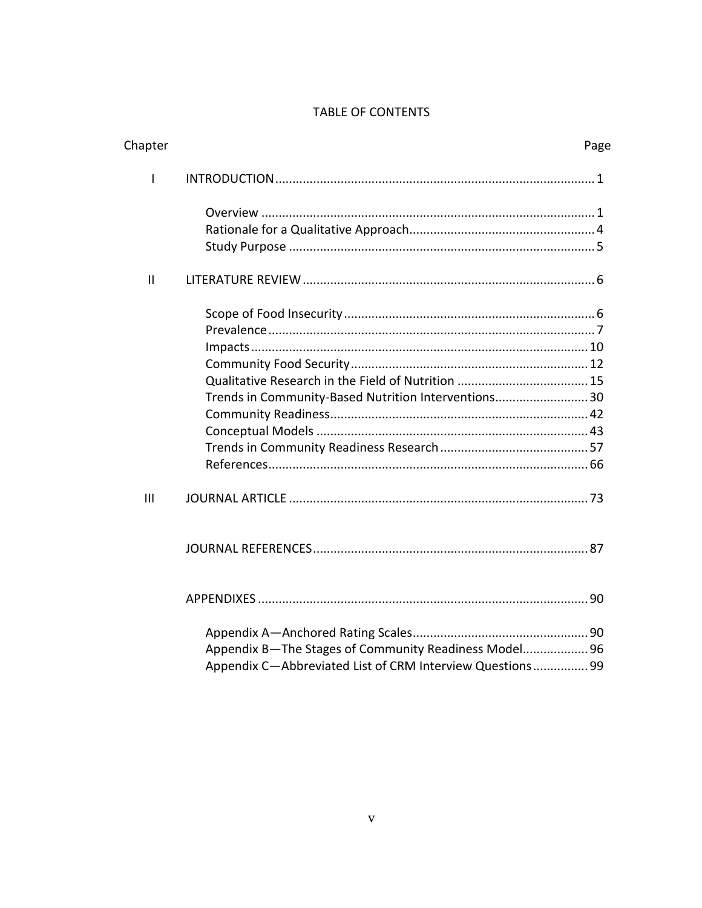# TABLE OF CONTENTS

| Chapter | | Page |
|---|---|---|
| I | INTRODUCTION | 1 |
| | Overview | 1 |
| | Rationale for a Qualitative Approach | 4 |
| | Study Purpose | 5 |
| II | LITERATURE REVIEW | 6 |
| | Scope of Food Insecurity | 6 |
| | Prevalence | 7 |
| | Impacts | 10 |
| | Community Food Security | 12 |
| | Qualitative Research in the Field of Nutrition | 15 |
| | Trends in Community-Based Nutrition Interventions | 30 |
| | Community Readiness | 42 |
| | Conceptual Models | 43 |
| | Trends in Community Readiness Research | 57 |
| | References | 66 |
| III | JOURNAL ARTICLE | 73 |
| | JOURNAL REFERENCES | 87 |
| | APPENDIXES | 90 |
| | Appendix A—Anchored Rating Scales | 90 |
| | Appendix B—The Stages of Community Readiness Model | 96 |
| | Appendix C—Abbreviated List of CRM Interview Questions | 99 |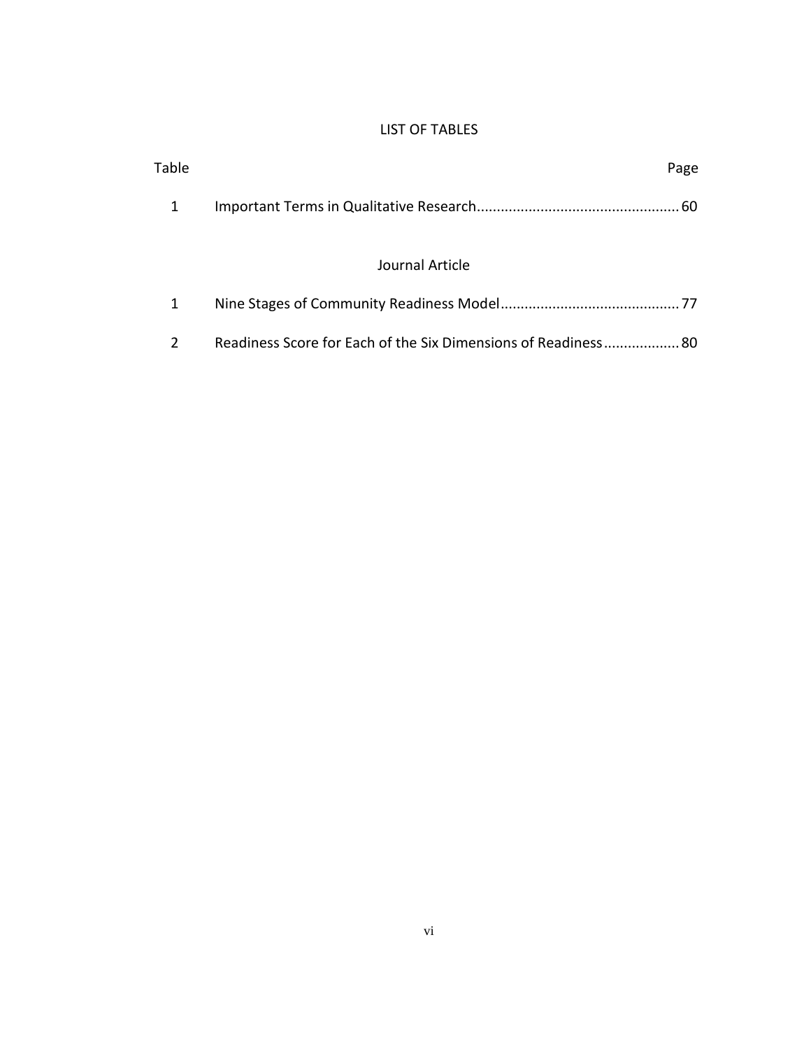# LIST OF TABLES

| Table | | Page |
|---|---|---|
| 1 | Important Terms in Qualitative Research | 60 |

## Journal Article

| Table | | Page |
|---|---|---|
| 1 | Nine Stages of Community Readiness Model | 77 |
| 2 | Readiness Score for Each of the Six Dimensions of Readiness | 80 |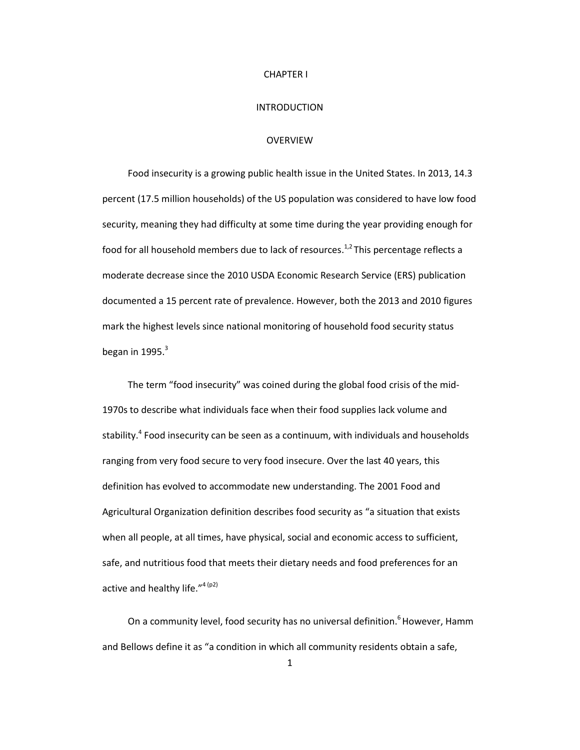# CHAPTER I

# INTRODUCTION

## OVERVIEW

Food insecurity is a growing public health issue in the United States. In 2013, 14.3 percent (17.5 million households) of the US population was considered to have low food security, meaning they had difficulty at some time during the year providing enough for food for all household members due to lack of resources.[1,2] This percentage reflects a moderate decrease since the 2010 USDA Economic Research Service (ERS) publication documented a 15 percent rate of prevalence. However, both the 2013 and 2010 figures mark the highest levels since national monitoring of household food security status began in 1995.[3]

The term "food insecurity" was coined during the global food crisis of the mid-1970s to describe what individuals face when their food supplies lack volume and stability.[4] Food insecurity can be seen as a continuum, with individuals and households ranging from very food secure to very food insecure. Over the last 40 years, this definition has evolved to accommodate new understanding. The 2001 Food and Agricultural Organization definition describes food security as "a situation that exists when all people, at all times, have physical, social and economic access to sufficient, safe, and nutritious food that meets their dietary needs and food preferences for an active and healthy life."[4 (p2)]

On a community level, food security has no universal definition.[6] However, Hamm and Bellows define it as "a condition in which all community residents obtain a safe,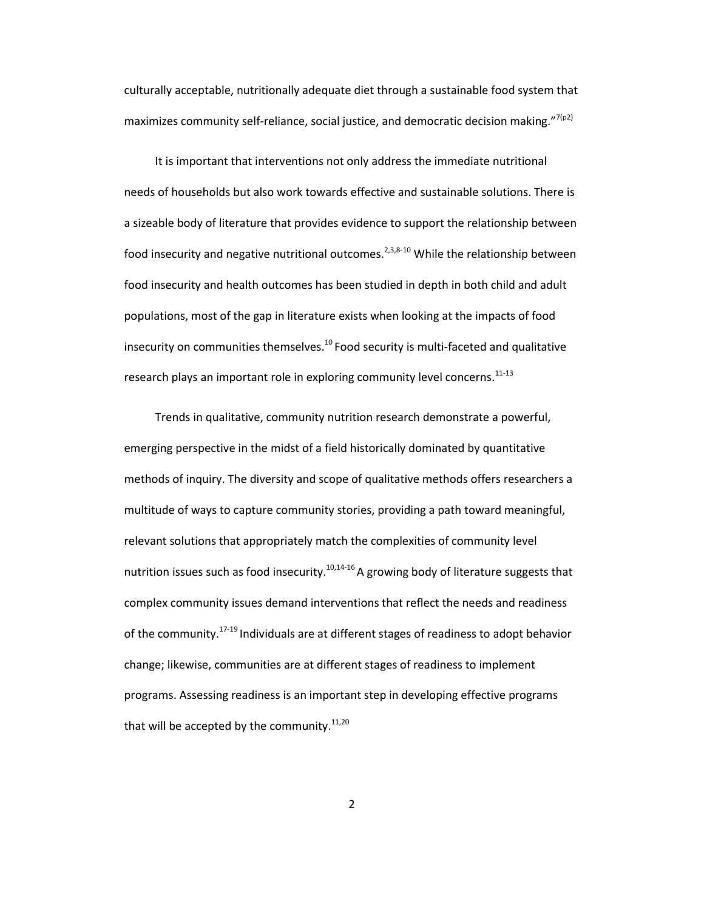culturally acceptable, nutritionally adequate diet through a sustainable food system that maximizes community self-reliance, social justice, and democratic decision making."[7(p2)]

It is important that interventions not only address the immediate nutritional needs of households but also work towards effective and sustainable solutions. There is a sizeable body of literature that provides evidence to support the relationship between food insecurity and negative nutritional outcomes.[2,3,8-10] While the relationship between food insecurity and health outcomes has been studied in depth in both child and adult populations, most of the gap in literature exists when looking at the impacts of food insecurity on communities themselves.[10] Food security is multi-faceted and qualitative research plays an important role in exploring community level concerns.[11-13]

Trends in qualitative, community nutrition research demonstrate a powerful, emerging perspective in the midst of a field historically dominated by quantitative methods of inquiry. The diversity and scope of qualitative methods offers researchers a multitude of ways to capture community stories, providing a path toward meaningful, relevant solutions that appropriately match the complexities of community level nutrition issues such as food insecurity.[10,14-16] A growing body of literature suggests that complex community issues demand interventions that reflect the needs and readiness of the community.[17-19] Individuals are at different stages of readiness to adopt behavior change; likewise, communities are at different stages of readiness to implement programs. Assessing readiness is an important step in developing effective programs that will be accepted by the community.[11,20]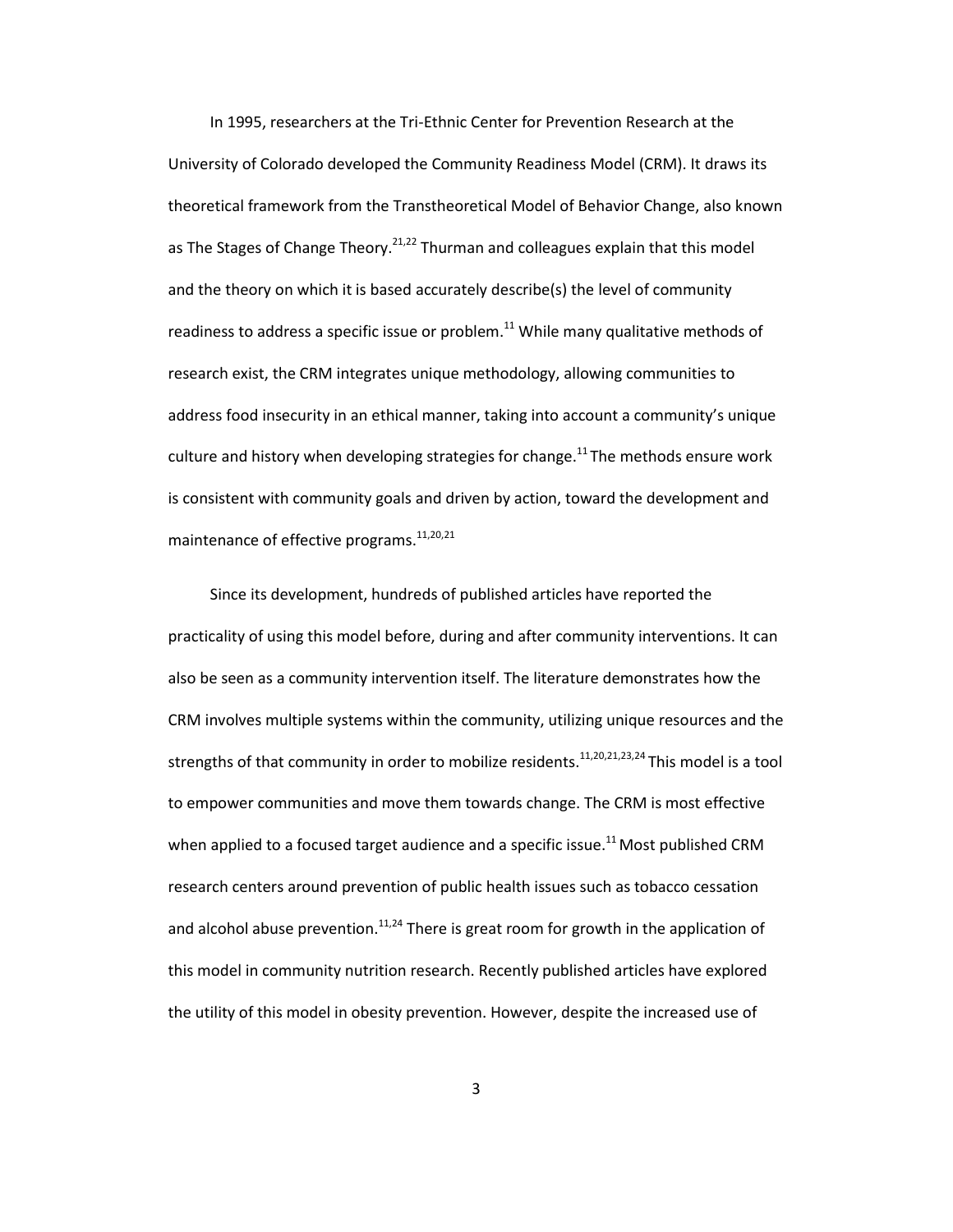In 1995, researchers at the Tri-Ethnic Center for Prevention Research at the University of Colorado developed the Community Readiness Model (CRM). It draws its theoretical framework from the Transtheoretical Model of Behavior Change, also known as The Stages of Change Theory.[21,22] Thurman and colleagues explain that this model and the theory on which it is based accurately describe(s) the level of community readiness to address a specific issue or problem.[11] While many qualitative methods of research exist, the CRM integrates unique methodology, allowing communities to address food insecurity in an ethical manner, taking into account a community's unique culture and history when developing strategies for change.[11] The methods ensure work is consistent with community goals and driven by action, toward the development and maintenance of effective programs.[11,20,21]

Since its development, hundreds of published articles have reported the practicality of using this model before, during and after community interventions. It can also be seen as a community intervention itself. The literature demonstrates how the CRM involves multiple systems within the community, utilizing unique resources and the strengths of that community in order to mobilize residents.[11,20,21,23,24] This model is a tool to empower communities and move them towards change. The CRM is most effective when applied to a focused target audience and a specific issue.[11] Most published CRM research centers around prevention of public health issues such as tobacco cessation and alcohol abuse prevention.[11,24] There is great room for growth in the application of this model in community nutrition research. Recently published articles have explored the utility of this model in obesity prevention. However, despite the increased use of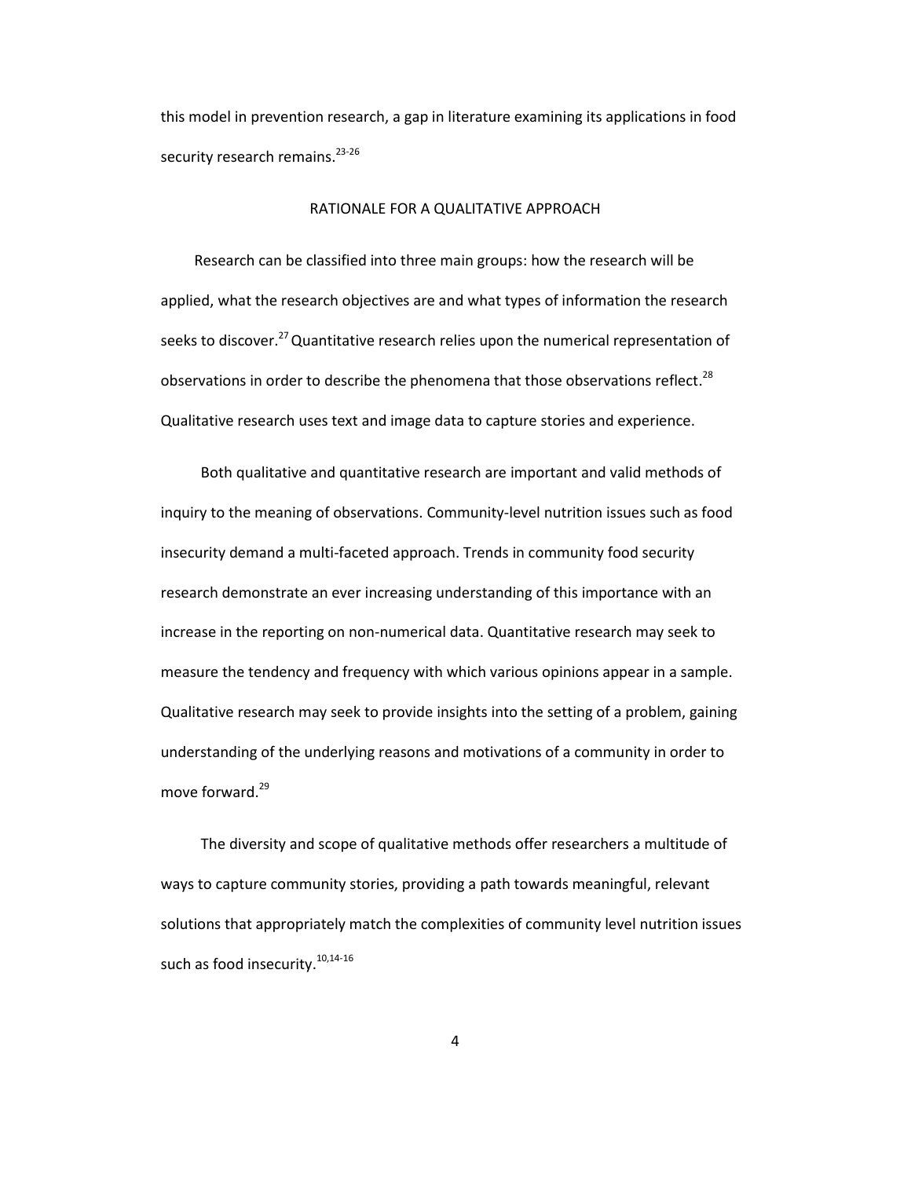this model in prevention research, a gap in literature examining its applications in food security research remains.[23-26]

## RATIONALE FOR A QUALITATIVE APPROACH

Research can be classified into three main groups: how the research will be applied, what the research objectives are and what types of information the research seeks to discover.[27] Quantitative research relies upon the numerical representation of observations in order to describe the phenomena that those observations reflect.[28] Qualitative research uses text and image data to capture stories and experience.

Both qualitative and quantitative research are important and valid methods of inquiry to the meaning of observations. Community-level nutrition issues such as food insecurity demand a multi-faceted approach. Trends in community food security research demonstrate an ever increasing understanding of this importance with an increase in the reporting on non-numerical data. Quantitative research may seek to measure the tendency and frequency with which various opinions appear in a sample. Qualitative research may seek to provide insights into the setting of a problem, gaining understanding of the underlying reasons and motivations of a community in order to move forward.[29]

The diversity and scope of qualitative methods offer researchers a multitude of ways to capture community stories, providing a path towards meaningful, relevant solutions that appropriately match the complexities of community level nutrition issues such as food insecurity.[10,14-16]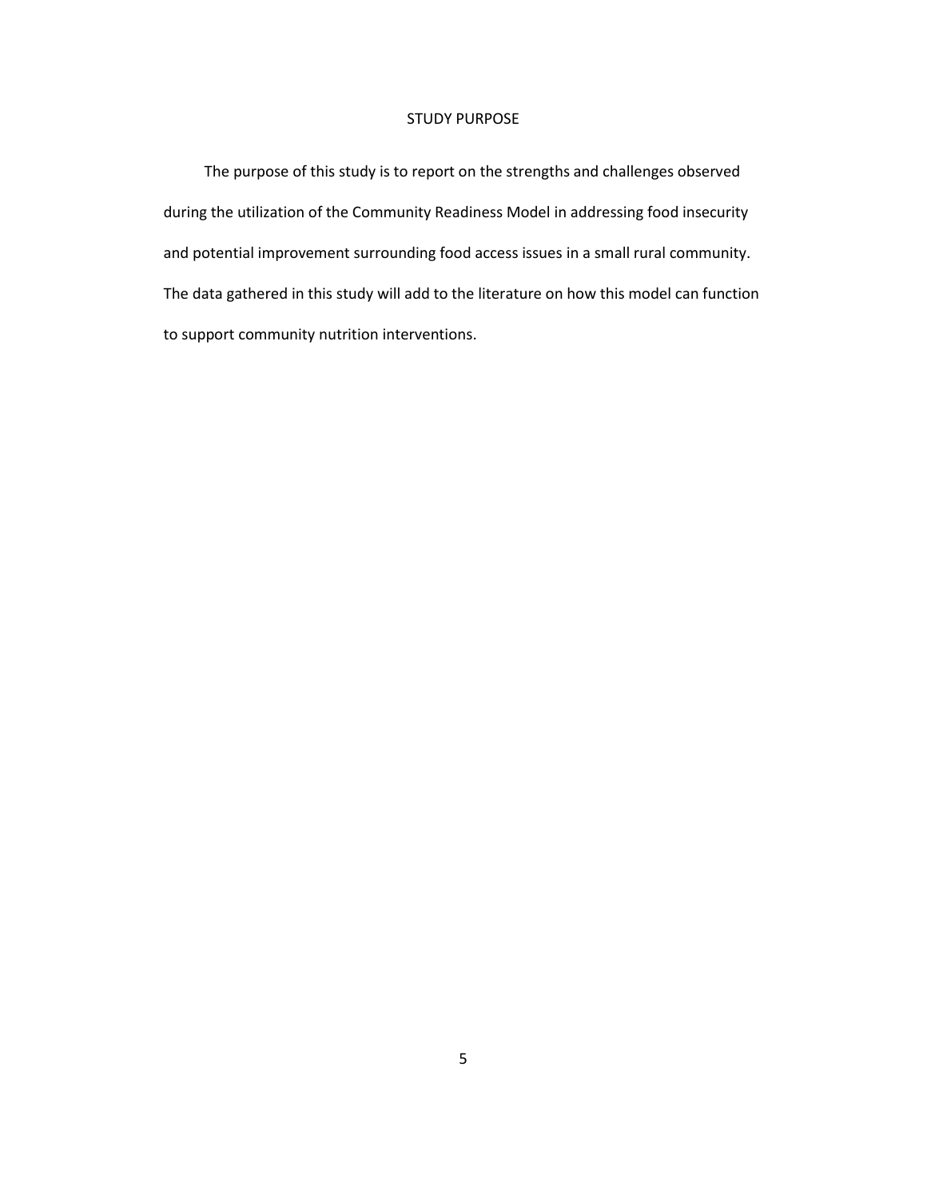# STUDY PURPOSE

The purpose of this study is to report on the strengths and challenges observed during the utilization of the Community Readiness Model in addressing food insecurity and potential improvement surrounding food access issues in a small rural community. The data gathered in this study will add to the literature on how this model can function to support community nutrition interventions.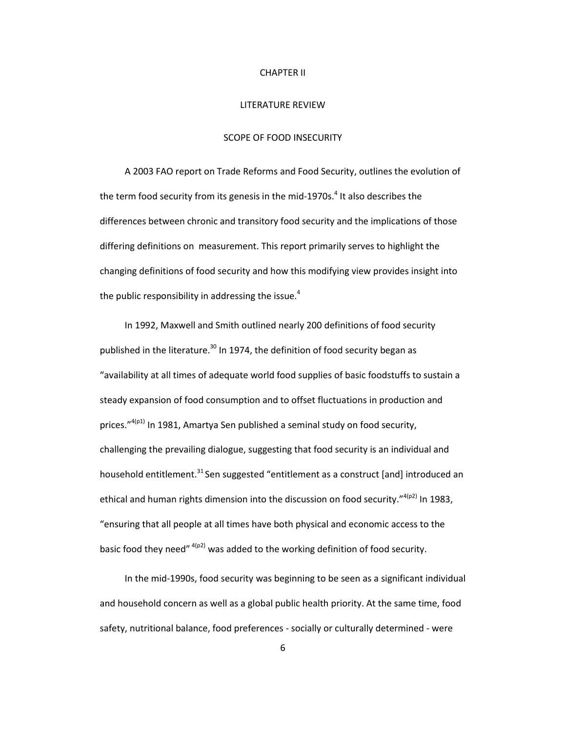# CHAPTER II

# LITERATURE REVIEW

## SCOPE OF FOOD INSECURITY

A 2003 FAO report on Trade Reforms and Food Security, outlines the evolution of the term food security from its genesis in the mid-1970s.[4] It also describes the differences between chronic and transitory food security and the implications of those differing definitions on measurement. This report primarily serves to highlight the changing definitions of food security and how this modifying view provides insight into the public responsibility in addressing the issue.[4]

In 1992, Maxwell and Smith outlined nearly 200 definitions of food security published in the literature.[30] In 1974, the definition of food security began as "availability at all times of adequate world food supplies of basic foodstuffs to sustain a steady expansion of food consumption and to offset fluctuations in production and prices."[4(p1)] In 1981, Amartya Sen published a seminal study on food security, challenging the prevailing dialogue, suggesting that food security is an individual and household entitlement.[31] Sen suggested "entitlement as a construct [and] introduced an ethical and human rights dimension into the discussion on food security."[4(p2)] In 1983, "ensuring that all people at all times have both physical and economic access to the basic food they need" [4(p2)] was added to the working definition of food security.

In the mid-1990s, food security was beginning to be seen as a significant individual and household concern as well as a global public health priority. At the same time, food safety, nutritional balance, food preferences - socially or culturally determined - were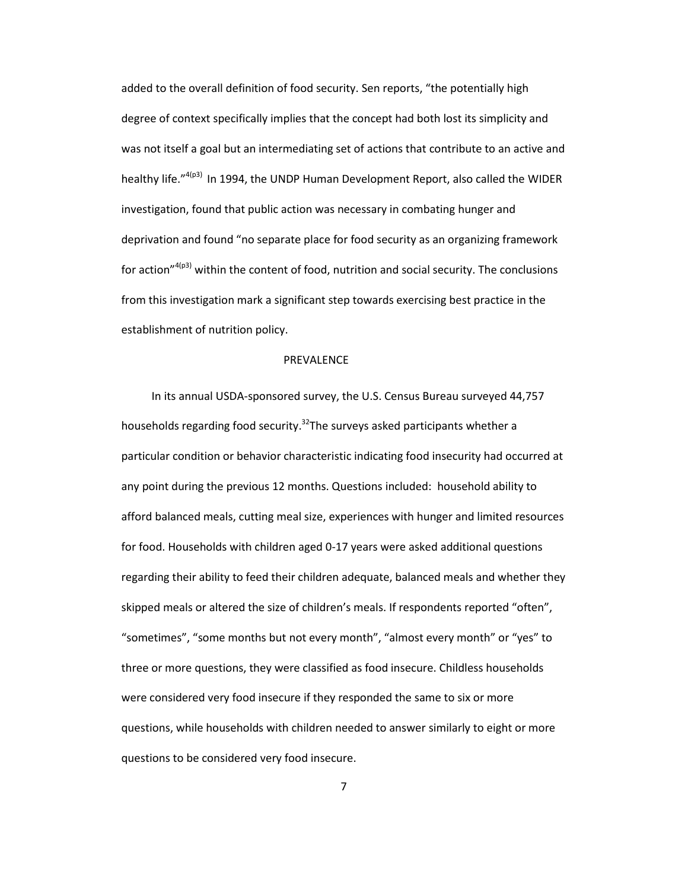added to the overall definition of food security. Sen reports, “the potentially high degree of context specifically implies that the concept had both lost its simplicity and was not itself a goal but an intermediating set of actions that contribute to an active and healthy life.”[4(p3)] In 1994, the UNDP Human Development Report, also called the WIDER investigation, found that public action was necessary in combating hunger and deprivation and found “no separate place for food security as an organizing framework for action”[4(p3)] within the content of food, nutrition and social security. The conclusions from this investigation mark a significant step towards exercising best practice in the establishment of nutrition policy.

## PREVALENCE

In its annual USDA-sponsored survey, the U.S. Census Bureau surveyed 44,757 households regarding food security.[32]The surveys asked participants whether a particular condition or behavior characteristic indicating food insecurity had occurred at any point during the previous 12 months. Questions included: household ability to afford balanced meals, cutting meal size, experiences with hunger and limited resources for food. Households with children aged 0-17 years were asked additional questions regarding their ability to feed their children adequate, balanced meals and whether they skipped meals or altered the size of children’s meals. If respondents reported “often”, “sometimes”, “some months but not every month”, “almost every month” or “yes” to three or more questions, they were classified as food insecure. Childless households were considered very food insecure if they responded the same to six or more questions, while households with children needed to answer similarly to eight or more questions to be considered very food insecure.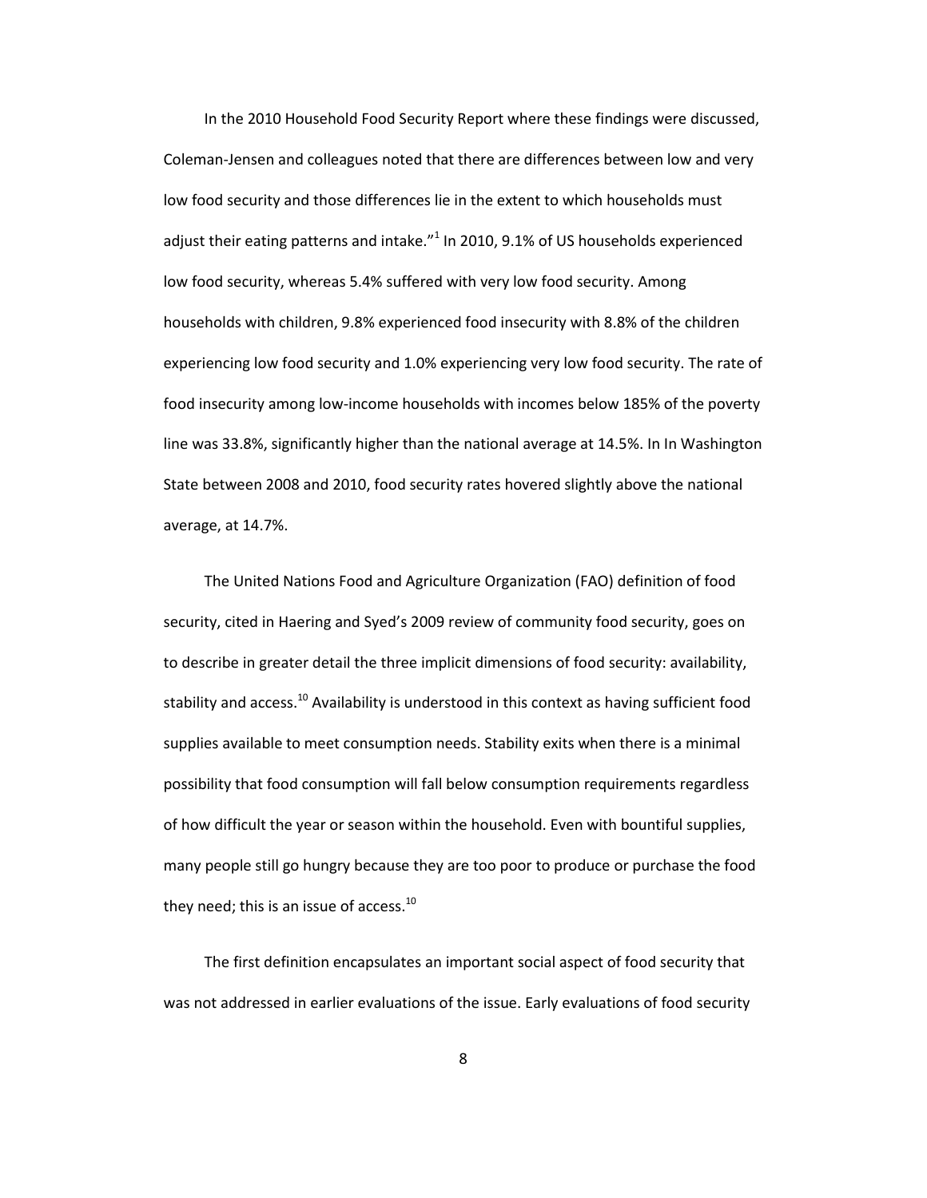In the 2010 Household Food Security Report where these findings were discussed, Coleman-Jensen and colleagues noted that there are differences between low and very low food security and those differences lie in the extent to which households must adjust their eating patterns and intake."[1] In 2010, 9.1% of US households experienced low food security, whereas 5.4% suffered with very low food security. Among households with children, 9.8% experienced food insecurity with 8.8% of the children experiencing low food security and 1.0% experiencing very low food security. The rate of food insecurity among low-income households with incomes below 185% of the poverty line was 33.8%, significantly higher than the national average at 14.5%. In In Washington State between 2008 and 2010, food security rates hovered slightly above the national average, at 14.7%.

The United Nations Food and Agriculture Organization (FAO) definition of food security, cited in Haering and Syed's 2009 review of community food security, goes on to describe in greater detail the three implicit dimensions of food security: availability, stability and access.[10] Availability is understood in this context as having sufficient food supplies available to meet consumption needs. Stability exits when there is a minimal possibility that food consumption will fall below consumption requirements regardless of how difficult the year or season within the household. Even with bountiful supplies, many people still go hungry because they are too poor to produce or purchase the food they need; this is an issue of access.[10]

The first definition encapsulates an important social aspect of food security that was not addressed in earlier evaluations of the issue. Early evaluations of food security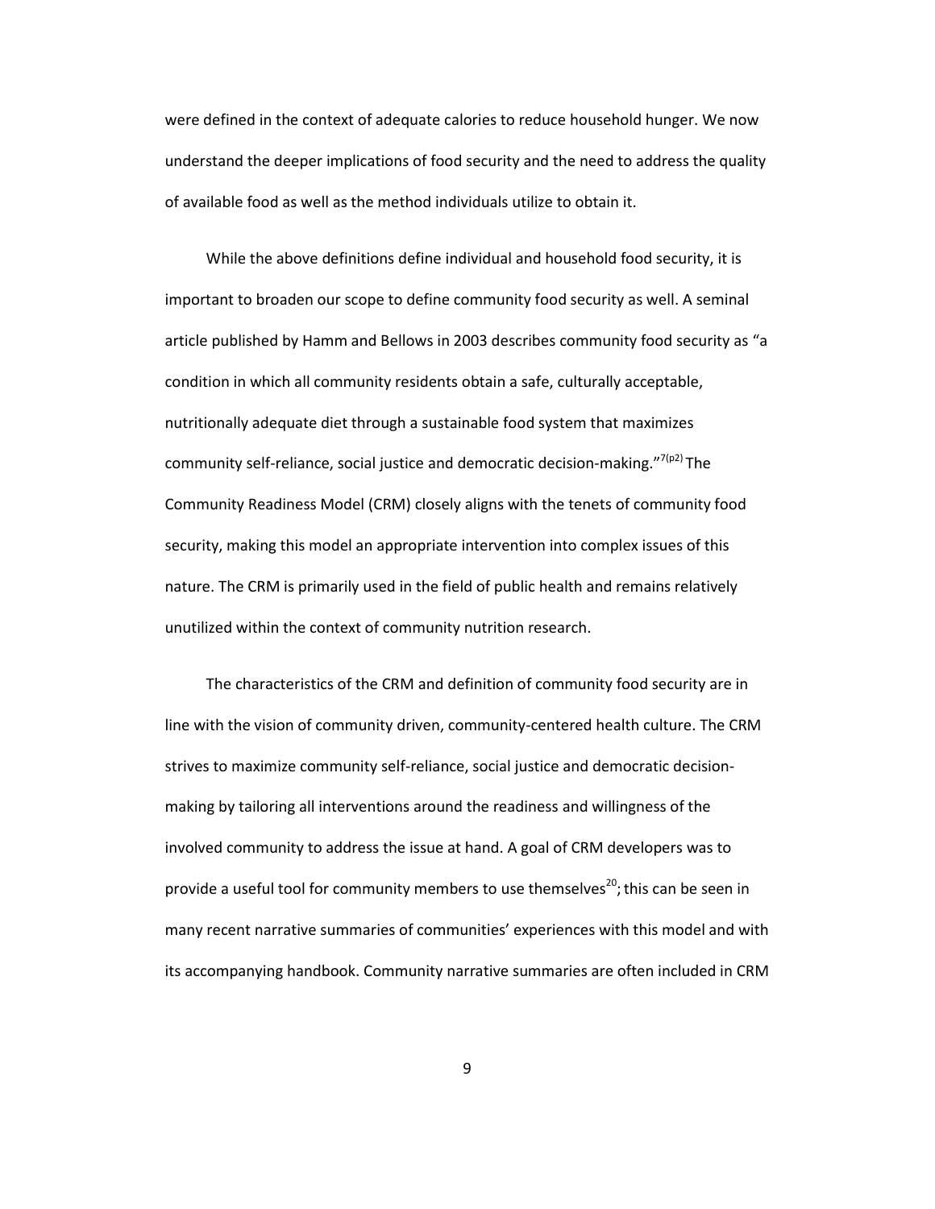were defined in the context of adequate calories to reduce household hunger. We now understand the deeper implications of food security and the need to address the quality of available food as well as the method individuals utilize to obtain it.

While the above definitions define individual and household food security, it is important to broaden our scope to define community food security as well. A seminal article published by Hamm and Bellows in 2003 describes community food security as "a condition in which all community residents obtain a safe, culturally acceptable, nutritionally adequate diet through a sustainable food system that maximizes community self-reliance, social justice and democratic decision-making."[7(p2)] The Community Readiness Model (CRM) closely aligns with the tenets of community food security, making this model an appropriate intervention into complex issues of this nature. The CRM is primarily used in the field of public health and remains relatively unutilized within the context of community nutrition research.

The characteristics of the CRM and definition of community food security are in line with the vision of community driven, community-centered health culture. The CRM strives to maximize community self-reliance, social justice and democratic decision-making by tailoring all interventions around the readiness and willingness of the involved community to address the issue at hand. A goal of CRM developers was to provide a useful tool for community members to use themselves[20]; this can be seen in many recent narrative summaries of communities' experiences with this model and with its accompanying handbook. Community narrative summaries are often included in CRM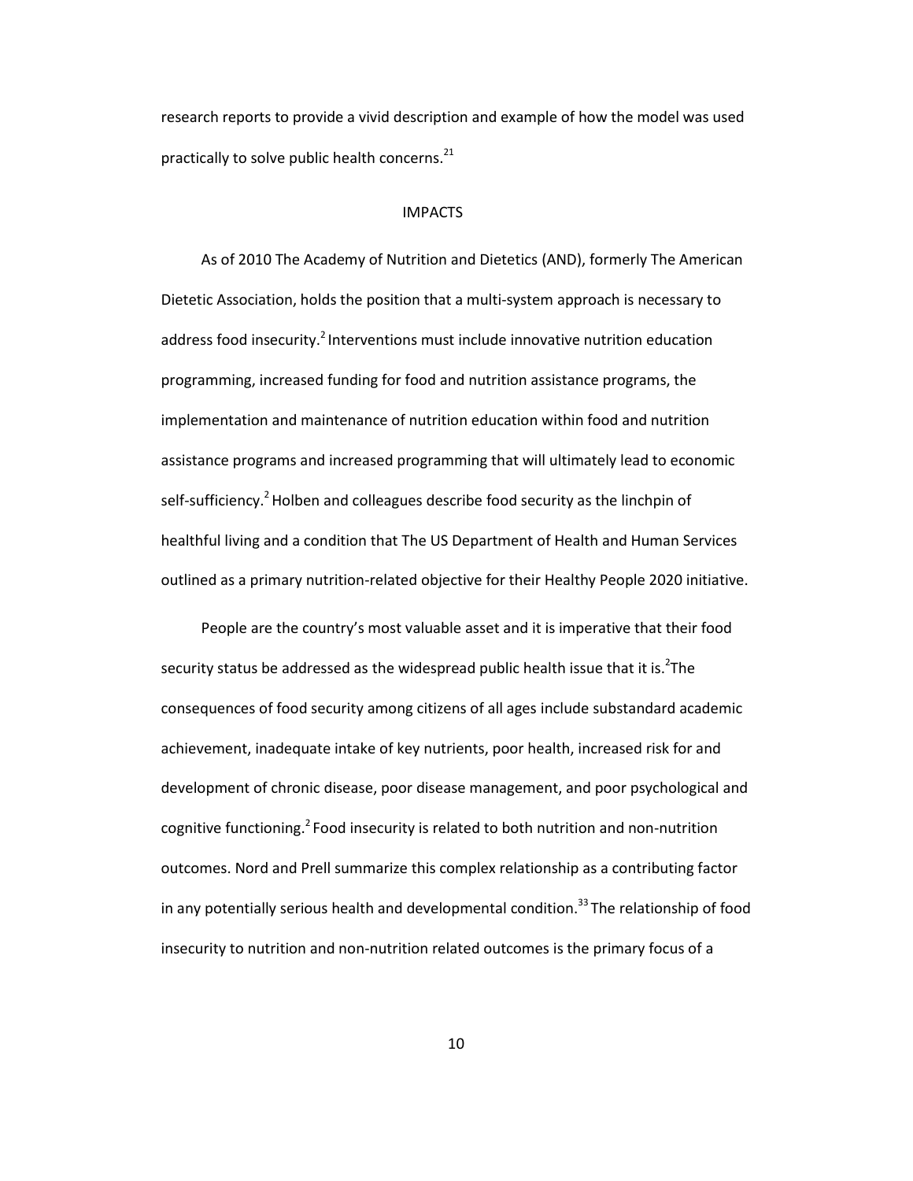research reports to provide a vivid description and example of how the model was used practically to solve public health concerns.[21]

## IMPACTS

As of 2010 The Academy of Nutrition and Dietetics (AND), formerly The American Dietetic Association, holds the position that a multi-system approach is necessary to address food insecurity.[2] Interventions must include innovative nutrition education programming, increased funding for food and nutrition assistance programs, the implementation and maintenance of nutrition education within food and nutrition assistance programs and increased programming that will ultimately lead to economic self-sufficiency.[2] Holben and colleagues describe food security as the linchpin of healthful living and a condition that The US Department of Health and Human Services outlined as a primary nutrition-related objective for their Healthy People 2020 initiative.

People are the country's most valuable asset and it is imperative that their food security status be addressed as the widespread public health issue that it is.[2]The consequences of food security among citizens of all ages include substandard academic achievement, inadequate intake of key nutrients, poor health, increased risk for and development of chronic disease, poor disease management, and poor psychological and cognitive functioning.[2] Food insecurity is related to both nutrition and non-nutrition outcomes. Nord and Prell summarize this complex relationship as a contributing factor in any potentially serious health and developmental condition.[33] The relationship of food insecurity to nutrition and non-nutrition related outcomes is the primary focus of a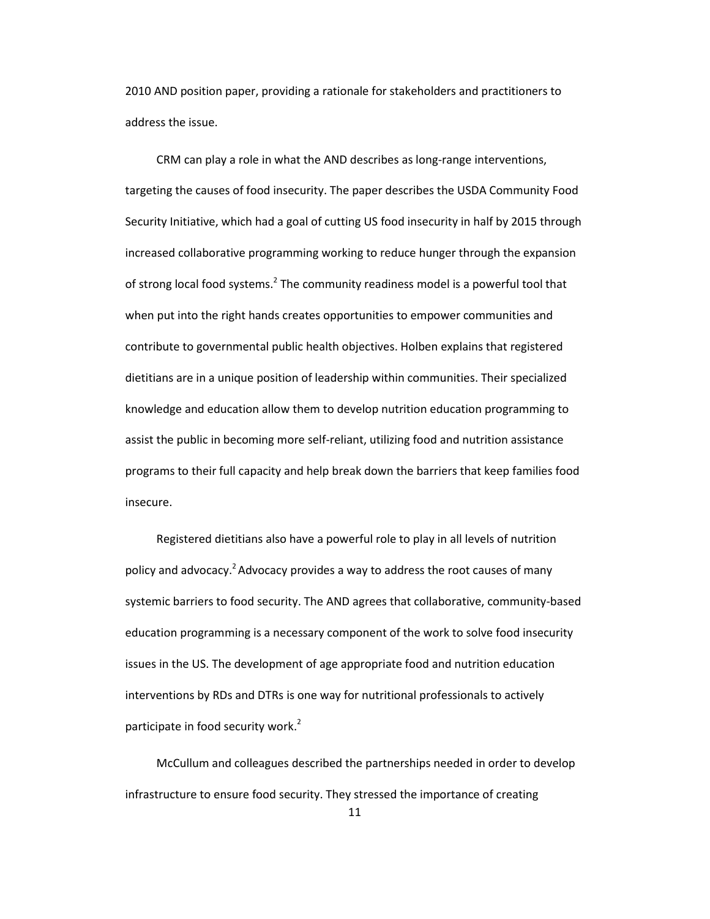2010 AND position paper, providing a rationale for stakeholders and practitioners to address the issue.

CRM can play a role in what the AND describes as long-range interventions, targeting the causes of food insecurity. The paper describes the USDA Community Food Security Initiative, which had a goal of cutting US food insecurity in half by 2015 through increased collaborative programming working to reduce hunger through the expansion of strong local food systems.[2] The community readiness model is a powerful tool that when put into the right hands creates opportunities to empower communities and contribute to governmental public health objectives. Holben explains that registered dietitians are in a unique position of leadership within communities. Their specialized knowledge and education allow them to develop nutrition education programming to assist the public in becoming more self-reliant, utilizing food and nutrition assistance programs to their full capacity and help break down the barriers that keep families food insecure.

Registered dietitians also have a powerful role to play in all levels of nutrition policy and advocacy.[2] Advocacy provides a way to address the root causes of many systemic barriers to food security. The AND agrees that collaborative, community-based education programming is a necessary component of the work to solve food insecurity issues in the US. The development of age appropriate food and nutrition education interventions by RDs and DTRs is one way for nutritional professionals to actively participate in food security work.[2]

McCullum and colleagues described the partnerships needed in order to develop infrastructure to ensure food security. They stressed the importance of creating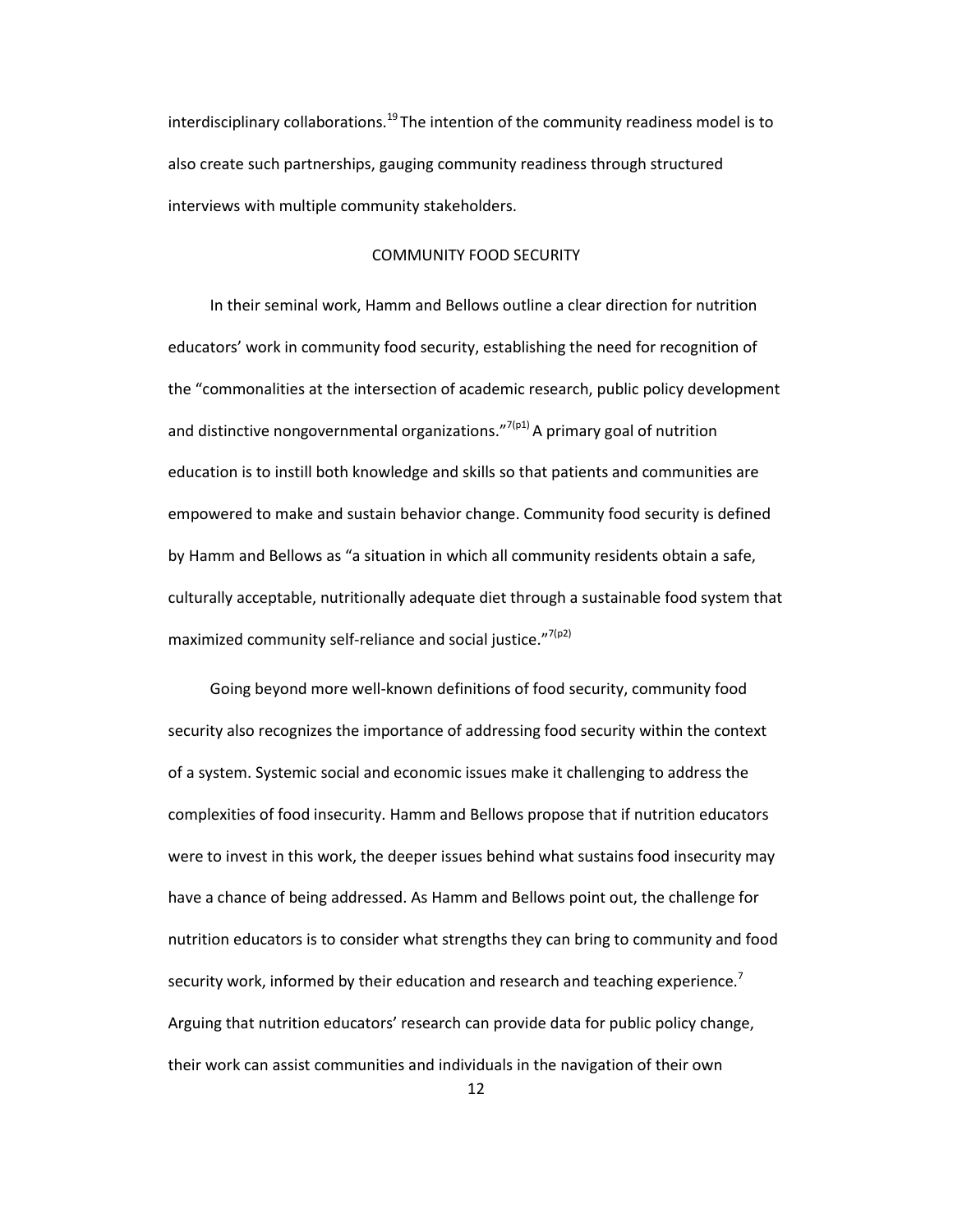interdisciplinary collaborations.[19] The intention of the community readiness model is to also create such partnerships, gauging community readiness through structured interviews with multiple community stakeholders.

## COMMUNITY FOOD SECURITY

In their seminal work, Hamm and Bellows outline a clear direction for nutrition educators' work in community food security, establishing the need for recognition of the "commonalities at the intersection of academic research, public policy development and distinctive nongovernmental organizations."[7(p1)] A primary goal of nutrition education is to instill both knowledge and skills so that patients and communities are empowered to make and sustain behavior change. Community food security is defined by Hamm and Bellows as "a situation in which all community residents obtain a safe, culturally acceptable, nutritionally adequate diet through a sustainable food system that maximized community self-reliance and social justice."[7(p2)]

Going beyond more well-known definitions of food security, community food security also recognizes the importance of addressing food security within the context of a system. Systemic social and economic issues make it challenging to address the complexities of food insecurity. Hamm and Bellows propose that if nutrition educators were to invest in this work, the deeper issues behind what sustains food insecurity may have a chance of being addressed. As Hamm and Bellows point out, the challenge for nutrition educators is to consider what strengths they can bring to community and food security work, informed by their education and research and teaching experience.[7] Arguing that nutrition educators' research can provide data for public policy change, their work can assist communities and individuals in the navigation of their own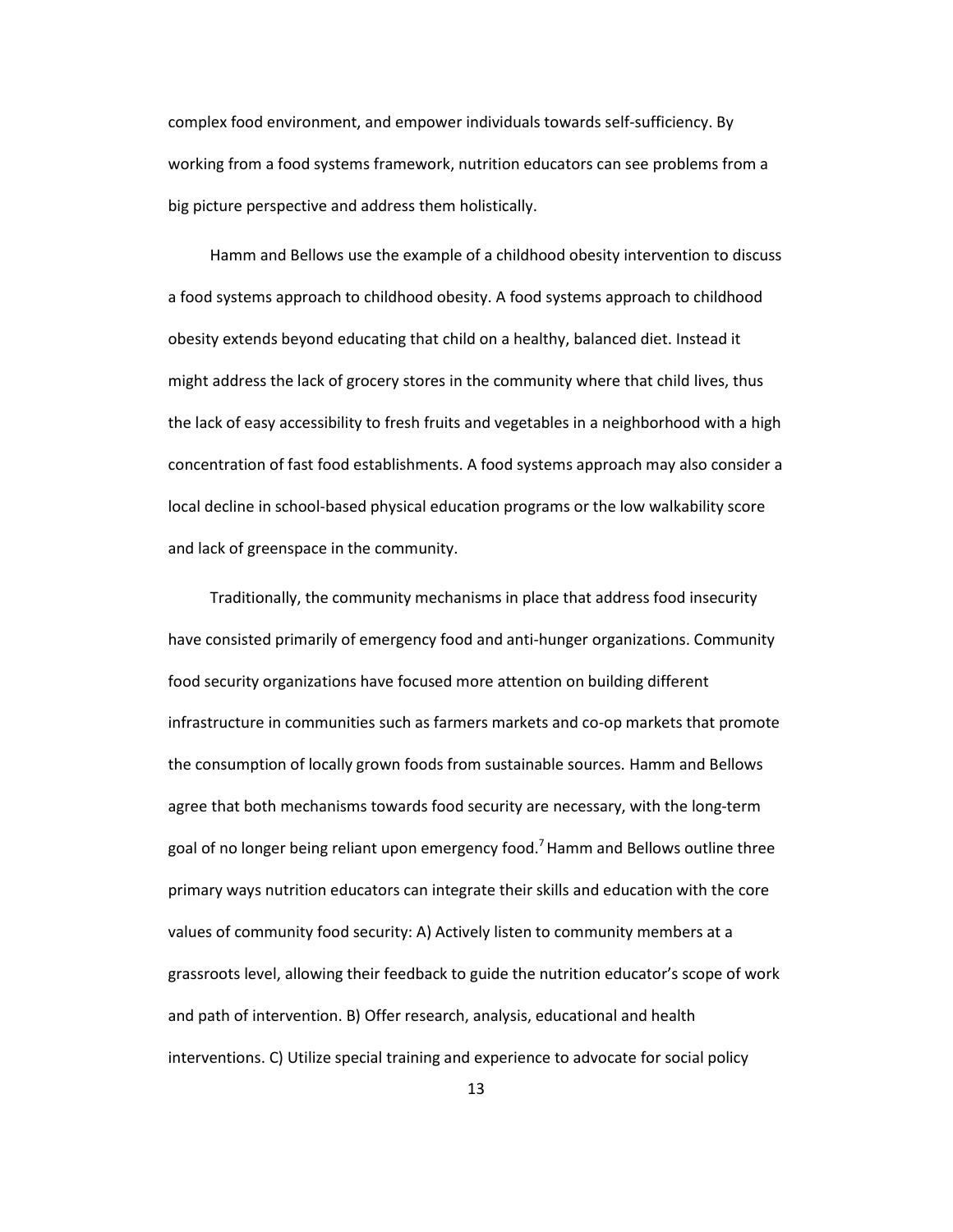complex food environment, and empower individuals towards self-sufficiency. By working from a food systems framework, nutrition educators can see problems from a big picture perspective and address them holistically.

Hamm and Bellows use the example of a childhood obesity intervention to discuss a food systems approach to childhood obesity. A food systems approach to childhood obesity extends beyond educating that child on a healthy, balanced diet. Instead it might address the lack of grocery stores in the community where that child lives, thus the lack of easy accessibility to fresh fruits and vegetables in a neighborhood with a high concentration of fast food establishments. A food systems approach may also consider a local decline in school-based physical education programs or the low walkability score and lack of greenspace in the community.

Traditionally, the community mechanisms in place that address food insecurity have consisted primarily of emergency food and anti-hunger organizations. Community food security organizations have focused more attention on building different infrastructure in communities such as farmers markets and co-op markets that promote the consumption of locally grown foods from sustainable sources. Hamm and Bellows agree that both mechanisms towards food security are necessary, with the long-term goal of no longer being reliant upon emergency food.[7] Hamm and Bellows outline three primary ways nutrition educators can integrate their skills and education with the core values of community food security: A) Actively listen to community members at a grassroots level, allowing their feedback to guide the nutrition educator's scope of work and path of intervention. B) Offer research, analysis, educational and health interventions. C) Utilize special training and experience to advocate for social policy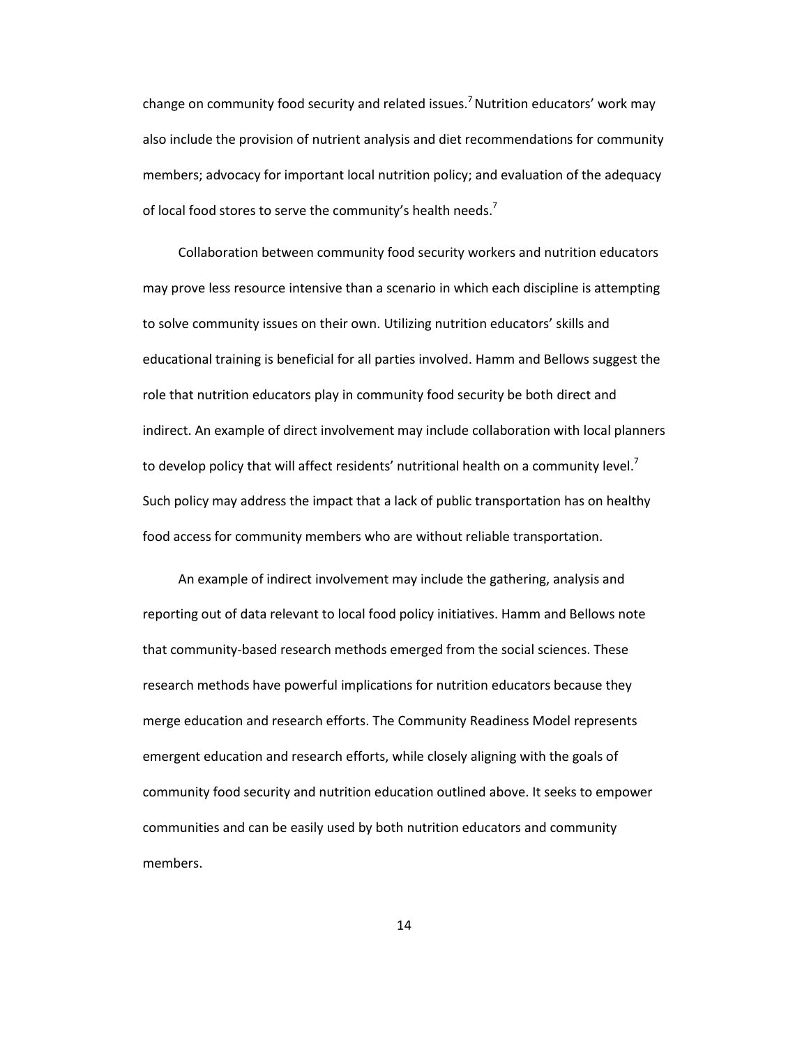change on community food security and related issues.[7] Nutrition educators' work may also include the provision of nutrient analysis and diet recommendations for community members; advocacy for important local nutrition policy; and evaluation of the adequacy of local food stores to serve the community's health needs.[7]

Collaboration between community food security workers and nutrition educators may prove less resource intensive than a scenario in which each discipline is attempting to solve community issues on their own. Utilizing nutrition educators' skills and educational training is beneficial for all parties involved. Hamm and Bellows suggest the role that nutrition educators play in community food security be both direct and indirect. An example of direct involvement may include collaboration with local planners to develop policy that will affect residents' nutritional health on a community level.[7] Such policy may address the impact that a lack of public transportation has on healthy food access for community members who are without reliable transportation.

An example of indirect involvement may include the gathering, analysis and reporting out of data relevant to local food policy initiatives. Hamm and Bellows note that community-based research methods emerged from the social sciences. These research methods have powerful implications for nutrition educators because they merge education and research efforts. The Community Readiness Model represents emergent education and research efforts, while closely aligning with the goals of community food security and nutrition education outlined above. It seeks to empower communities and can be easily used by both nutrition educators and community members.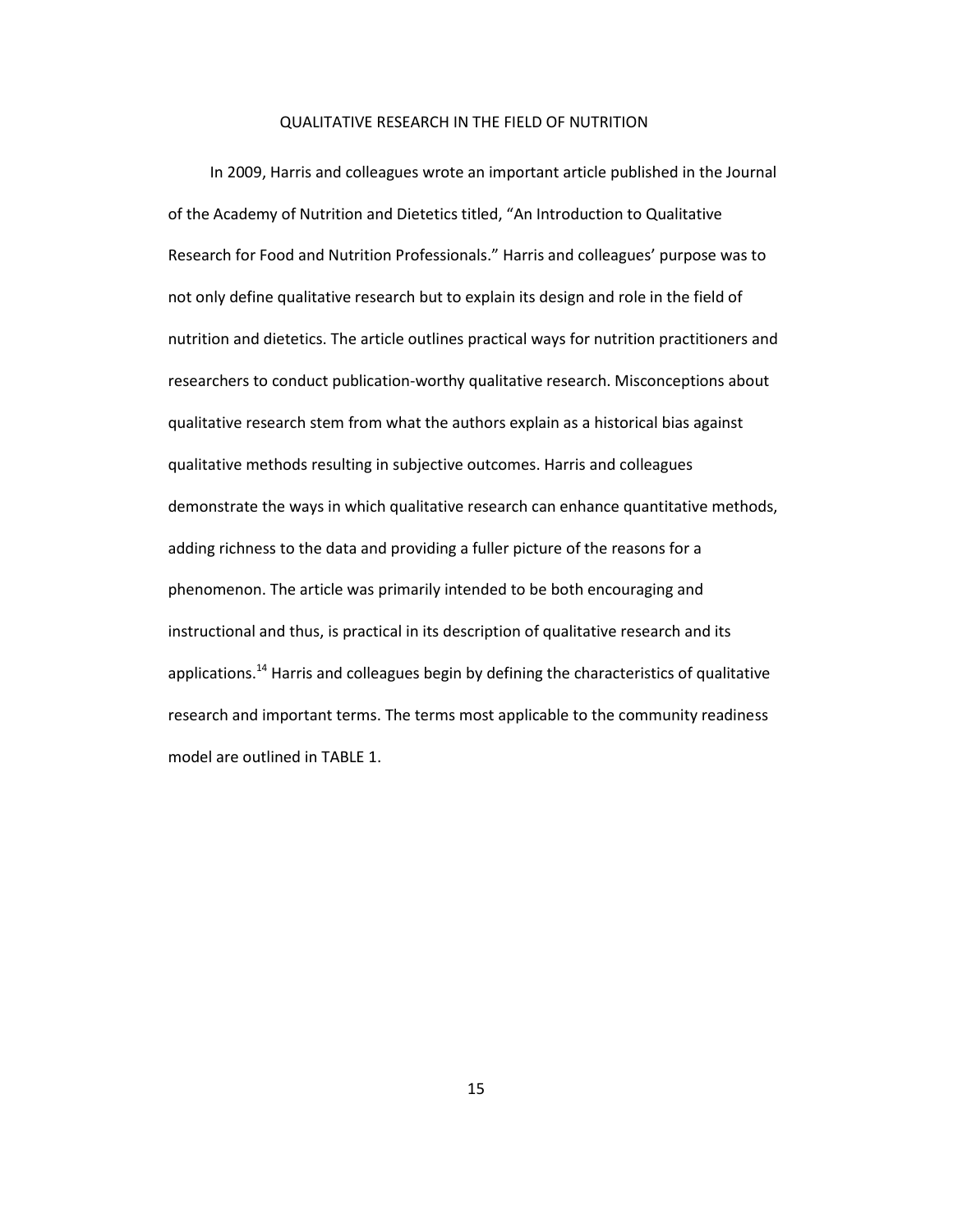# QUALITATIVE RESEARCH IN THE FIELD OF NUTRITION

In 2009, Harris and colleagues wrote an important article published in the Journal of the Academy of Nutrition and Dietetics titled, "An Introduction to Qualitative Research for Food and Nutrition Professionals." Harris and colleagues' purpose was to not only define qualitative research but to explain its design and role in the field of nutrition and dietetics. The article outlines practical ways for nutrition practitioners and researchers to conduct publication-worthy qualitative research. Misconceptions about qualitative research stem from what the authors explain as a historical bias against qualitative methods resulting in subjective outcomes. Harris and colleagues demonstrate the ways in which qualitative research can enhance quantitative methods, adding richness to the data and providing a fuller picture of the reasons for a phenomenon. The article was primarily intended to be both encouraging and instructional and thus, is practical in its description of qualitative research and its applications.[14] Harris and colleagues begin by defining the characteristics of qualitative research and important terms. The terms most applicable to the community readiness model are outlined in TABLE 1.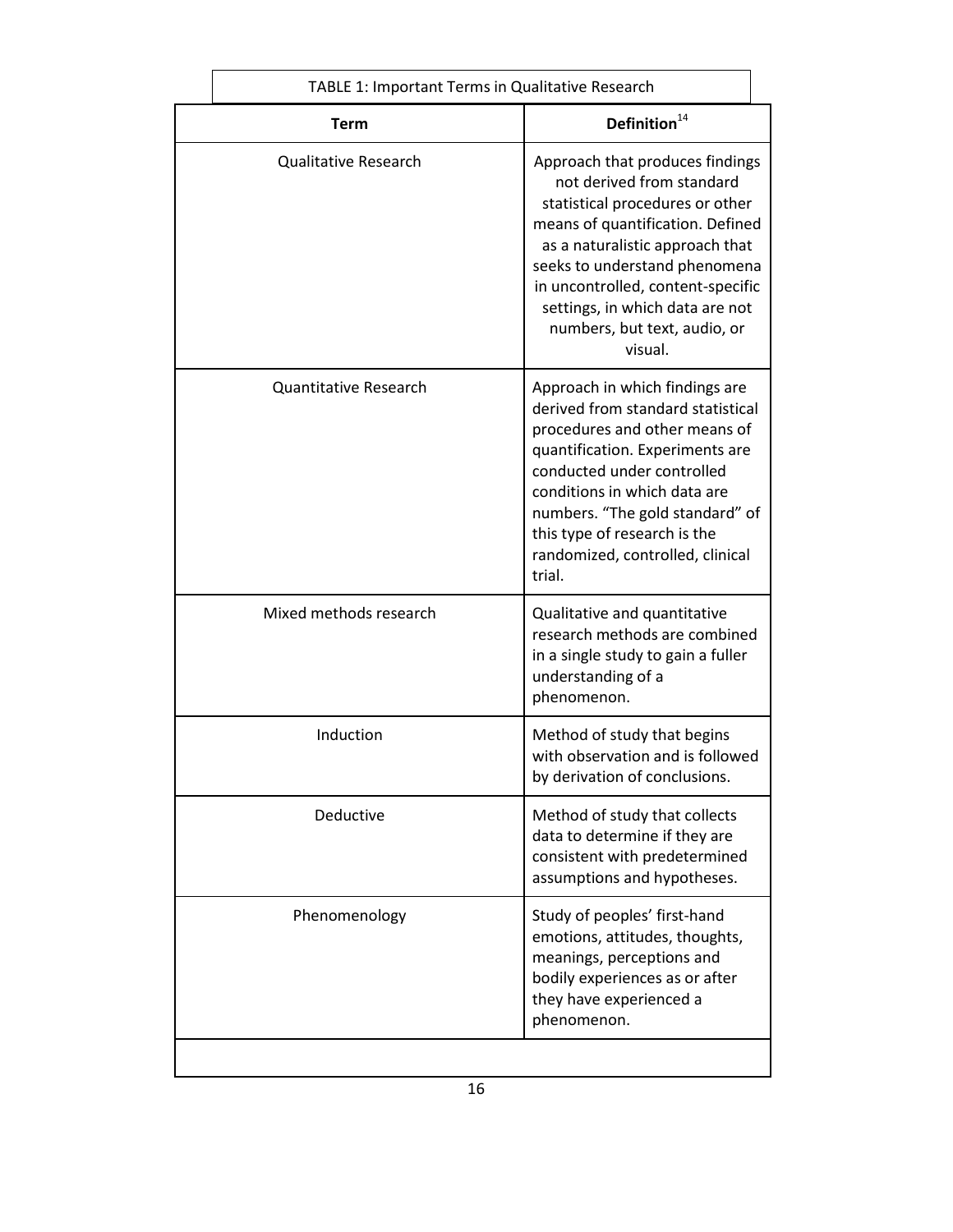TABLE 1: Important Terms in Qualitative Research

| Term | Definition[14] |
|---|---|
| Qualitative Research | Approach that produces findings not derived from standard statistical procedures or other means of quantification. Defined as a naturalistic approach that seeks to understand phenomena in uncontrolled, content-specific settings, in which data are not numbers, but text, audio, or visual. |
| Quantitative Research | Approach in which findings are derived from standard statistical procedures and other means of quantification. Experiments are conducted under controlled conditions in which data are numbers. "The gold standard" of this type of research is the randomized, controlled, clinical trial. |
| Mixed methods research | Qualitative and quantitative research methods are combined in a single study to gain a fuller understanding of a phenomenon. |
| Induction | Method of study that begins with observation and is followed by derivation of conclusions. |
| Deductive | Method of study that collects data to determine if they are consistent with predetermined assumptions and hypotheses. |
| Phenomenology | Study of peoples' first-hand emotions, attitudes, thoughts, meanings, perceptions and bodily experiences as or after they have experienced a phenomenon. |
| | |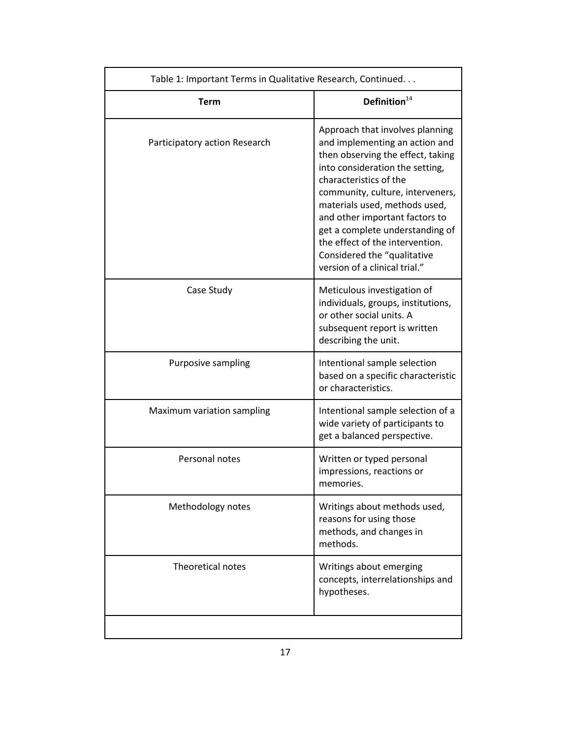Table 1: Important Terms in Qualitative Research, Continued. . .

| Term | Definition[14] |
|---|---|
| Participatory action Research | Approach that involves planning and implementing an action and then observing the effect, taking into consideration the setting, characteristics of the community, culture, interveners, materials used, methods used, and other important factors to get a complete understanding of the effect of the intervention. Considered the "qualitative version of a clinical trial." |
| Case Study | Meticulous investigation of individuals, groups, institutions, or other social units. A subsequent report is written describing the unit. |
| Purposive sampling | Intentional sample selection based on a specific characteristic or characteristics. |
| Maximum variation sampling | Intentional sample selection of a wide variety of participants to get a balanced perspective. |
| Personal notes | Written or typed personal impressions, reactions or memories. |
| Methodology notes | Writings about methods used, reasons for using those methods, and changes in methods. |
| Theoretical notes | Writings about emerging concepts, interrelationships and hypotheses. |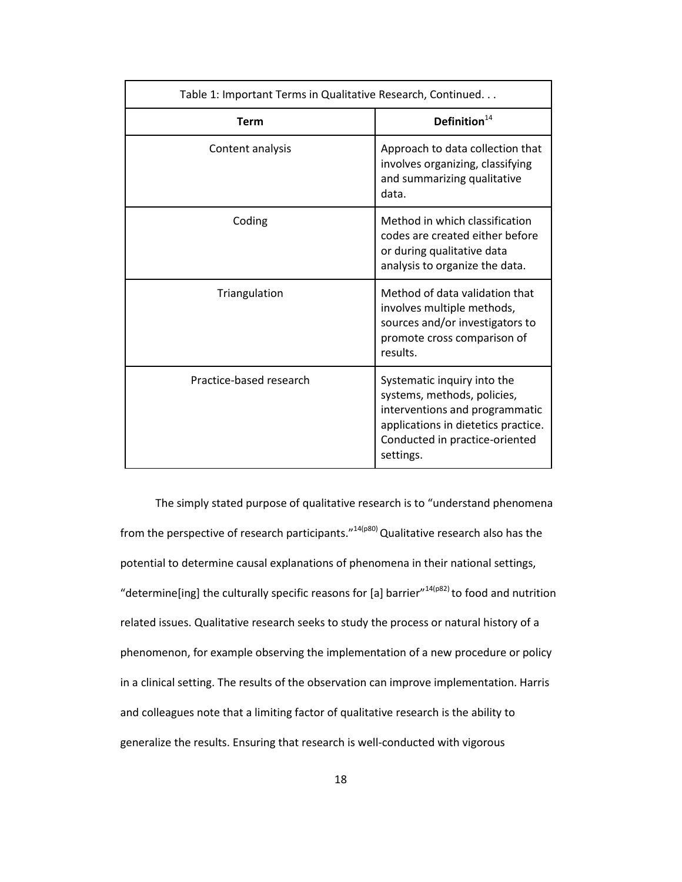| Table 1: Important Terms in Qualitative Research, Continued. . . | |
|---|---|
| **Term** | **Definition**[14] |
| Content analysis | Approach to data collection that involves organizing, classifying and summarizing qualitative data. |
| Coding | Method in which classification codes are created either before or during qualitative data analysis to organize the data. |
| Triangulation | Method of data validation that involves multiple methods, sources and/or investigators to promote cross comparison of results. |
| Practice-based research | Systematic inquiry into the systems, methods, policies, interventions and programmatic applications in dietetics practice. Conducted in practice-oriented settings. |

The simply stated purpose of qualitative research is to "understand phenomena from the perspective of research participants."[14(p80)] Qualitative research also has the potential to determine causal explanations of phenomena in their national settings, "determine[ing] the culturally specific reasons for [a] barrier"[14(p82)] to food and nutrition related issues. Qualitative research seeks to study the process or natural history of a phenomenon, for example observing the implementation of a new procedure or policy in a clinical setting. The results of the observation can improve implementation. Harris and colleagues note that a limiting factor of qualitative research is the ability to generalize the results. Ensuring that research is well-conducted with vigorous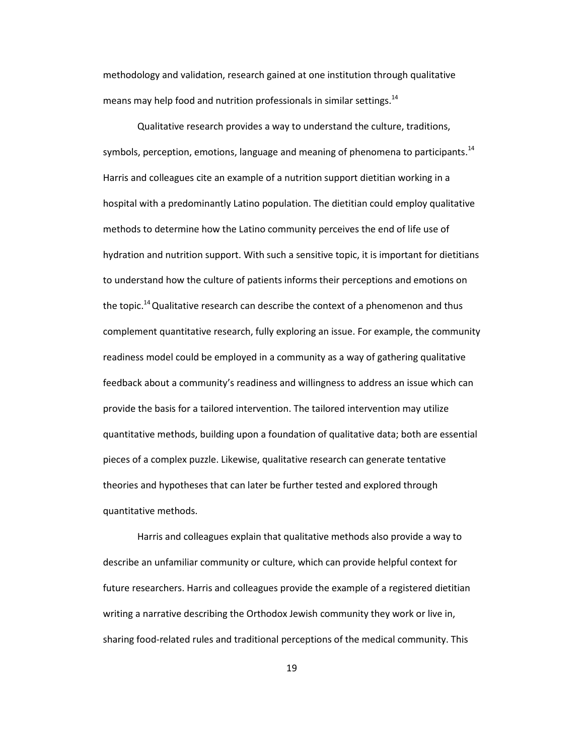methodology and validation, research gained at one institution through qualitative means may help food and nutrition professionals in similar settings.[14]

Qualitative research provides a way to understand the culture, traditions, symbols, perception, emotions, language and meaning of phenomena to participants.[14] Harris and colleagues cite an example of a nutrition support dietitian working in a hospital with a predominantly Latino population. The dietitian could employ qualitative methods to determine how the Latino community perceives the end of life use of hydration and nutrition support. With such a sensitive topic, it is important for dietitians to understand how the culture of patients informs their perceptions and emotions on the topic.[14] Qualitative research can describe the context of a phenomenon and thus complement quantitative research, fully exploring an issue. For example, the community readiness model could be employed in a community as a way of gathering qualitative feedback about a community's readiness and willingness to address an issue which can provide the basis for a tailored intervention. The tailored intervention may utilize quantitative methods, building upon a foundation of qualitative data; both are essential pieces of a complex puzzle. Likewise, qualitative research can generate tentative theories and hypotheses that can later be further tested and explored through quantitative methods.

Harris and colleagues explain that qualitative methods also provide a way to describe an unfamiliar community or culture, which can provide helpful context for future researchers. Harris and colleagues provide the example of a registered dietitian writing a narrative describing the Orthodox Jewish community they work or live in, sharing food-related rules and traditional perceptions of the medical community. This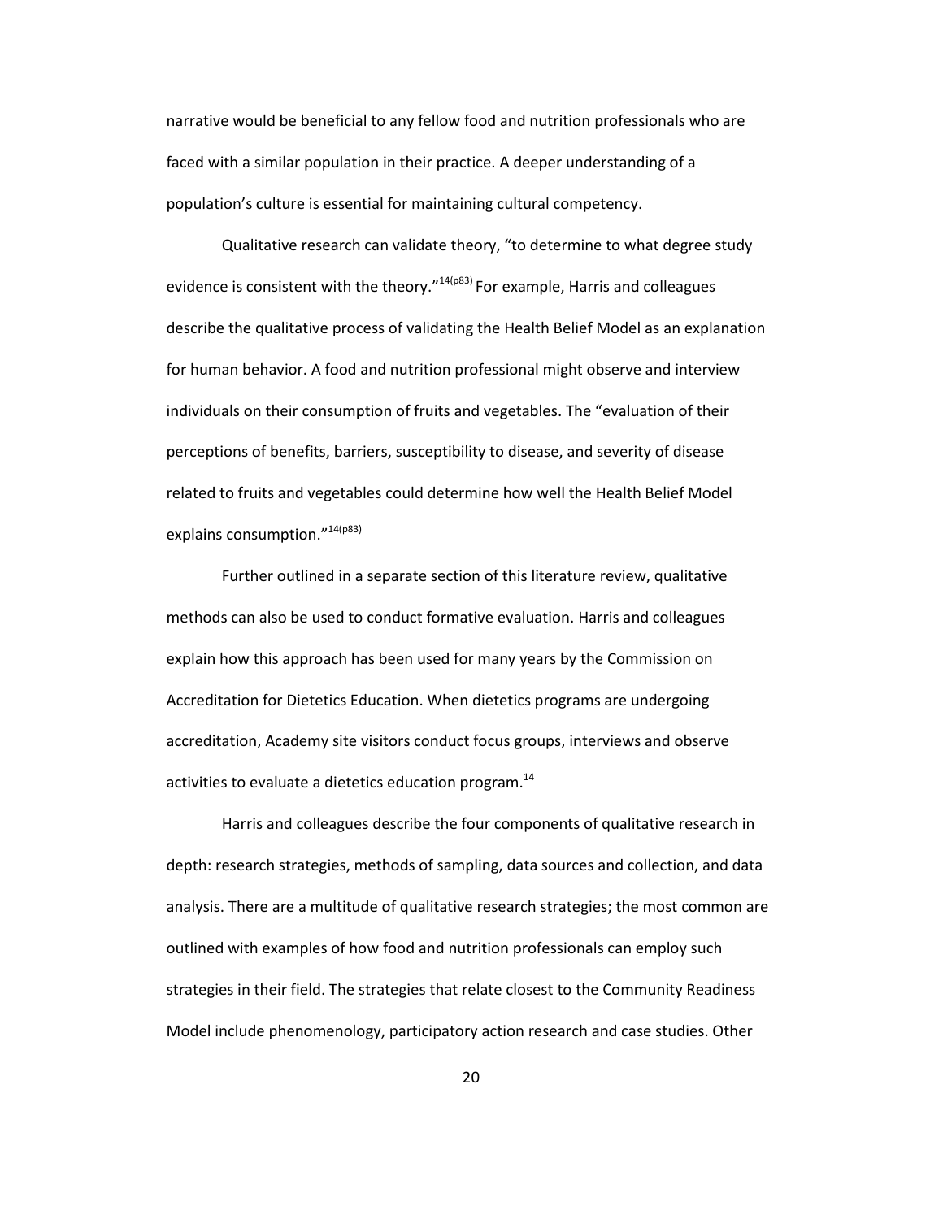narrative would be beneficial to any fellow food and nutrition professionals who are faced with a similar population in their practice. A deeper understanding of a population's culture is essential for maintaining cultural competency.

Qualitative research can validate theory, "to determine to what degree study evidence is consistent with the theory."[14(p83)] For example, Harris and colleagues describe the qualitative process of validating the Health Belief Model as an explanation for human behavior. A food and nutrition professional might observe and interview individuals on their consumption of fruits and vegetables. The "evaluation of their perceptions of benefits, barriers, susceptibility to disease, and severity of disease related to fruits and vegetables could determine how well the Health Belief Model explains consumption."[14(p83)]

Further outlined in a separate section of this literature review, qualitative methods can also be used to conduct formative evaluation. Harris and colleagues explain how this approach has been used for many years by the Commission on Accreditation for Dietetics Education. When dietetics programs are undergoing accreditation, Academy site visitors conduct focus groups, interviews and observe activities to evaluate a dietetics education program.[14]

Harris and colleagues describe the four components of qualitative research in depth: research strategies, methods of sampling, data sources and collection, and data analysis. There are a multitude of qualitative research strategies; the most common are outlined with examples of how food and nutrition professionals can employ such strategies in their field. The strategies that relate closest to the Community Readiness Model include phenomenology, participatory action research and case studies. Other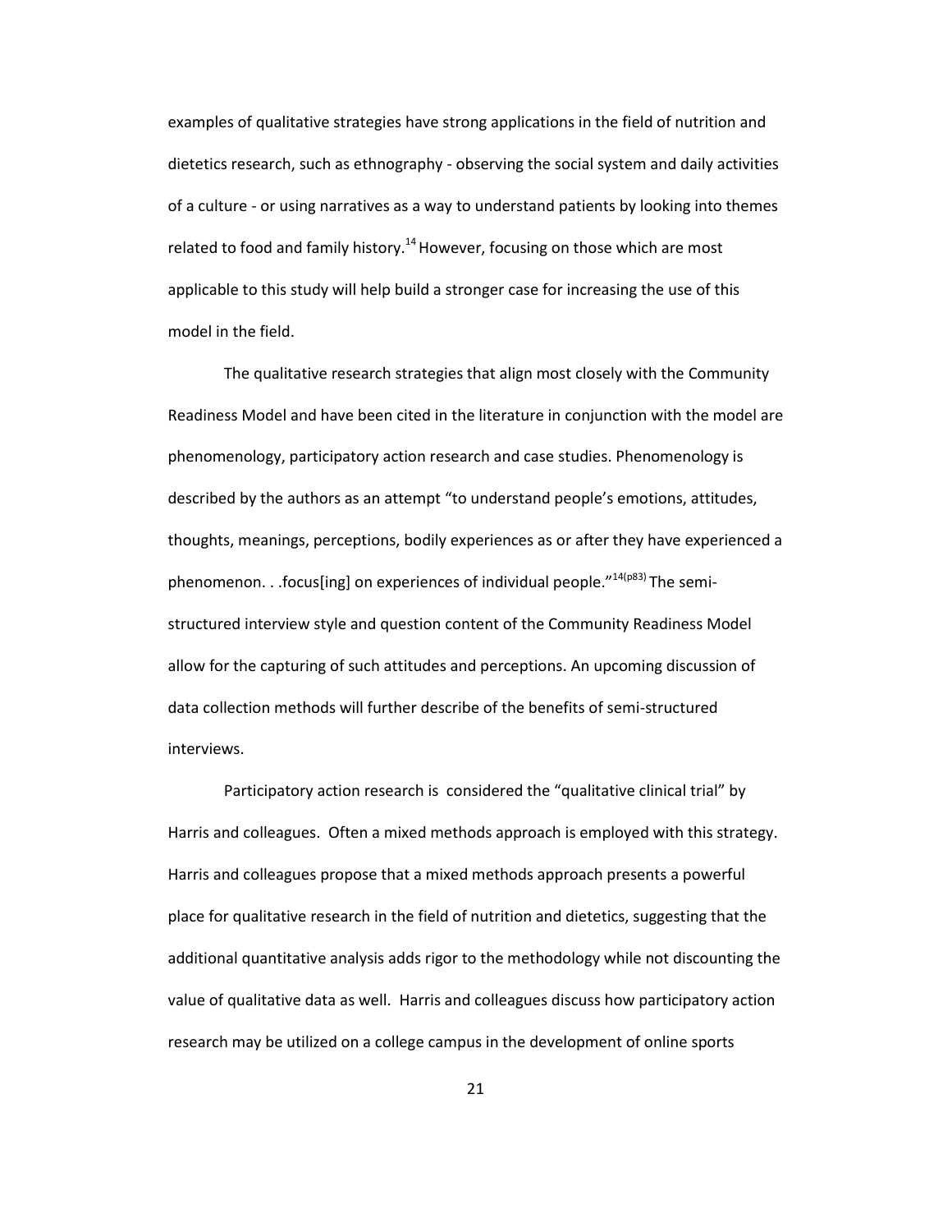examples of qualitative strategies have strong applications in the field of nutrition and dietetics research, such as ethnography - observing the social system and daily activities of a culture - or using narratives as a way to understand patients by looking into themes related to food and family history.[14] However, focusing on those which are most applicable to this study will help build a stronger case for increasing the use of this model in the field.

The qualitative research strategies that align most closely with the Community Readiness Model and have been cited in the literature in conjunction with the model are phenomenology, participatory action research and case studies. Phenomenology is described by the authors as an attempt "to understand people's emotions, attitudes, thoughts, meanings, perceptions, bodily experiences as or after they have experienced a phenomenon. . .focus[ing] on experiences of individual people."[14(p83)] The semi-structured interview style and question content of the Community Readiness Model allow for the capturing of such attitudes and perceptions. An upcoming discussion of data collection methods will further describe of the benefits of semi-structured interviews.

Participatory action research is considered the "qualitative clinical trial" by Harris and colleagues. Often a mixed methods approach is employed with this strategy. Harris and colleagues propose that a mixed methods approach presents a powerful place for qualitative research in the field of nutrition and dietetics, suggesting that the additional quantitative analysis adds rigor to the methodology while not discounting the value of qualitative data as well. Harris and colleagues discuss how participatory action research may be utilized on a college campus in the development of online sports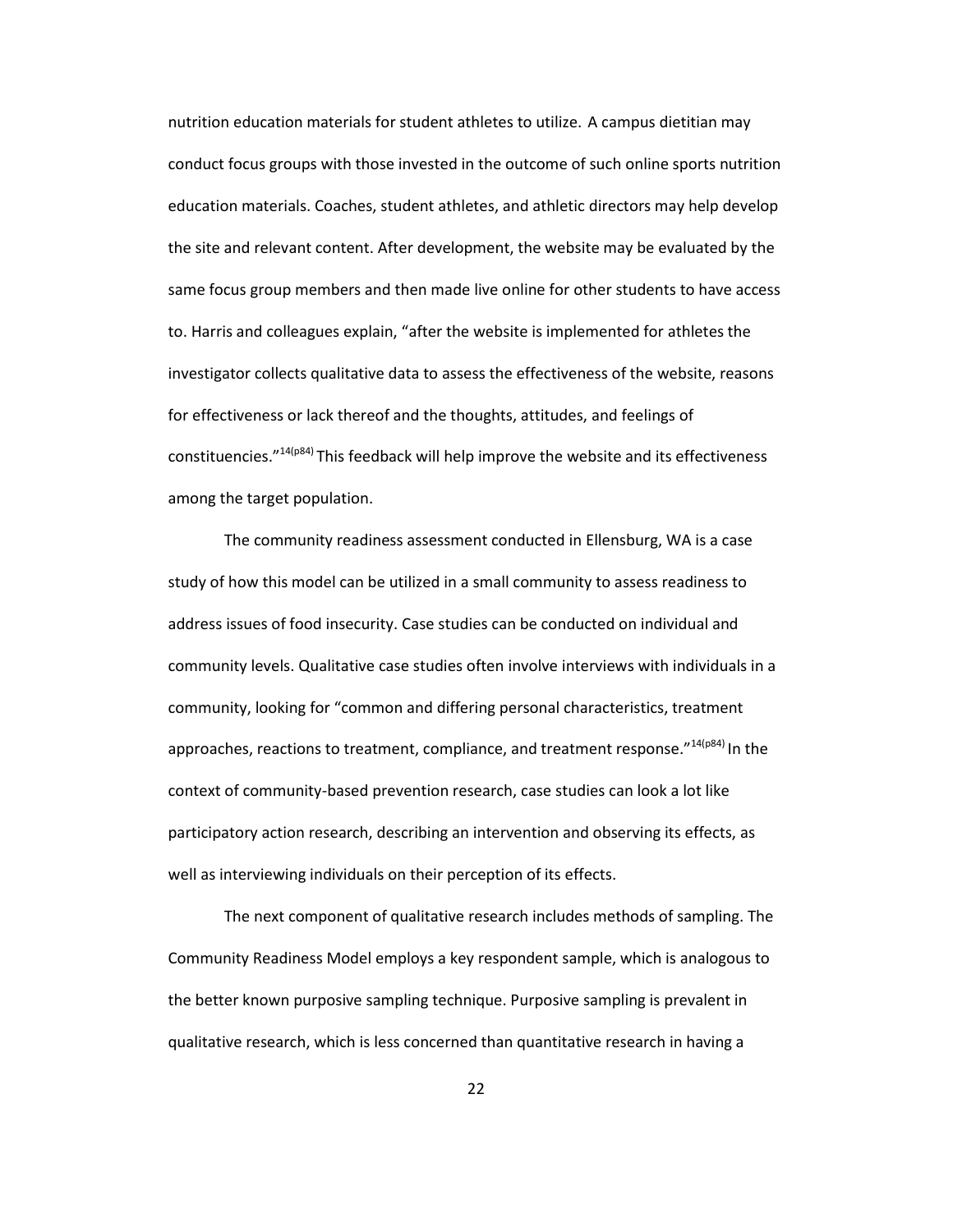nutrition education materials for student athletes to utilize. A campus dietitian may conduct focus groups with those invested in the outcome of such online sports nutrition education materials. Coaches, student athletes, and athletic directors may help develop the site and relevant content. After development, the website may be evaluated by the same focus group members and then made live online for other students to have access to. Harris and colleagues explain, "after the website is implemented for athletes the investigator collects qualitative data to assess the effectiveness of the website, reasons for effectiveness or lack thereof and the thoughts, attitudes, and feelings of constituencies."[14(p84)] This feedback will help improve the website and its effectiveness among the target population.

The community readiness assessment conducted in Ellensburg, WA is a case study of how this model can be utilized in a small community to assess readiness to address issues of food insecurity. Case studies can be conducted on individual and community levels. Qualitative case studies often involve interviews with individuals in a community, looking for "common and differing personal characteristics, treatment approaches, reactions to treatment, compliance, and treatment response."[14(p84)] In the context of community-based prevention research, case studies can look a lot like participatory action research, describing an intervention and observing its effects, as well as interviewing individuals on their perception of its effects.

The next component of qualitative research includes methods of sampling. The Community Readiness Model employs a key respondent sample, which is analogous to the better known purposive sampling technique. Purposive sampling is prevalent in qualitative research, which is less concerned than quantitative research in having a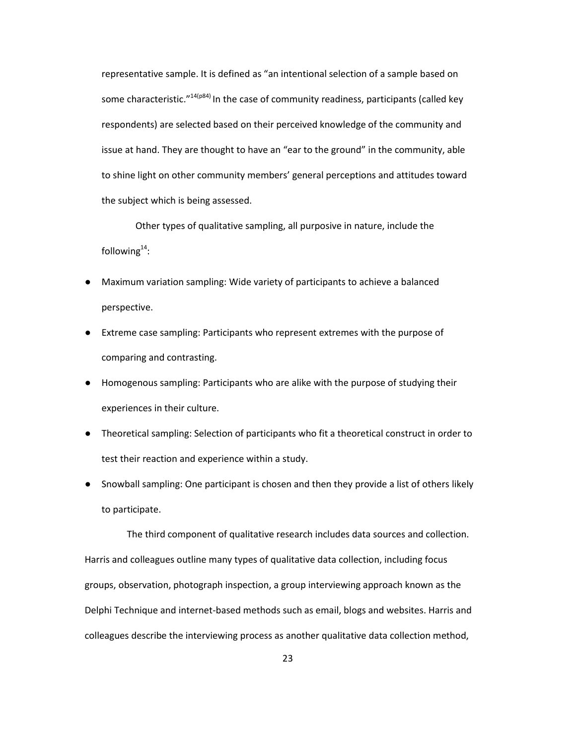representative sample. It is defined as "an intentional selection of a sample based on some characteristic."[14(p84)] In the case of community readiness, participants (called key respondents) are selected based on their perceived knowledge of the community and issue at hand. They are thought to have an "ear to the ground" in the community, able to shine light on other community members' general perceptions and attitudes toward the subject which is being assessed.

Other types of qualitative sampling, all purposive in nature, include the following[14]:

- Maximum variation sampling: Wide variety of participants to achieve a balanced perspective.
- Extreme case sampling: Participants who represent extremes with the purpose of comparing and contrasting.
- Homogenous sampling: Participants who are alike with the purpose of studying their experiences in their culture.
- Theoretical sampling: Selection of participants who fit a theoretical construct in order to test their reaction and experience within a study.
- Snowball sampling: One participant is chosen and then they provide a list of others likely to participate.

The third component of qualitative research includes data sources and collection. Harris and colleagues outline many types of qualitative data collection, including focus groups, observation, photograph inspection, a group interviewing approach known as the Delphi Technique and internet-based methods such as email, blogs and websites. Harris and colleagues describe the interviewing process as another qualitative data collection method,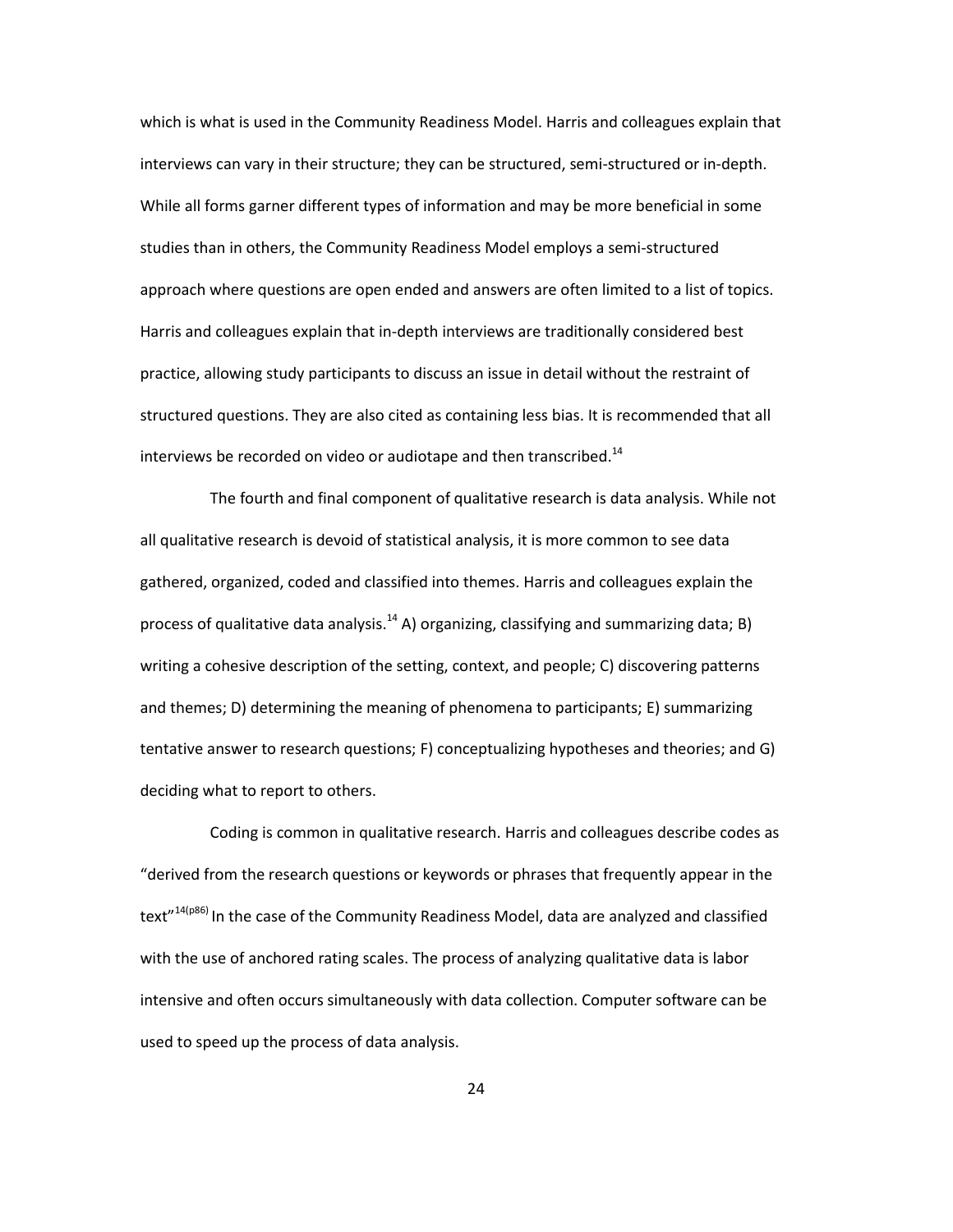which is what is used in the Community Readiness Model. Harris and colleagues explain that interviews can vary in their structure; they can be structured, semi-structured or in-depth. While all forms garner different types of information and may be more beneficial in some studies than in others, the Community Readiness Model employs a semi-structured approach where questions are open ended and answers are often limited to a list of topics. Harris and colleagues explain that in-depth interviews are traditionally considered best practice, allowing study participants to discuss an issue in detail without the restraint of structured questions. They are also cited as containing less bias. It is recommended that all interviews be recorded on video or audiotape and then transcribed.[14]

The fourth and final component of qualitative research is data analysis. While not all qualitative research is devoid of statistical analysis, it is more common to see data gathered, organized, coded and classified into themes. Harris and colleagues explain the process of qualitative data analysis.[14] A) organizing, classifying and summarizing data; B) writing a cohesive description of the setting, context, and people; C) discovering patterns and themes; D) determining the meaning of phenomena to participants; E) summarizing tentative answer to research questions; F) conceptualizing hypotheses and theories; and G) deciding what to report to others.

Coding is common in qualitative research. Harris and colleagues describe codes as "derived from the research questions or keywords or phrases that frequently appear in the text"[14(p86)] In the case of the Community Readiness Model, data are analyzed and classified with the use of anchored rating scales. The process of analyzing qualitative data is labor intensive and often occurs simultaneously with data collection. Computer software can be used to speed up the process of data analysis.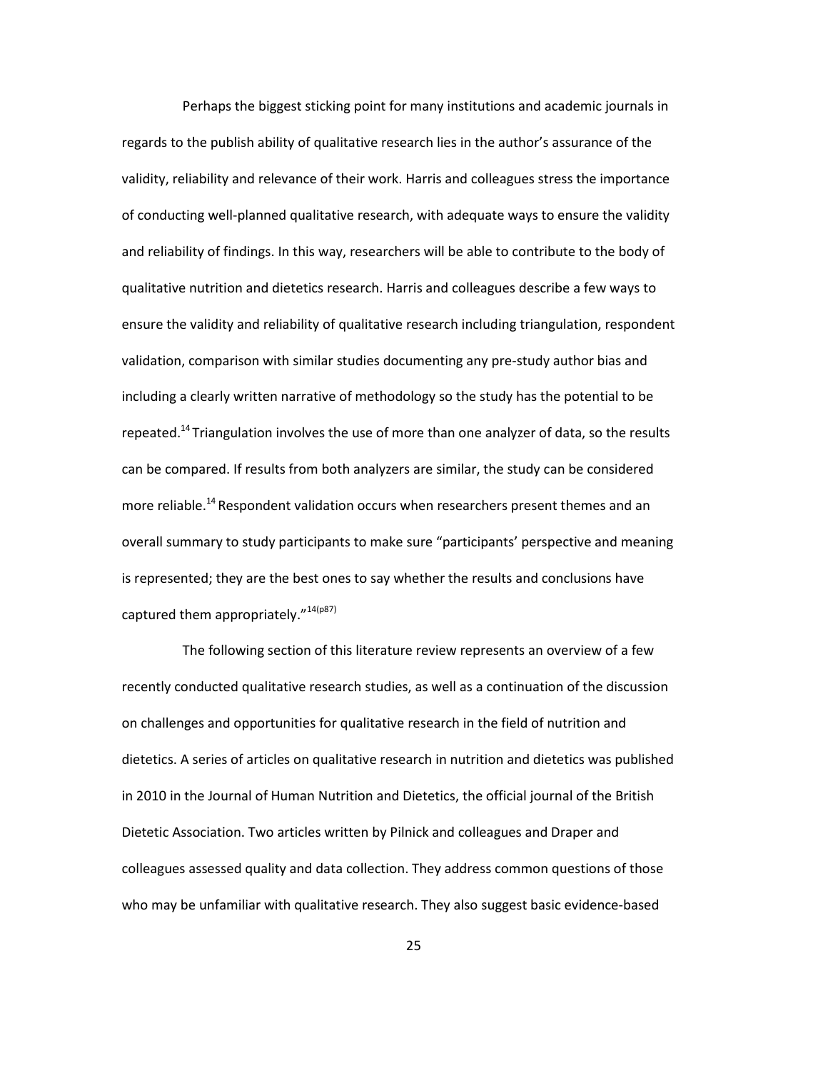Perhaps the biggest sticking point for many institutions and academic journals in regards to the publish ability of qualitative research lies in the author's assurance of the validity, reliability and relevance of their work. Harris and colleagues stress the importance of conducting well-planned qualitative research, with adequate ways to ensure the validity and reliability of findings. In this way, researchers will be able to contribute to the body of qualitative nutrition and dietetics research. Harris and colleagues describe a few ways to ensure the validity and reliability of qualitative research including triangulation, respondent validation, comparison with similar studies documenting any pre-study author bias and including a clearly written narrative of methodology so the study has the potential to be repeated.[14] Triangulation involves the use of more than one analyzer of data, so the results can be compared. If results from both analyzers are similar, the study can be considered more reliable.[14] Respondent validation occurs when researchers present themes and an overall summary to study participants to make sure "participants' perspective and meaning is represented; they are the best ones to say whether the results and conclusions have captured them appropriately."[14(p87)]

The following section of this literature review represents an overview of a few recently conducted qualitative research studies, as well as a continuation of the discussion on challenges and opportunities for qualitative research in the field of nutrition and dietetics. A series of articles on qualitative research in nutrition and dietetics was published in 2010 in the Journal of Human Nutrition and Dietetics, the official journal of the British Dietetic Association. Two articles written by Pilnick and colleagues and Draper and colleagues assessed quality and data collection. They address common questions of those who may be unfamiliar with qualitative research. They also suggest basic evidence-based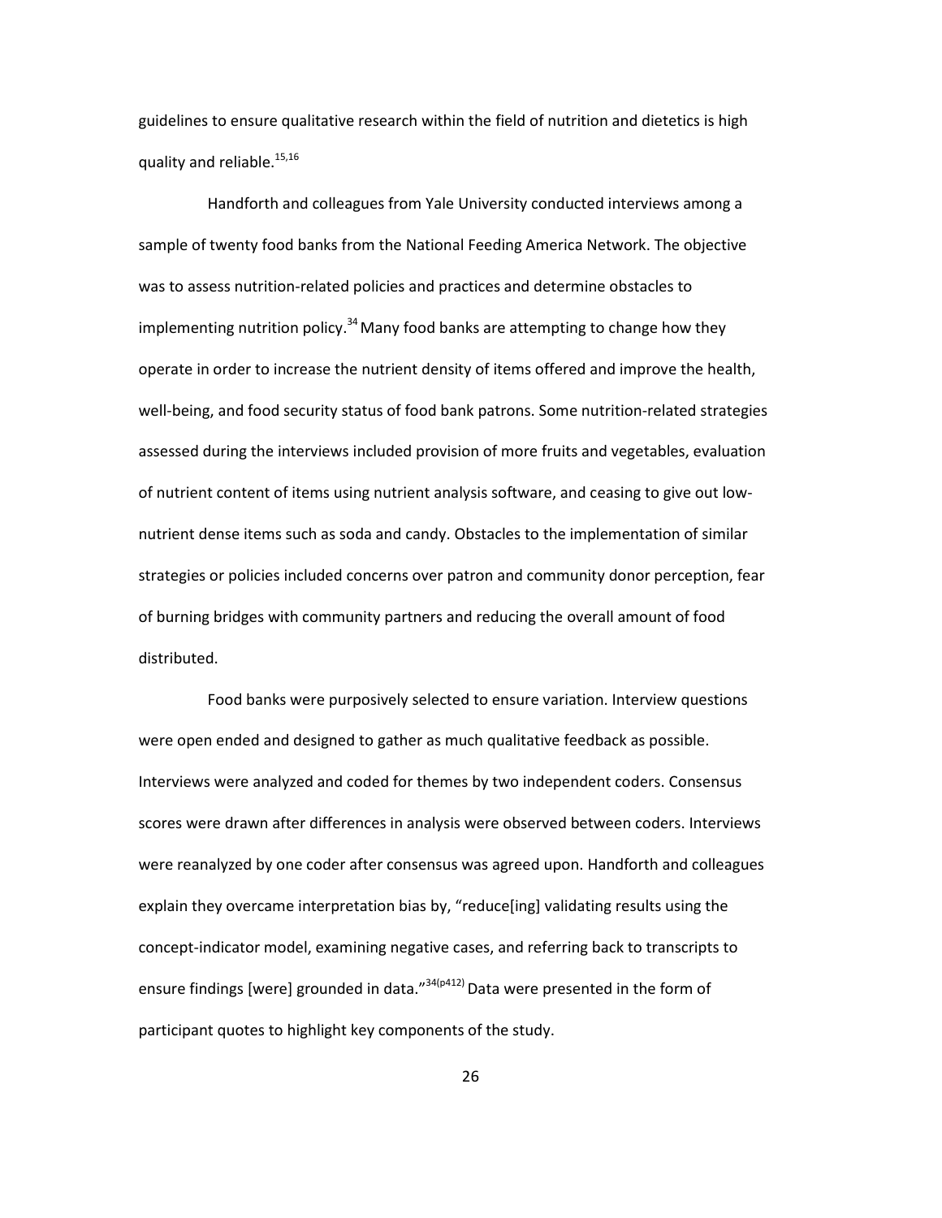guidelines to ensure qualitative research within the field of nutrition and dietetics is high quality and reliable.[15,16]

Handforth and colleagues from Yale University conducted interviews among a sample of twenty food banks from the National Feeding America Network. The objective was to assess nutrition-related policies and practices and determine obstacles to implementing nutrition policy.[34] Many food banks are attempting to change how they operate in order to increase the nutrient density of items offered and improve the health, well-being, and food security status of food bank patrons. Some nutrition-related strategies assessed during the interviews included provision of more fruits and vegetables, evaluation of nutrient content of items using nutrient analysis software, and ceasing to give out low-nutrient dense items such as soda and candy. Obstacles to the implementation of similar strategies or policies included concerns over patron and community donor perception, fear of burning bridges with community partners and reducing the overall amount of food distributed.

Food banks were purposively selected to ensure variation. Interview questions were open ended and designed to gather as much qualitative feedback as possible. Interviews were analyzed and coded for themes by two independent coders. Consensus scores were drawn after differences in analysis were observed between coders. Interviews were reanalyzed by one coder after consensus was agreed upon. Handforth and colleagues explain they overcame interpretation bias by, "reduce[ing] validating results using the concept-indicator model, examining negative cases, and referring back to transcripts to ensure findings [were] grounded in data."[34(p412)] Data were presented in the form of participant quotes to highlight key components of the study.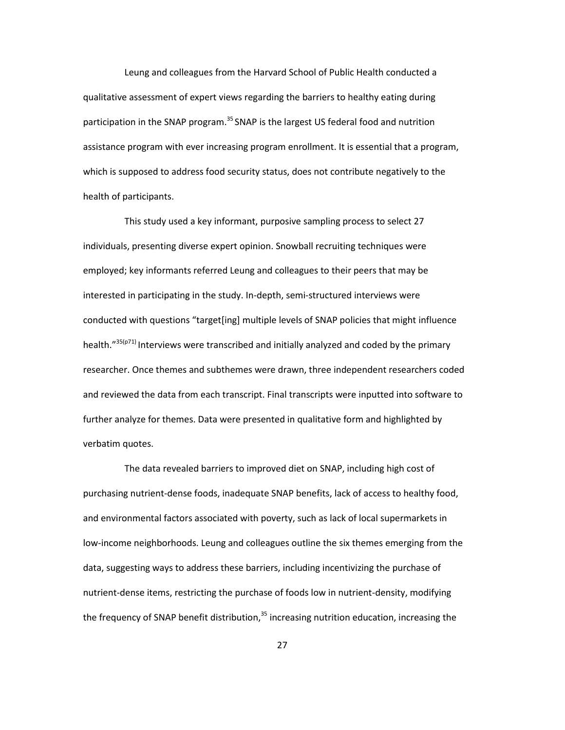Leung and colleagues from the Harvard School of Public Health conducted a qualitative assessment of expert views regarding the barriers to healthy eating during participation in the SNAP program.[35] SNAP is the largest US federal food and nutrition assistance program with ever increasing program enrollment. It is essential that a program, which is supposed to address food security status, does not contribute negatively to the health of participants.

This study used a key informant, purposive sampling process to select 27 individuals, presenting diverse expert opinion. Snowball recruiting techniques were employed; key informants referred Leung and colleagues to their peers that may be interested in participating in the study. In-depth, semi-structured interviews were conducted with questions "target[ing] multiple levels of SNAP policies that might influence health."[35(p71)] Interviews were transcribed and initially analyzed and coded by the primary researcher. Once themes and subthemes were drawn, three independent researchers coded and reviewed the data from each transcript. Final transcripts were inputted into software to further analyze for themes. Data were presented in qualitative form and highlighted by verbatim quotes.

The data revealed barriers to improved diet on SNAP, including high cost of purchasing nutrient-dense foods, inadequate SNAP benefits, lack of access to healthy food, and environmental factors associated with poverty, such as lack of local supermarkets in low-income neighborhoods. Leung and colleagues outline the six themes emerging from the data, suggesting ways to address these barriers, including incentivizing the purchase of nutrient-dense items, restricting the purchase of foods low in nutrient-density, modifying the frequency of SNAP benefit distribution,[35] increasing nutrition education, increasing the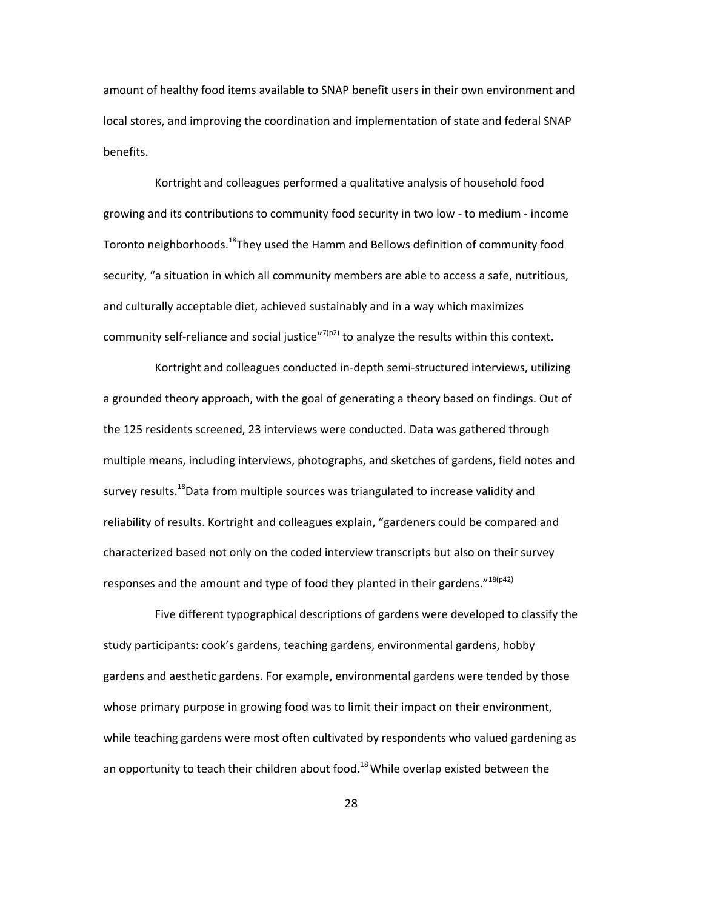amount of healthy food items available to SNAP benefit users in their own environment and local stores, and improving the coordination and implementation of state and federal SNAP benefits.

Kortright and colleagues performed a qualitative analysis of household food growing and its contributions to community food security in two low - to medium - income Toronto neighborhoods.[18]They used the Hamm and Bellows definition of community food security, "a situation in which all community members are able to access a safe, nutritious, and culturally acceptable diet, achieved sustainably and in a way which maximizes community self-reliance and social justice"[7(p2)] to analyze the results within this context.

Kortright and colleagues conducted in-depth semi-structured interviews, utilizing a grounded theory approach, with the goal of generating a theory based on findings. Out of the 125 residents screened, 23 interviews were conducted. Data was gathered through multiple means, including interviews, photographs, and sketches of gardens, field notes and survey results.[18]Data from multiple sources was triangulated to increase validity and reliability of results. Kortright and colleagues explain, "gardeners could be compared and characterized based not only on the coded interview transcripts but also on their survey responses and the amount and type of food they planted in their gardens."[18(p42)]

Five different typographical descriptions of gardens were developed to classify the study participants: cook's gardens, teaching gardens, environmental gardens, hobby gardens and aesthetic gardens. For example, environmental gardens were tended by those whose primary purpose in growing food was to limit their impact on their environment, while teaching gardens were most often cultivated by respondents who valued gardening as an opportunity to teach their children about food.[18] While overlap existed between the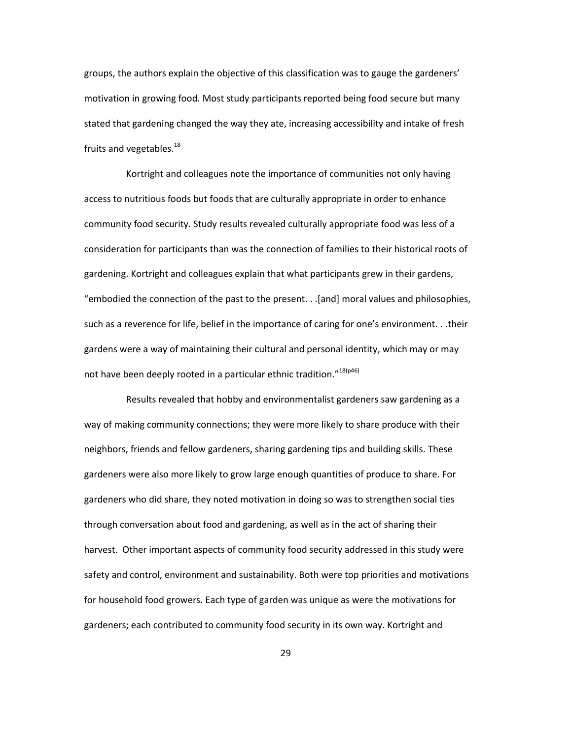groups, the authors explain the objective of this classification was to gauge the gardeners' motivation in growing food. Most study participants reported being food secure but many stated that gardening changed the way they ate, increasing accessibility and intake of fresh fruits and vegetables.[18]

Kortright and colleagues note the importance of communities not only having access to nutritious foods but foods that are culturally appropriate in order to enhance community food security. Study results revealed culturally appropriate food was less of a consideration for participants than was the connection of families to their historical roots of gardening. Kortright and colleagues explain that what participants grew in their gardens, "embodied the connection of the past to the present. . .[and] moral values and philosophies, such as a reverence for life, belief in the importance of caring for one's environment. . .their gardens were a way of maintaining their cultural and personal identity, which may or may not have been deeply rooted in a particular ethnic tradition."[18(p46)]

Results revealed that hobby and environmentalist gardeners saw gardening as a way of making community connections; they were more likely to share produce with their neighbors, friends and fellow gardeners, sharing gardening tips and building skills. These gardeners were also more likely to grow large enough quantities of produce to share. For gardeners who did share, they noted motivation in doing so was to strengthen social ties through conversation about food and gardening, as well as in the act of sharing their harvest. Other important aspects of community food security addressed in this study were safety and control, environment and sustainability. Both were top priorities and motivations for household food growers. Each type of garden was unique as were the motivations for gardeners; each contributed to community food security in its own way. Kortright and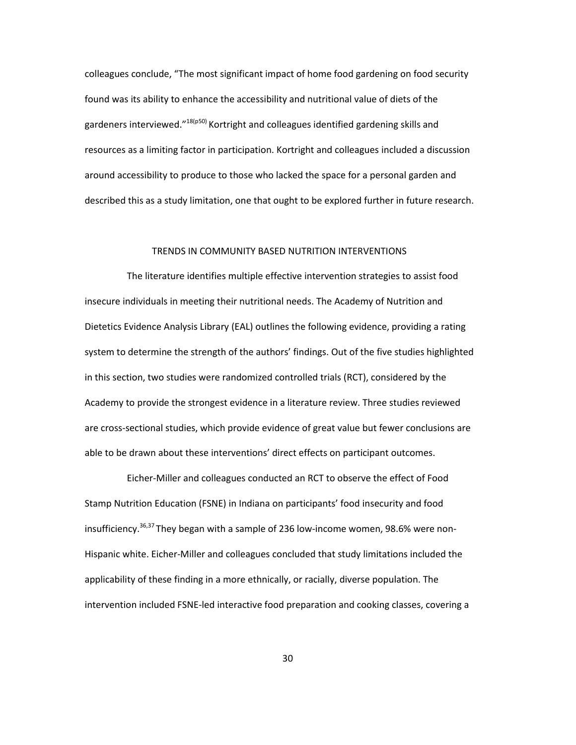colleagues conclude, "The most significant impact of home food gardening on food security found was its ability to enhance the accessibility and nutritional value of diets of the gardeners interviewed."[18(p50)] Kortright and colleagues identified gardening skills and resources as a limiting factor in participation. Kortright and colleagues included a discussion around accessibility to produce to those who lacked the space for a personal garden and described this as a study limitation, one that ought to be explored further in future research.

## TRENDS IN COMMUNITY BASED NUTRITION INTERVENTIONS

The literature identifies multiple effective intervention strategies to assist food insecure individuals in meeting their nutritional needs. The Academy of Nutrition and Dietetics Evidence Analysis Library (EAL) outlines the following evidence, providing a rating system to determine the strength of the authors' findings. Out of the five studies highlighted in this section, two studies were randomized controlled trials (RCT), considered by the Academy to provide the strongest evidence in a literature review. Three studies reviewed are cross-sectional studies, which provide evidence of great value but fewer conclusions are able to be drawn about these interventions' direct effects on participant outcomes.

Eicher-Miller and colleagues conducted an RCT to observe the effect of Food Stamp Nutrition Education (FSNE) in Indiana on participants' food insecurity and food insufficiency.[36,37] They began with a sample of 236 low-income women, 98.6% were non-Hispanic white. Eicher-Miller and colleagues concluded that study limitations included the applicability of these finding in a more ethnically, or racially, diverse population. The intervention included FSNE-led interactive food preparation and cooking classes, covering a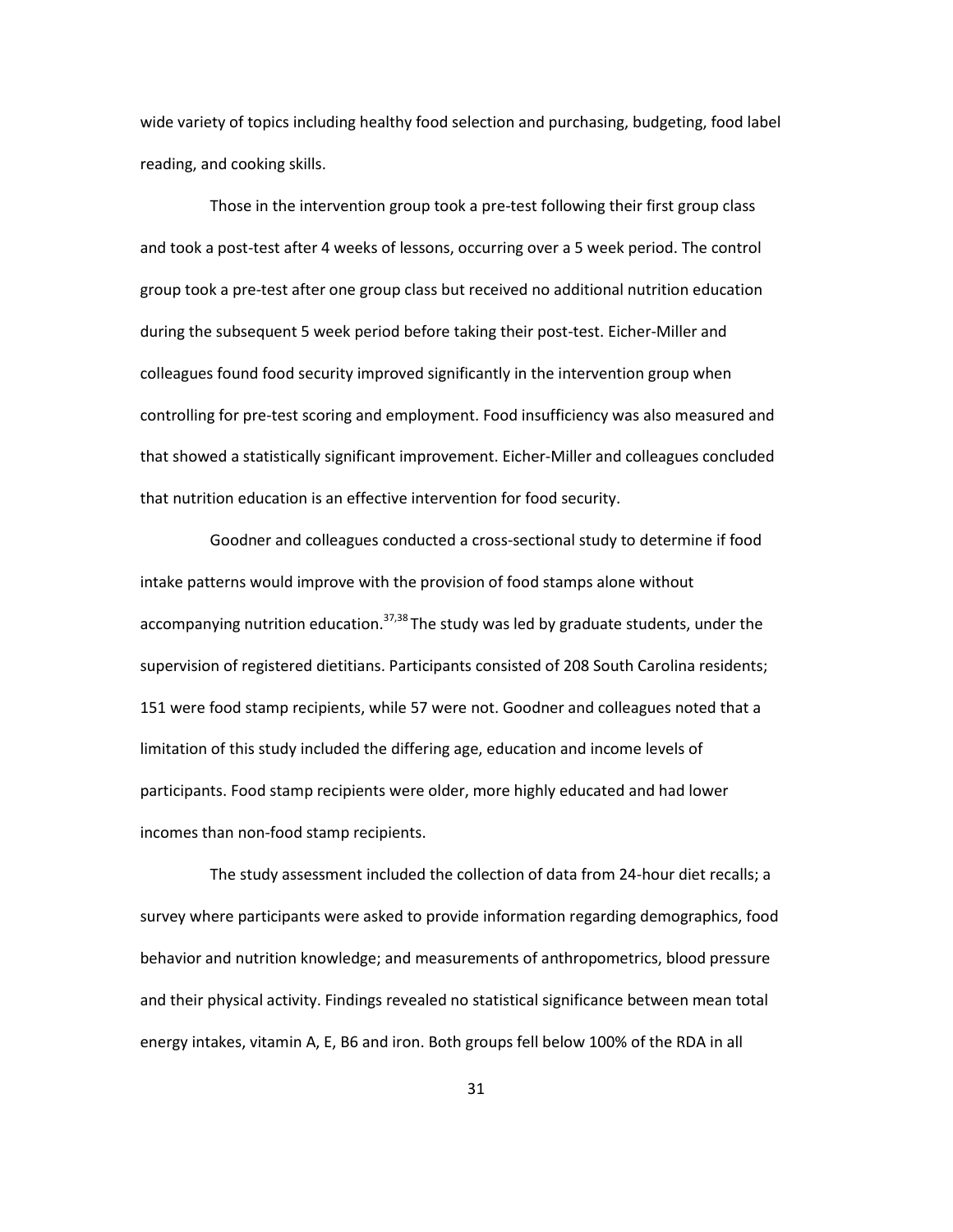wide variety of topics including healthy food selection and purchasing, budgeting, food label reading, and cooking skills.

Those in the intervention group took a pre-test following their first group class and took a post-test after 4 weeks of lessons, occurring over a 5 week period. The control group took a pre-test after one group class but received no additional nutrition education during the subsequent 5 week period before taking their post-test. Eicher-Miller and colleagues found food security improved significantly in the intervention group when controlling for pre-test scoring and employment. Food insufficiency was also measured and that showed a statistically significant improvement. Eicher-Miller and colleagues concluded that nutrition education is an effective intervention for food security.

Goodner and colleagues conducted a cross-sectional study to determine if food intake patterns would improve with the provision of food stamps alone without accompanying nutrition education.[37,38] The study was led by graduate students, under the supervision of registered dietitians. Participants consisted of 208 South Carolina residents; 151 were food stamp recipients, while 57 were not. Goodner and colleagues noted that a limitation of this study included the differing age, education and income levels of participants. Food stamp recipients were older, more highly educated and had lower incomes than non-food stamp recipients.

The study assessment included the collection of data from 24-hour diet recalls; a survey where participants were asked to provide information regarding demographics, food behavior and nutrition knowledge; and measurements of anthropometrics, blood pressure and their physical activity. Findings revealed no statistical significance between mean total energy intakes, vitamin A, E, B6 and iron. Both groups fell below 100% of the RDA in all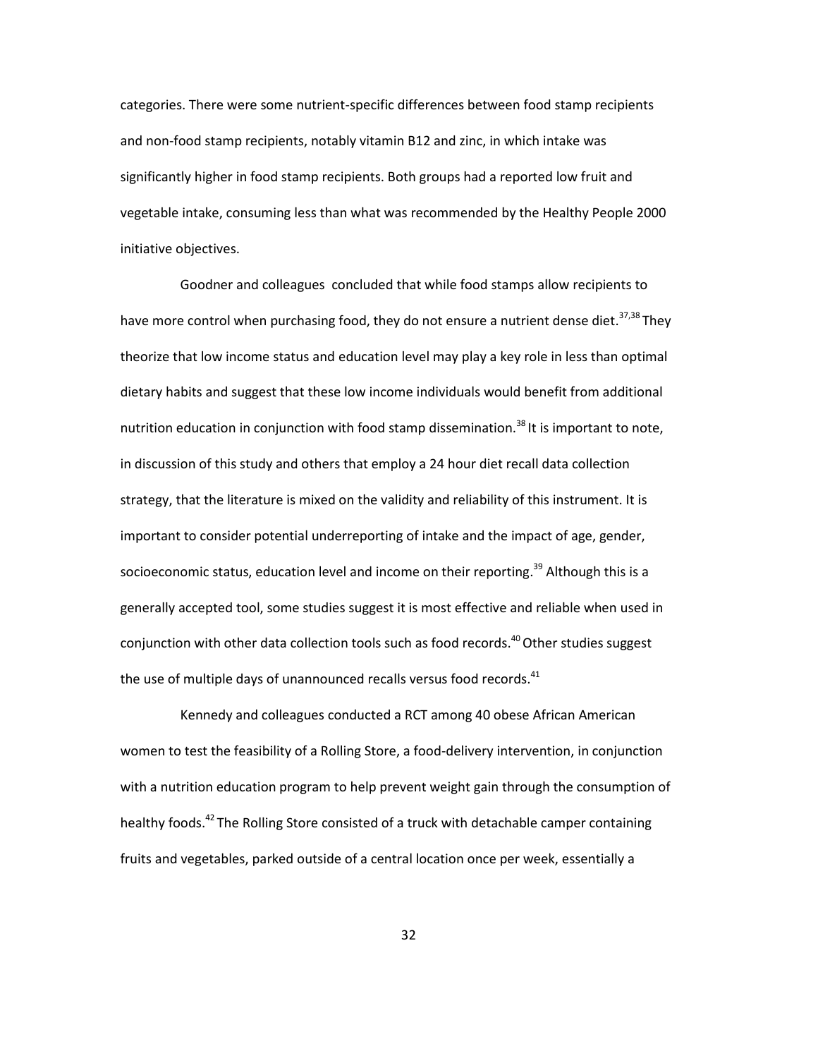categories. There were some nutrient-specific differences between food stamp recipients and non-food stamp recipients, notably vitamin B12 and zinc, in which intake was significantly higher in food stamp recipients. Both groups had a reported low fruit and vegetable intake, consuming less than what was recommended by the Healthy People 2000 initiative objectives.

Goodner and colleagues concluded that while food stamps allow recipients to have more control when purchasing food, they do not ensure a nutrient dense diet.[37,38] They theorize that low income status and education level may play a key role in less than optimal dietary habits and suggest that these low income individuals would benefit from additional nutrition education in conjunction with food stamp dissemination.[38] It is important to note, in discussion of this study and others that employ a 24 hour diet recall data collection strategy, that the literature is mixed on the validity and reliability of this instrument. It is important to consider potential underreporting of intake and the impact of age, gender, socioeconomic status, education level and income on their reporting.[39] Although this is a generally accepted tool, some studies suggest it is most effective and reliable when used in conjunction with other data collection tools such as food records.[40] Other studies suggest the use of multiple days of unannounced recalls versus food records.[41]

Kennedy and colleagues conducted a RCT among 40 obese African American women to test the feasibility of a Rolling Store, a food-delivery intervention, in conjunction with a nutrition education program to help prevent weight gain through the consumption of healthy foods.[42] The Rolling Store consisted of a truck with detachable camper containing fruits and vegetables, parked outside of a central location once per week, essentially a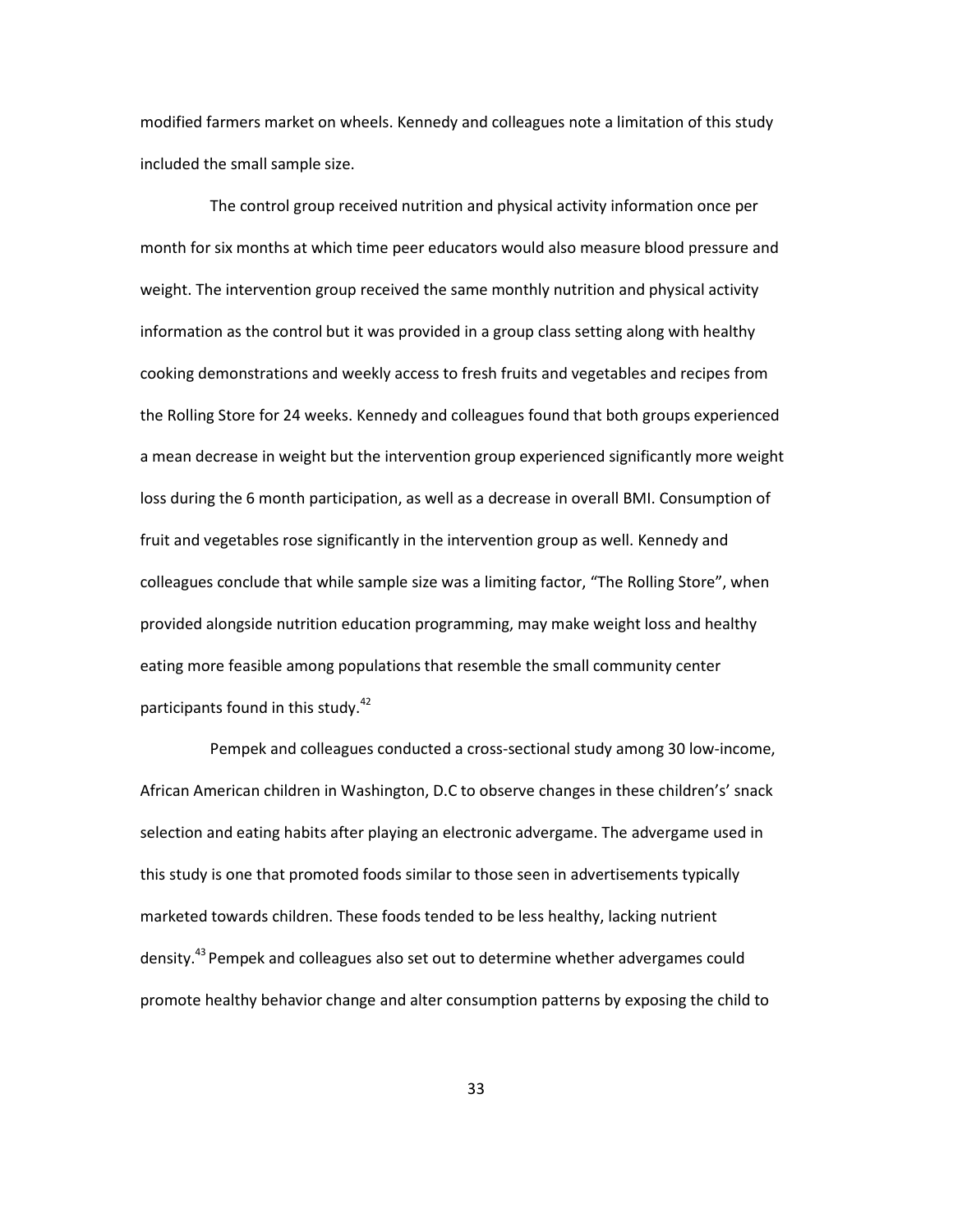modified farmers market on wheels. Kennedy and colleagues note a limitation of this study included the small sample size.

The control group received nutrition and physical activity information once per month for six months at which time peer educators would also measure blood pressure and weight. The intervention group received the same monthly nutrition and physical activity information as the control but it was provided in a group class setting along with healthy cooking demonstrations and weekly access to fresh fruits and vegetables and recipes from the Rolling Store for 24 weeks. Kennedy and colleagues found that both groups experienced a mean decrease in weight but the intervention group experienced significantly more weight loss during the 6 month participation, as well as a decrease in overall BMI. Consumption of fruit and vegetables rose significantly in the intervention group as well. Kennedy and colleagues conclude that while sample size was a limiting factor, "The Rolling Store", when provided alongside nutrition education programming, may make weight loss and healthy eating more feasible among populations that resemble the small community center participants found in this study.[42]

Pempek and colleagues conducted a cross-sectional study among 30 low-income, African American children in Washington, D.C to observe changes in these children's' snack selection and eating habits after playing an electronic advergame. The advergame used in this study is one that promoted foods similar to those seen in advertisements typically marketed towards children. These foods tended to be less healthy, lacking nutrient density.[43] Pempek and colleagues also set out to determine whether advergames could promote healthy behavior change and alter consumption patterns by exposing the child to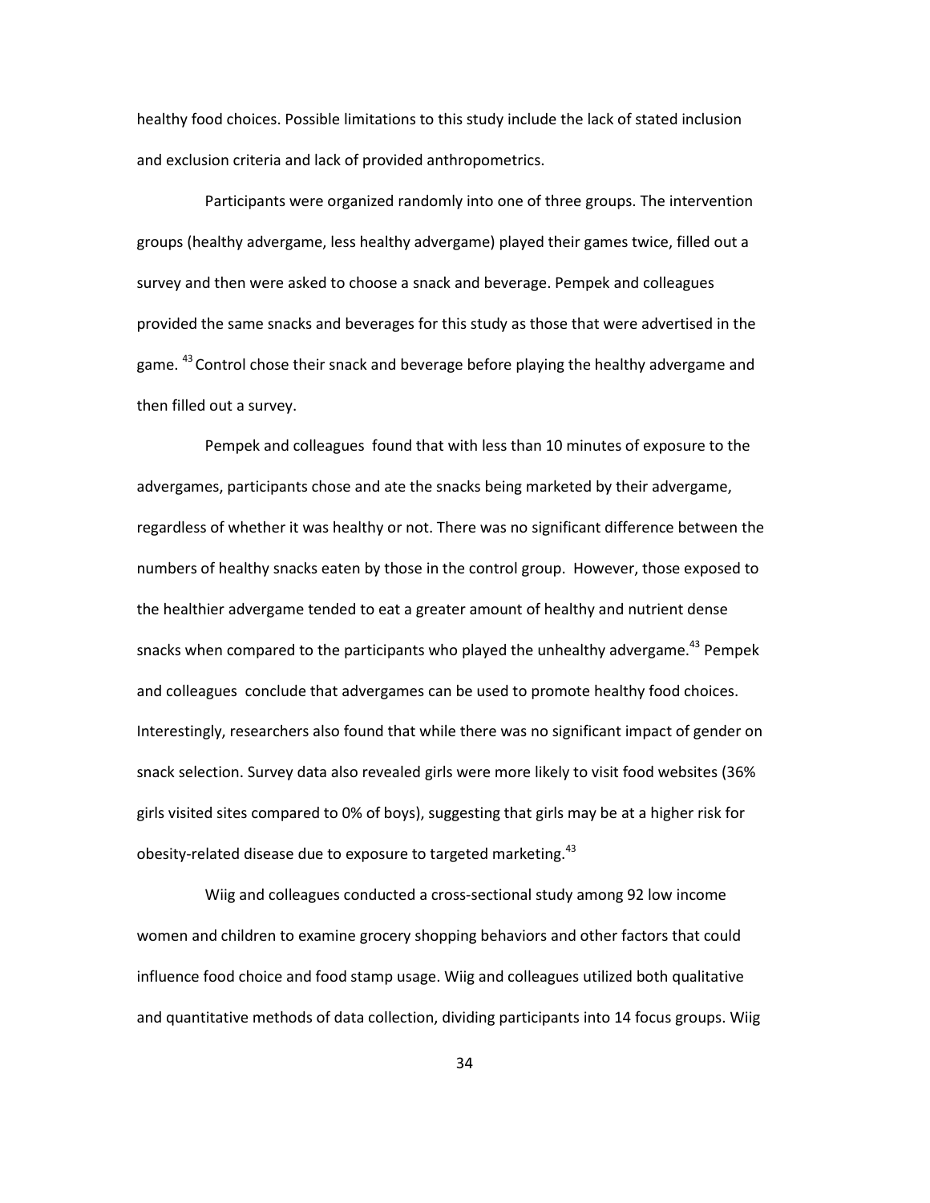healthy food choices. Possible limitations to this study include the lack of stated inclusion and exclusion criteria and lack of provided anthropometrics.

Participants were organized randomly into one of three groups. The intervention groups (healthy advergame, less healthy advergame) played their games twice, filled out a survey and then were asked to choose a snack and beverage. Pempek and colleagues provided the same snacks and beverages for this study as those that were advertised in the game. [43] Control chose their snack and beverage before playing the healthy advergame and then filled out a survey.

Pempek and colleagues found that with less than 10 minutes of exposure to the advergames, participants chose and ate the snacks being marketed by their advergame, regardless of whether it was healthy or not. There was no significant difference between the numbers of healthy snacks eaten by those in the control group. However, those exposed to the healthier advergame tended to eat a greater amount of healthy and nutrient dense snacks when compared to the participants who played the unhealthy advergame.[43] Pempek and colleagues conclude that advergames can be used to promote healthy food choices. Interestingly, researchers also found that while there was no significant impact of gender on snack selection. Survey data also revealed girls were more likely to visit food websites (36% girls visited sites compared to 0% of boys), suggesting that girls may be at a higher risk for obesity-related disease due to exposure to targeted marketing.[43]

Wiig and colleagues conducted a cross-sectional study among 92 low income women and children to examine grocery shopping behaviors and other factors that could influence food choice and food stamp usage. Wiig and colleagues utilized both qualitative and quantitative methods of data collection, dividing participants into 14 focus groups. Wiig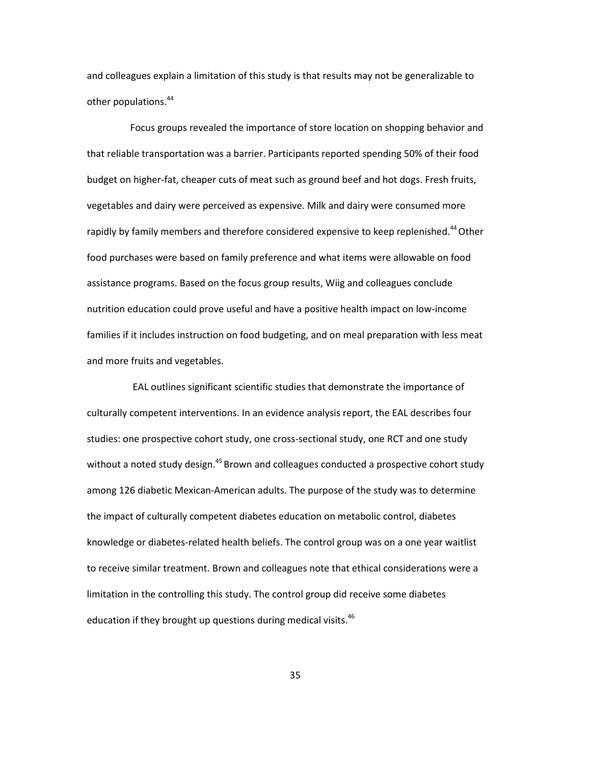and colleagues explain a limitation of this study is that results may not be generalizable to other populations.[44]

Focus groups revealed the importance of store location on shopping behavior and that reliable transportation was a barrier. Participants reported spending 50% of their food budget on higher-fat, cheaper cuts of meat such as ground beef and hot dogs. Fresh fruits, vegetables and dairy were perceived as expensive. Milk and dairy were consumed more rapidly by family members and therefore considered expensive to keep replenished.[44] Other food purchases were based on family preference and what items were allowable on food assistance programs. Based on the focus group results, Wiig and colleagues conclude nutrition education could prove useful and have a positive health impact on low-income families if it includes instruction on food budgeting, and on meal preparation with less meat and more fruits and vegetables.

EAL outlines significant scientific studies that demonstrate the importance of culturally competent interventions. In an evidence analysis report, the EAL describes four studies: one prospective cohort study, one cross-sectional study, one RCT and one study without a noted study design.[45] Brown and colleagues conducted a prospective cohort study among 126 diabetic Mexican-American adults. The purpose of the study was to determine the impact of culturally competent diabetes education on metabolic control, diabetes knowledge or diabetes-related health beliefs. The control group was on a one year waitlist to receive similar treatment. Brown and colleagues note that ethical considerations were a limitation in the controlling this study. The control group did receive some diabetes education if they brought up questions during medical visits.[46]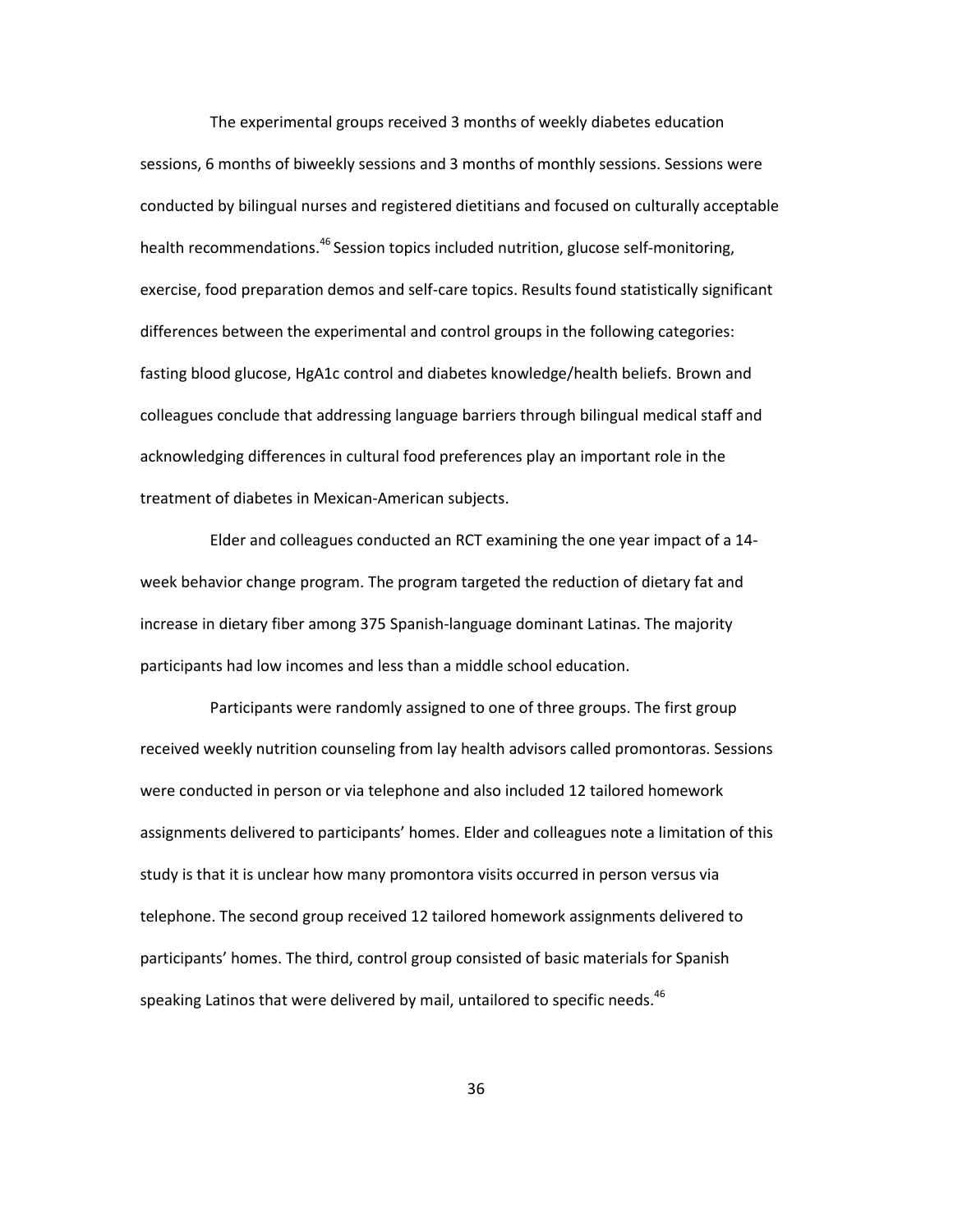The experimental groups received 3 months of weekly diabetes education sessions, 6 months of biweekly sessions and 3 months of monthly sessions. Sessions were conducted by bilingual nurses and registered dietitians and focused on culturally acceptable health recommendations.[46] Session topics included nutrition, glucose self-monitoring, exercise, food preparation demos and self-care topics. Results found statistically significant differences between the experimental and control groups in the following categories: fasting blood glucose, HgA1c control and diabetes knowledge/health beliefs. Brown and colleagues conclude that addressing language barriers through bilingual medical staff and acknowledging differences in cultural food preferences play an important role in the treatment of diabetes in Mexican-American subjects.

Elder and colleagues conducted an RCT examining the one year impact of a 14-week behavior change program. The program targeted the reduction of dietary fat and increase in dietary fiber among 375 Spanish-language dominant Latinas. The majority participants had low incomes and less than a middle school education.

Participants were randomly assigned to one of three groups. The first group received weekly nutrition counseling from lay health advisors called promontoras. Sessions were conducted in person or via telephone and also included 12 tailored homework assignments delivered to participants' homes. Elder and colleagues note a limitation of this study is that it is unclear how many promontora visits occurred in person versus via telephone. The second group received 12 tailored homework assignments delivered to participants' homes. The third, control group consisted of basic materials for Spanish speaking Latinos that were delivered by mail, untailored to specific needs.[46]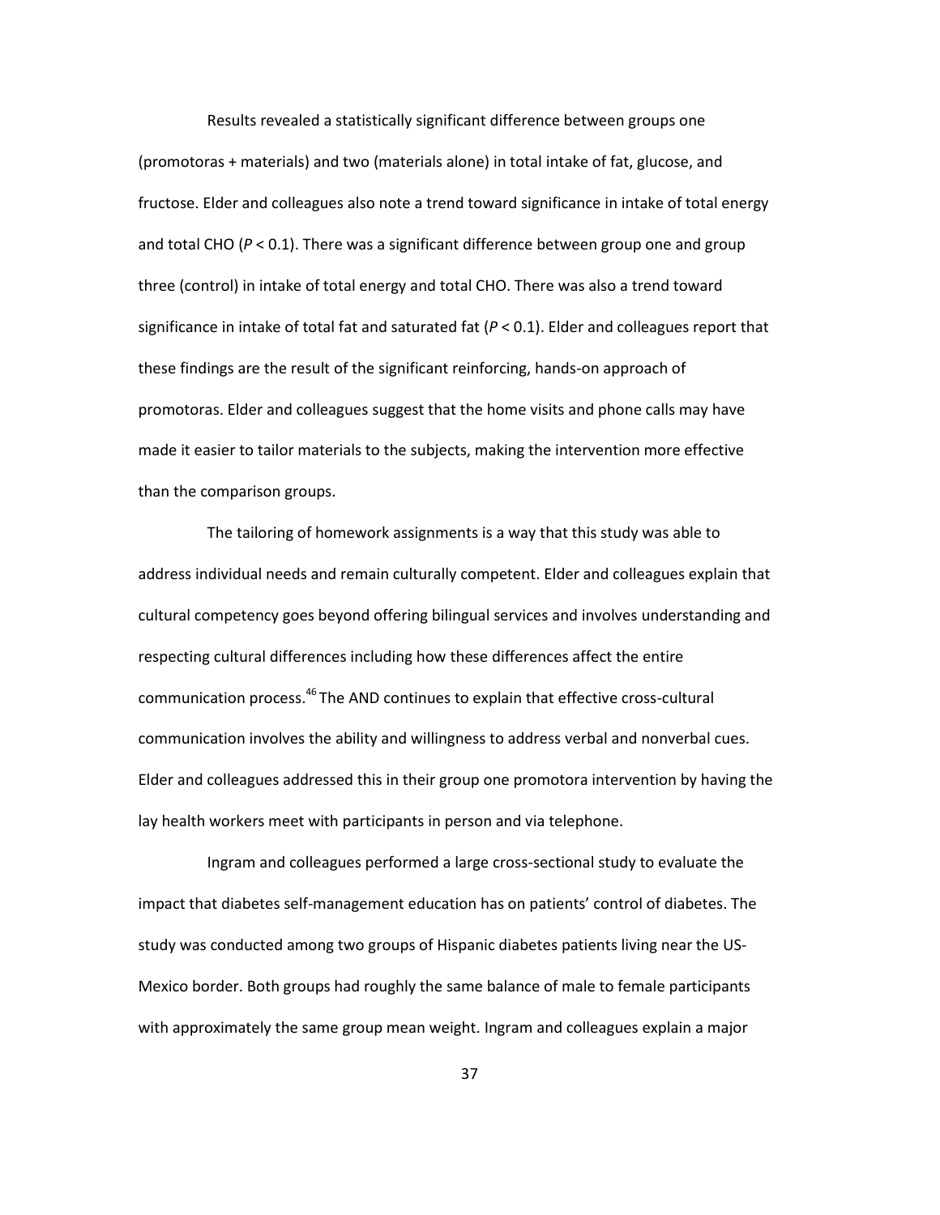Results revealed a statistically significant difference between groups one (promotoras + materials) and two (materials alone) in total intake of fat, glucose, and fructose. Elder and colleagues also note a trend toward significance in intake of total energy and total CHO ($P < 0.1$). There was a significant difference between group one and group three (control) in intake of total energy and total CHO. There was also a trend toward significance in intake of total fat and saturated fat ($P < 0.1$). Elder and colleagues report that these findings are the result of the significant reinforcing, hands-on approach of promotoras. Elder and colleagues suggest that the home visits and phone calls may have made it easier to tailor materials to the subjects, making the intervention more effective than the comparison groups.

The tailoring of homework assignments is a way that this study was able to address individual needs and remain culturally competent. Elder and colleagues explain that cultural competency goes beyond offering bilingual services and involves understanding and respecting cultural differences including how these differences affect the entire communication process.[46] The AND continues to explain that effective cross-cultural communication involves the ability and willingness to address verbal and nonverbal cues. Elder and colleagues addressed this in their group one promotora intervention by having the lay health workers meet with participants in person and via telephone.

Ingram and colleagues performed a large cross-sectional study to evaluate the impact that diabetes self-management education has on patients' control of diabetes. The study was conducted among two groups of Hispanic diabetes patients living near the US-Mexico border. Both groups had roughly the same balance of male to female participants with approximately the same group mean weight. Ingram and colleagues explain a major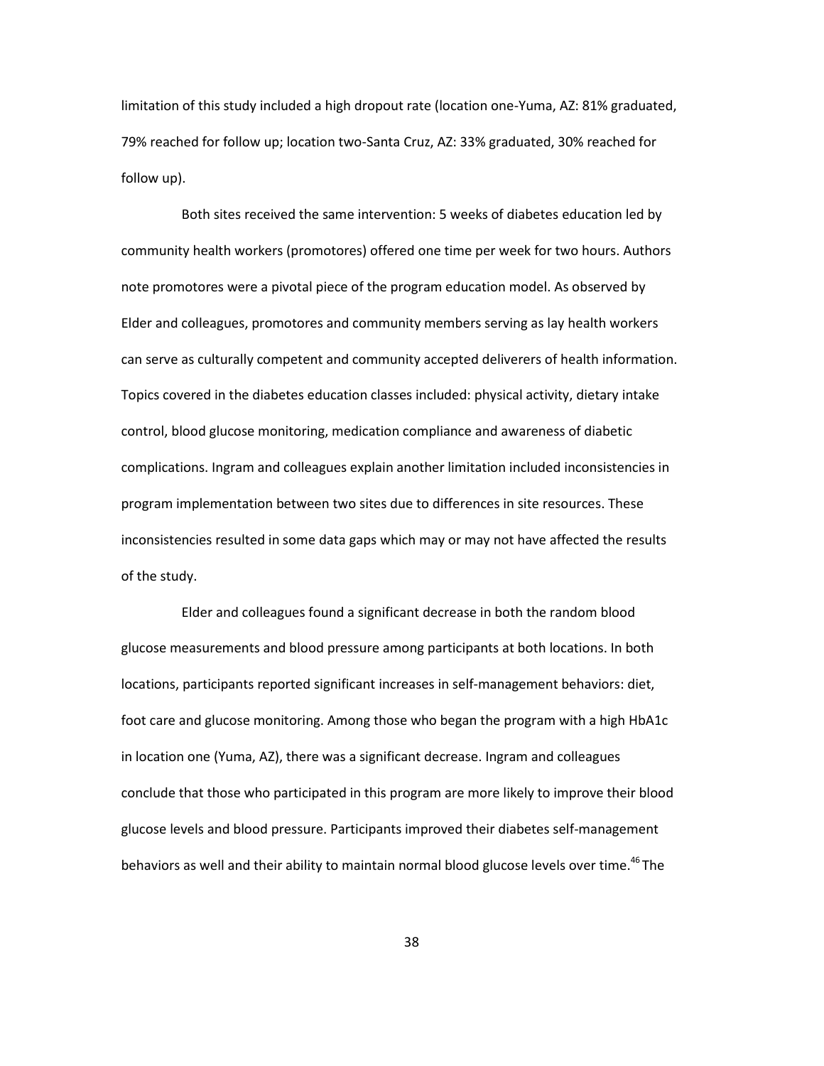limitation of this study included a high dropout rate (location one-Yuma, AZ: 81% graduated, 79% reached for follow up; location two-Santa Cruz, AZ: 33% graduated, 30% reached for follow up).

Both sites received the same intervention: 5 weeks of diabetes education led by community health workers (promotores) offered one time per week for two hours. Authors note promotores were a pivotal piece of the program education model. As observed by Elder and colleagues, promotores and community members serving as lay health workers can serve as culturally competent and community accepted deliverers of health information. Topics covered in the diabetes education classes included: physical activity, dietary intake control, blood glucose monitoring, medication compliance and awareness of diabetic complications. Ingram and colleagues explain another limitation included inconsistencies in program implementation between two sites due to differences in site resources. These inconsistencies resulted in some data gaps which may or may not have affected the results of the study.

Elder and colleagues found a significant decrease in both the random blood glucose measurements and blood pressure among participants at both locations. In both locations, participants reported significant increases in self-management behaviors: diet, foot care and glucose monitoring. Among those who began the program with a high HbA1c in location one (Yuma, AZ), there was a significant decrease. Ingram and colleagues conclude that those who participated in this program are more likely to improve their blood glucose levels and blood pressure. Participants improved their diabetes self-management behaviors as well and their ability to maintain normal blood glucose levels over time.[46] The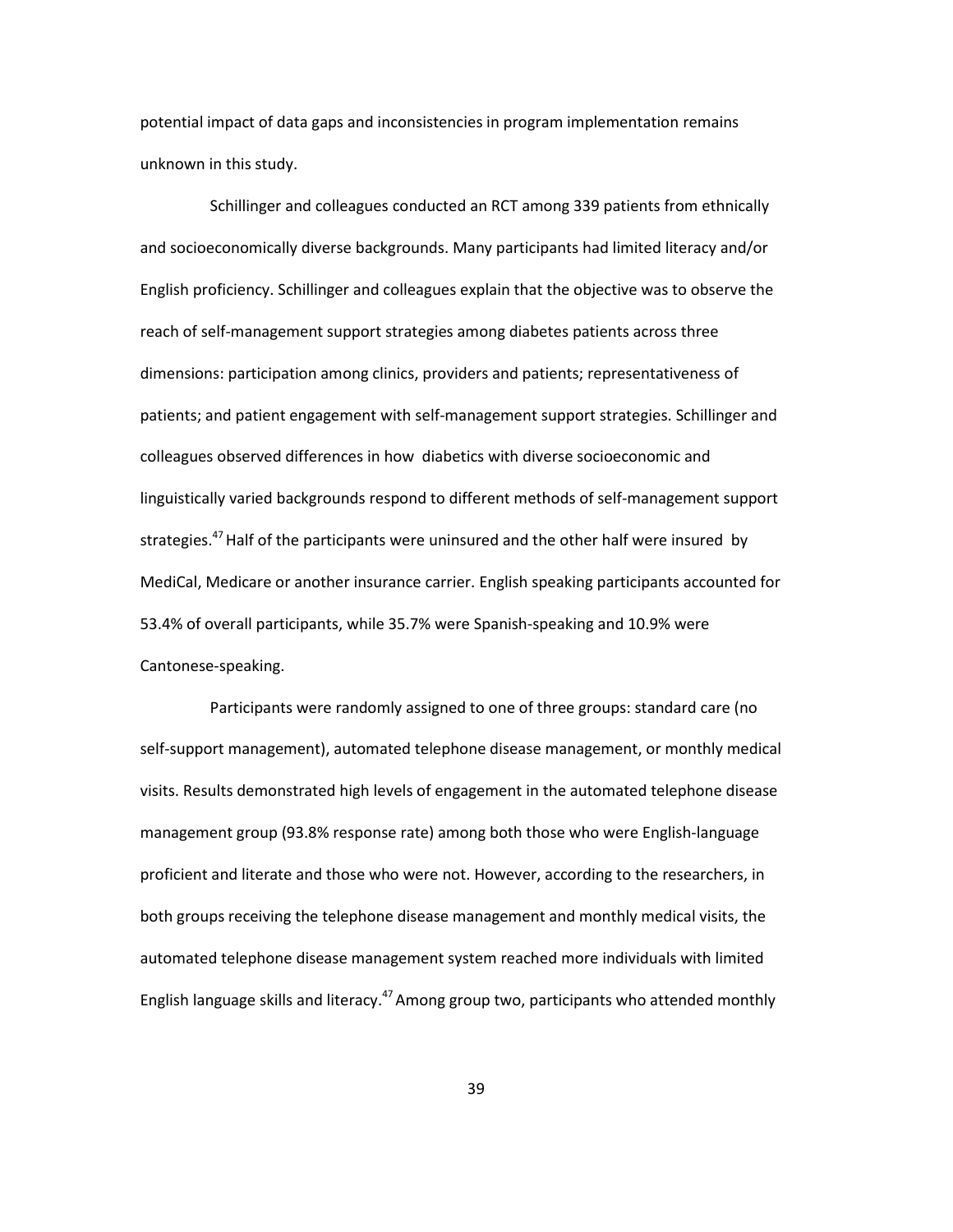potential impact of data gaps and inconsistencies in program implementation remains unknown in this study.

Schillinger and colleagues conducted an RCT among 339 patients from ethnically and socioeconomically diverse backgrounds. Many participants had limited literacy and/or English proficiency. Schillinger and colleagues explain that the objective was to observe the reach of self-management support strategies among diabetes patients across three dimensions: participation among clinics, providers and patients; representativeness of patients; and patient engagement with self-management support strategies. Schillinger and colleagues observed differences in how diabetics with diverse socioeconomic and linguistically varied backgrounds respond to different methods of self-management support strategies.[47] Half of the participants were uninsured and the other half were insured by MediCal, Medicare or another insurance carrier. English speaking participants accounted for 53.4% of overall participants, while 35.7% were Spanish-speaking and 10.9% were Cantonese-speaking.

Participants were randomly assigned to one of three groups: standard care (no self-support management), automated telephone disease management, or monthly medical visits. Results demonstrated high levels of engagement in the automated telephone disease management group (93.8% response rate) among both those who were English-language proficient and literate and those who were not. However, according to the researchers, in both groups receiving the telephone disease management and monthly medical visits, the automated telephone disease management system reached more individuals with limited English language skills and literacy.[47] Among group two, participants who attended monthly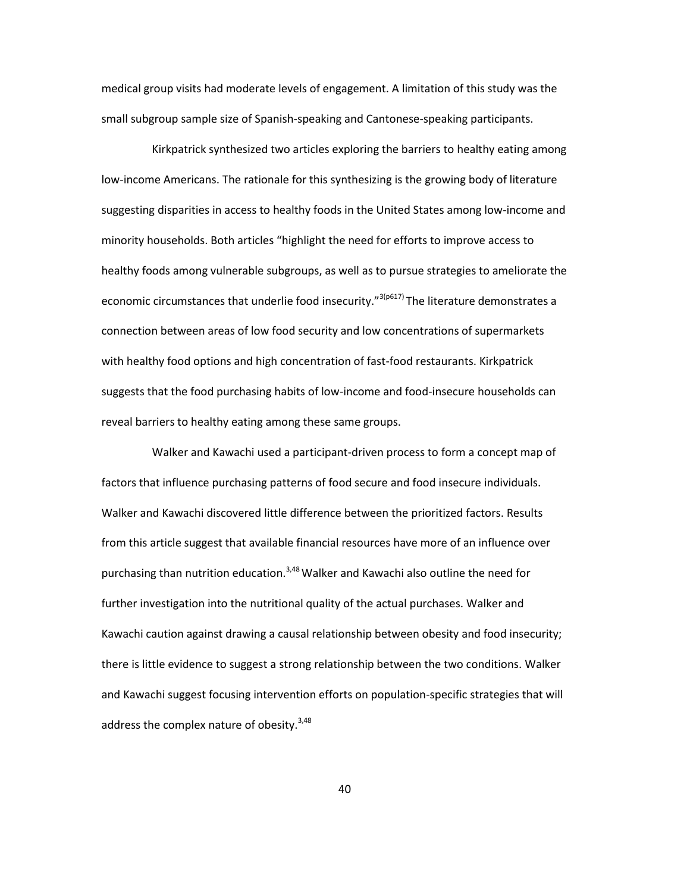medical group visits had moderate levels of engagement. A limitation of this study was the small subgroup sample size of Spanish-speaking and Cantonese-speaking participants.

Kirkpatrick synthesized two articles exploring the barriers to healthy eating among low-income Americans. The rationale for this synthesizing is the growing body of literature suggesting disparities in access to healthy foods in the United States among low-income and minority households. Both articles "highlight the need for efforts to improve access to healthy foods among vulnerable subgroups, as well as to pursue strategies to ameliorate the economic circumstances that underlie food insecurity."[3(p617)] The literature demonstrates a connection between areas of low food security and low concentrations of supermarkets with healthy food options and high concentration of fast-food restaurants. Kirkpatrick suggests that the food purchasing habits of low-income and food-insecure households can reveal barriers to healthy eating among these same groups.

Walker and Kawachi used a participant-driven process to form a concept map of factors that influence purchasing patterns of food secure and food insecure individuals. Walker and Kawachi discovered little difference between the prioritized factors. Results from this article suggest that available financial resources have more of an influence over purchasing than nutrition education.[3,48] Walker and Kawachi also outline the need for further investigation into the nutritional quality of the actual purchases. Walker and Kawachi caution against drawing a causal relationship between obesity and food insecurity; there is little evidence to suggest a strong relationship between the two conditions. Walker and Kawachi suggest focusing intervention efforts on population-specific strategies that will address the complex nature of obesity.[3,48]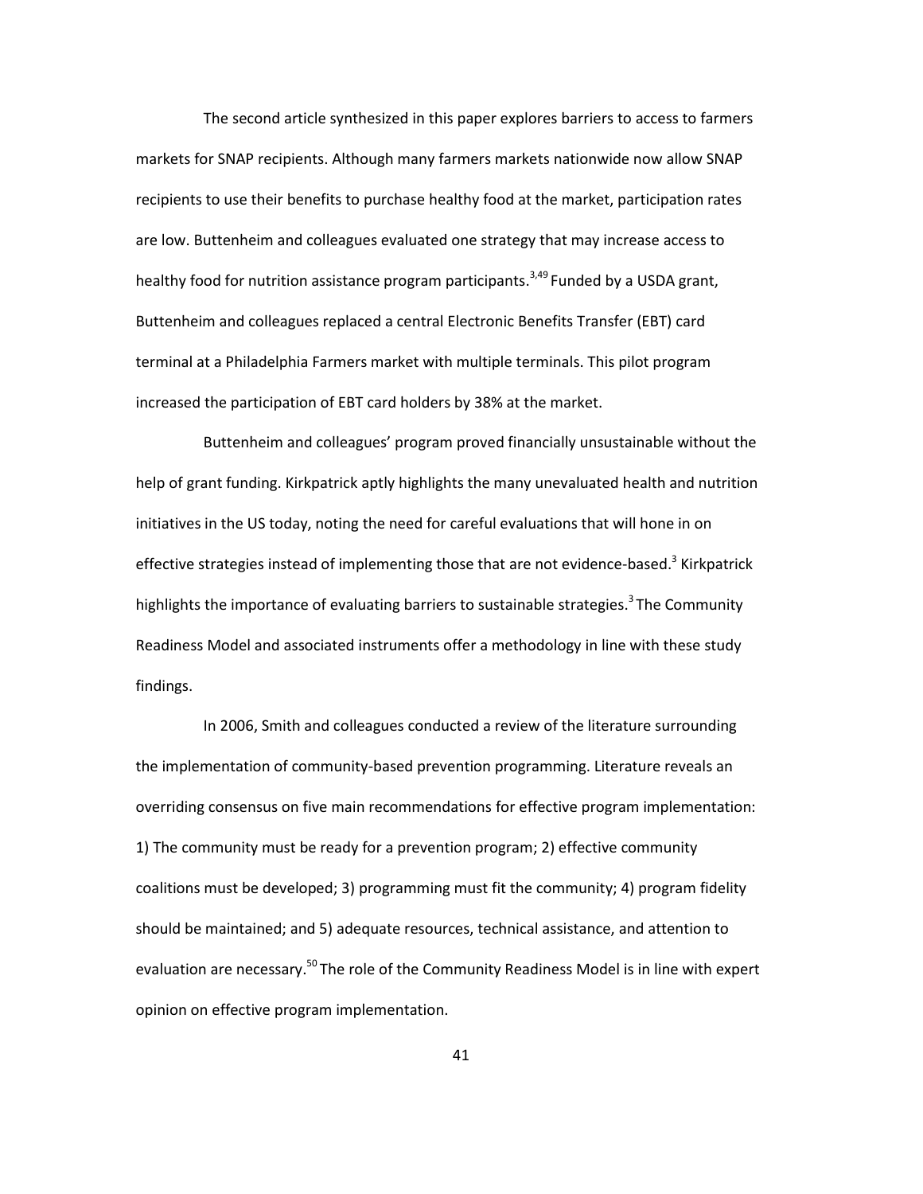The second article synthesized in this paper explores barriers to access to farmers markets for SNAP recipients. Although many farmers markets nationwide now allow SNAP recipients to use their benefits to purchase healthy food at the market, participation rates are low. Buttenheim and colleagues evaluated one strategy that may increase access to healthy food for nutrition assistance program participants.[3,49] Funded by a USDA grant, Buttenheim and colleagues replaced a central Electronic Benefits Transfer (EBT) card terminal at a Philadelphia Farmers market with multiple terminals. This pilot program increased the participation of EBT card holders by 38% at the market.

Buttenheim and colleagues' program proved financially unsustainable without the help of grant funding. Kirkpatrick aptly highlights the many unevaluated health and nutrition initiatives in the US today, noting the need for careful evaluations that will hone in on effective strategies instead of implementing those that are not evidence-based.[3] Kirkpatrick highlights the importance of evaluating barriers to sustainable strategies.[3] The Community Readiness Model and associated instruments offer a methodology in line with these study findings.

In 2006, Smith and colleagues conducted a review of the literature surrounding the implementation of community-based prevention programming. Literature reveals an overriding consensus on five main recommendations for effective program implementation: 1) The community must be ready for a prevention program; 2) effective community coalitions must be developed; 3) programming must fit the community; 4) program fidelity should be maintained; and 5) adequate resources, technical assistance, and attention to evaluation are necessary.[50] The role of the Community Readiness Model is in line with expert opinion on effective program implementation.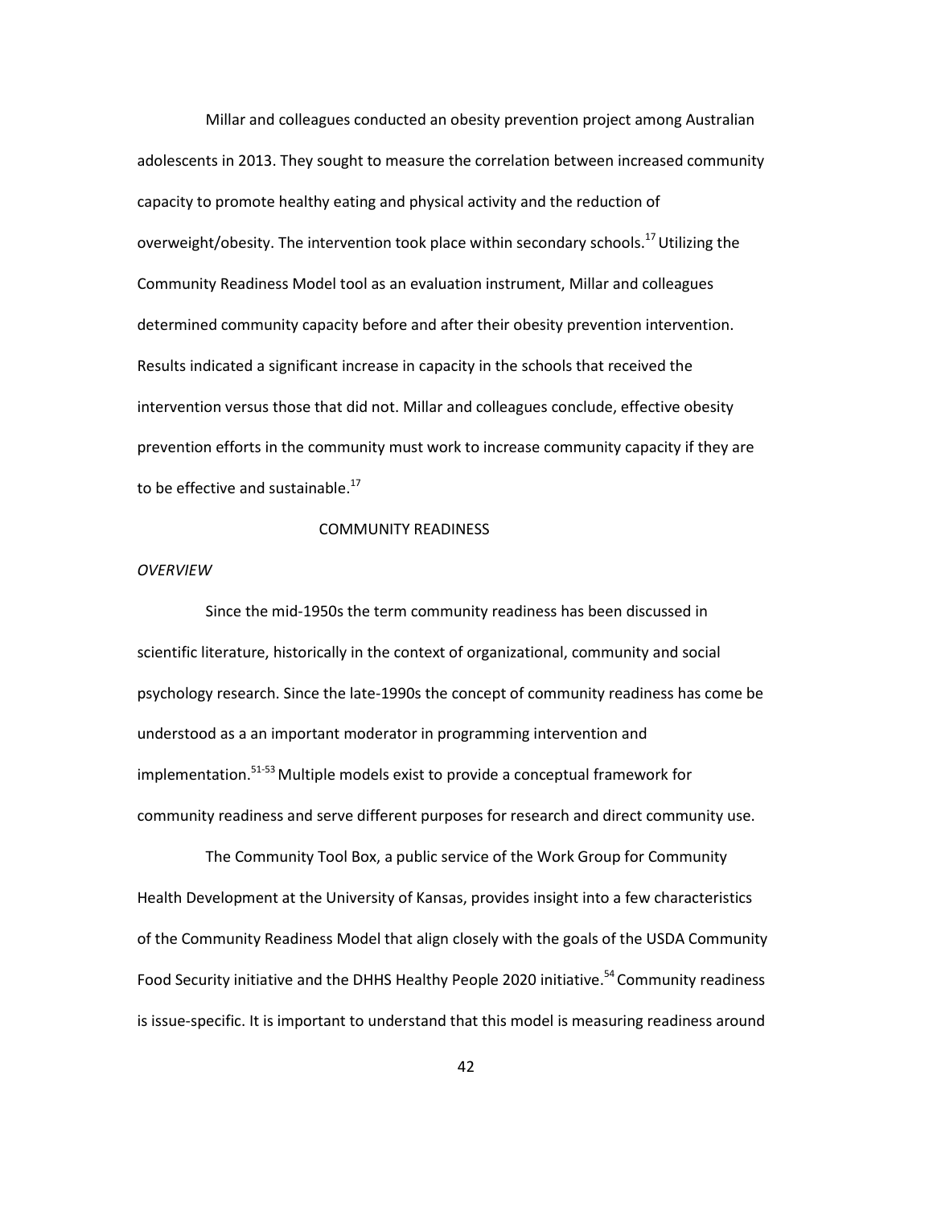Millar and colleagues conducted an obesity prevention project among Australian adolescents in 2013. They sought to measure the correlation between increased community capacity to promote healthy eating and physical activity and the reduction of overweight/obesity. The intervention took place within secondary schools.[17] Utilizing the Community Readiness Model tool as an evaluation instrument, Millar and colleagues determined community capacity before and after their obesity prevention intervention. Results indicated a significant increase in capacity in the schools that received the intervention versus those that did not. Millar and colleagues conclude, effective obesity prevention efforts in the community must work to increase community capacity if they are to be effective and sustainable.[17]

## COMMUNITY READINESS

### *OVERVIEW*

Since the mid-1950s the term community readiness has been discussed in scientific literature, historically in the context of organizational, community and social psychology research. Since the late-1990s the concept of community readiness has come be understood as a an important moderator in programming intervention and implementation.[51-53] Multiple models exist to provide a conceptual framework for community readiness and serve different purposes for research and direct community use.

The Community Tool Box, a public service of the Work Group for Community Health Development at the University of Kansas, provides insight into a few characteristics of the Community Readiness Model that align closely with the goals of the USDA Community Food Security initiative and the DHHS Healthy People 2020 initiative.[54] Community readiness is issue-specific. It is important to understand that this model is measuring readiness around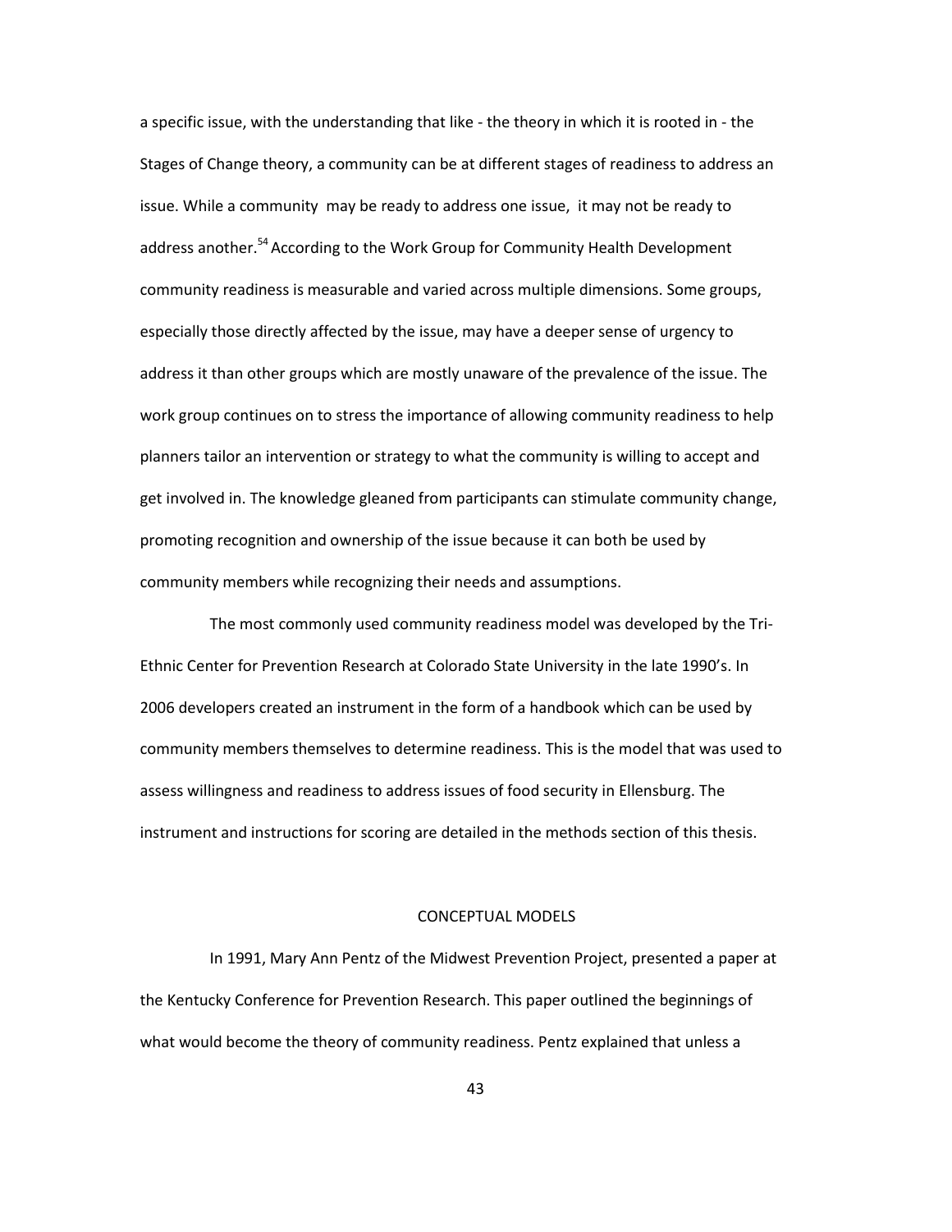a specific issue, with the understanding that like - the theory in which it is rooted in - the Stages of Change theory, a community can be at different stages of readiness to address an issue. While a community may be ready to address one issue, it may not be ready to address another.[54] According to the Work Group for Community Health Development community readiness is measurable and varied across multiple dimensions. Some groups, especially those directly affected by the issue, may have a deeper sense of urgency to address it than other groups which are mostly unaware of the prevalence of the issue. The work group continues on to stress the importance of allowing community readiness to help planners tailor an intervention or strategy to what the community is willing to accept and get involved in. The knowledge gleaned from participants can stimulate community change, promoting recognition and ownership of the issue because it can both be used by community members while recognizing their needs and assumptions.

The most commonly used community readiness model was developed by the Tri-Ethnic Center for Prevention Research at Colorado State University in the late 1990's. In 2006 developers created an instrument in the form of a handbook which can be used by community members themselves to determine readiness. This is the model that was used to assess willingness and readiness to address issues of food security in Ellensburg. The instrument and instructions for scoring are detailed in the methods section of this thesis.

## CONCEPTUAL MODELS

In 1991, Mary Ann Pentz of the Midwest Prevention Project, presented a paper at the Kentucky Conference for Prevention Research. This paper outlined the beginnings of what would become the theory of community readiness. Pentz explained that unless a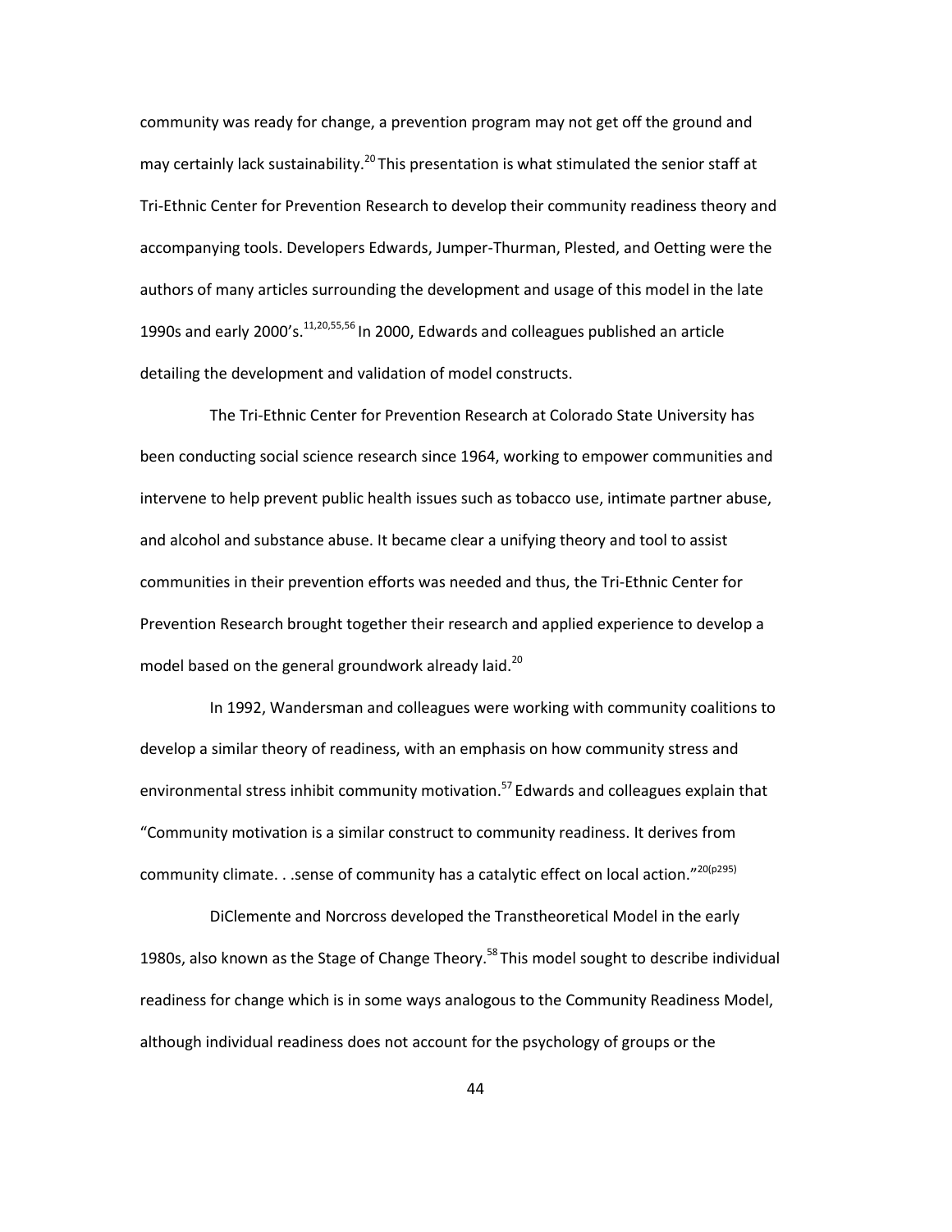community was ready for change, a prevention program may not get off the ground and may certainly lack sustainability.[20] This presentation is what stimulated the senior staff at Tri-Ethnic Center for Prevention Research to develop their community readiness theory and accompanying tools. Developers Edwards, Jumper-Thurman, Plested, and Oetting were the authors of many articles surrounding the development and usage of this model in the late 1990s and early 2000's.[11,20,55,56] In 2000, Edwards and colleagues published an article detailing the development and validation of model constructs.

The Tri-Ethnic Center for Prevention Research at Colorado State University has been conducting social science research since 1964, working to empower communities and intervene to help prevent public health issues such as tobacco use, intimate partner abuse, and alcohol and substance abuse. It became clear a unifying theory and tool to assist communities in their prevention efforts was needed and thus, the Tri-Ethnic Center for Prevention Research brought together their research and applied experience to develop a model based on the general groundwork already laid.[20]

In 1992, Wandersman and colleagues were working with community coalitions to develop a similar theory of readiness, with an emphasis on how community stress and environmental stress inhibit community motivation.[57] Edwards and colleagues explain that "Community motivation is a similar construct to community readiness. It derives from community climate. . .sense of community has a catalytic effect on local action."[20(p295)]

DiClemente and Norcross developed the Transtheoretical Model in the early 1980s, also known as the Stage of Change Theory.[58] This model sought to describe individual readiness for change which is in some ways analogous to the Community Readiness Model, although individual readiness does not account for the psychology of groups or the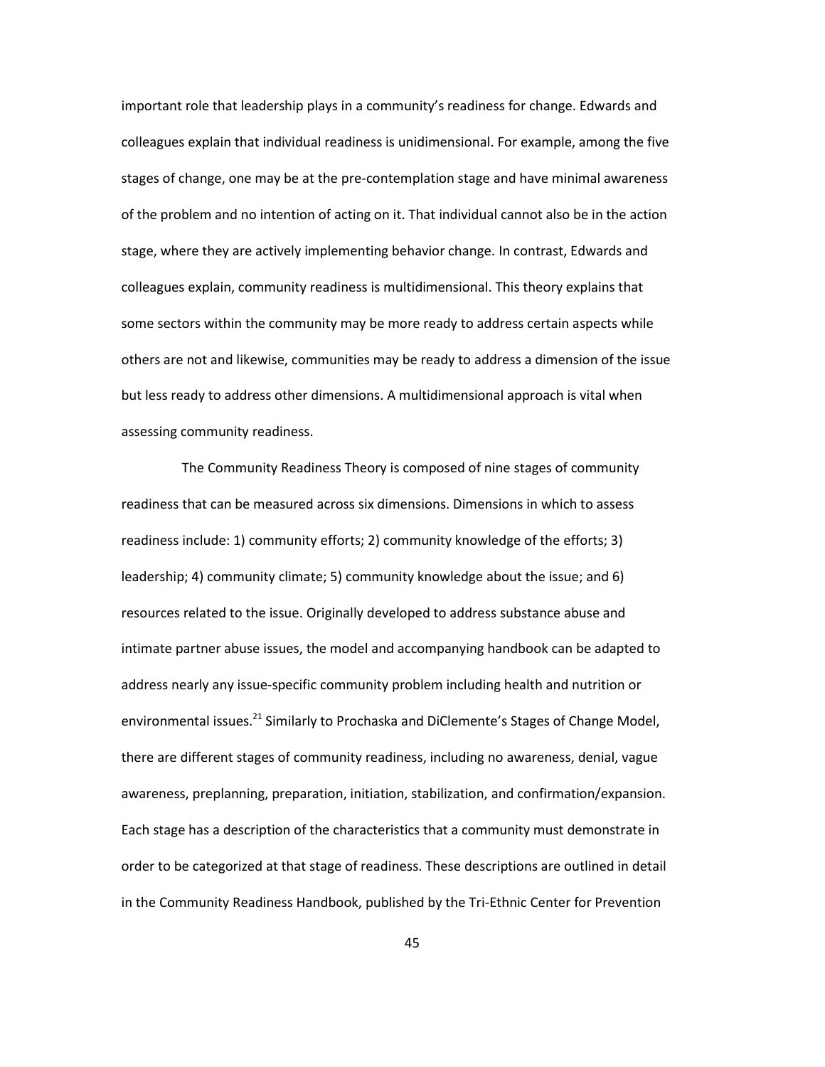important role that leadership plays in a community's readiness for change. Edwards and colleagues explain that individual readiness is unidimensional. For example, among the five stages of change, one may be at the pre-contemplation stage and have minimal awareness of the problem and no intention of acting on it. That individual cannot also be in the action stage, where they are actively implementing behavior change. In contrast, Edwards and colleagues explain, community readiness is multidimensional. This theory explains that some sectors within the community may be more ready to address certain aspects while others are not and likewise, communities may be ready to address a dimension of the issue but less ready to address other dimensions. A multidimensional approach is vital when assessing community readiness.

The Community Readiness Theory is composed of nine stages of community readiness that can be measured across six dimensions. Dimensions in which to assess readiness include: 1) community efforts; 2) community knowledge of the efforts; 3) leadership; 4) community climate; 5) community knowledge about the issue; and 6) resources related to the issue. Originally developed to address substance abuse and intimate partner abuse issues, the model and accompanying handbook can be adapted to address nearly any issue-specific community problem including health and nutrition or environmental issues.[21] Similarly to Prochaska and DiClemente's Stages of Change Model, there are different stages of community readiness, including no awareness, denial, vague awareness, preplanning, preparation, initiation, stabilization, and confirmation/expansion. Each stage has a description of the characteristics that a community must demonstrate in order to be categorized at that stage of readiness. These descriptions are outlined in detail in the Community Readiness Handbook, published by the Tri-Ethnic Center for Prevention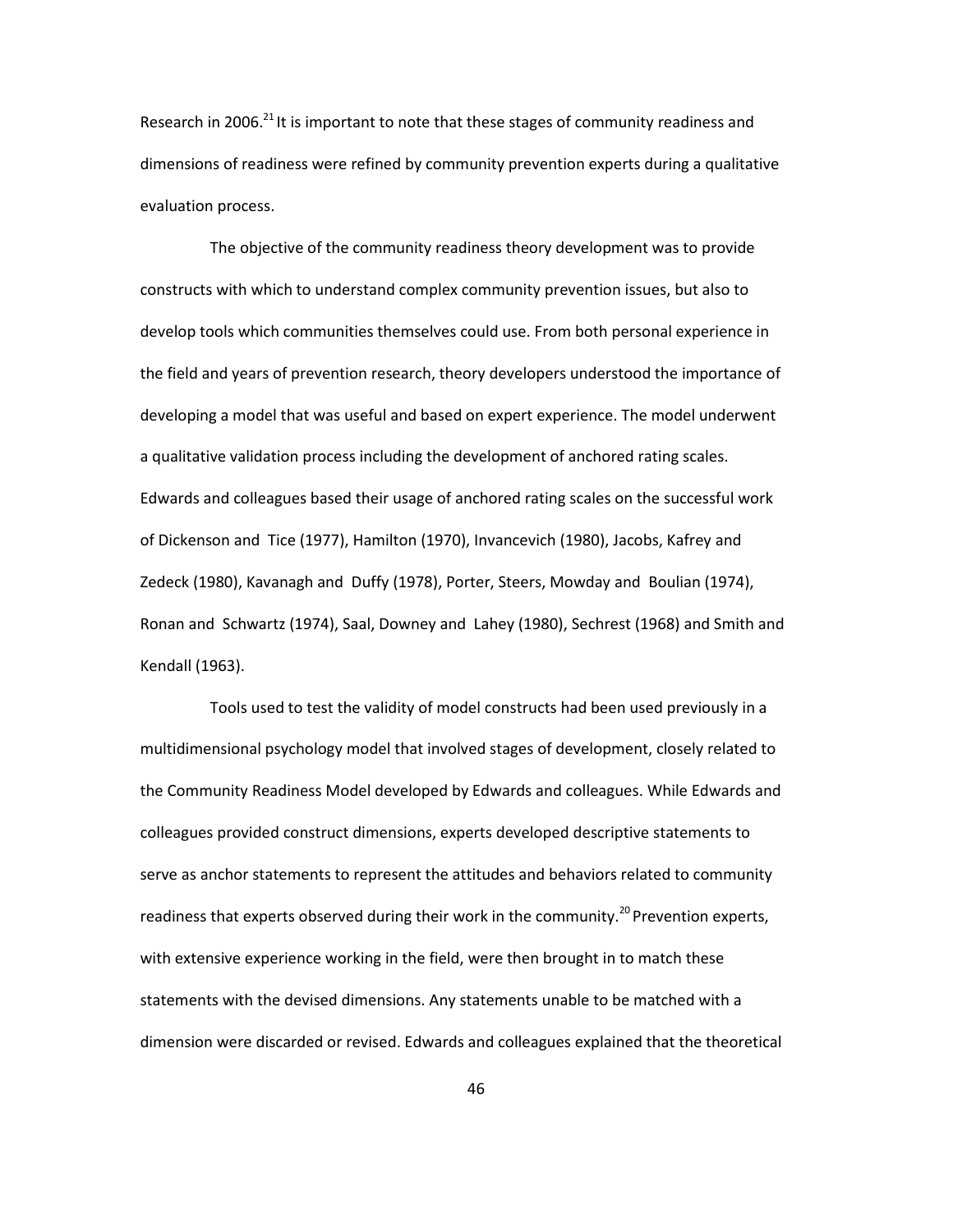Research in 2006.[21] It is important to note that these stages of community readiness and dimensions of readiness were refined by community prevention experts during a qualitative evaluation process.

The objective of the community readiness theory development was to provide constructs with which to understand complex community prevention issues, but also to develop tools which communities themselves could use. From both personal experience in the field and years of prevention research, theory developers understood the importance of developing a model that was useful and based on expert experience. The model underwent a qualitative validation process including the development of anchored rating scales. Edwards and colleagues based their usage of anchored rating scales on the successful work of Dickenson and Tice (1977), Hamilton (1970), Invancevich (1980), Jacobs, Kafrey and Zedeck (1980), Kavanagh and Duffy (1978), Porter, Steers, Mowday and Boulian (1974), Ronan and Schwartz (1974), Saal, Downey and Lahey (1980), Sechrest (1968) and Smith and Kendall (1963).

Tools used to test the validity of model constructs had been used previously in a multidimensional psychology model that involved stages of development, closely related to the Community Readiness Model developed by Edwards and colleagues. While Edwards and colleagues provided construct dimensions, experts developed descriptive statements to serve as anchor statements to represent the attitudes and behaviors related to community readiness that experts observed during their work in the community.[20] Prevention experts, with extensive experience working in the field, were then brought in to match these statements with the devised dimensions. Any statements unable to be matched with a dimension were discarded or revised. Edwards and colleagues explained that the theoretical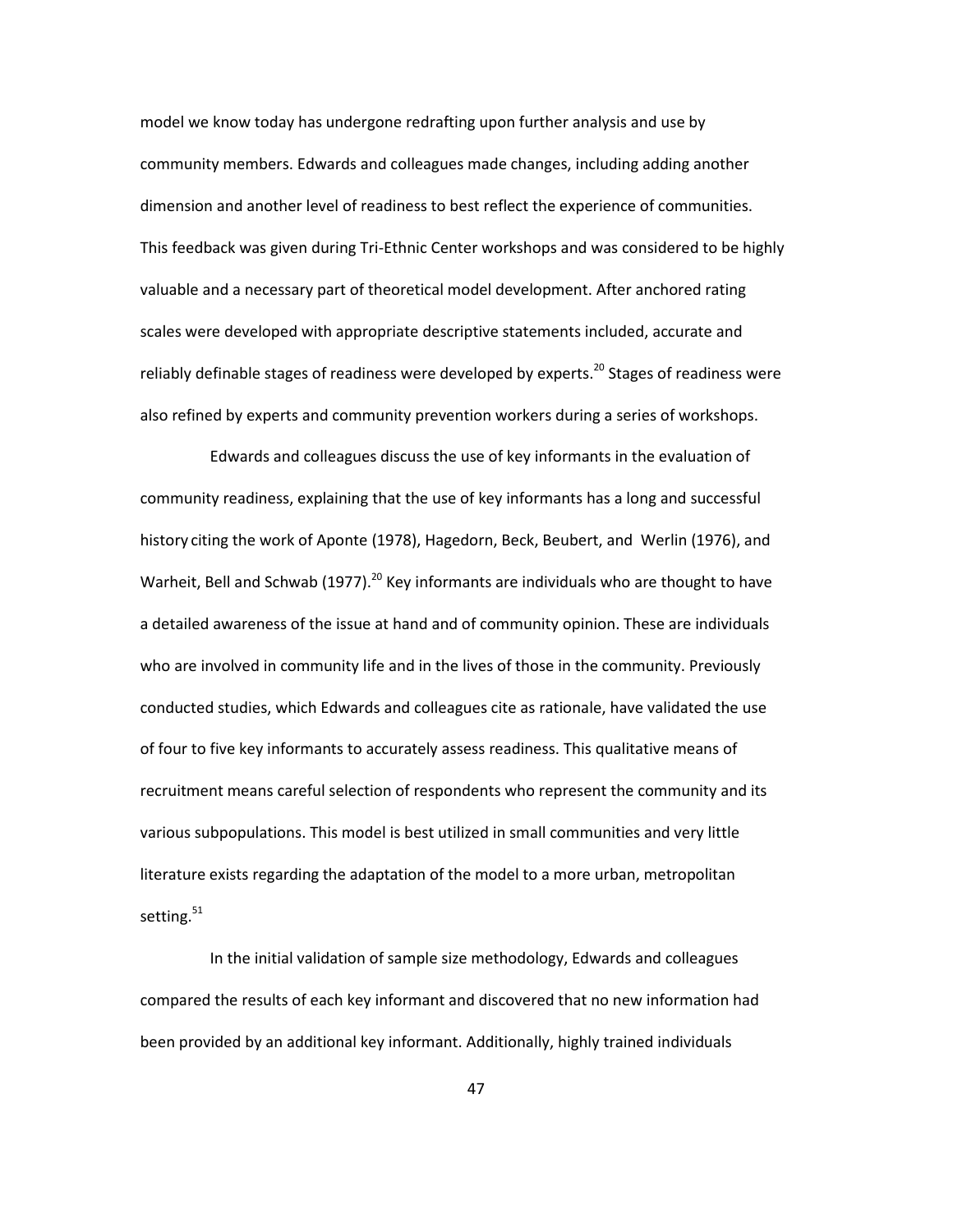model we know today has undergone redrafting upon further analysis and use by community members. Edwards and colleagues made changes, including adding another dimension and another level of readiness to best reflect the experience of communities. This feedback was given during Tri-Ethnic Center workshops and was considered to be highly valuable and a necessary part of theoretical model development. After anchored rating scales were developed with appropriate descriptive statements included, accurate and reliably definable stages of readiness were developed by experts.[20] Stages of readiness were also refined by experts and community prevention workers during a series of workshops.

Edwards and colleagues discuss the use of key informants in the evaluation of community readiness, explaining that the use of key informants has a long and successful history citing the work of Aponte (1978), Hagedorn, Beck, Beubert, and Werlin (1976), and Warheit, Bell and Schwab (1977).[20] Key informants are individuals who are thought to have a detailed awareness of the issue at hand and of community opinion. These are individuals who are involved in community life and in the lives of those in the community. Previously conducted studies, which Edwards and colleagues cite as rationale, have validated the use of four to five key informants to accurately assess readiness. This qualitative means of recruitment means careful selection of respondents who represent the community and its various subpopulations. This model is best utilized in small communities and very little literature exists regarding the adaptation of the model to a more urban, metropolitan setting.[51]

In the initial validation of sample size methodology, Edwards and colleagues compared the results of each key informant and discovered that no new information had been provided by an additional key informant. Additionally, highly trained individuals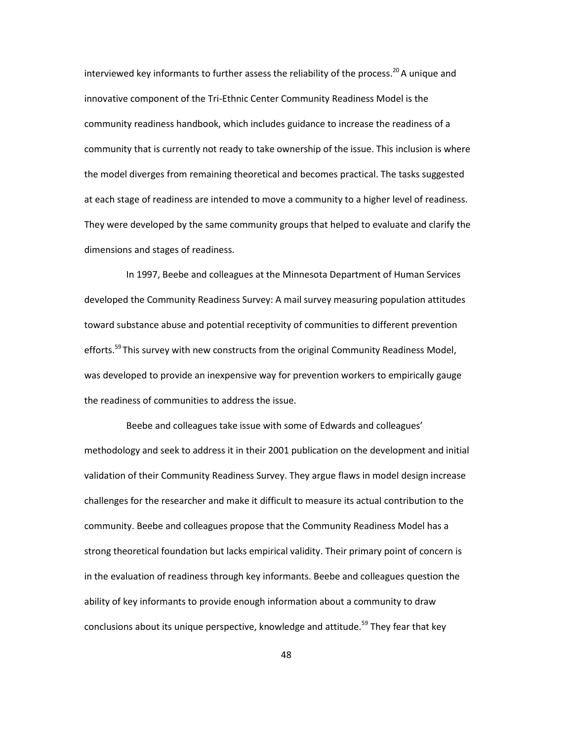interviewed key informants to further assess the reliability of the process.[20] A unique and innovative component of the Tri-Ethnic Center Community Readiness Model is the community readiness handbook, which includes guidance to increase the readiness of a community that is currently not ready to take ownership of the issue. This inclusion is where the model diverges from remaining theoretical and becomes practical. The tasks suggested at each stage of readiness are intended to move a community to a higher level of readiness. They were developed by the same community groups that helped to evaluate and clarify the dimensions and stages of readiness.

In 1997, Beebe and colleagues at the Minnesota Department of Human Services developed the Community Readiness Survey: A mail survey measuring population attitudes toward substance abuse and potential receptivity of communities to different prevention efforts.[59] This survey with new constructs from the original Community Readiness Model, was developed to provide an inexpensive way for prevention workers to empirically gauge the readiness of communities to address the issue.

Beebe and colleagues take issue with some of Edwards and colleagues' methodology and seek to address it in their 2001 publication on the development and initial validation of their Community Readiness Survey. They argue flaws in model design increase challenges for the researcher and make it difficult to measure its actual contribution to the community. Beebe and colleagues propose that the Community Readiness Model has a strong theoretical foundation but lacks empirical validity. Their primary point of concern is in the evaluation of readiness through key informants. Beebe and colleagues question the ability of key informants to provide enough information about a community to draw conclusions about its unique perspective, knowledge and attitude.[59] They fear that key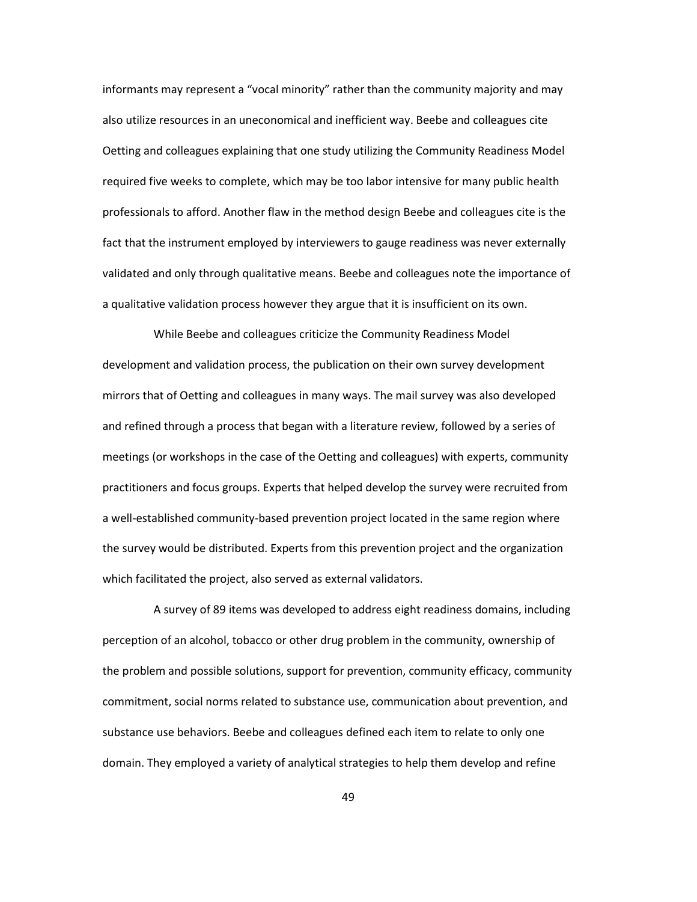informants may represent a "vocal minority" rather than the community majority and may also utilize resources in an uneconomical and inefficient way. Beebe and colleagues cite Oetting and colleagues explaining that one study utilizing the Community Readiness Model required five weeks to complete, which may be too labor intensive for many public health professionals to afford. Another flaw in the method design Beebe and colleagues cite is the fact that the instrument employed by interviewers to gauge readiness was never externally validated and only through qualitative means. Beebe and colleagues note the importance of a qualitative validation process however they argue that it is insufficient on its own.

While Beebe and colleagues criticize the Community Readiness Model development and validation process, the publication on their own survey development mirrors that of Oetting and colleagues in many ways. The mail survey was also developed and refined through a process that began with a literature review, followed by a series of meetings (or workshops in the case of the Oetting and colleagues) with experts, community practitioners and focus groups. Experts that helped develop the survey were recruited from a well-established community-based prevention project located in the same region where the survey would be distributed. Experts from this prevention project and the organization which facilitated the project, also served as external validators.

A survey of 89 items was developed to address eight readiness domains, including perception of an alcohol, tobacco or other drug problem in the community, ownership of the problem and possible solutions, support for prevention, community efficacy, community commitment, social norms related to substance use, communication about prevention, and substance use behaviors. Beebe and colleagues defined each item to relate to only one domain. They employed a variety of analytical strategies to help them develop and refine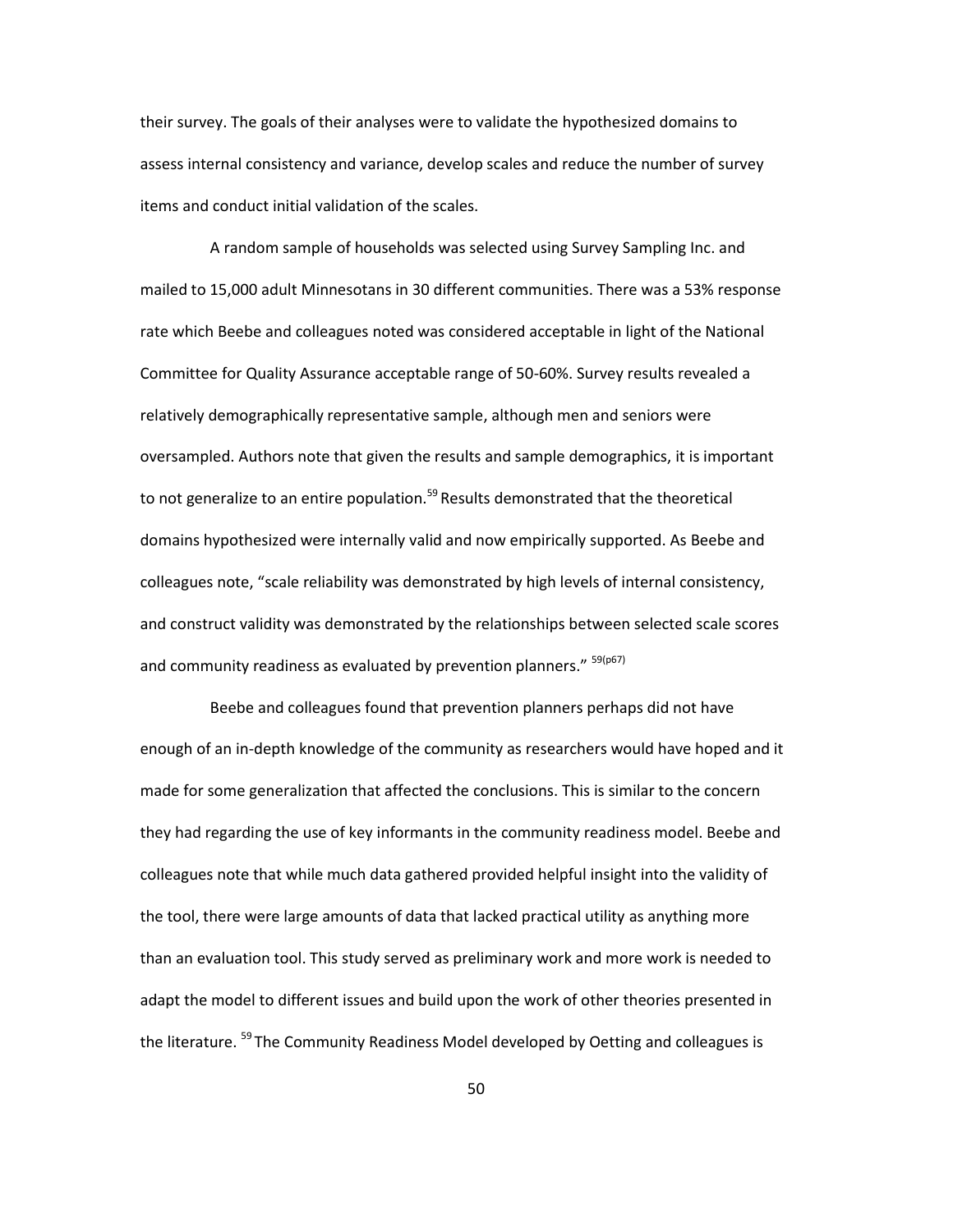their survey. The goals of their analyses were to validate the hypothesized domains to assess internal consistency and variance, develop scales and reduce the number of survey items and conduct initial validation of the scales.

A random sample of households was selected using Survey Sampling Inc. and mailed to 15,000 adult Minnesotans in 30 different communities. There was a 53% response rate which Beebe and colleagues noted was considered acceptable in light of the National Committee for Quality Assurance acceptable range of 50-60%. Survey results revealed a relatively demographically representative sample, although men and seniors were oversampled. Authors note that given the results and sample demographics, it is important to not generalize to an entire population.[59] Results demonstrated that the theoretical domains hypothesized were internally valid and now empirically supported. As Beebe and colleagues note, "scale reliability was demonstrated by high levels of internal consistency, and construct validity was demonstrated by the relationships between selected scale scores and community readiness as evaluated by prevention planners." [59(p67)]

Beebe and colleagues found that prevention planners perhaps did not have enough of an in-depth knowledge of the community as researchers would have hoped and it made for some generalization that affected the conclusions. This is similar to the concern they had regarding the use of key informants in the community readiness model. Beebe and colleagues note that while much data gathered provided helpful insight into the validity of the tool, there were large amounts of data that lacked practical utility as anything more than an evaluation tool. This study served as preliminary work and more work is needed to adapt the model to different issues and build upon the work of other theories presented in the literature. [59] The Community Readiness Model developed by Oetting and colleagues is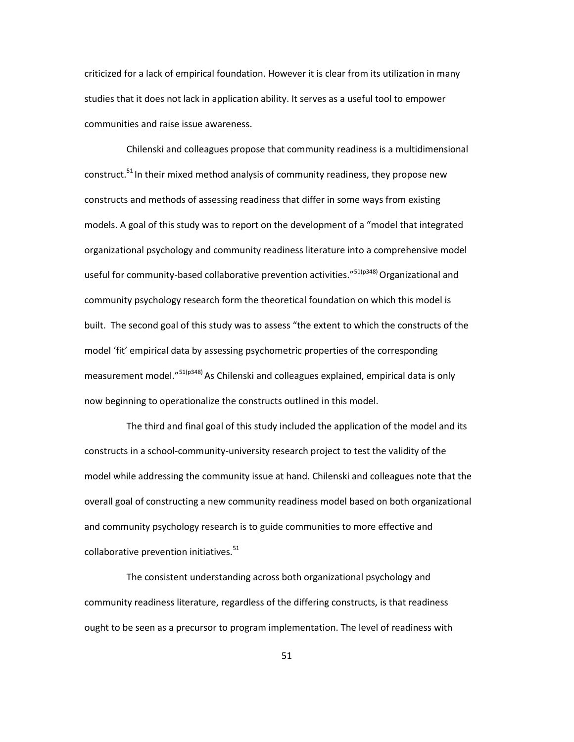criticized for a lack of empirical foundation. However it is clear from its utilization in many studies that it does not lack in application ability. It serves as a useful tool to empower communities and raise issue awareness.

Chilenski and colleagues propose that community readiness is a multidimensional construct.[51] In their mixed method analysis of community readiness, they propose new constructs and methods of assessing readiness that differ in some ways from existing models. A goal of this study was to report on the development of a "model that integrated organizational psychology and community readiness literature into a comprehensive model useful for community-based collaborative prevention activities."[51(p348)] Organizational and community psychology research form the theoretical foundation on which this model is built. The second goal of this study was to assess "the extent to which the constructs of the model 'fit' empirical data by assessing psychometric properties of the corresponding measurement model."[51(p348)] As Chilenski and colleagues explained, empirical data is only now beginning to operationalize the constructs outlined in this model.

The third and final goal of this study included the application of the model and its constructs in a school-community-university research project to test the validity of the model while addressing the community issue at hand. Chilenski and colleagues note that the overall goal of constructing a new community readiness model based on both organizational and community psychology research is to guide communities to more effective and collaborative prevention initiatives.[51]

The consistent understanding across both organizational psychology and community readiness literature, regardless of the differing constructs, is that readiness ought to be seen as a precursor to program implementation. The level of readiness with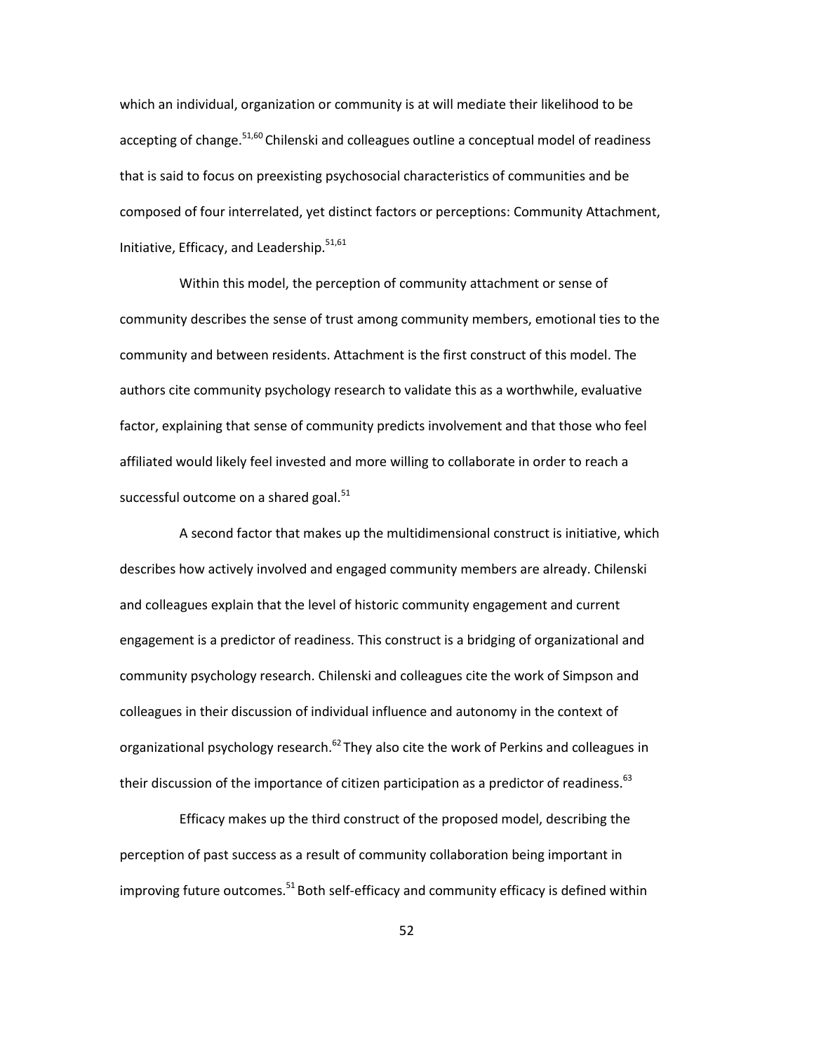which an individual, organization or community is at will mediate their likelihood to be accepting of change.[51,60] Chilenski and colleagues outline a conceptual model of readiness that is said to focus on preexisting psychosocial characteristics of communities and be composed of four interrelated, yet distinct factors or perceptions: Community Attachment, Initiative, Efficacy, and Leadership.[51,61]

Within this model, the perception of community attachment or sense of community describes the sense of trust among community members, emotional ties to the community and between residents. Attachment is the first construct of this model. The authors cite community psychology research to validate this as a worthwhile, evaluative factor, explaining that sense of community predicts involvement and that those who feel affiliated would likely feel invested and more willing to collaborate in order to reach a successful outcome on a shared goal.[51]

A second factor that makes up the multidimensional construct is initiative, which describes how actively involved and engaged community members are already. Chilenski and colleagues explain that the level of historic community engagement and current engagement is a predictor of readiness. This construct is a bridging of organizational and community psychology research. Chilenski and colleagues cite the work of Simpson and colleagues in their discussion of individual influence and autonomy in the context of organizational psychology research.[62] They also cite the work of Perkins and colleagues in their discussion of the importance of citizen participation as a predictor of readiness.[63]

Efficacy makes up the third construct of the proposed model, describing the perception of past success as a result of community collaboration being important in improving future outcomes.[51] Both self-efficacy and community efficacy is defined within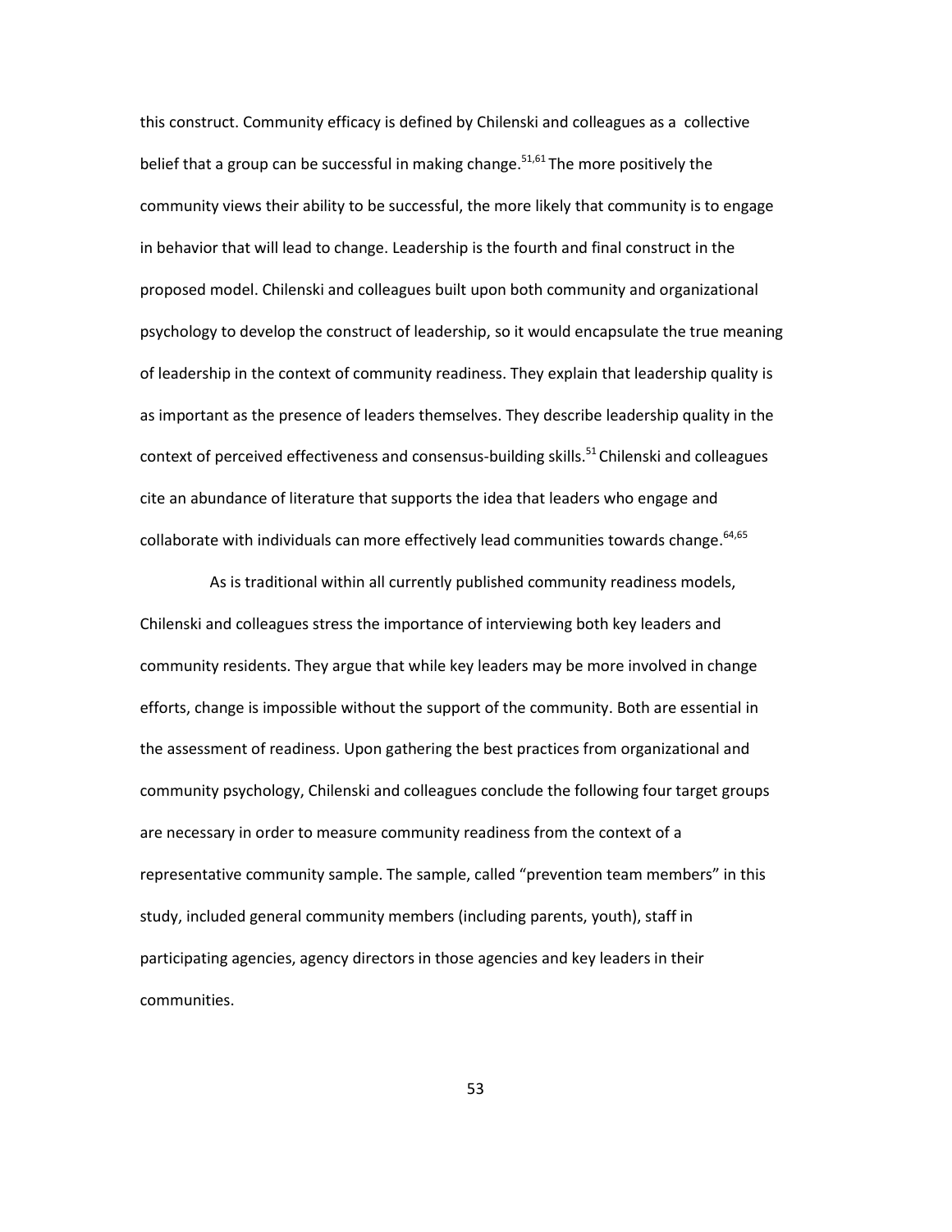this construct. Community efficacy is defined by Chilenski and colleagues as a collective belief that a group can be successful in making change.[51,61] The more positively the community views their ability to be successful, the more likely that community is to engage in behavior that will lead to change. Leadership is the fourth and final construct in the proposed model. Chilenski and colleagues built upon both community and organizational psychology to develop the construct of leadership, so it would encapsulate the true meaning of leadership in the context of community readiness. They explain that leadership quality is as important as the presence of leaders themselves. They describe leadership quality in the context of perceived effectiveness and consensus-building skills.[51] Chilenski and colleagues cite an abundance of literature that supports the idea that leaders who engage and collaborate with individuals can more effectively lead communities towards change.[64,65]

As is traditional within all currently published community readiness models, Chilenski and colleagues stress the importance of interviewing both key leaders and community residents. They argue that while key leaders may be more involved in change efforts, change is impossible without the support of the community. Both are essential in the assessment of readiness. Upon gathering the best practices from organizational and community psychology, Chilenski and colleagues conclude the following four target groups are necessary in order to measure community readiness from the context of a representative community sample. The sample, called "prevention team members" in this study, included general community members (including parents, youth), staff in participating agencies, agency directors in those agencies and key leaders in their communities.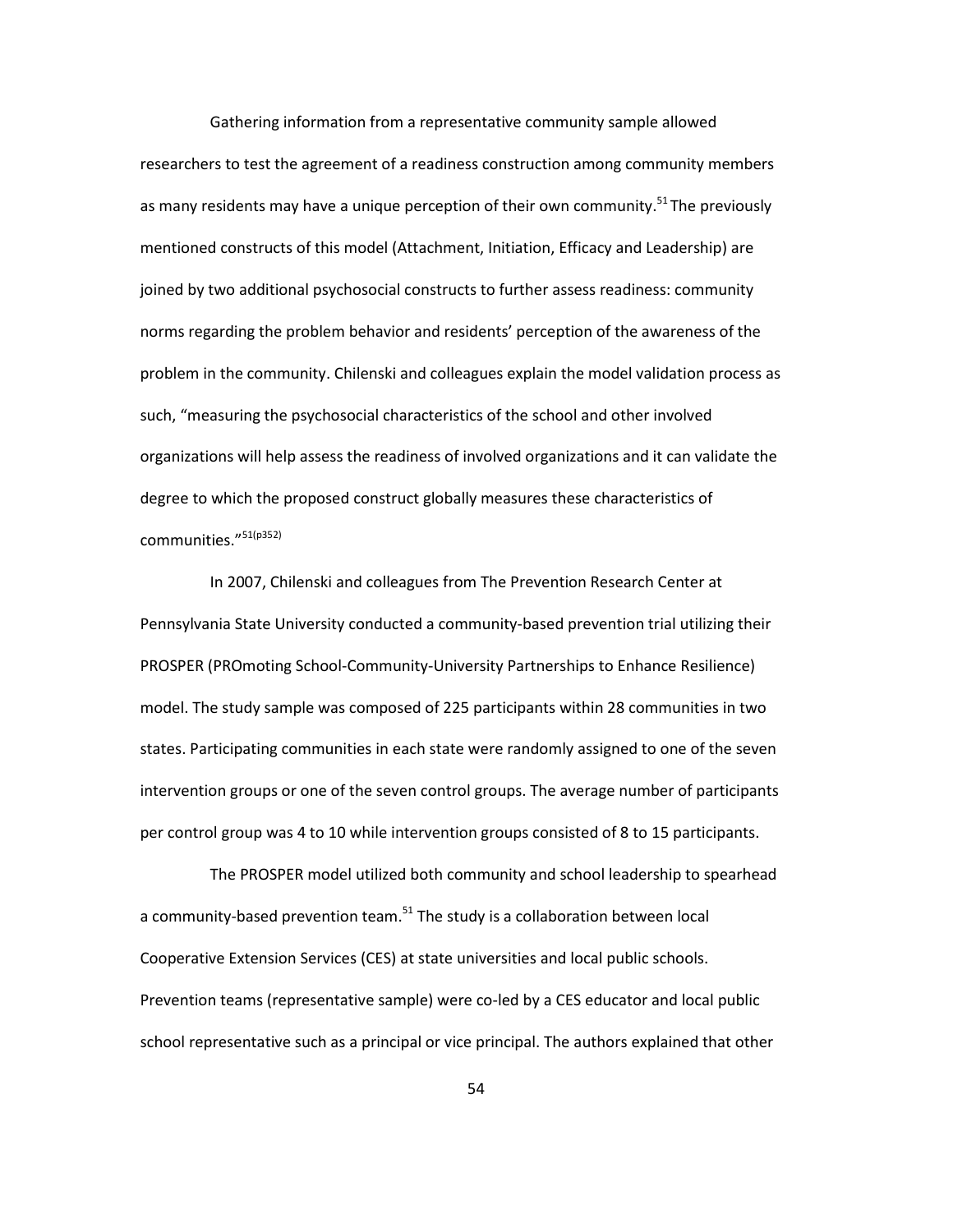Gathering information from a representative community sample allowed researchers to test the agreement of a readiness construction among community members as many residents may have a unique perception of their own community.[51] The previously mentioned constructs of this model (Attachment, Initiation, Efficacy and Leadership) are joined by two additional psychosocial constructs to further assess readiness: community norms regarding the problem behavior and residents' perception of the awareness of the problem in the community. Chilenski and colleagues explain the model validation process as such, "measuring the psychosocial characteristics of the school and other involved organizations will help assess the readiness of involved organizations and it can validate the degree to which the proposed construct globally measures these characteristics of communities."[51(p352)]

In 2007, Chilenski and colleagues from The Prevention Research Center at Pennsylvania State University conducted a community-based prevention trial utilizing their PROSPER (PROmoting School-Community-University Partnerships to Enhance Resilience) model. The study sample was composed of 225 participants within 28 communities in two states. Participating communities in each state were randomly assigned to one of the seven intervention groups or one of the seven control groups. The average number of participants per control group was 4 to 10 while intervention groups consisted of 8 to 15 participants.

The PROSPER model utilized both community and school leadership to spearhead a community-based prevention team.[51] The study is a collaboration between local Cooperative Extension Services (CES) at state universities and local public schools. Prevention teams (representative sample) were co-led by a CES educator and local public school representative such as a principal or vice principal. The authors explained that other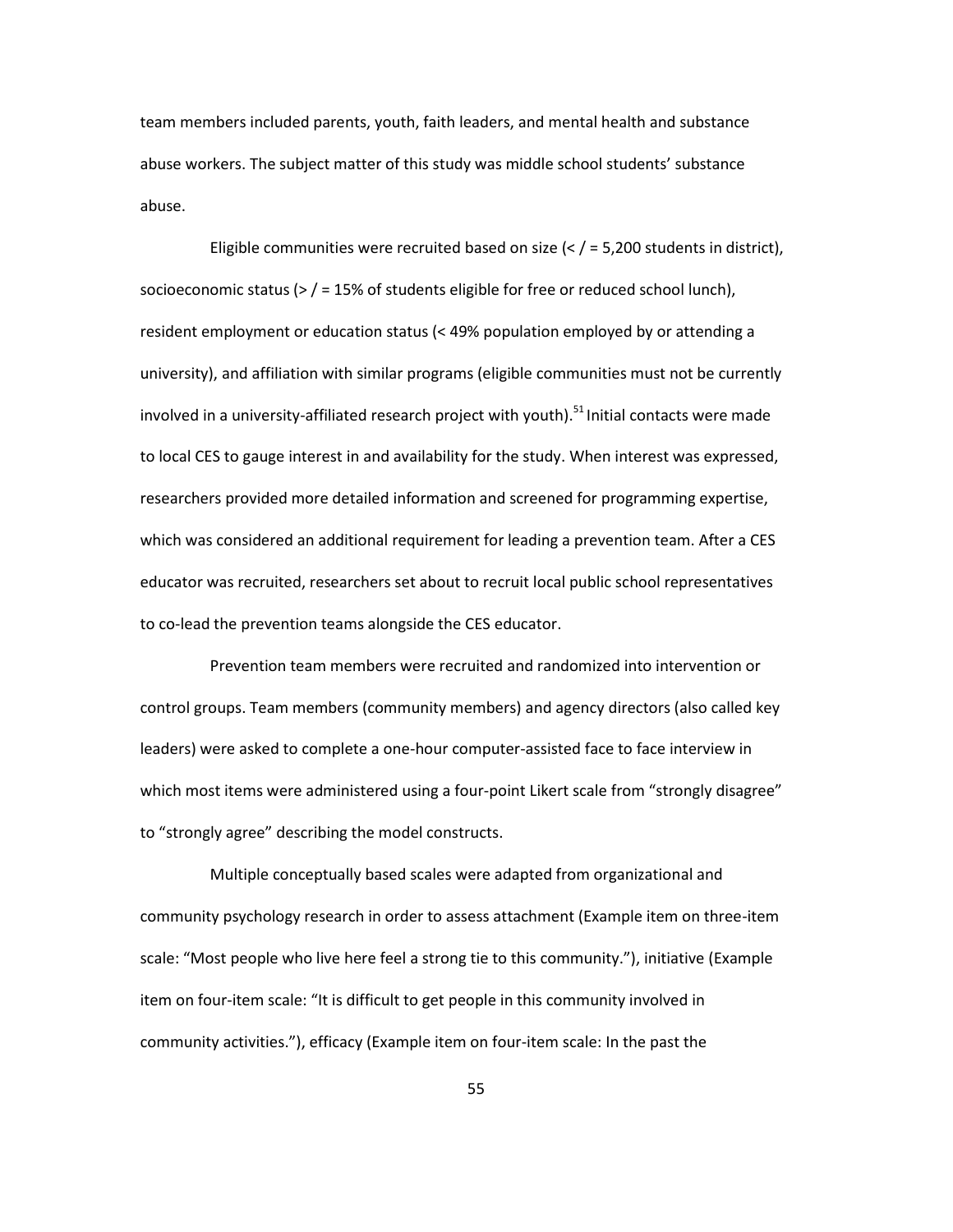team members included parents, youth, faith leaders, and mental health and substance abuse workers. The subject matter of this study was middle school students' substance abuse.

Eligible communities were recruited based on size (< / = 5,200 students in district), socioeconomic status (> / = 15% of students eligible for free or reduced school lunch), resident employment or education status (< 49% population employed by or attending a university), and affiliation with similar programs (eligible communities must not be currently involved in a university-affiliated research project with youth).[51] Initial contacts were made to local CES to gauge interest in and availability for the study. When interest was expressed, researchers provided more detailed information and screened for programming expertise, which was considered an additional requirement for leading a prevention team. After a CES educator was recruited, researchers set about to recruit local public school representatives to co-lead the prevention teams alongside the CES educator.

Prevention team members were recruited and randomized into intervention or control groups. Team members (community members) and agency directors (also called key leaders) were asked to complete a one-hour computer-assisted face to face interview in which most items were administered using a four-point Likert scale from "strongly disagree" to "strongly agree" describing the model constructs.

Multiple conceptually based scales were adapted from organizational and community psychology research in order to assess attachment (Example item on three-item scale: "Most people who live here feel a strong tie to this community."), initiative (Example item on four-item scale: "It is difficult to get people in this community involved in community activities."), efficacy (Example item on four-item scale: In the past the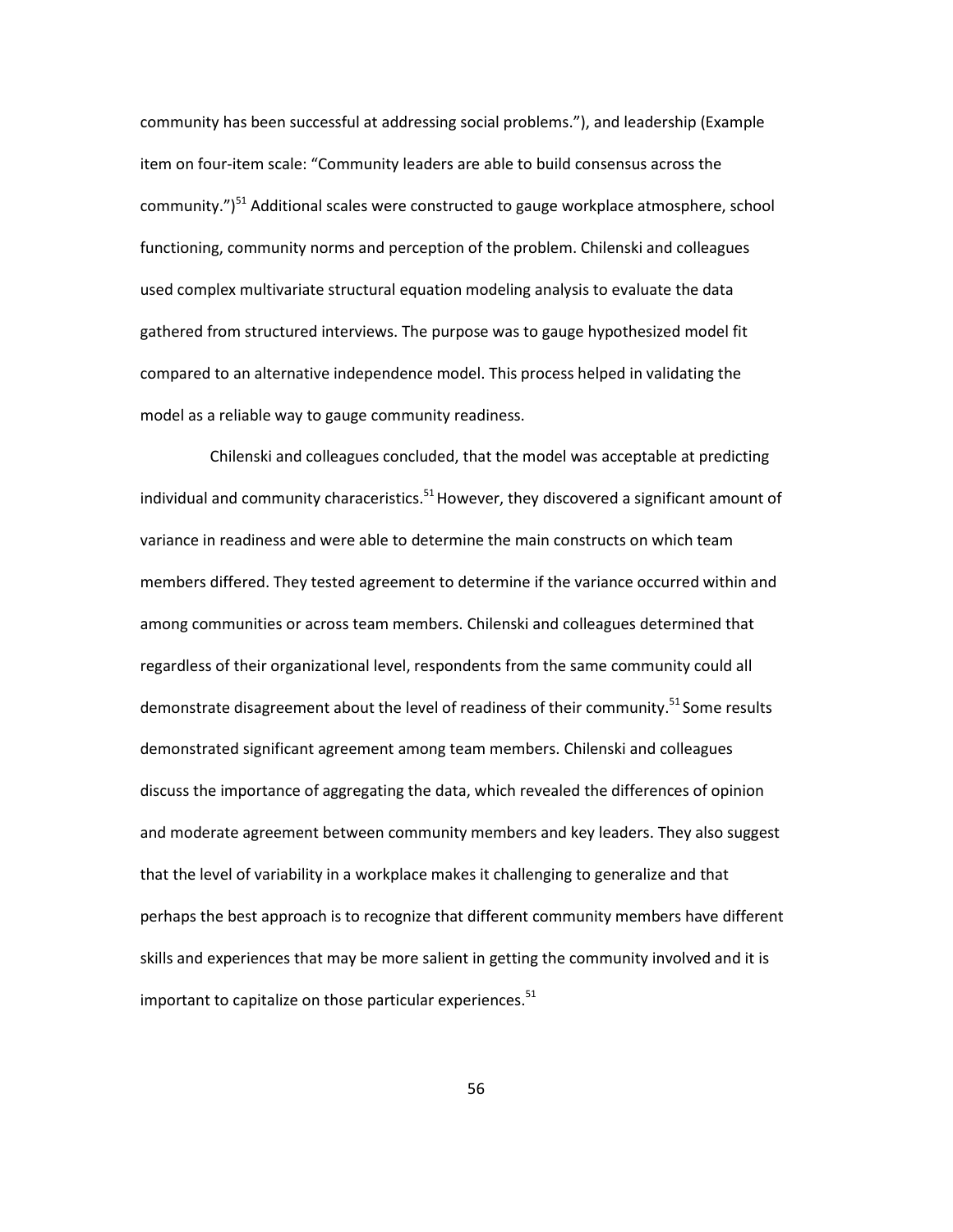community has been successful at addressing social problems."), and leadership (Example item on four-item scale: "Community leaders are able to build consensus across the community.")[51] Additional scales were constructed to gauge workplace atmosphere, school functioning, community norms and perception of the problem. Chilenski and colleagues used complex multivariate structural equation modeling analysis to evaluate the data gathered from structured interviews. The purpose was to gauge hypothesized model fit compared to an alternative independence model. This process helped in validating the model as a reliable way to gauge community readiness.

Chilenski and colleagues concluded, that the model was acceptable at predicting individual and community characeristics.[51] However, they discovered a significant amount of variance in readiness and were able to determine the main constructs on which team members differed. They tested agreement to determine if the variance occurred within and among communities or across team members. Chilenski and colleagues determined that regardless of their organizational level, respondents from the same community could all demonstrate disagreement about the level of readiness of their community.[51] Some results demonstrated significant agreement among team members. Chilenski and colleagues discuss the importance of aggregating the data, which revealed the differences of opinion and moderate agreement between community members and key leaders. They also suggest that the level of variability in a workplace makes it challenging to generalize and that perhaps the best approach is to recognize that different community members have different skills and experiences that may be more salient in getting the community involved and it is important to capitalize on those particular experiences.[51]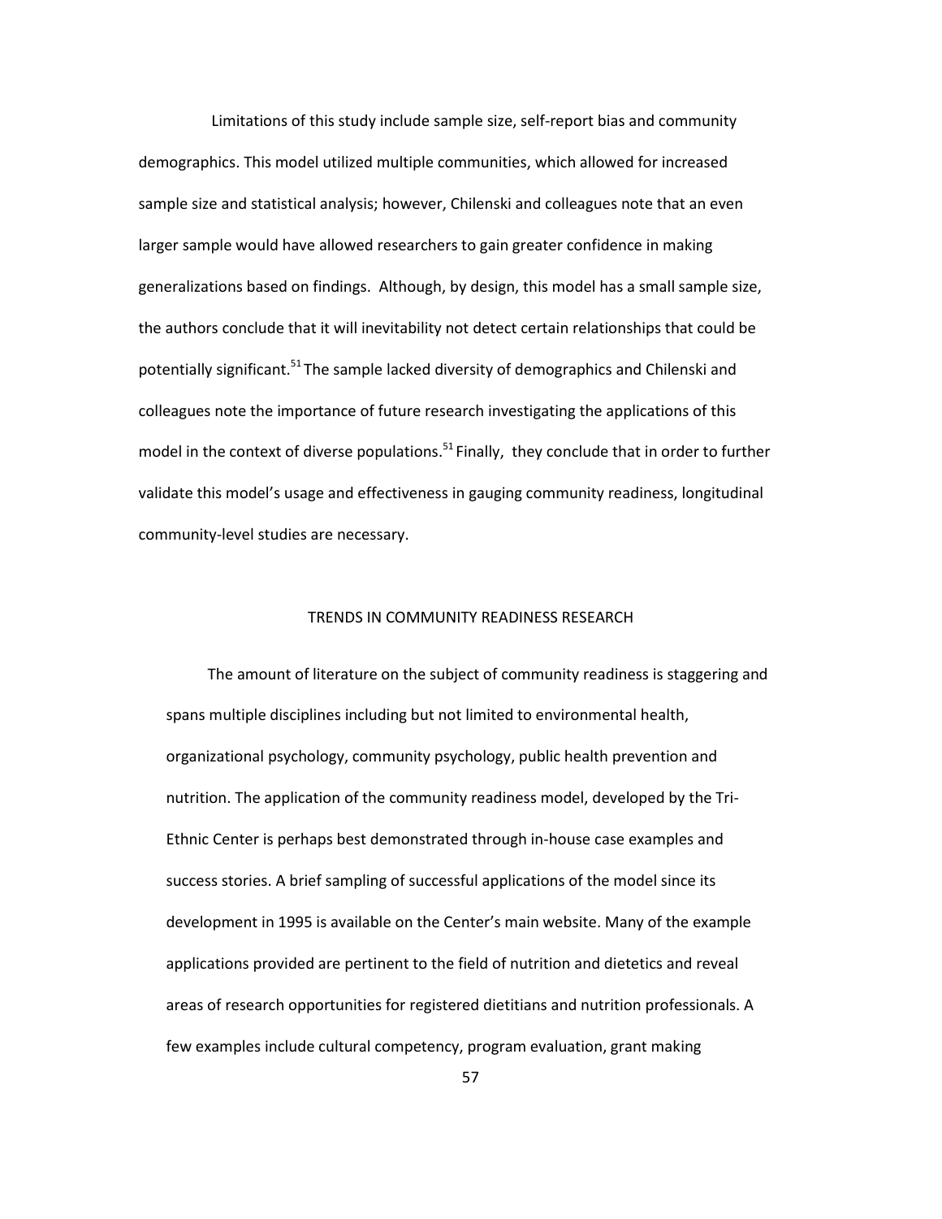Limitations of this study include sample size, self-report bias and community demographics. This model utilized multiple communities, which allowed for increased sample size and statistical analysis; however, Chilenski and colleagues note that an even larger sample would have allowed researchers to gain greater confidence in making generalizations based on findings. Although, by design, this model has a small sample size, the authors conclude that it will inevitability not detect certain relationships that could be potentially significant.[51] The sample lacked diversity of demographics and Chilenski and colleagues note the importance of future research investigating the applications of this model in the context of diverse populations.[51] Finally, they conclude that in order to further validate this model's usage and effectiveness in gauging community readiness, longitudinal community-level studies are necessary.

## TRENDS IN COMMUNITY READINESS RESEARCH

The amount of literature on the subject of community readiness is staggering and spans multiple disciplines including but not limited to environmental health, organizational psychology, community psychology, public health prevention and nutrition. The application of the community readiness model, developed by the Tri-Ethnic Center is perhaps best demonstrated through in-house case examples and success stories. A brief sampling of successful applications of the model since its development in 1995 is available on the Center's main website. Many of the example applications provided are pertinent to the field of nutrition and dietetics and reveal areas of research opportunities for registered dietitians and nutrition professionals. A few examples include cultural competency, program evaluation, grant making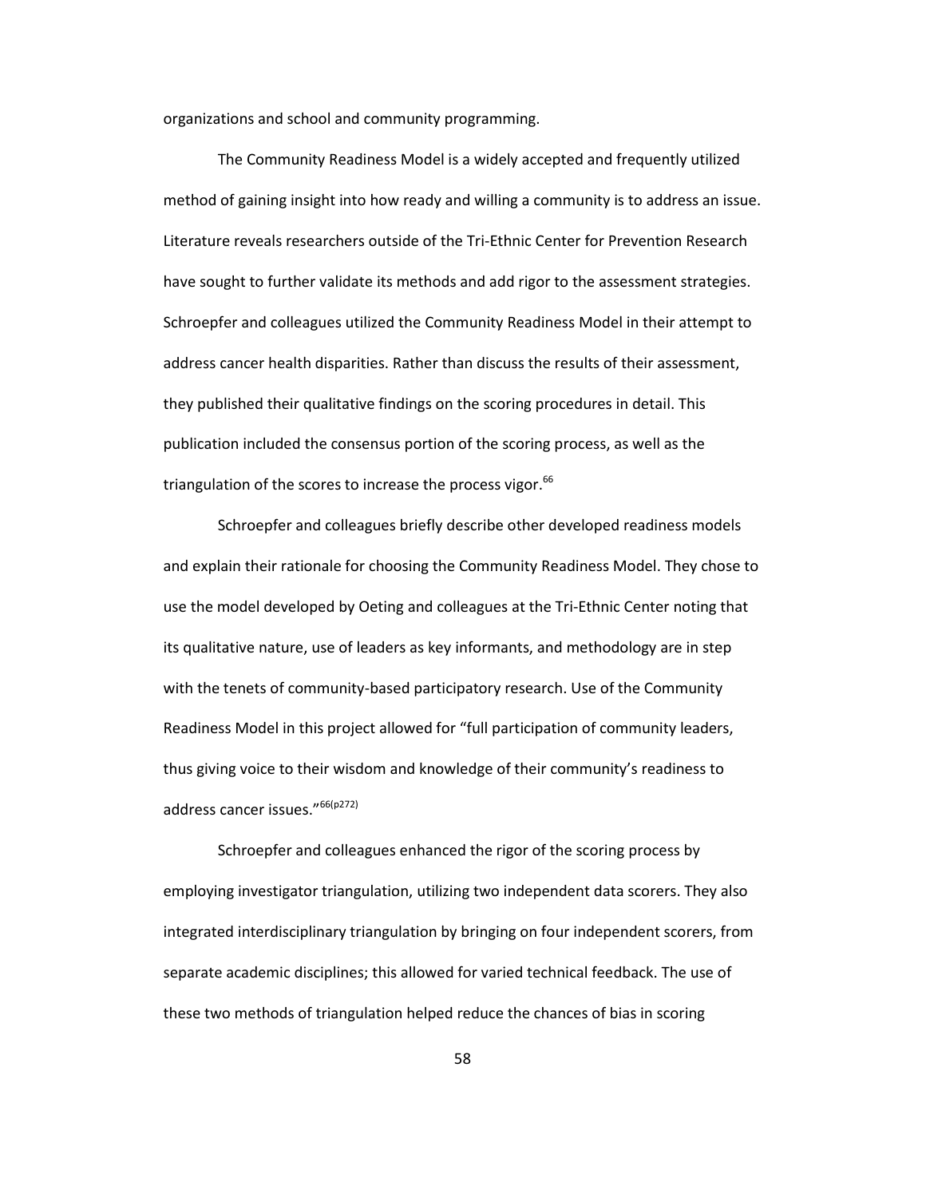organizations and school and community programming.

The Community Readiness Model is a widely accepted and frequently utilized method of gaining insight into how ready and willing a community is to address an issue. Literature reveals researchers outside of the Tri-Ethnic Center for Prevention Research have sought to further validate its methods and add rigor to the assessment strategies. Schroepfer and colleagues utilized the Community Readiness Model in their attempt to address cancer health disparities. Rather than discuss the results of their assessment, they published their qualitative findings on the scoring procedures in detail. This publication included the consensus portion of the scoring process, as well as the triangulation of the scores to increase the process vigor.[66]

Schroepfer and colleagues briefly describe other developed readiness models and explain their rationale for choosing the Community Readiness Model. They chose to use the model developed by Oeting and colleagues at the Tri-Ethnic Center noting that its qualitative nature, use of leaders as key informants, and methodology are in step with the tenets of community-based participatory research. Use of the Community Readiness Model in this project allowed for "full participation of community leaders, thus giving voice to their wisdom and knowledge of their community's readiness to address cancer issues."[66(p272)]

Schroepfer and colleagues enhanced the rigor of the scoring process by employing investigator triangulation, utilizing two independent data scorers. They also integrated interdisciplinary triangulation by bringing on four independent scorers, from separate academic disciplines; this allowed for varied technical feedback. The use of these two methods of triangulation helped reduce the chances of bias in scoring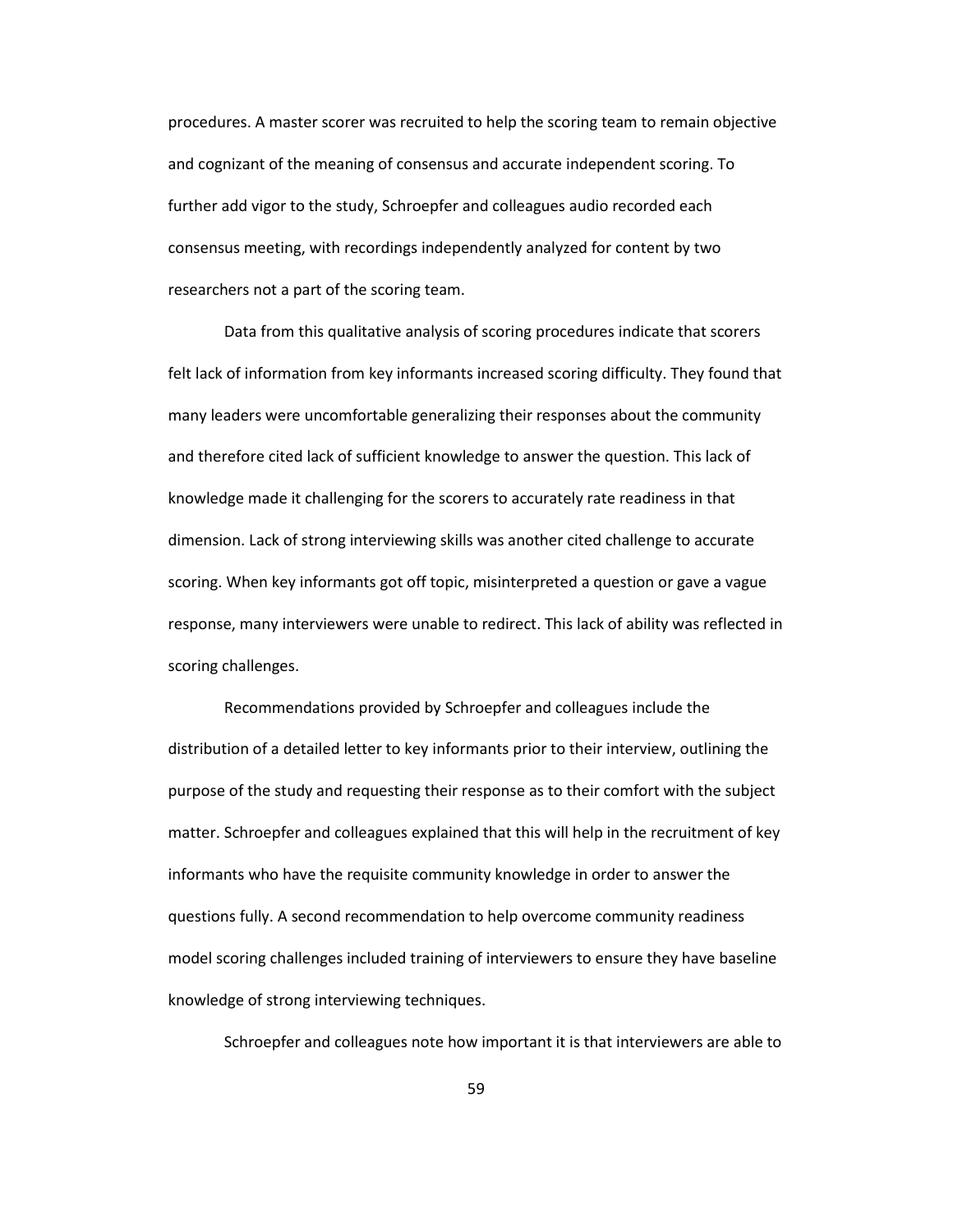procedures. A master scorer was recruited to help the scoring team to remain objective and cognizant of the meaning of consensus and accurate independent scoring. To further add vigor to the study, Schroepfer and colleagues audio recorded each consensus meeting, with recordings independently analyzed for content by two researchers not a part of the scoring team.

Data from this qualitative analysis of scoring procedures indicate that scorers felt lack of information from key informants increased scoring difficulty. They found that many leaders were uncomfortable generalizing their responses about the community and therefore cited lack of sufficient knowledge to answer the question. This lack of knowledge made it challenging for the scorers to accurately rate readiness in that dimension. Lack of strong interviewing skills was another cited challenge to accurate scoring. When key informants got off topic, misinterpreted a question or gave a vague response, many interviewers were unable to redirect. This lack of ability was reflected in scoring challenges.

Recommendations provided by Schroepfer and colleagues include the distribution of a detailed letter to key informants prior to their interview, outlining the purpose of the study and requesting their response as to their comfort with the subject matter. Schroepfer and colleagues explained that this will help in the recruitment of key informants who have the requisite community knowledge in order to answer the questions fully. A second recommendation to help overcome community readiness model scoring challenges included training of interviewers to ensure they have baseline knowledge of strong interviewing techniques.

Schroepfer and colleagues note how important it is that interviewers are able to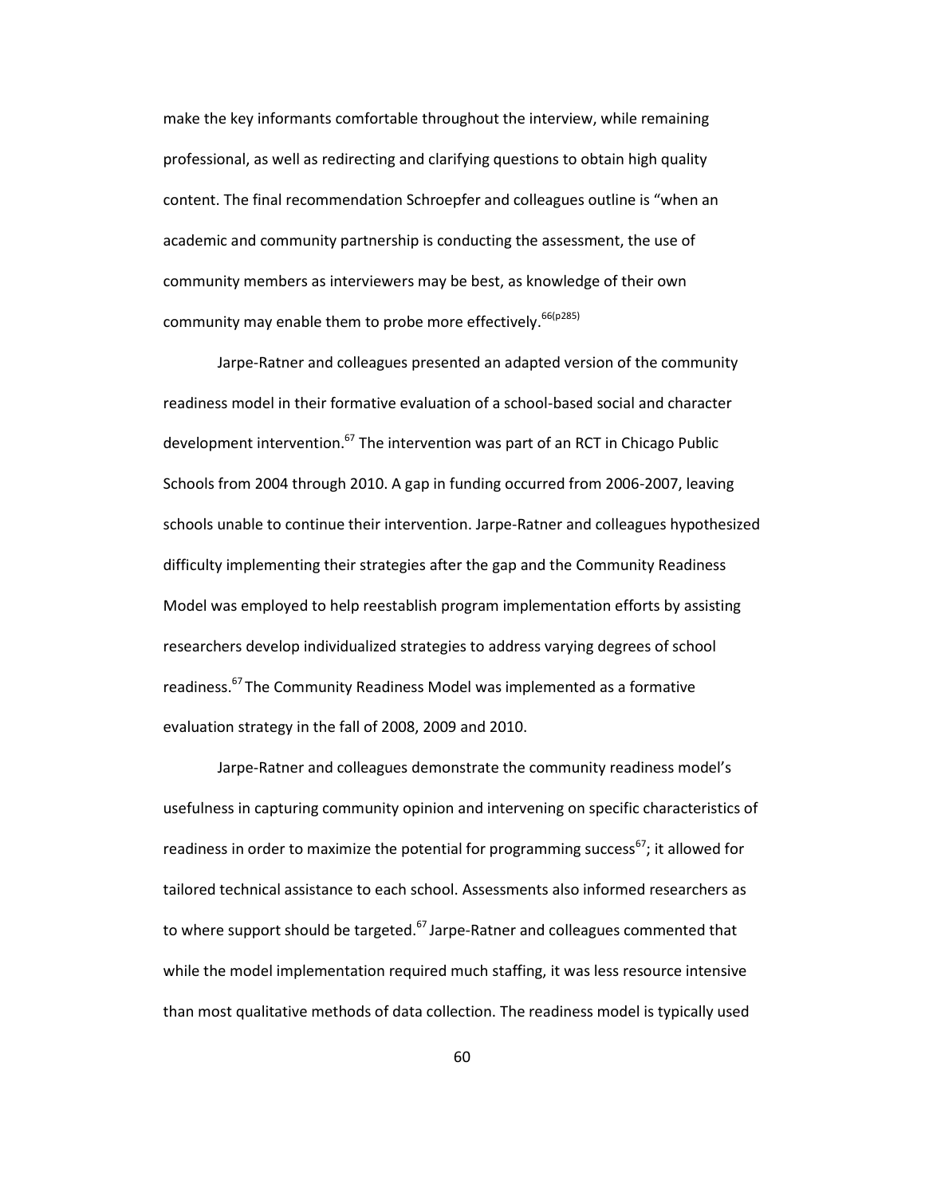make the key informants comfortable throughout the interview, while remaining professional, as well as redirecting and clarifying questions to obtain high quality content. The final recommendation Schroepfer and colleagues outline is "when an academic and community partnership is conducting the assessment, the use of community members as interviewers may be best, as knowledge of their own community may enable them to probe more effectively.[66(p285)]

Jarpe-Ratner and colleagues presented an adapted version of the community readiness model in their formative evaluation of a school-based social and character development intervention.[67] The intervention was part of an RCT in Chicago Public Schools from 2004 through 2010. A gap in funding occurred from 2006-2007, leaving schools unable to continue their intervention. Jarpe-Ratner and colleagues hypothesized difficulty implementing their strategies after the gap and the Community Readiness Model was employed to help reestablish program implementation efforts by assisting researchers develop individualized strategies to address varying degrees of school readiness.[67] The Community Readiness Model was implemented as a formative evaluation strategy in the fall of 2008, 2009 and 2010.

Jarpe-Ratner and colleagues demonstrate the community readiness model's usefulness in capturing community opinion and intervening on specific characteristics of readiness in order to maximize the potential for programming success[67]; it allowed for tailored technical assistance to each school. Assessments also informed researchers as to where support should be targeted.[67] Jarpe-Ratner and colleagues commented that while the model implementation required much staffing, it was less resource intensive than most qualitative methods of data collection. The readiness model is typically used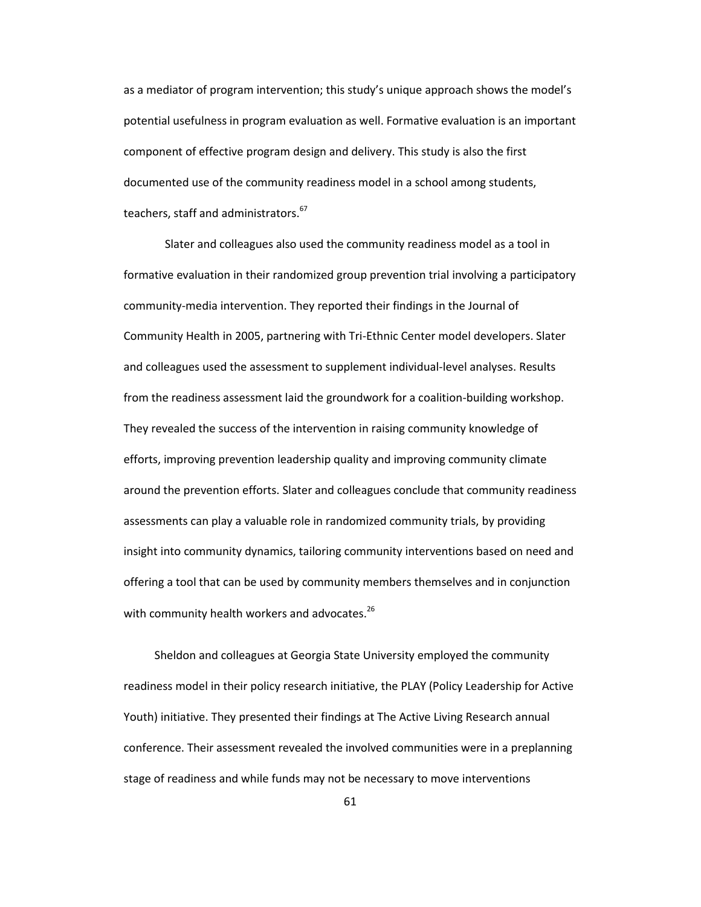as a mediator of program intervention; this study's unique approach shows the model's potential usefulness in program evaluation as well. Formative evaluation is an important component of effective program design and delivery. This study is also the first documented use of the community readiness model in a school among students, teachers, staff and administrators.[67]

Slater and colleagues also used the community readiness model as a tool in formative evaluation in their randomized group prevention trial involving a participatory community-media intervention. They reported their findings in the Journal of Community Health in 2005, partnering with Tri-Ethnic Center model developers. Slater and colleagues used the assessment to supplement individual-level analyses. Results from the readiness assessment laid the groundwork for a coalition-building workshop. They revealed the success of the intervention in raising community knowledge of efforts, improving prevention leadership quality and improving community climate around the prevention efforts. Slater and colleagues conclude that community readiness assessments can play a valuable role in randomized community trials, by providing insight into community dynamics, tailoring community interventions based on need and offering a tool that can be used by community members themselves and in conjunction with community health workers and advocates.[26]

Sheldon and colleagues at Georgia State University employed the community readiness model in their policy research initiative, the PLAY (Policy Leadership for Active Youth) initiative. They presented their findings at The Active Living Research annual conference. Their assessment revealed the involved communities were in a preplanning stage of readiness and while funds may not be necessary to move interventions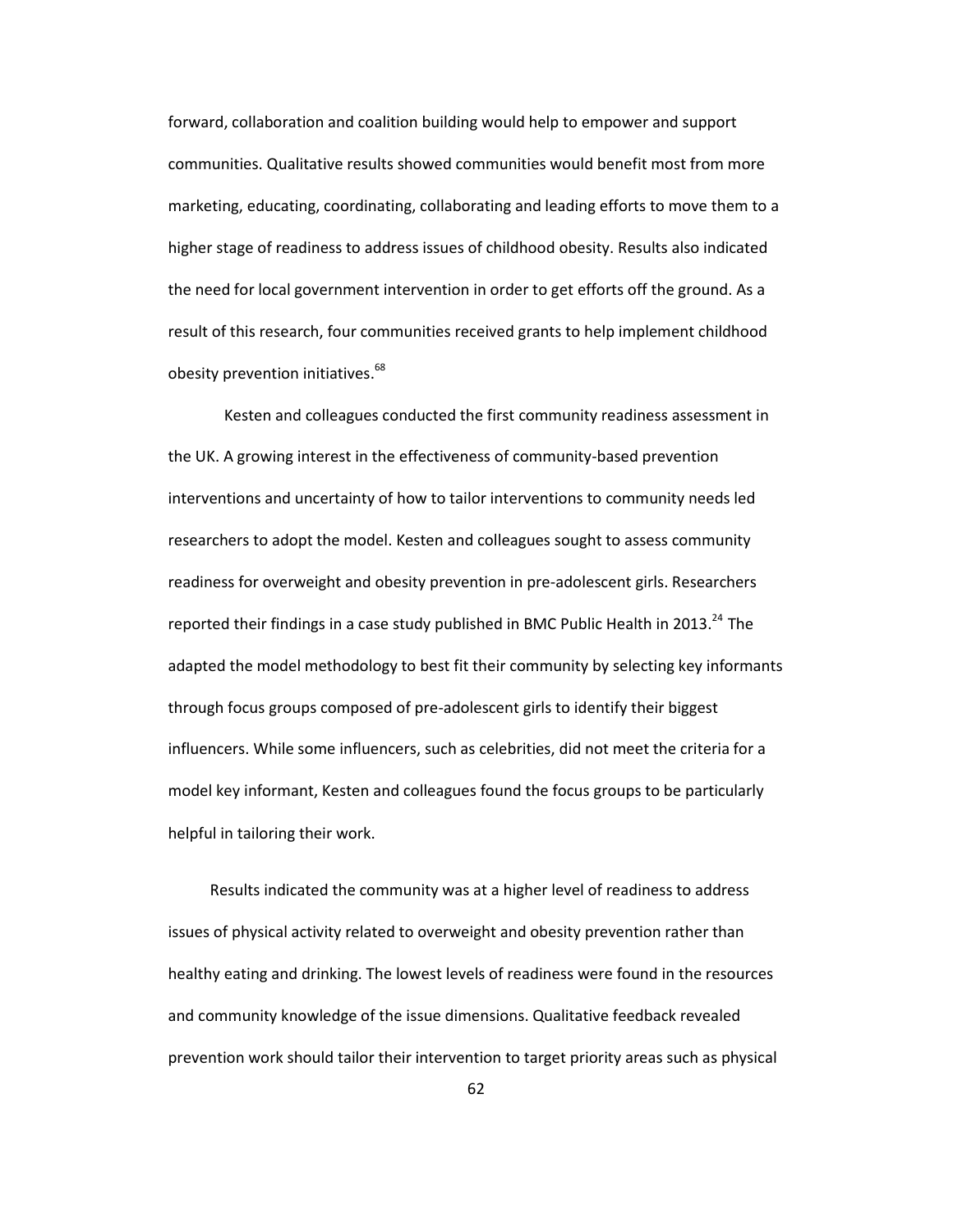forward, collaboration and coalition building would help to empower and support communities. Qualitative results showed communities would benefit most from more marketing, educating, coordinating, collaborating and leading efforts to move them to a higher stage of readiness to address issues of childhood obesity. Results also indicated the need for local government intervention in order to get efforts off the ground. As a result of this research, four communities received grants to help implement childhood obesity prevention initiatives.[68]

Kesten and colleagues conducted the first community readiness assessment in the UK. A growing interest in the effectiveness of community-based prevention interventions and uncertainty of how to tailor interventions to community needs led researchers to adopt the model. Kesten and colleagues sought to assess community readiness for overweight and obesity prevention in pre-adolescent girls. Researchers reported their findings in a case study published in BMC Public Health in 2013.[24] The adapted the model methodology to best fit their community by selecting key informants through focus groups composed of pre-adolescent girls to identify their biggest influencers. While some influencers, such as celebrities, did not meet the criteria for a model key informant, Kesten and colleagues found the focus groups to be particularly helpful in tailoring their work.

Results indicated the community was at a higher level of readiness to address issues of physical activity related to overweight and obesity prevention rather than healthy eating and drinking. The lowest levels of readiness were found in the resources and community knowledge of the issue dimensions. Qualitative feedback revealed prevention work should tailor their intervention to target priority areas such as physical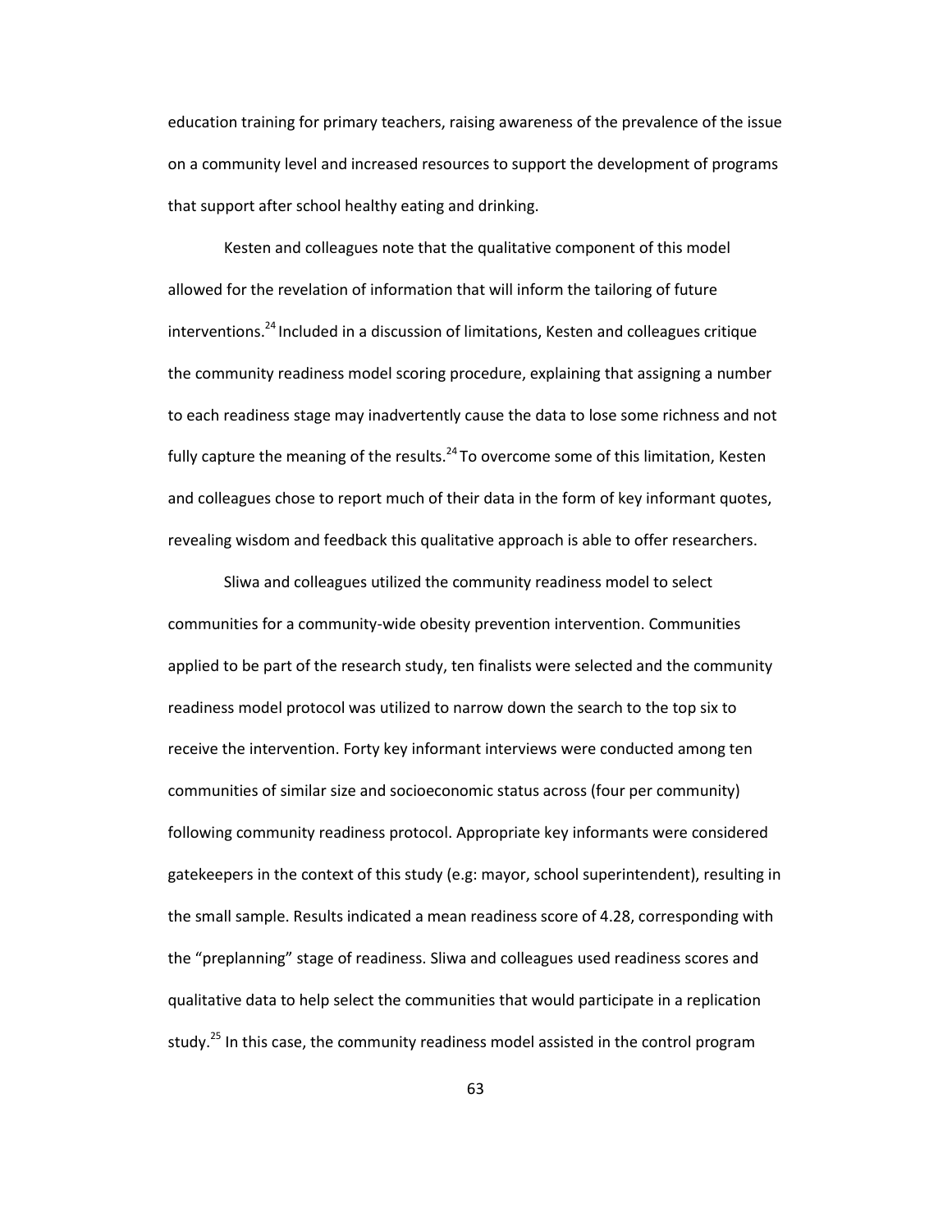education training for primary teachers, raising awareness of the prevalence of the issue on a community level and increased resources to support the development of programs that support after school healthy eating and drinking.

Kesten and colleagues note that the qualitative component of this model allowed for the revelation of information that will inform the tailoring of future interventions.[24] Included in a discussion of limitations, Kesten and colleagues critique the community readiness model scoring procedure, explaining that assigning a number to each readiness stage may inadvertently cause the data to lose some richness and not fully capture the meaning of the results.[24] To overcome some of this limitation, Kesten and colleagues chose to report much of their data in the form of key informant quotes, revealing wisdom and feedback this qualitative approach is able to offer researchers.

Sliwa and colleagues utilized the community readiness model to select communities for a community-wide obesity prevention intervention. Communities applied to be part of the research study, ten finalists were selected and the community readiness model protocol was utilized to narrow down the search to the top six to receive the intervention. Forty key informant interviews were conducted among ten communities of similar size and socioeconomic status across (four per community) following community readiness protocol. Appropriate key informants were considered gatekeepers in the context of this study (e.g: mayor, school superintendent), resulting in the small sample. Results indicated a mean readiness score of 4.28, corresponding with the "preplanning" stage of readiness. Sliwa and colleagues used readiness scores and qualitative data to help select the communities that would participate in a replication study.[25] In this case, the community readiness model assisted in the control program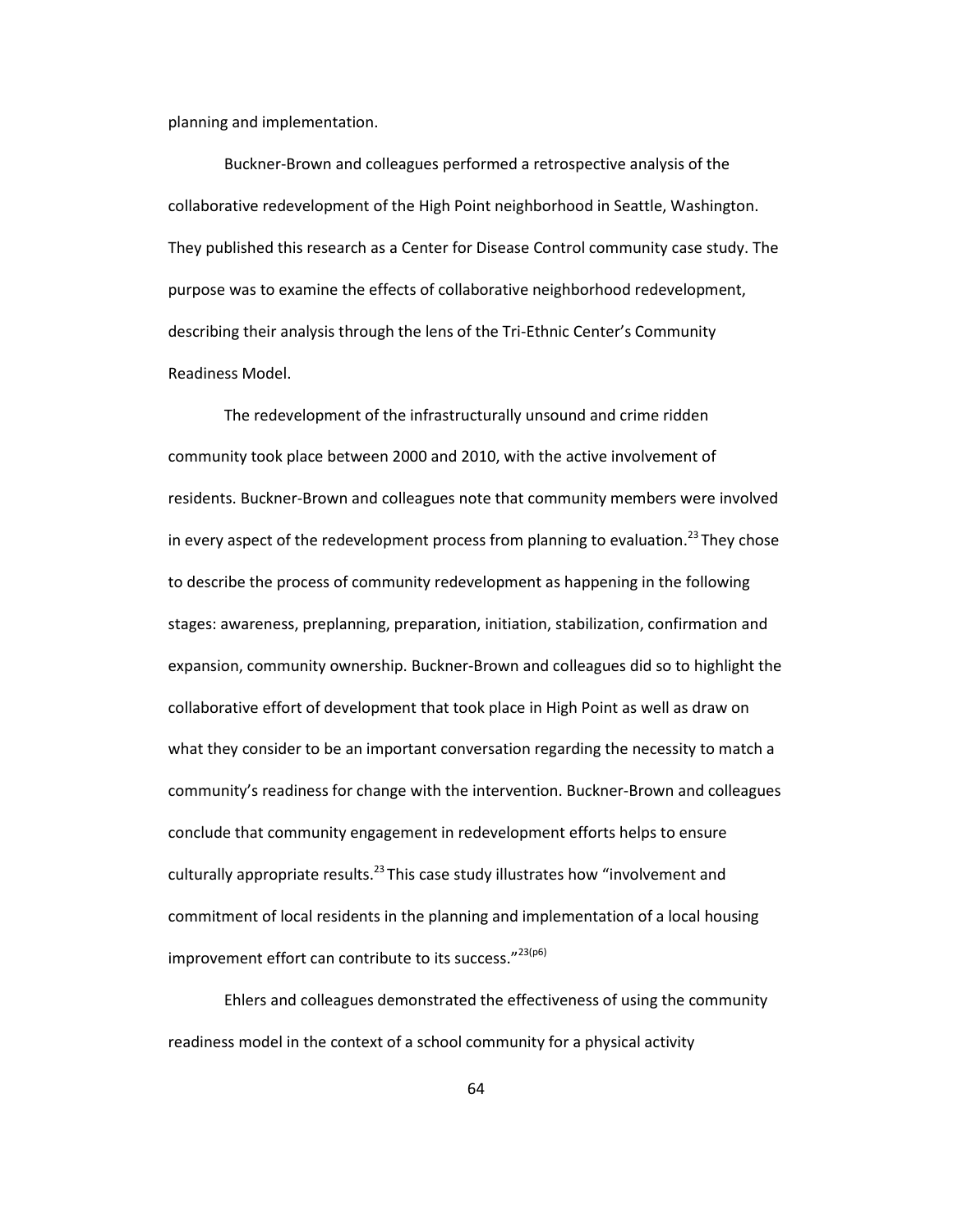planning and implementation.

Buckner-Brown and colleagues performed a retrospective analysis of the collaborative redevelopment of the High Point neighborhood in Seattle, Washington. They published this research as a Center for Disease Control community case study. The purpose was to examine the effects of collaborative neighborhood redevelopment, describing their analysis through the lens of the Tri-Ethnic Center's Community Readiness Model.

The redevelopment of the infrastructurally unsound and crime ridden community took place between 2000 and 2010, with the active involvement of residents. Buckner-Brown and colleagues note that community members were involved in every aspect of the redevelopment process from planning to evaluation.[23] They chose to describe the process of community redevelopment as happening in the following stages: awareness, preplanning, preparation, initiation, stabilization, confirmation and expansion, community ownership. Buckner-Brown and colleagues did so to highlight the collaborative effort of development that took place in High Point as well as draw on what they consider to be an important conversation regarding the necessity to match a community's readiness for change with the intervention. Buckner-Brown and colleagues conclude that community engagement in redevelopment efforts helps to ensure culturally appropriate results.[23] This case study illustrates how "involvement and commitment of local residents in the planning and implementation of a local housing improvement effort can contribute to its success."[23(p6)]

Ehlers and colleagues demonstrated the effectiveness of using the community readiness model in the context of a school community for a physical activity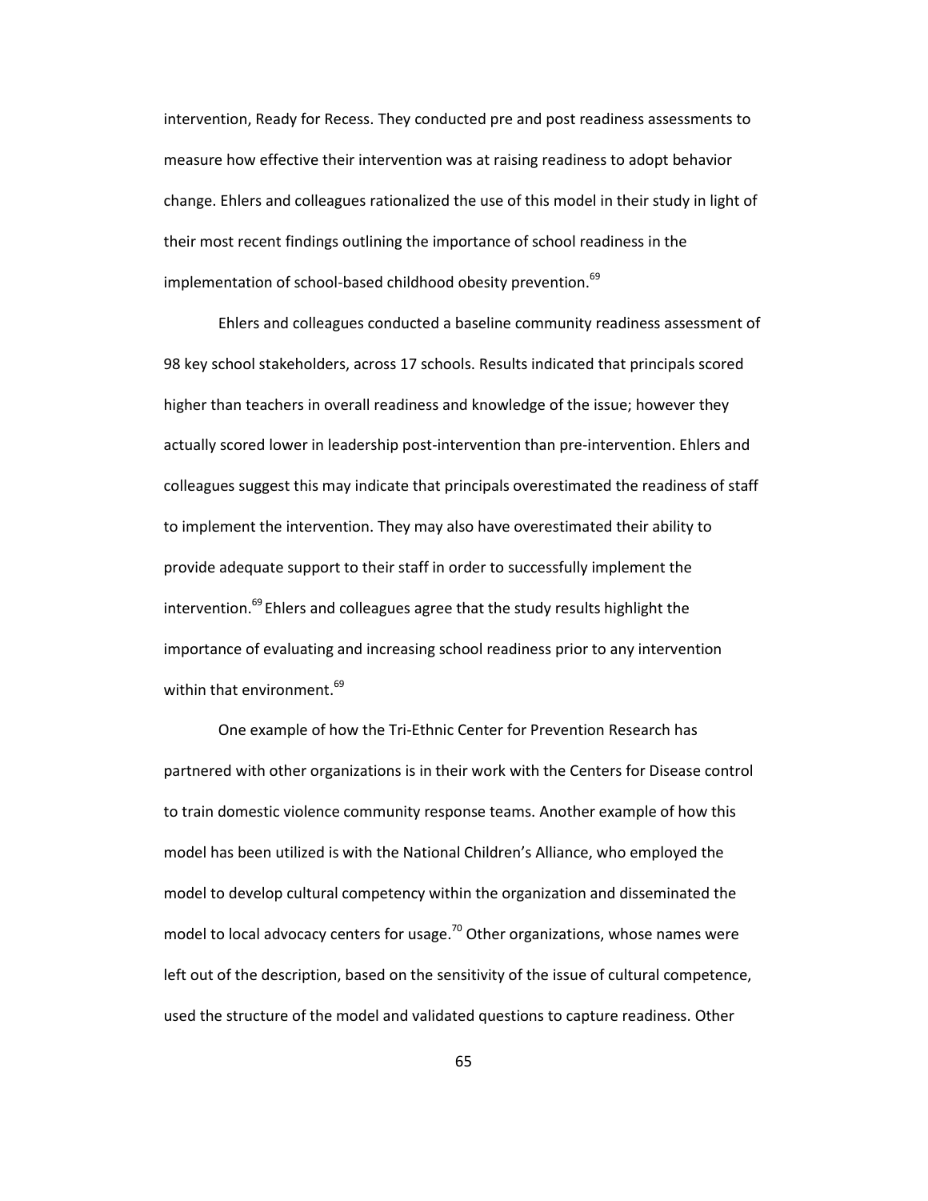intervention, Ready for Recess. They conducted pre and post readiness assessments to measure how effective their intervention was at raising readiness to adopt behavior change. Ehlers and colleagues rationalized the use of this model in their study in light of their most recent findings outlining the importance of school readiness in the implementation of school-based childhood obesity prevention.[69]

Ehlers and colleagues conducted a baseline community readiness assessment of 98 key school stakeholders, across 17 schools. Results indicated that principals scored higher than teachers in overall readiness and knowledge of the issue; however they actually scored lower in leadership post-intervention than pre-intervention. Ehlers and colleagues suggest this may indicate that principals overestimated the readiness of staff to implement the intervention. They may also have overestimated their ability to provide adequate support to their staff in order to successfully implement the intervention.[69] Ehlers and colleagues agree that the study results highlight the importance of evaluating and increasing school readiness prior to any intervention within that environment.[69]

One example of how the Tri-Ethnic Center for Prevention Research has partnered with other organizations is in their work with the Centers for Disease control to train domestic violence community response teams. Another example of how this model has been utilized is with the National Children's Alliance, who employed the model to develop cultural competency within the organization and disseminated the model to local advocacy centers for usage.[70] Other organizations, whose names were left out of the description, based on the sensitivity of the issue of cultural competence, used the structure of the model and validated questions to capture readiness. Other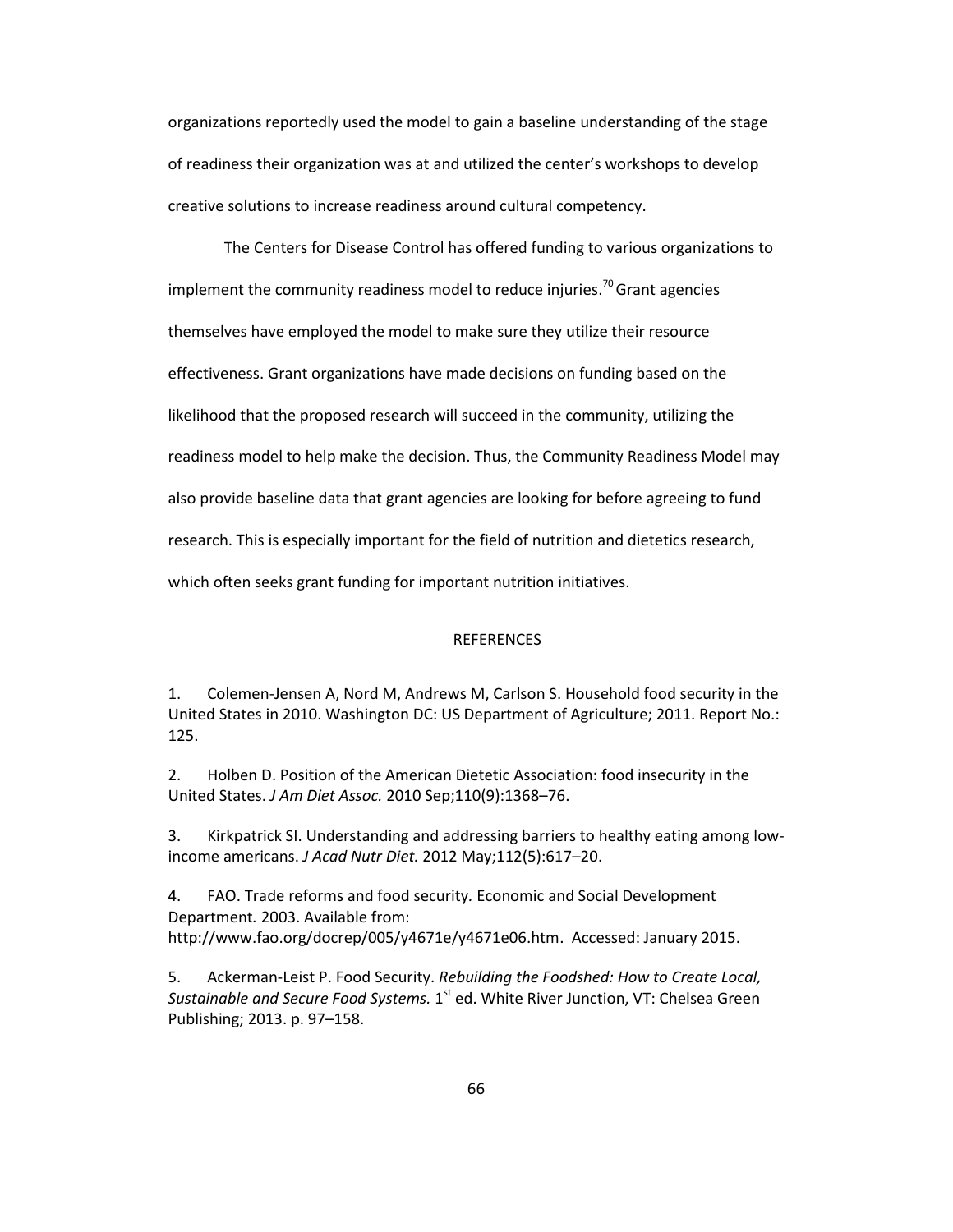organizations reportedly used the model to gain a baseline understanding of the stage of readiness their organization was at and utilized the center's workshops to develop creative solutions to increase readiness around cultural competency.

The Centers for Disease Control has offered funding to various organizations to implement the community readiness model to reduce injuries.[70] Grant agencies themselves have employed the model to make sure they utilize their resource effectiveness. Grant organizations have made decisions on funding based on the likelihood that the proposed research will succeed in the community, utilizing the readiness model to help make the decision. Thus, the Community Readiness Model may also provide baseline data that grant agencies are looking for before agreeing to fund research. This is especially important for the field of nutrition and dietetics research, which often seeks grant funding for important nutrition initiatives.

## REFERENCES

1. Colemen-Jensen A, Nord M, Andrews M, Carlson S. Household food security in the United States in 2010. Washington DC: US Department of Agriculture; 2011. Report No.: 125.

2. Holben D. Position of the American Dietetic Association: food insecurity in the United States. *J Am Diet Assoc.* 2010 Sep;110(9):1368–76.

3. Kirkpatrick SI. Understanding and addressing barriers to healthy eating among low-income americans. *J Acad Nutr Diet.* 2012 May;112(5):617–20.

4. FAO. Trade reforms and food security. Economic and Social Development Department*.* 2003. Available from: http://www.fao.org/docrep/005/y4671e/y4671e06.htm. Accessed: January 2015.

5. Ackerman-Leist P. Food Security. *Rebuilding the Foodshed: How to Create Local, Sustainable and Secure Food Systems.* 1st ed. White River Junction, VT: Chelsea Green Publishing; 2013. p. 97–158.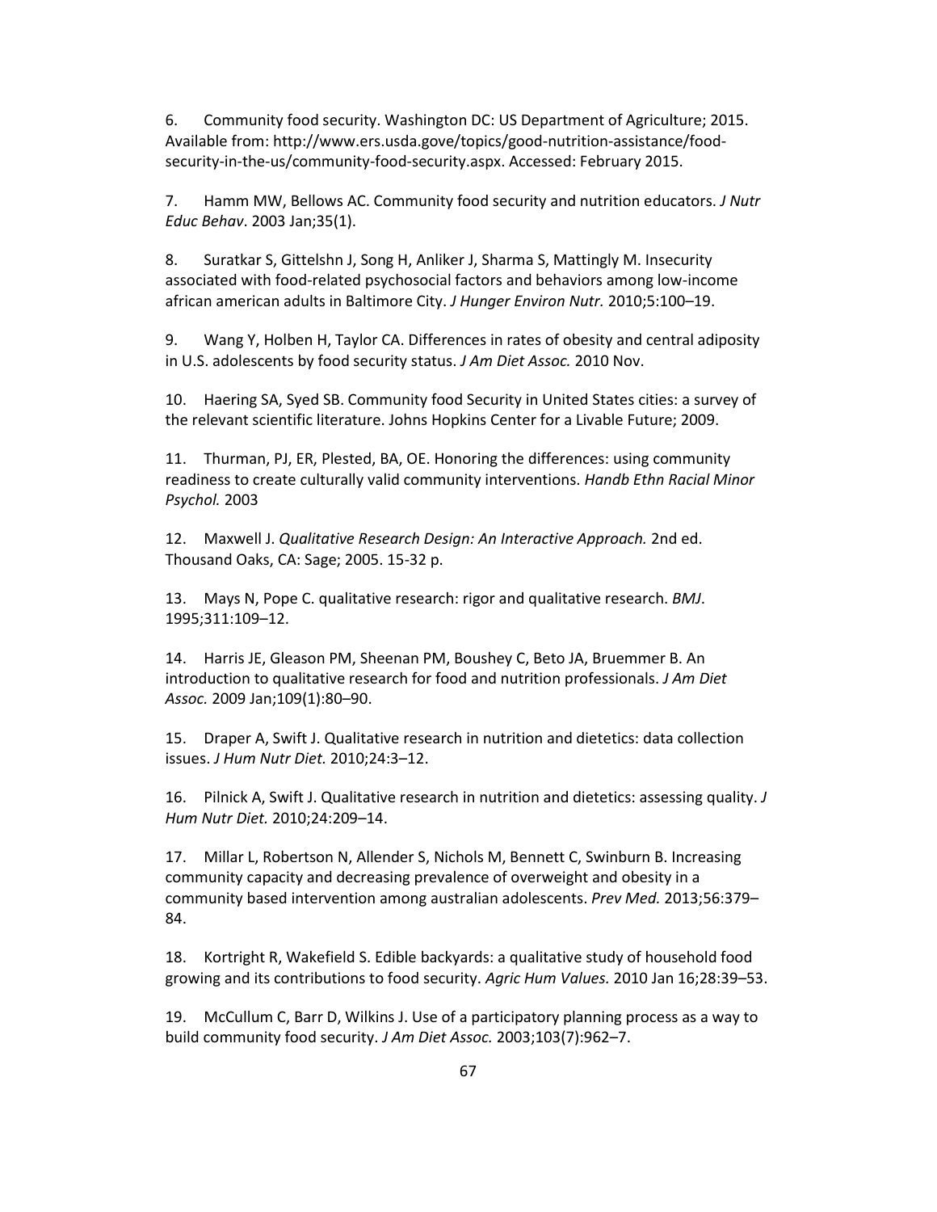6. Community food security. Washington DC: US Department of Agriculture; 2015. Available from: http://www.ers.usda.gove/topics/good-nutrition-assistance/food-security-in-the-us/community-food-security.aspx. Accessed: February 2015.

7. Hamm MW, Bellows AC. Community food security and nutrition educators. *J Nutr Educ Behav*. 2003 Jan;35(1).

8. Suratkar S, Gittelshn J, Song H, Anliker J, Sharma S, Mattingly M. Insecurity associated with food-related psychosocial factors and behaviors among low-income african american adults in Baltimore City. *J Hunger Environ Nutr.* 2010;5:100–19.

9. Wang Y, Holben H, Taylor CA. Differences in rates of obesity and central adiposity in U.S. adolescents by food security status. *J Am Diet Assoc.* 2010 Nov.

10. Haering SA, Syed SB. Community food Security in United States cities: a survey of the relevant scientific literature. Johns Hopkins Center for a Livable Future; 2009.

11. Thurman, PJ, ER, Plested, BA, OE. Honoring the differences: using community readiness to create culturally valid community interventions. *Handb Ethn Racial Minor Psychol.* 2003

12. Maxwell J. *Qualitative Research Design: An Interactive Approach.* 2nd ed. Thousand Oaks, CA: Sage; 2005. 15-32 p.

13. Mays N, Pope C. qualitative research: rigor and qualitative research. *BMJ*. 1995;311:109–12.

14. Harris JE, Gleason PM, Sheenan PM, Boushey C, Beto JA, Bruemmer B. An introduction to qualitative research for food and nutrition professionals. *J Am Diet Assoc.* 2009 Jan;109(1):80–90.

15. Draper A, Swift J. Qualitative research in nutrition and dietetics: data collection issues. *J Hum Nutr Diet.* 2010;24:3–12.

16. Pilnick A, Swift J. Qualitative research in nutrition and dietetics: assessing quality. *J Hum Nutr Diet.* 2010;24:209–14.

17. Millar L, Robertson N, Allender S, Nichols M, Bennett C, Swinburn B. Increasing community capacity and decreasing prevalence of overweight and obesity in a community based intervention among australian adolescents. *Prev Med.* 2013;56:379–84.

18. Kortright R, Wakefield S. Edible backyards: a qualitative study of household food growing and its contributions to food security. *Agric Hum Values.* 2010 Jan 16;28:39–53.

19. McCullum C, Barr D, Wilkins J. Use of a participatory planning process as a way to build community food security. *J Am Diet Assoc.* 2003;103(7):962–7.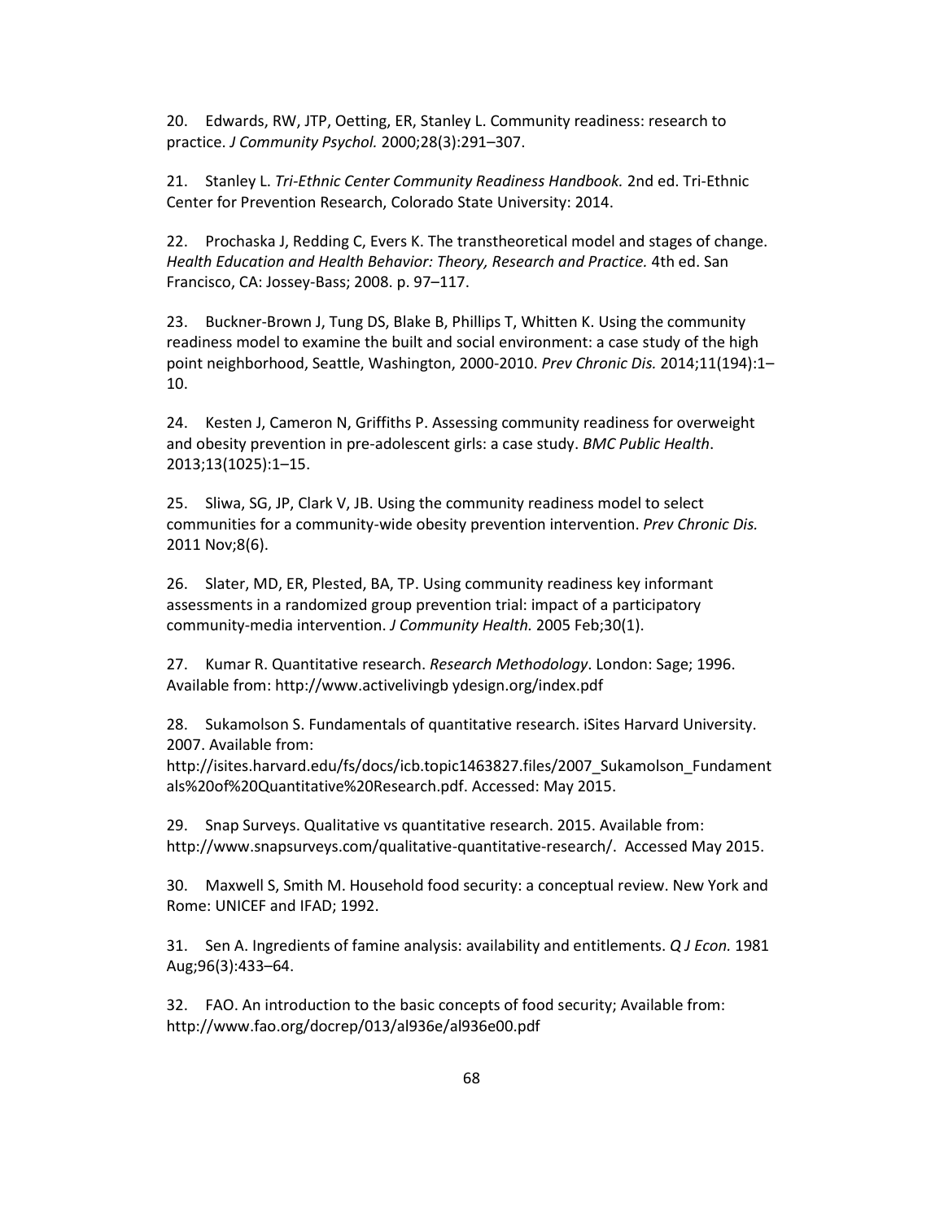20. Edwards, RW, JTP, Oetting, ER, Stanley L. Community readiness: research to practice. *J Community Psychol.* 2000;28(3):291–307.

21. Stanley L. *Tri-Ethnic Center Community Readiness Handbook.* 2nd ed. Tri-Ethnic Center for Prevention Research, Colorado State University: 2014.

22. Prochaska J, Redding C, Evers K. The transtheoretical model and stages of change. *Health Education and Health Behavior: Theory, Research and Practice.* 4th ed. San Francisco, CA: Jossey-Bass; 2008. p. 97–117.

23. Buckner-Brown J, Tung DS, Blake B, Phillips T, Whitten K. Using the community readiness model to examine the built and social environment: a case study of the high point neighborhood, Seattle, Washington, 2000-2010. *Prev Chronic Dis.* 2014;11(194):1–10.

24. Kesten J, Cameron N, Griffiths P. Assessing community readiness for overweight and obesity prevention in pre-adolescent girls: a case study. *BMC Public Health*. 2013;13(1025):1–15.

25. Sliwa, SG, JP, Clark V, JB. Using the community readiness model to select communities for a community-wide obesity prevention intervention. *Prev Chronic Dis.* 2011 Nov;8(6).

26. Slater, MD, ER, Plested, BA, TP. Using community readiness key informant assessments in a randomized group prevention trial: impact of a participatory community-media intervention. *J Community Health.* 2005 Feb;30(1).

27. Kumar R. Quantitative research. *Research Methodology*. London: Sage; 1996. Available from: http://www.activelivingb ydesign.org/index.pdf

28. Sukamolson S. Fundamentals of quantitative research. iSites Harvard University. 2007. Available from: http://isites.harvard.edu/fs/docs/icb.topic1463827.files/2007_Sukamolson_Fundamentals%20of%20Quantitative%20Research.pdf. Accessed: May 2015.

29. Snap Surveys. Qualitative vs quantitative research. 2015. Available from: http://www.snapsurveys.com/qualitative-quantitative-research/. Accessed May 2015.

30. Maxwell S, Smith M. Household food security: a conceptual review. New York and Rome: UNICEF and IFAD; 1992.

31. Sen A. Ingredients of famine analysis: availability and entitlements. *Q J Econ.* 1981 Aug;96(3):433–64.

32. FAO. An introduction to the basic concepts of food security; Available from: http://www.fao.org/docrep/013/al936e/al936e00.pdf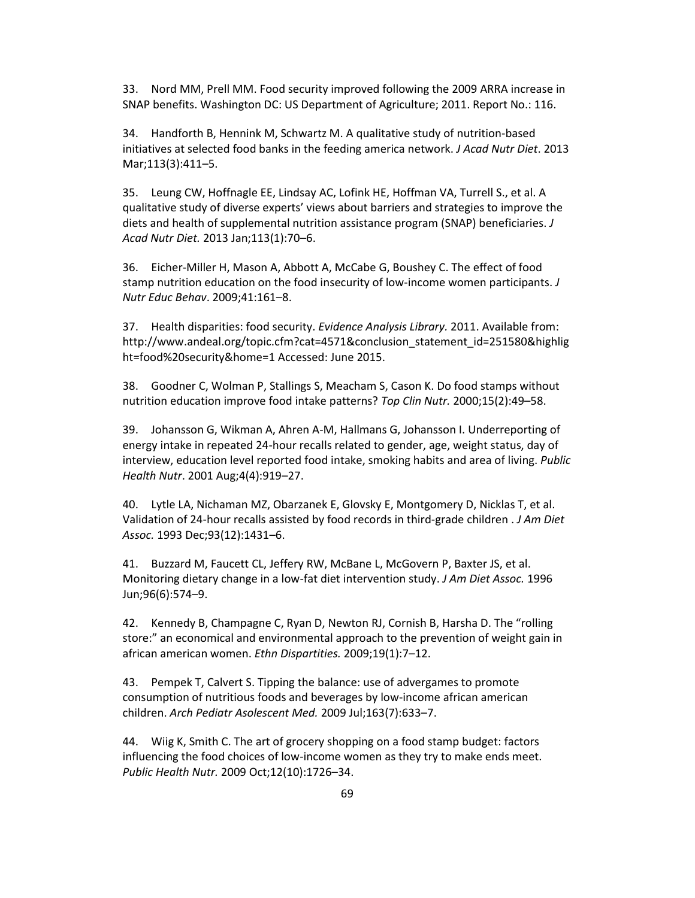33. Nord MM, Prell MM. Food security improved following the 2009 ARRA increase in SNAP benefits. Washington DC: US Department of Agriculture; 2011. Report No.: 116.

34. Handforth B, Hennink M, Schwartz M. A qualitative study of nutrition-based initiatives at selected food banks in the feeding america network. *J Acad Nutr Diet*. 2013 Mar;113(3):411–5.

35. Leung CW, Hoffnagle EE, Lindsay AC, Lofink HE, Hoffman VA, Turrell S., et al. A qualitative study of diverse experts' views about barriers and strategies to improve the diets and health of supplemental nutrition assistance program (SNAP) beneficiaries. *J Acad Nutr Diet.* 2013 Jan;113(1):70–6.

36. Eicher-Miller H, Mason A, Abbott A, McCabe G, Boushey C. The effect of food stamp nutrition education on the food insecurity of low-income women participants. *J Nutr Educ Behav*. 2009;41:161–8.

37. Health disparities: food security. *Evidence Analysis Library.* 2011. Available from: http://www.andeal.org/topic.cfm?cat=4571&conclusion_statement_id=251580&highlight=food%20security&home=1 Accessed: June 2015.

38. Goodner C, Wolman P, Stallings S, Meacham S, Cason K. Do food stamps without nutrition education improve food intake patterns? *Top Clin Nutr.* 2000;15(2):49–58.

39. Johansson G, Wikman A, Ahren A-M, Hallmans G, Johansson I. Underreporting of energy intake in repeated 24-hour recalls related to gender, age, weight status, day of interview, education level reported food intake, smoking habits and area of living. *Public Health Nutr*. 2001 Aug;4(4):919–27.

40. Lytle LA, Nichaman MZ, Obarzanek E, Glovsky E, Montgomery D, Nicklas T, et al. Validation of 24-hour recalls assisted by food records in third-grade children . *J Am Diet Assoc.* 1993 Dec;93(12):1431–6.

41. Buzzard M, Faucett CL, Jeffery RW, McBane L, McGovern P, Baxter JS, et al. Monitoring dietary change in a low-fat diet intervention study. *J Am Diet Assoc.* 1996 Jun;96(6):574–9.

42. Kennedy B, Champagne C, Ryan D, Newton RJ, Cornish B, Harsha D. The "rolling store:" an economical and environmental approach to the prevention of weight gain in african american women. *Ethn Dispartities.* 2009;19(1):7–12.

43. Pempek T, Calvert S. Tipping the balance: use of advergames to promote consumption of nutritious foods and beverages by low-income african american children. *Arch Pediatr Asolescent Med.* 2009 Jul;163(7):633–7.

44. Wiig K, Smith C. The art of grocery shopping on a food stamp budget: factors influencing the food choices of low-income women as they try to make ends meet. *Public Health Nutr.* 2009 Oct;12(10):1726–34.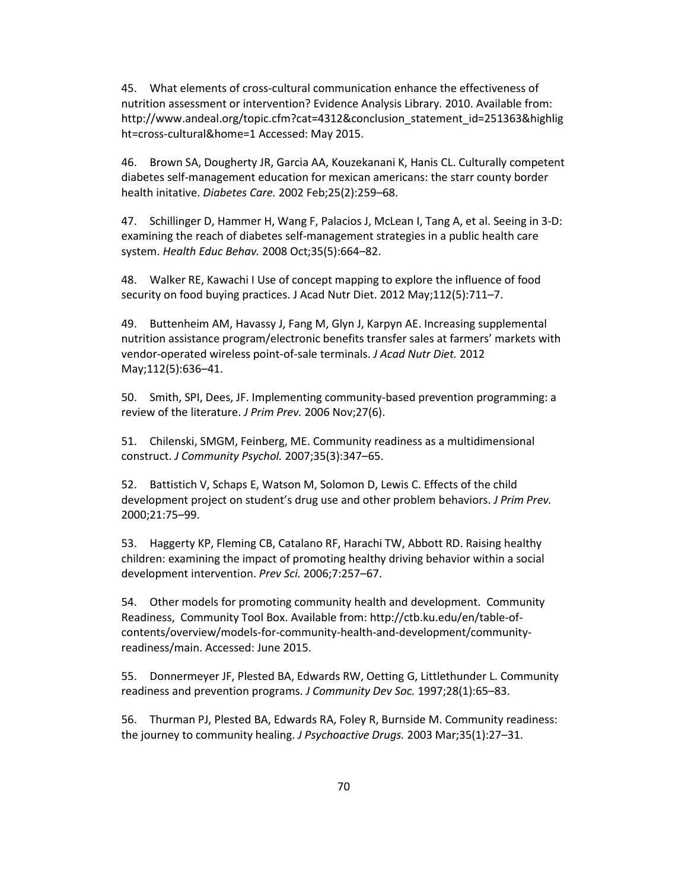45. What elements of cross-cultural communication enhance the effectiveness of nutrition assessment or intervention? Evidence Analysis Library. 2010. Available from: http://www.andeal.org/topic.cfm?cat=4312&conclusion_statement_id=251363&highlight=cross-cultural&home=1 Accessed: May 2015.

46. Brown SA, Dougherty JR, Garcia AA, Kouzekanani K, Hanis CL. Culturally competent diabetes self-management education for mexican americans: the starr county border health initative. *Diabetes Care.* 2002 Feb;25(2):259–68.

47. Schillinger D, Hammer H, Wang F, Palacios J, McLean I, Tang A, et al. Seeing in 3-D: examining the reach of diabetes self-management strategies in a public health care system. *Health Educ Behav.* 2008 Oct;35(5):664–82.

48. Walker RE, Kawachi I Use of concept mapping to explore the influence of food security on food buying practices. J Acad Nutr Diet. 2012 May;112(5):711–7.

49. Buttenheim AM, Havassy J, Fang M, Glyn J, Karpyn AE. Increasing supplemental nutrition assistance program/electronic benefits transfer sales at farmers' markets with vendor-operated wireless point-of-sale terminals. *J Acad Nutr Diet.* 2012 May;112(5):636–41.

50. Smith, SPI, Dees, JF. Implementing community-based prevention programming: a review of the literature. *J Prim Prev.* 2006 Nov;27(6).

51. Chilenski, SMGM, Feinberg, ME. Community readiness as a multidimensional construct. *J Community Psychol.* 2007;35(3):347–65.

52. Battistich V, Schaps E, Watson M, Solomon D, Lewis C. Effects of the child development project on student's drug use and other problem behaviors. *J Prim Prev.* 2000;21:75–99.

53. Haggerty KP, Fleming CB, Catalano RF, Harachi TW, Abbott RD. Raising healthy children: examining the impact of promoting healthy driving behavior within a social development intervention. *Prev Sci.* 2006;7:257–67.

54. Other models for promoting community health and development. Community Readiness, Community Tool Box. Available from: http://ctb.ku.edu/en/table-of-contents/overview/models-for-community-health-and-development/community-readiness/main. Accessed: June 2015.

55. Donnermeyer JF, Plested BA, Edwards RW, Oetting G, Littlethunder L. Community readiness and prevention programs. *J Community Dev Soc.* 1997;28(1):65–83.

56. Thurman PJ, Plested BA, Edwards RA, Foley R, Burnside M. Community readiness: the journey to community healing. *J Psychoactive Drugs.* 2003 Mar;35(1):27–31.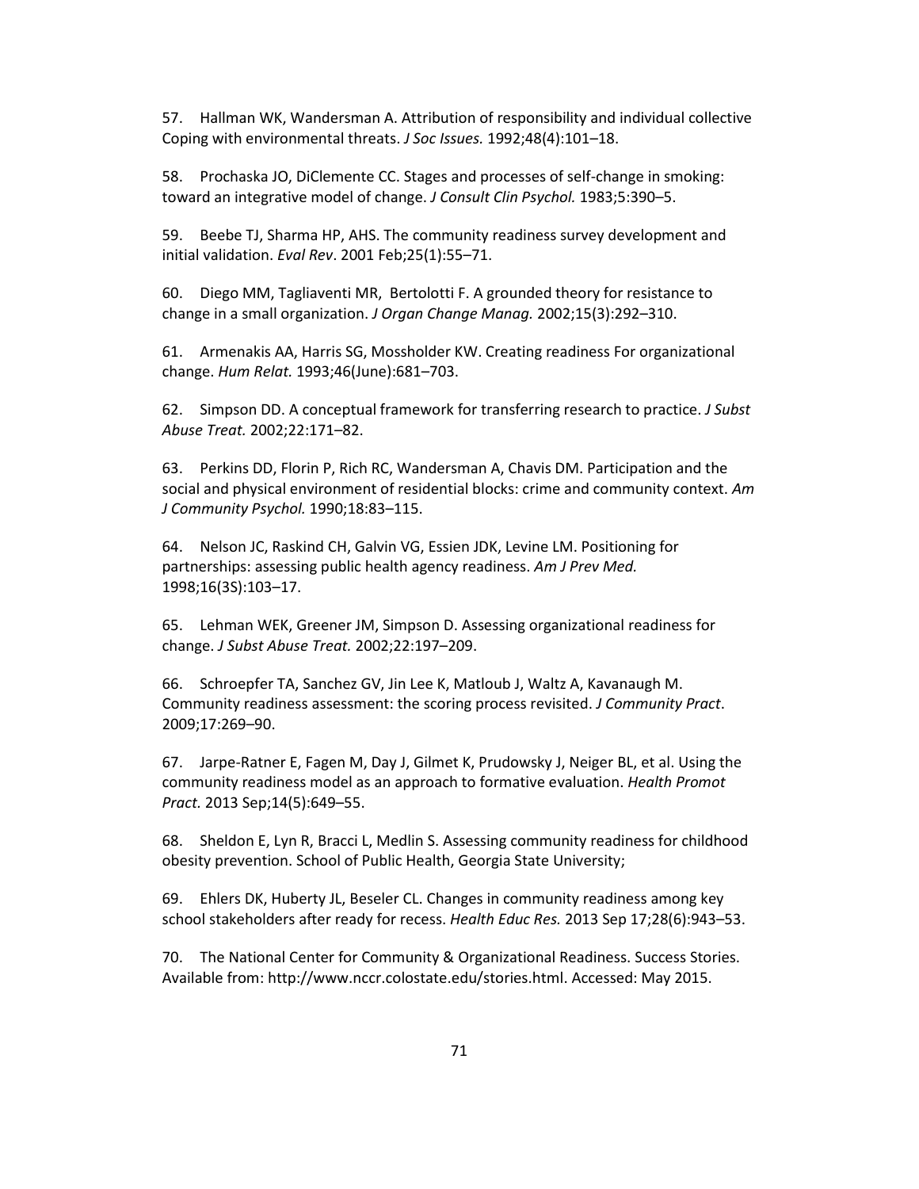57. Hallman WK, Wandersman A. Attribution of responsibility and individual collective Coping with environmental threats. *J Soc Issues.* 1992;48(4):101–18.

58. Prochaska JO, DiClemente CC. Stages and processes of self-change in smoking: toward an integrative model of change. *J Consult Clin Psychol.* 1983;5:390–5.

59. Beebe TJ, Sharma HP, AHS. The community readiness survey development and initial validation. *Eval Rev*. 2001 Feb;25(1):55–71.

60. Diego MM, Tagliaventi MR, Bertolotti F. A grounded theory for resistance to change in a small organization. *J Organ Change Manag.* 2002;15(3):292–310.

61. Armenakis AA, Harris SG, Mossholder KW. Creating readiness For organizational change. *Hum Relat.* 1993;46(June):681–703.

62. Simpson DD. A conceptual framework for transferring research to practice. *J Subst Abuse Treat.* 2002;22:171–82.

63. Perkins DD, Florin P, Rich RC, Wandersman A, Chavis DM. Participation and the social and physical environment of residential blocks: crime and community context. *Am J Community Psychol.* 1990;18:83–115.

64. Nelson JC, Raskind CH, Galvin VG, Essien JDK, Levine LM. Positioning for partnerships: assessing public health agency readiness. *Am J Prev Med.* 1998;16(3S):103–17.

65. Lehman WEK, Greener JM, Simpson D. Assessing organizational readiness for change. *J Subst Abuse Treat.* 2002;22:197–209.

66. Schroepfer TA, Sanchez GV, Jin Lee K, Matloub J, Waltz A, Kavanaugh M. Community readiness assessment: the scoring process revisited. *J Community Pract*. 2009;17:269–90.

67. Jarpe-Ratner E, Fagen M, Day J, Gilmet K, Prudowsky J, Neiger BL, et al. Using the community readiness model as an approach to formative evaluation. *Health Promot Pract.* 2013 Sep;14(5):649–55.

68. Sheldon E, Lyn R, Bracci L, Medlin S. Assessing community readiness for childhood obesity prevention. School of Public Health, Georgia State University;

69. Ehlers DK, Huberty JL, Beseler CL. Changes in community readiness among key school stakeholders after ready for recess. *Health Educ Res.* 2013 Sep 17;28(6):943–53.

70. The National Center for Community & Organizational Readiness. Success Stories. Available from: http://www.nccr.colostate.edu/stories.html. Accessed: May 2015.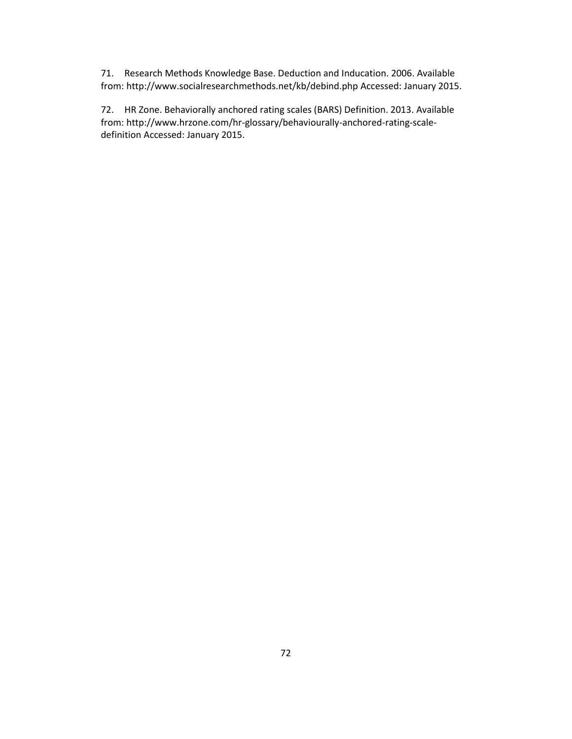71. Research Methods Knowledge Base. Deduction and Inducation. 2006. Available from: http://www.socialresearchmethods.net/kb/debind.php Accessed: January 2015.

72. HR Zone. Behaviorally anchored rating scales (BARS) Definition. 2013. Available from: http://www.hrzone.com/hr-glossary/behaviourally-anchored-rating-scale-definition Accessed: January 2015.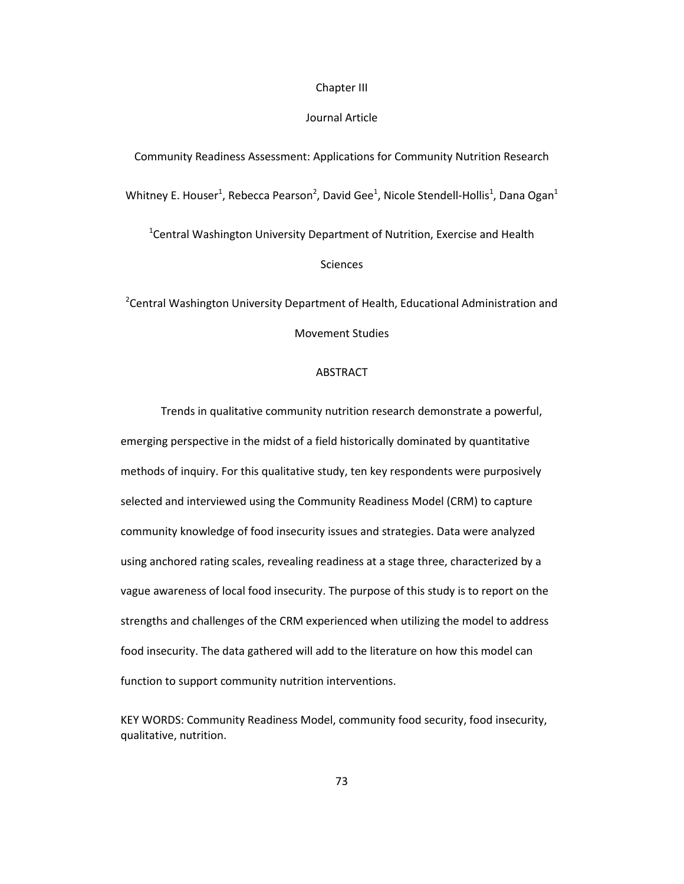# Chapter III

## Journal Article

### Community Readiness Assessment: Applications for Community Nutrition Research

Whitney E. Houser[1], Rebecca Pearson[2], David Gee[1], Nicole Stendell-Hollis[1], Dana Ogan[1]

[1]Central Washington University Department of Nutrition, Exercise and Health Sciences

[2]Central Washington University Department of Health, Educational Administration and Movement Studies

### ABSTRACT

Trends in qualitative community nutrition research demonstrate a powerful, emerging perspective in the midst of a field historically dominated by quantitative methods of inquiry. For this qualitative study, ten key respondents were purposively selected and interviewed using the Community Readiness Model (CRM) to capture community knowledge of food insecurity issues and strategies. Data were analyzed using anchored rating scales, revealing readiness at a stage three, characterized by a vague awareness of local food insecurity. The purpose of this study is to report on the strengths and challenges of the CRM experienced when utilizing the model to address food insecurity. The data gathered will add to the literature on how this model can function to support community nutrition interventions.

KEY WORDS: Community Readiness Model, community food security, food insecurity, qualitative, nutrition.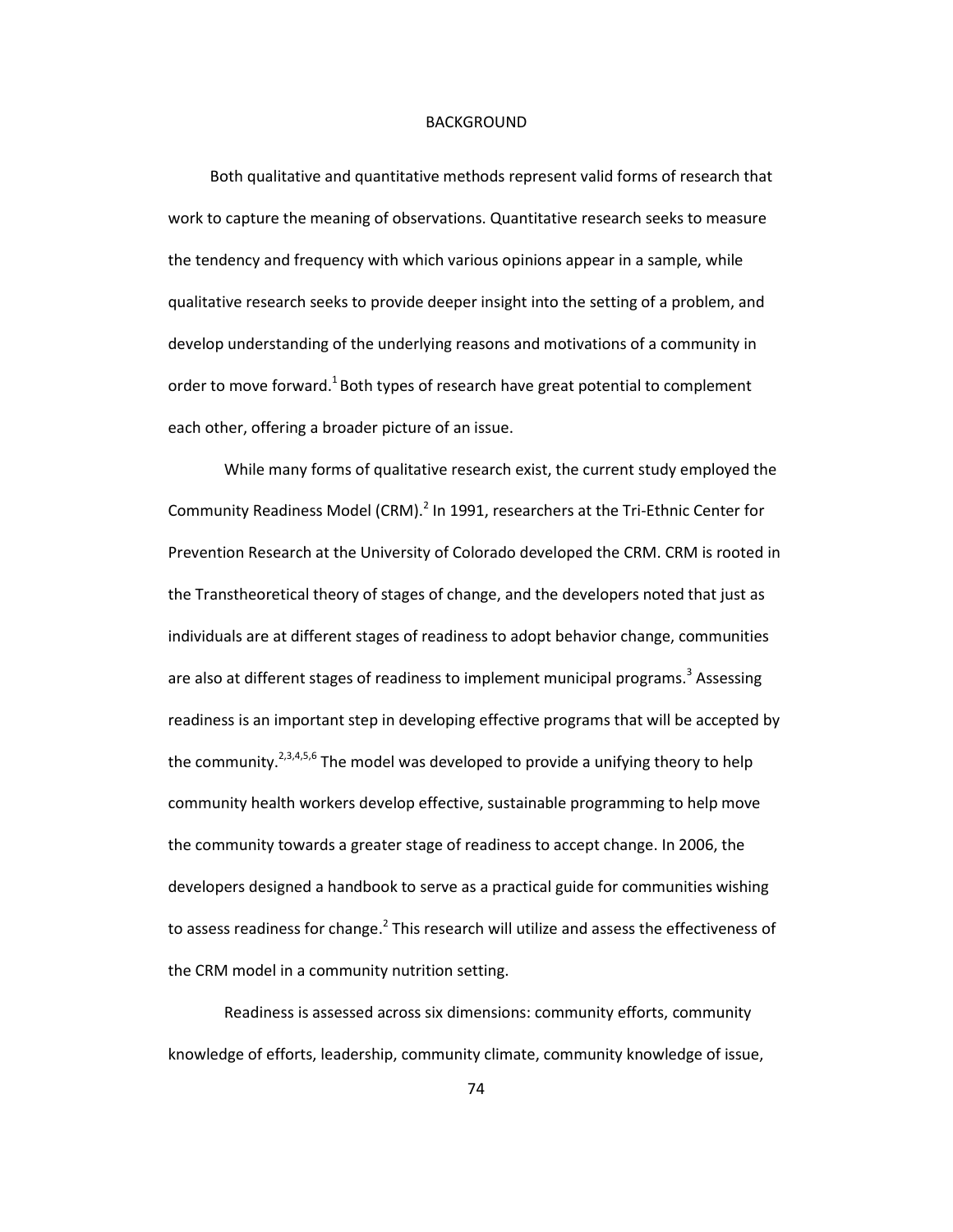# BACKGROUND

Both qualitative and quantitative methods represent valid forms of research that work to capture the meaning of observations. Quantitative research seeks to measure the tendency and frequency with which various opinions appear in a sample, while qualitative research seeks to provide deeper insight into the setting of a problem, and develop understanding of the underlying reasons and motivations of a community in order to move forward.[1] Both types of research have great potential to complement each other, offering a broader picture of an issue.

While many forms of qualitative research exist, the current study employed the Community Readiness Model (CRM).[2] In 1991, researchers at the Tri-Ethnic Center for Prevention Research at the University of Colorado developed the CRM. CRM is rooted in the Transtheoretical theory of stages of change, and the developers noted that just as individuals are at different stages of readiness to adopt behavior change, communities are also at different stages of readiness to implement municipal programs.[3] Assessing readiness is an important step in developing effective programs that will be accepted by the community.[2,3,4,5,6] The model was developed to provide a unifying theory to help community health workers develop effective, sustainable programming to help move the community towards a greater stage of readiness to accept change. In 2006, the developers designed a handbook to serve as a practical guide for communities wishing to assess readiness for change.[2] This research will utilize and assess the effectiveness of the CRM model in a community nutrition setting.

Readiness is assessed across six dimensions: community efforts, community knowledge of efforts, leadership, community climate, community knowledge of issue,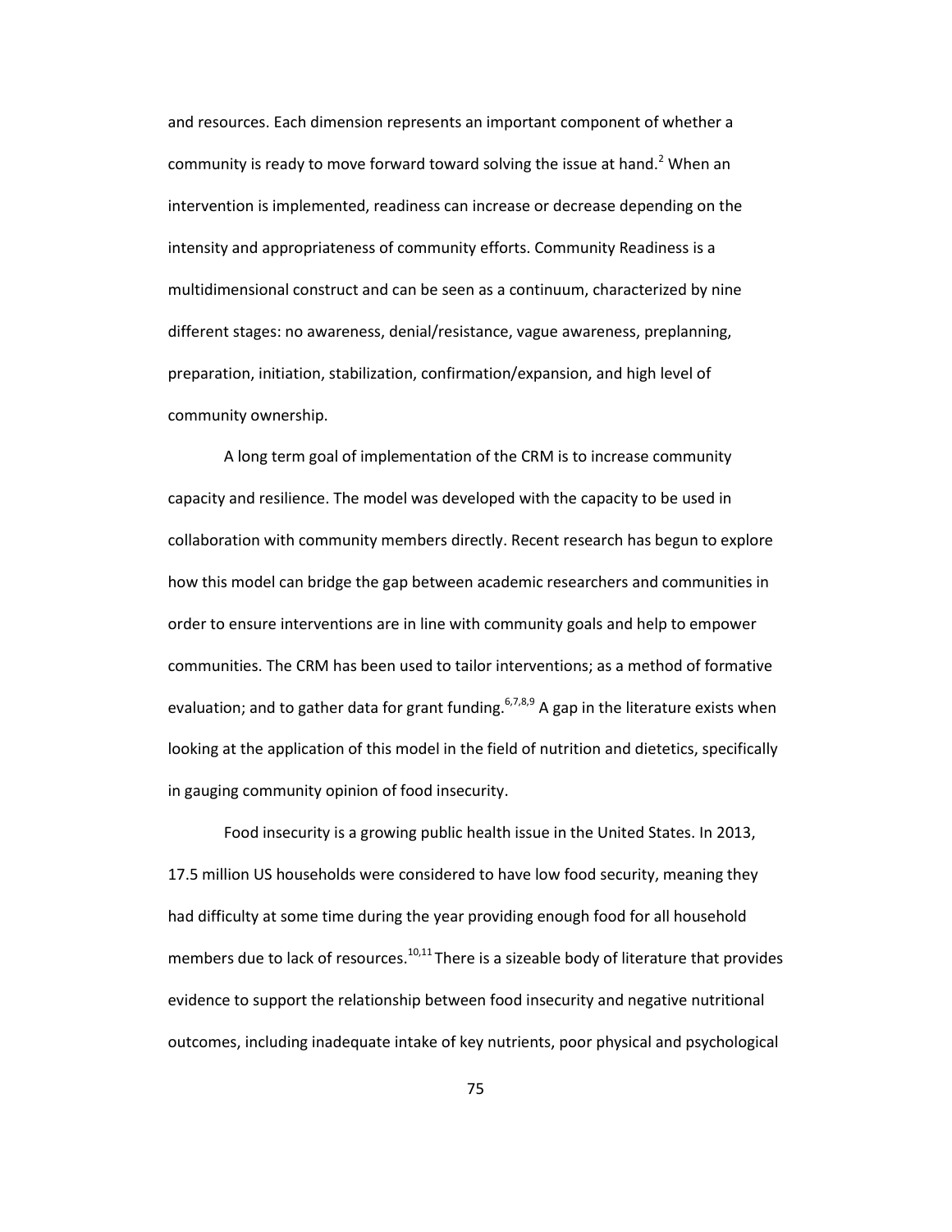and resources. Each dimension represents an important component of whether a community is ready to move forward toward solving the issue at hand.[2] When an intervention is implemented, readiness can increase or decrease depending on the intensity and appropriateness of community efforts. Community Readiness is a multidimensional construct and can be seen as a continuum, characterized by nine different stages: no awareness, denial/resistance, vague awareness, preplanning, preparation, initiation, stabilization, confirmation/expansion, and high level of community ownership.

A long term goal of implementation of the CRM is to increase community capacity and resilience. The model was developed with the capacity to be used in collaboration with community members directly. Recent research has begun to explore how this model can bridge the gap between academic researchers and communities in order to ensure interventions are in line with community goals and help to empower communities. The CRM has been used to tailor interventions; as a method of formative evaluation; and to gather data for grant funding.[6,7,8,9] A gap in the literature exists when looking at the application of this model in the field of nutrition and dietetics, specifically in gauging community opinion of food insecurity.

Food insecurity is a growing public health issue in the United States. In 2013, 17.5 million US households were considered to have low food security, meaning they had difficulty at some time during the year providing enough food for all household members due to lack of resources.[10,11] There is a sizeable body of literature that provides evidence to support the relationship between food insecurity and negative nutritional outcomes, including inadequate intake of key nutrients, poor physical and psychological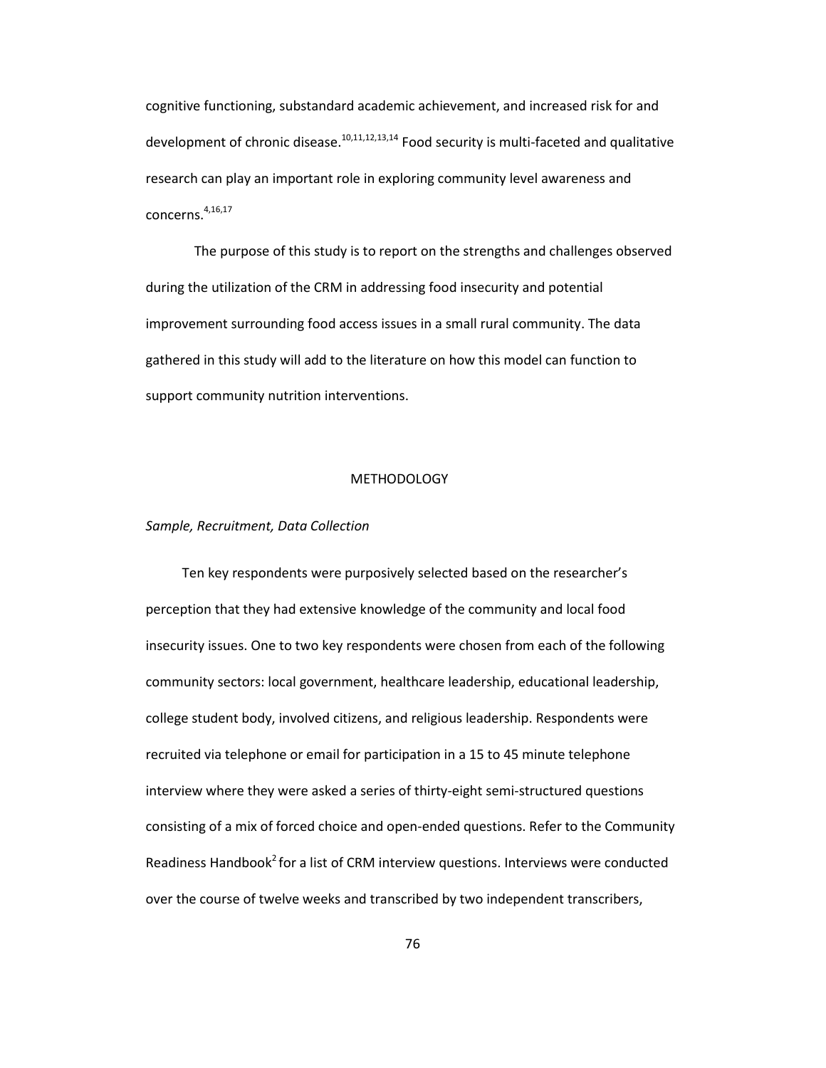cognitive functioning, substandard academic achievement, and increased risk for and development of chronic disease.[10,11,12,13,14] Food security is multi-faceted and qualitative research can play an important role in exploring community level awareness and concerns.[4,16,17]

The purpose of this study is to report on the strengths and challenges observed during the utilization of the CRM in addressing food insecurity and potential improvement surrounding food access issues in a small rural community. The data gathered in this study will add to the literature on how this model can function to support community nutrition interventions.

## METHODOLOGY

### *Sample, Recruitment, Data Collection*

Ten key respondents were purposively selected based on the researcher's perception that they had extensive knowledge of the community and local food insecurity issues. One to two key respondents were chosen from each of the following community sectors: local government, healthcare leadership, educational leadership, college student body, involved citizens, and religious leadership. Respondents were recruited via telephone or email for participation in a 15 to 45 minute telephone interview where they were asked a series of thirty-eight semi-structured questions consisting of a mix of forced choice and open-ended questions. Refer to the Community Readiness Handbook[2] for a list of CRM interview questions. Interviews were conducted over the course of twelve weeks and transcribed by two independent transcribers,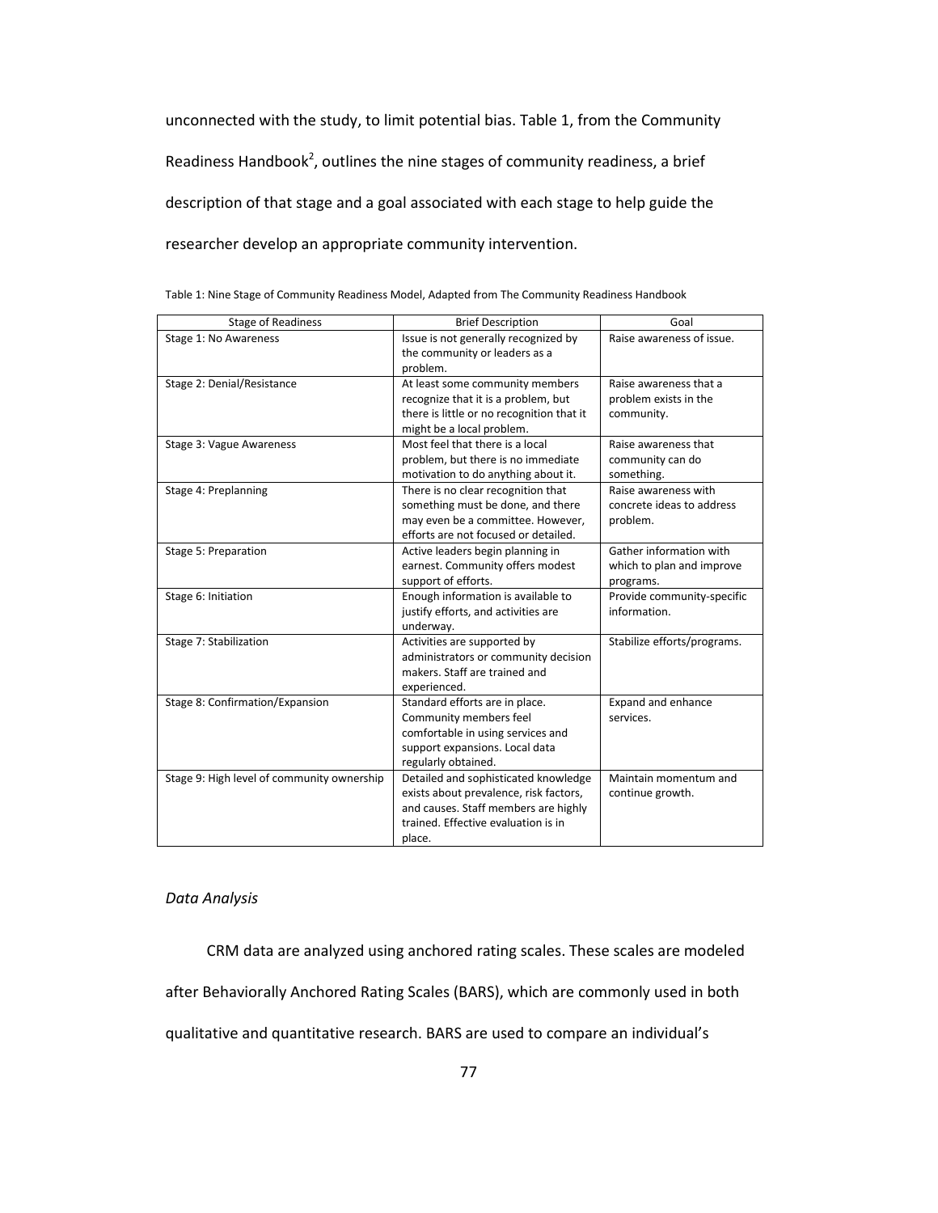unconnected with the study, to limit potential bias. Table 1, from the Community Readiness Handbook[2], outlines the nine stages of community readiness, a brief description of that stage and a goal associated with each stage to help guide the researcher develop an appropriate community intervention.

Table 1: Nine Stage of Community Readiness Model, Adapted from The Community Readiness Handbook

| Stage of Readiness | Brief Description | Goal |
|---|---|---|
| Stage 1: No Awareness | Issue is not generally recognized by the community or leaders as a problem. | Raise awareness of issue. |
| Stage 2: Denial/Resistance | At least some community members recognize that it is a problem, but there is little or no recognition that it might be a local problem. | Raise awareness that a problem exists in the community. |
| Stage 3: Vague Awareness | Most feel that there is a local problem, but there is no immediate motivation to do anything about it. | Raise awareness that community can do something. |
| Stage 4: Preplanning | There is no clear recognition that something must be done, and there may even be a committee. However, efforts are not focused or detailed. | Raise awareness with concrete ideas to address problem. |
| Stage 5: Preparation | Active leaders begin planning in earnest. Community offers modest support of efforts. | Gather information with which to plan and improve programs. |
| Stage 6: Initiation | Enough information is available to justify efforts, and activities are underway. | Provide community-specific information. |
| Stage 7: Stabilization | Activities are supported by administrators or community decision makers. Staff are trained and experienced. | Stabilize efforts/programs. |
| Stage 8: Confirmation/Expansion | Standard efforts are in place. Community members feel comfortable in using services and support expansions. Local data regularly obtained. | Expand and enhance services. |
| Stage 9: High level of community ownership | Detailed and sophisticated knowledge exists about prevalence, risk factors, and causes. Staff members are highly trained. Effective evaluation is in place. | Maintain momentum and continue growth. |

*Data Analysis*

CRM data are analyzed using anchored rating scales. These scales are modeled after Behaviorally Anchored Rating Scales (BARS), which are commonly used in both qualitative and quantitative research. BARS are used to compare an individual's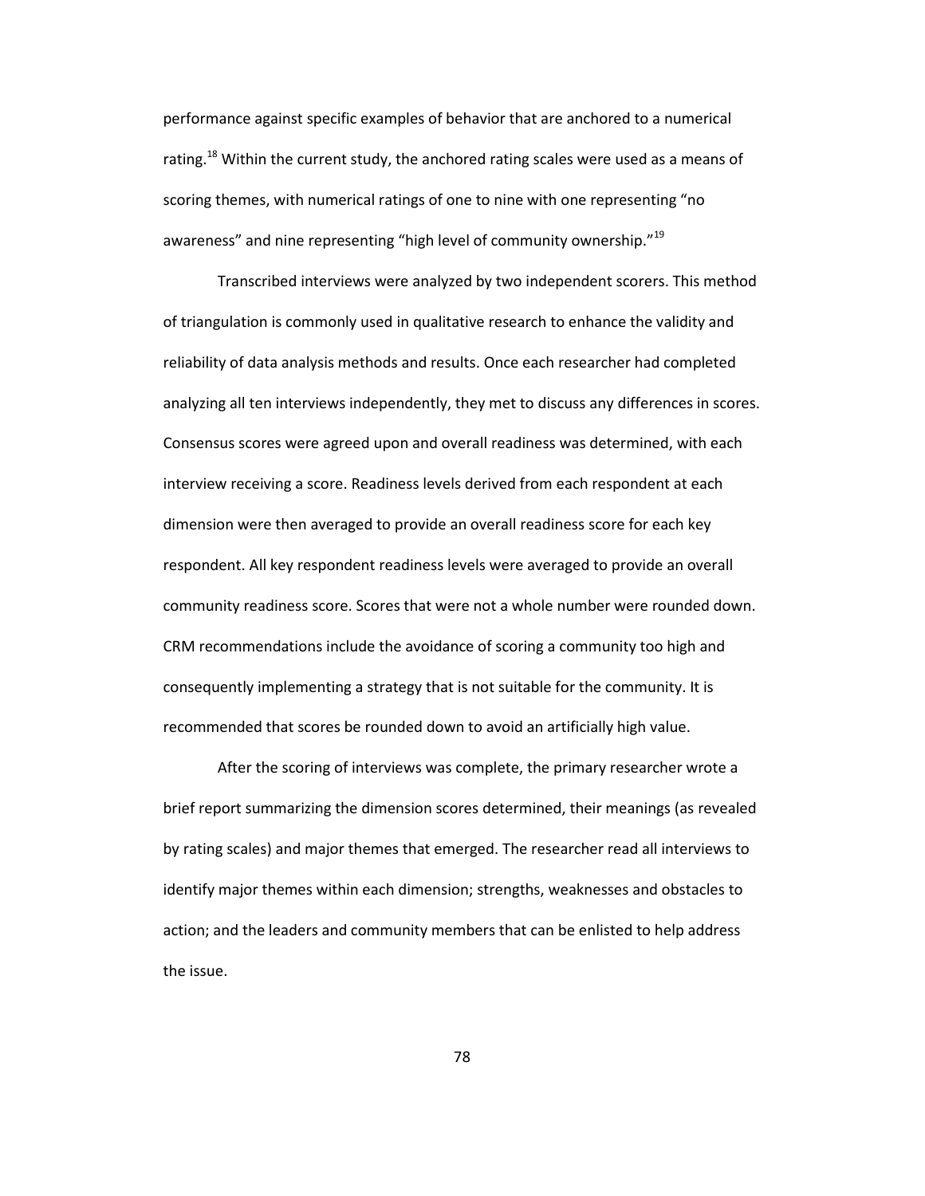performance against specific examples of behavior that are anchored to a numerical rating.[18] Within the current study, the anchored rating scales were used as a means of scoring themes, with numerical ratings of one to nine with one representing "no awareness" and nine representing "high level of community ownership."[19]

Transcribed interviews were analyzed by two independent scorers. This method of triangulation is commonly used in qualitative research to enhance the validity and reliability of data analysis methods and results. Once each researcher had completed analyzing all ten interviews independently, they met to discuss any differences in scores. Consensus scores were agreed upon and overall readiness was determined, with each interview receiving a score. Readiness levels derived from each respondent at each dimension were then averaged to provide an overall readiness score for each key respondent. All key respondent readiness levels were averaged to provide an overall community readiness score. Scores that were not a whole number were rounded down. CRM recommendations include the avoidance of scoring a community too high and consequently implementing a strategy that is not suitable for the community. It is recommended that scores be rounded down to avoid an artificially high value.

After the scoring of interviews was complete, the primary researcher wrote a brief report summarizing the dimension scores determined, their meanings (as revealed by rating scales) and major themes that emerged. The researcher read all interviews to identify major themes within each dimension; strengths, weaknesses and obstacles to action; and the leaders and community members that can be enlisted to help address the issue.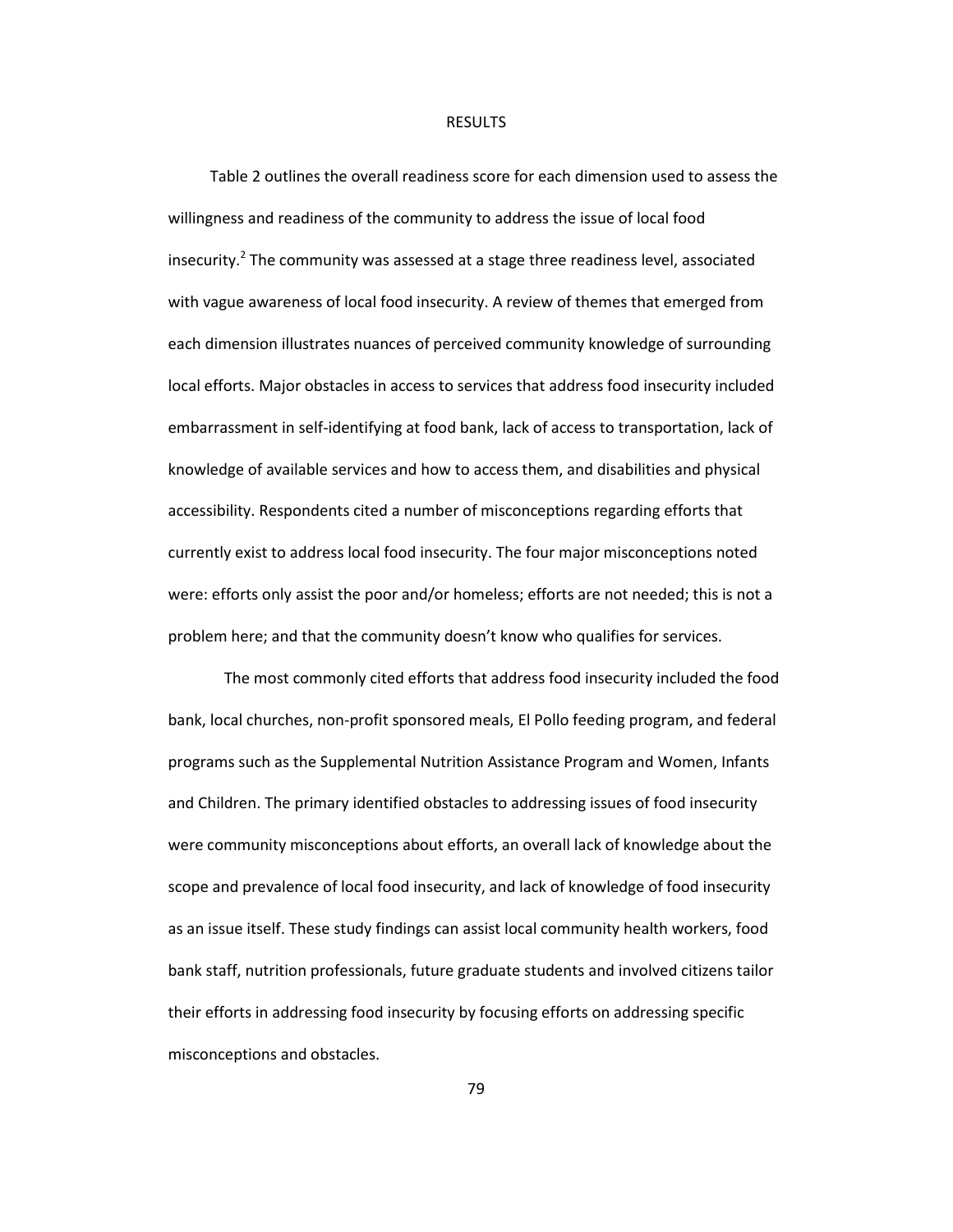# RESULTS

Table 2 outlines the overall readiness score for each dimension used to assess the willingness and readiness of the community to address the issue of local food insecurity.[2] The community was assessed at a stage three readiness level, associated with vague awareness of local food insecurity. A review of themes that emerged from each dimension illustrates nuances of perceived community knowledge of surrounding local efforts. Major obstacles in access to services that address food insecurity included embarrassment in self-identifying at food bank, lack of access to transportation, lack of knowledge of available services and how to access them, and disabilities and physical accessibility. Respondents cited a number of misconceptions regarding efforts that currently exist to address local food insecurity. The four major misconceptions noted were: efforts only assist the poor and/or homeless; efforts are not needed; this is not a problem here; and that the community doesn't know who qualifies for services.

The most commonly cited efforts that address food insecurity included the food bank, local churches, non-profit sponsored meals, El Pollo feeding program, and federal programs such as the Supplemental Nutrition Assistance Program and Women, Infants and Children. The primary identified obstacles to addressing issues of food insecurity were community misconceptions about efforts, an overall lack of knowledge about the scope and prevalence of local food insecurity, and lack of knowledge of food insecurity as an issue itself. These study findings can assist local community health workers, food bank staff, nutrition professionals, future graduate students and involved citizens tailor their efforts in addressing food insecurity by focusing efforts on addressing specific misconceptions and obstacles.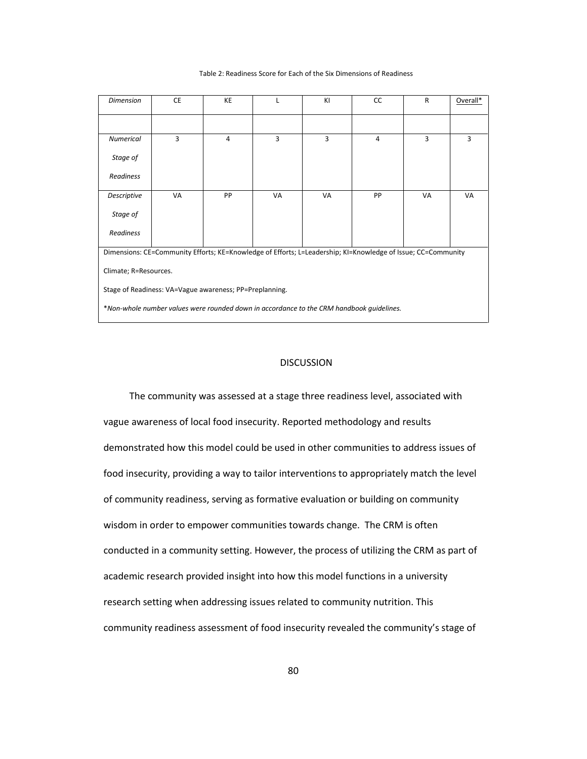Table 2: Readiness Score for Each of the Six Dimensions of Readiness

| *Dimension* | CE | KE | L | KI | CC | R | Overall* |
|---|---|---|---|---|---|---|---|
| | | | | | | | |
| *Numerical Stage of Readiness* | 3 | 4 | 3 | 3 | 4 | 3 | 3 |
| *Descriptive Stage of Readiness* | VA | PP | VA | VA | PP | VA | VA |

Dimensions: CE=Community Efforts; KE=Knowledge of Efforts; L=Leadership; KI=Knowledge of Issue; CC=Community Climate; R=Resources.

Stage of Readiness: VA=Vague awareness; PP=Preplanning.

**Non-whole number values were rounded down in accordance to the CRM handbook guidelines.*

## DISCUSSION

The community was assessed at a stage three readiness level, associated with vague awareness of local food insecurity. Reported methodology and results demonstrated how this model could be used in other communities to address issues of food insecurity, providing a way to tailor interventions to appropriately match the level of community readiness, serving as formative evaluation or building on community wisdom in order to empower communities towards change. The CRM is often conducted in a community setting. However, the process of utilizing the CRM as part of academic research provided insight into how this model functions in a university research setting when addressing issues related to community nutrition. This community readiness assessment of food insecurity revealed the community's stage of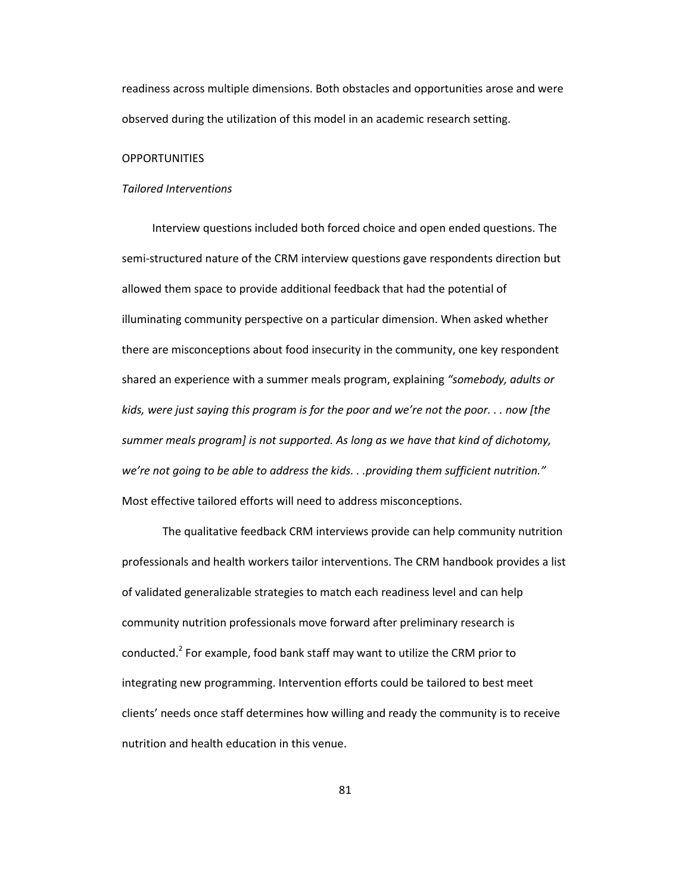readiness across multiple dimensions. Both obstacles and opportunities arose and were observed during the utilization of this model in an academic research setting.

## OPPORTUNITIES

### *Tailored Interventions*

Interview questions included both forced choice and open ended questions. The semi-structured nature of the CRM interview questions gave respondents direction but allowed them space to provide additional feedback that had the potential of illuminating community perspective on a particular dimension. When asked whether there are misconceptions about food insecurity in the community, one key respondent shared an experience with a summer meals program, explaining *"somebody, adults or kids, were just saying this program is for the poor and we're not the poor. . . now [the summer meals program] is not supported. As long as we have that kind of dichotomy, we're not going to be able to address the kids. . .providing them sufficient nutrition."* Most effective tailored efforts will need to address misconceptions.

The qualitative feedback CRM interviews provide can help community nutrition professionals and health workers tailor interventions. The CRM handbook provides a list of validated generalizable strategies to match each readiness level and can help community nutrition professionals move forward after preliminary research is conducted.[2] For example, food bank staff may want to utilize the CRM prior to integrating new programming. Intervention efforts could be tailored to best meet clients' needs once staff determines how willing and ready the community is to receive nutrition and health education in this venue.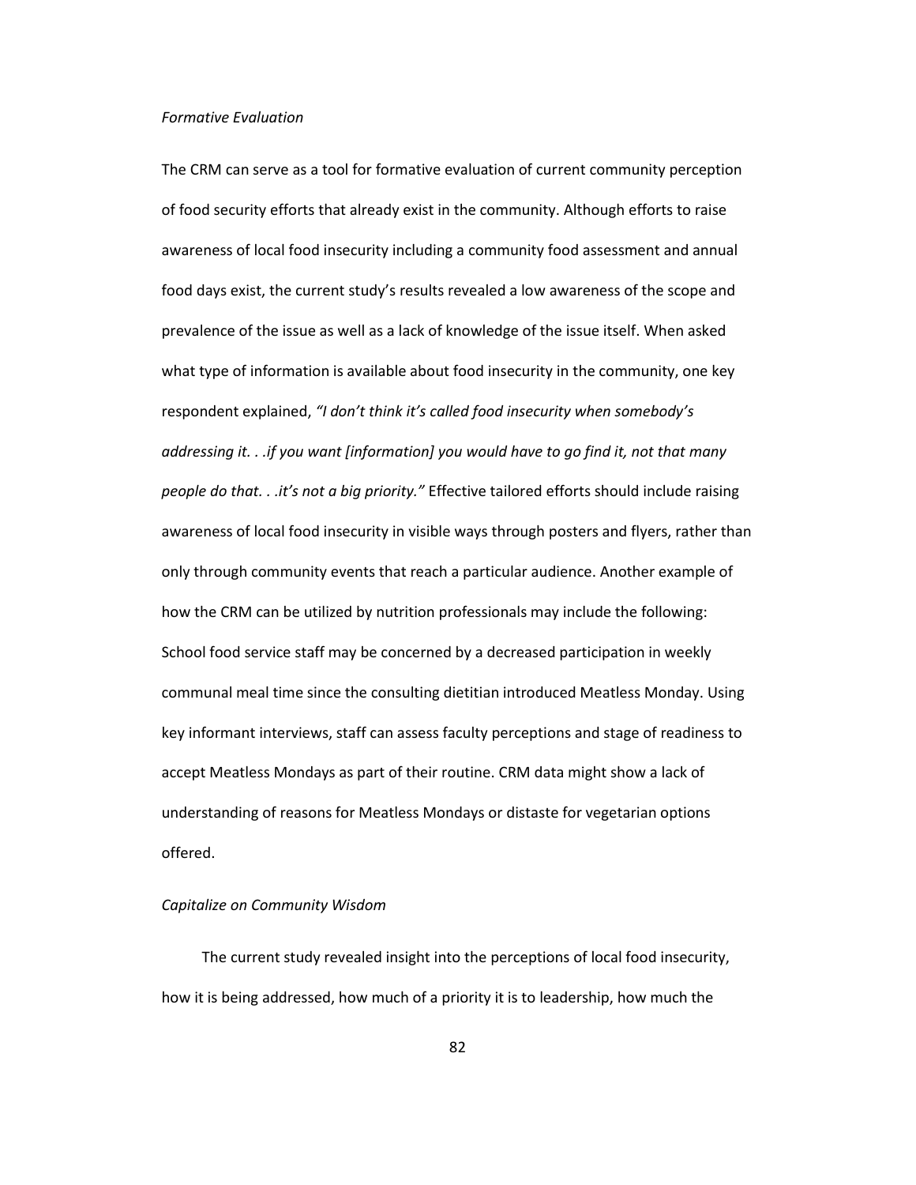*Formative Evaluation*

The CRM can serve as a tool for formative evaluation of current community perception of food security efforts that already exist in the community. Although efforts to raise awareness of local food insecurity including a community food assessment and annual food days exist, the current study's results revealed a low awareness of the scope and prevalence of the issue as well as a lack of knowledge of the issue itself. When asked what type of information is available about food insecurity in the community, one key respondent explained, *"I don't think it's called food insecurity when somebody's addressing it. . .if you want [information] you would have to go find it, not that many people do that. . .it's not a big priority."* Effective tailored efforts should include raising awareness of local food insecurity in visible ways through posters and flyers, rather than only through community events that reach a particular audience. Another example of how the CRM can be utilized by nutrition professionals may include the following: School food service staff may be concerned by a decreased participation in weekly communal meal time since the consulting dietitian introduced Meatless Monday. Using key informant interviews, staff can assess faculty perceptions and stage of readiness to accept Meatless Mondays as part of their routine. CRM data might show a lack of understanding of reasons for Meatless Mondays or distaste for vegetarian options offered.

*Capitalize on Community Wisdom*

The current study revealed insight into the perceptions of local food insecurity, how it is being addressed, how much of a priority it is to leadership, how much the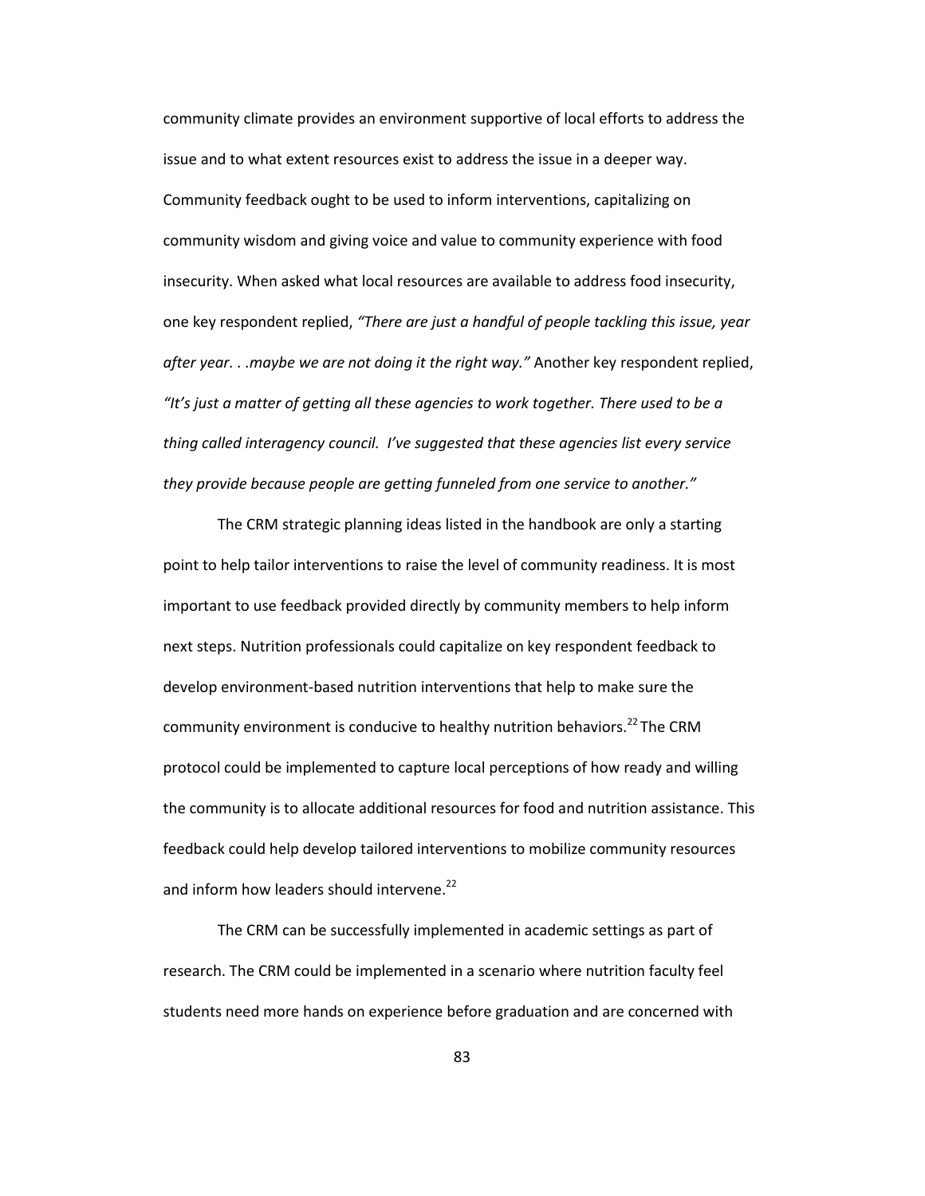community climate provides an environment supportive of local efforts to address the issue and to what extent resources exist to address the issue in a deeper way. Community feedback ought to be used to inform interventions, capitalizing on community wisdom and giving voice and value to community experience with food insecurity. When asked what local resources are available to address food insecurity, one key respondent replied, *"There are just a handful of people tackling this issue, year after year. . .maybe we are not doing it the right way."* Another key respondent replied, *"It's just a matter of getting all these agencies to work together. There used to be a thing called interagency council. I've suggested that these agencies list every service they provide because people are getting funneled from one service to another."*

The CRM strategic planning ideas listed in the handbook are only a starting point to help tailor interventions to raise the level of community readiness. It is most important to use feedback provided directly by community members to help inform next steps. Nutrition professionals could capitalize on key respondent feedback to develop environment-based nutrition interventions that help to make sure the community environment is conducive to healthy nutrition behaviors.[22] The CRM protocol could be implemented to capture local perceptions of how ready and willing the community is to allocate additional resources for food and nutrition assistance. This feedback could help develop tailored interventions to mobilize community resources and inform how leaders should intervene.[22]

The CRM can be successfully implemented in academic settings as part of research. The CRM could be implemented in a scenario where nutrition faculty feel students need more hands on experience before graduation and are concerned with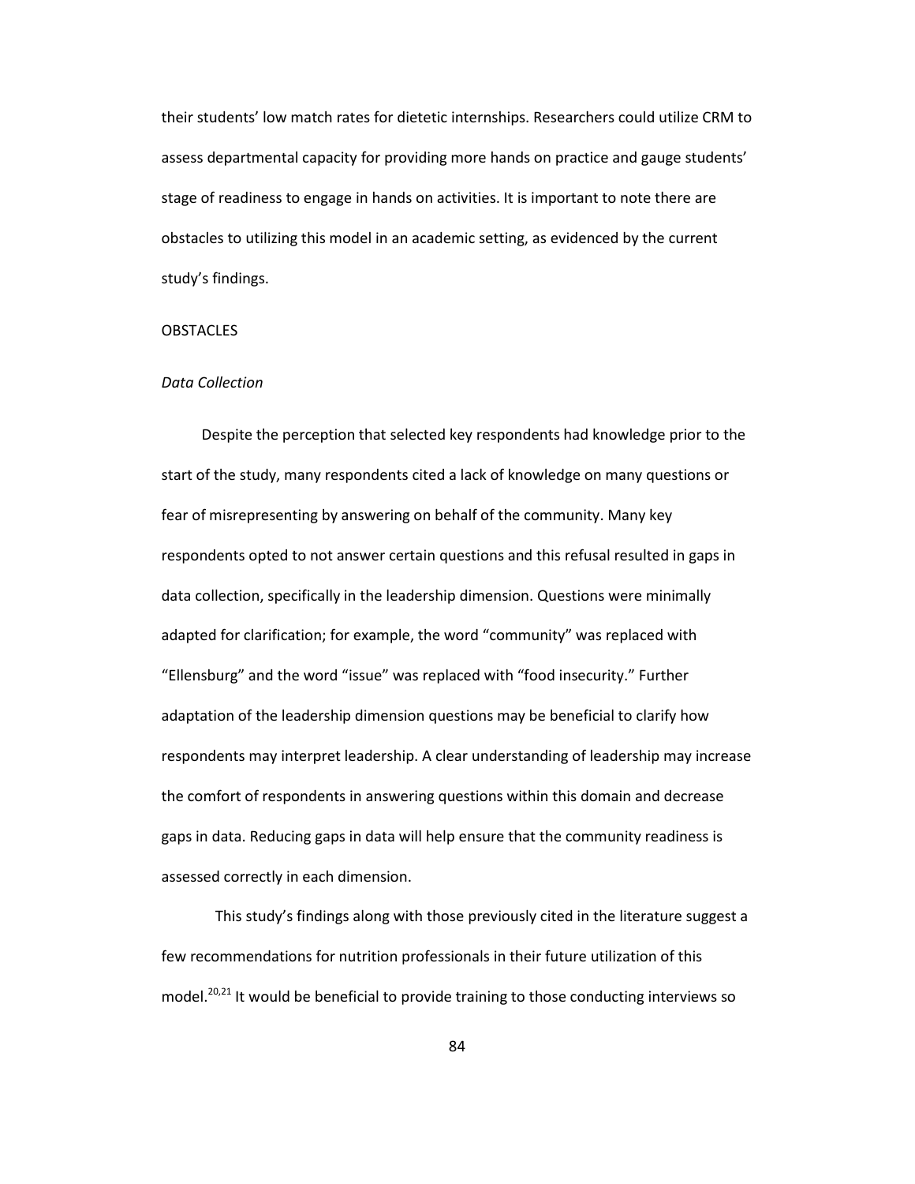their students' low match rates for dietetic internships. Researchers could utilize CRM to assess departmental capacity for providing more hands on practice and gauge students' stage of readiness to engage in hands on activities. It is important to note there are obstacles to utilizing this model in an academic setting, as evidenced by the current study's findings.

## OBSTACLES

### *Data Collection*

Despite the perception that selected key respondents had knowledge prior to the start of the study, many respondents cited a lack of knowledge on many questions or fear of misrepresenting by answering on behalf of the community. Many key respondents opted to not answer certain questions and this refusal resulted in gaps in data collection, specifically in the leadership dimension. Questions were minimally adapted for clarification; for example, the word "community" was replaced with "Ellensburg" and the word "issue" was replaced with "food insecurity." Further adaptation of the leadership dimension questions may be beneficial to clarify how respondents may interpret leadership. A clear understanding of leadership may increase the comfort of respondents in answering questions within this domain and decrease gaps in data. Reducing gaps in data will help ensure that the community readiness is assessed correctly in each dimension.

This study's findings along with those previously cited in the literature suggest a few recommendations for nutrition professionals in their future utilization of this model.[20,21] It would be beneficial to provide training to those conducting interviews so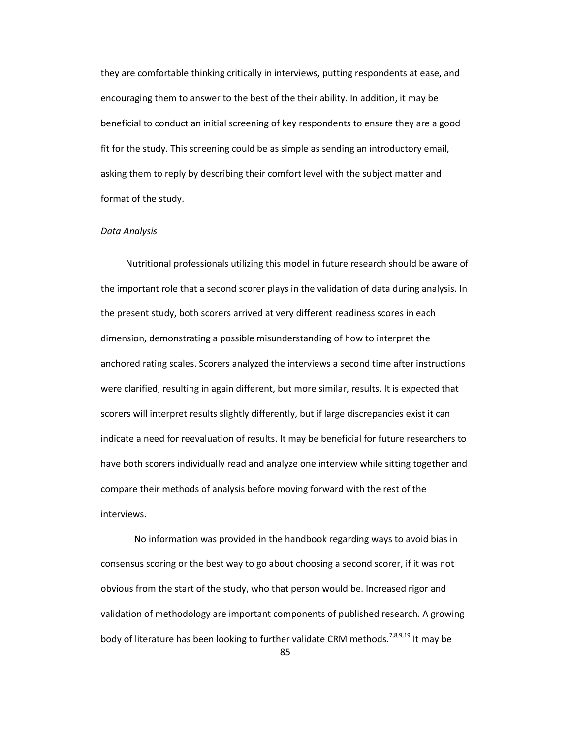they are comfortable thinking critically in interviews, putting respondents at ease, and encouraging them to answer to the best of the their ability. In addition, it may be beneficial to conduct an initial screening of key respondents to ensure they are a good fit for the study. This screening could be as simple as sending an introductory email, asking them to reply by describing their comfort level with the subject matter and format of the study.

*Data Analysis*

Nutritional professionals utilizing this model in future research should be aware of the important role that a second scorer plays in the validation of data during analysis. In the present study, both scorers arrived at very different readiness scores in each dimension, demonstrating a possible misunderstanding of how to interpret the anchored rating scales. Scorers analyzed the interviews a second time after instructions were clarified, resulting in again different, but more similar, results. It is expected that scorers will interpret results slightly differently, but if large discrepancies exist it can indicate a need for reevaluation of results. It may be beneficial for future researchers to have both scorers individually read and analyze one interview while sitting together and compare their methods of analysis before moving forward with the rest of the interviews.

No information was provided in the handbook regarding ways to avoid bias in consensus scoring or the best way to go about choosing a second scorer, if it was not obvious from the start of the study, who that person would be. Increased rigor and validation of methodology are important components of published research. A growing body of literature has been looking to further validate CRM methods.[7,8,9,19] It may be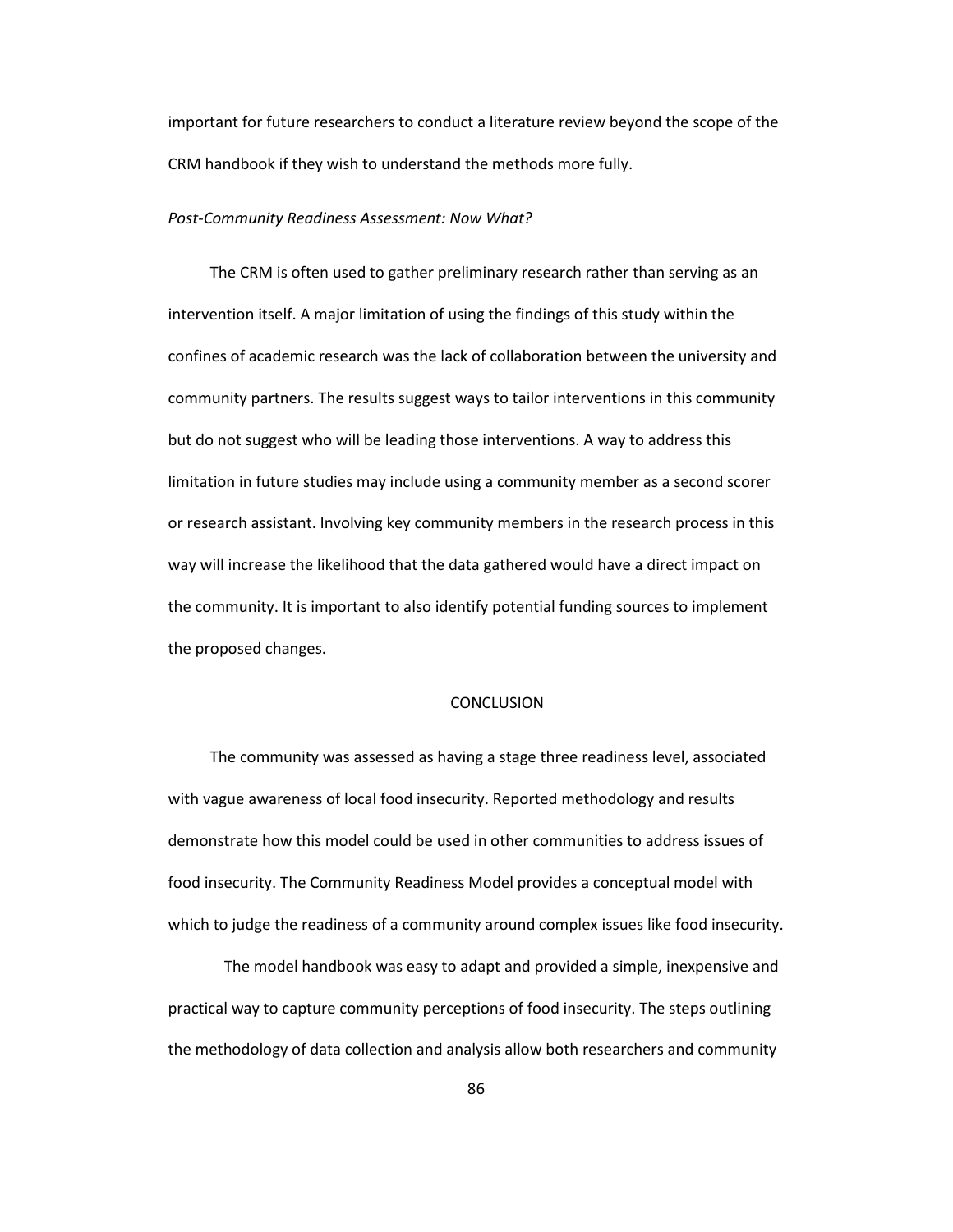important for future researchers to conduct a literature review beyond the scope of the CRM handbook if they wish to understand the methods more fully.

*Post-Community Readiness Assessment: Now What?*

The CRM is often used to gather preliminary research rather than serving as an intervention itself. A major limitation of using the findings of this study within the confines of academic research was the lack of collaboration between the university and community partners. The results suggest ways to tailor interventions in this community but do not suggest who will be leading those interventions. A way to address this limitation in future studies may include using a community member as a second scorer or research assistant. Involving key community members in the research process in this way will increase the likelihood that the data gathered would have a direct impact on the community. It is important to also identify potential funding sources to implement the proposed changes.

## CONCLUSION

The community was assessed as having a stage three readiness level, associated with vague awareness of local food insecurity. Reported methodology and results demonstrate how this model could be used in other communities to address issues of food insecurity. The Community Readiness Model provides a conceptual model with which to judge the readiness of a community around complex issues like food insecurity.

The model handbook was easy to adapt and provided a simple, inexpensive and practical way to capture community perceptions of food insecurity. The steps outlining the methodology of data collection and analysis allow both researchers and community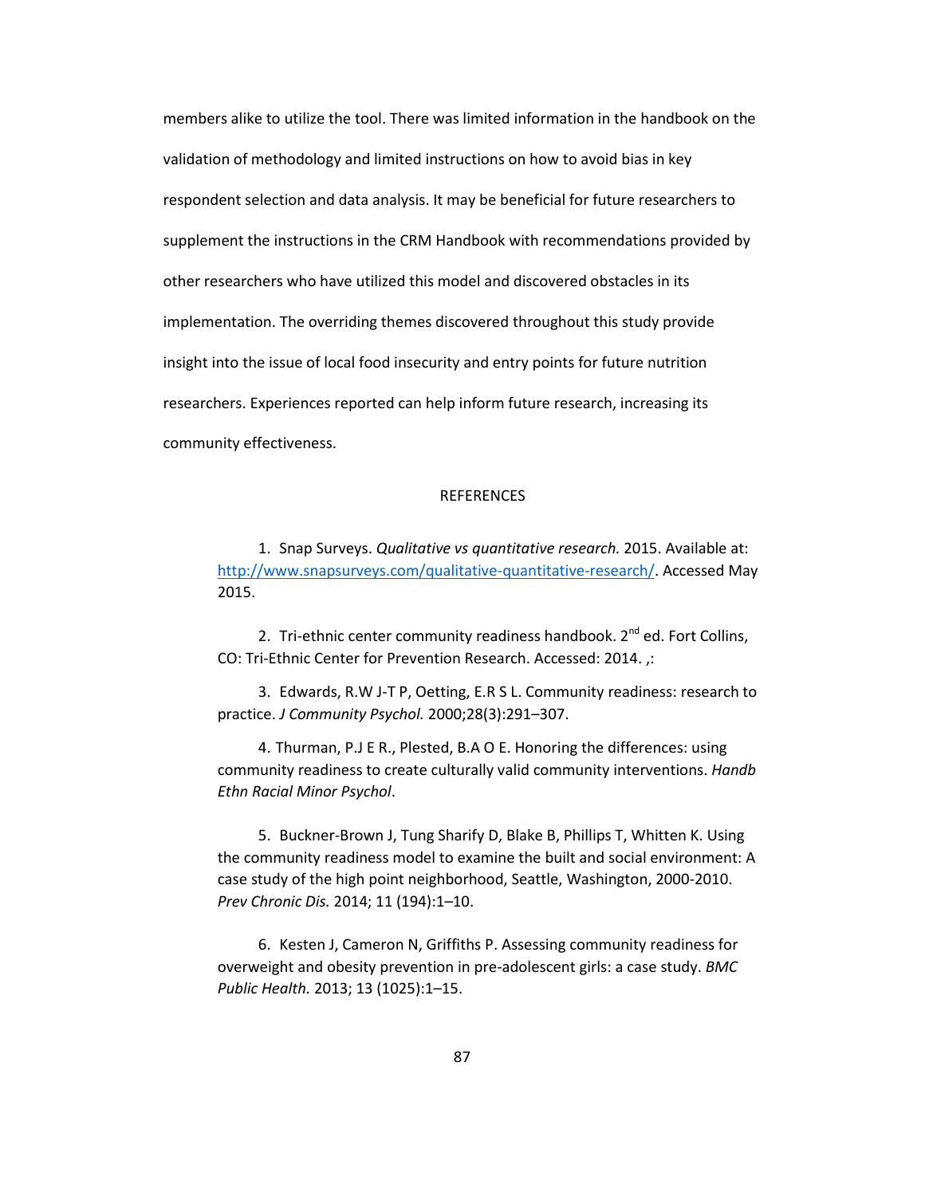members alike to utilize the tool. There was limited information in the handbook on the validation of methodology and limited instructions on how to avoid bias in key respondent selection and data analysis. It may be beneficial for future researchers to supplement the instructions in the CRM Handbook with recommendations provided by other researchers who have utilized this model and discovered obstacles in its implementation. The overriding themes discovered throughout this study provide insight into the issue of local food insecurity and entry points for future nutrition researchers. Experiences reported can help inform future research, increasing its community effectiveness.

## REFERENCES

1. Snap Surveys. *Qualitative vs quantitative research.* 2015. Available at: [http://www.snapsurveys.com/qualitative-quantitative-research/](http://www.snapsurveys.com/qualitative-quantitative-research/). Accessed May 2015.

2. Tri-ethnic center community readiness handbook. 2nd ed. Fort Collins, CO: Tri-Ethnic Center for Prevention Research. Accessed: 2014. ,:

3. Edwards, R.W J-T P, Oetting, E.R S L. Community readiness: research to practice. *J Community Psychol.* 2000;28(3):291–307.

4. Thurman, P.J E R., Plested, B.A O E. Honoring the differences: using community readiness to create culturally valid community interventions. *Handb Ethn Racial Minor Psychol*.

5. Buckner-Brown J, Tung Sharify D, Blake B, Phillips T, Whitten K. Using the community readiness model to examine the built and social environment: A case study of the high point neighborhood, Seattle, Washington, 2000-2010. *Prev Chronic Dis.* 2014; 11 (194):1–10.

6. Kesten J, Cameron N, Griffiths P. Assessing community readiness for overweight and obesity prevention in pre-adolescent girls: a case study. *BMC Public Health.* 2013; 13 (1025):1–15.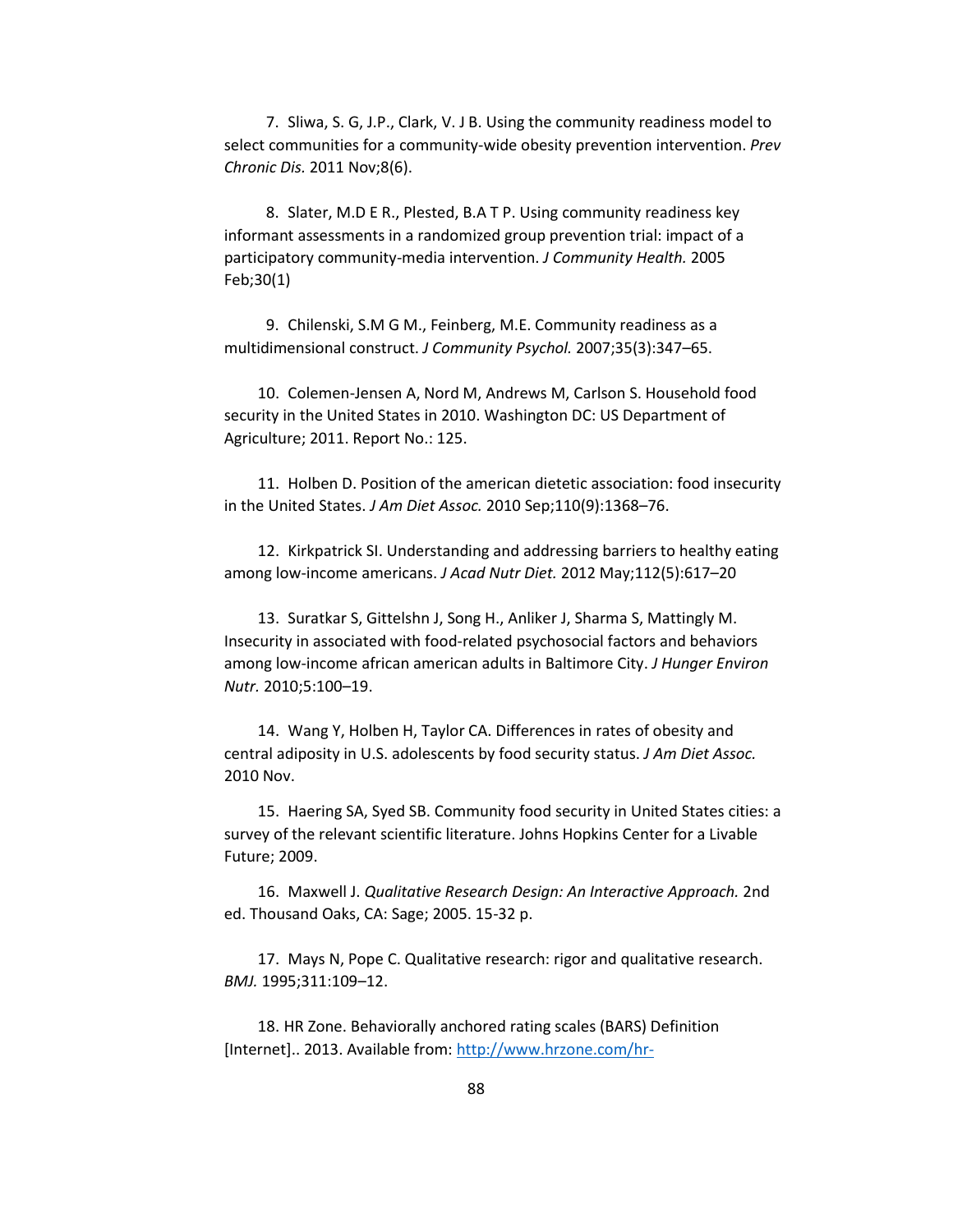7. Sliwa, S. G, J.P., Clark, V. J B. Using the community readiness model to select communities for a community-wide obesity prevention intervention. *Prev Chronic Dis.* 2011 Nov;8(6).

8. Slater, M.D E R., Plested, B.A T P. Using community readiness key informant assessments in a randomized group prevention trial: impact of a participatory community-media intervention. *J Community Health.* 2005 Feb;30(1)

9. Chilenski, S.M G M., Feinberg, M.E. Community readiness as a multidimensional construct. *J Community Psychol.* 2007;35(3):347–65.

10. Colemen-Jensen A, Nord M, Andrews M, Carlson S. Household food security in the United States in 2010. Washington DC: US Department of Agriculture; 2011. Report No.: 125.

11. Holben D. Position of the american dietetic association: food insecurity in the United States. *J Am Diet Assoc.* 2010 Sep;110(9):1368–76.

12. Kirkpatrick SI. Understanding and addressing barriers to healthy eating among low-income americans. *J Acad Nutr Diet.* 2012 May;112(5):617–20

13. Suratkar S, Gittelshn J, Song H., Anliker J, Sharma S, Mattingly M. Insecurity in associated with food-related psychosocial factors and behaviors among low-income african american adults in Baltimore City. *J Hunger Environ Nutr.* 2010;5:100–19.

14. Wang Y, Holben H, Taylor CA. Differences in rates of obesity and central adiposity in U.S. adolescents by food security status. *J Am Diet Assoc.* 2010 Nov.

15. Haering SA, Syed SB. Community food security in United States cities: a survey of the relevant scientific literature. Johns Hopkins Center for a Livable Future; 2009.

16. Maxwell J. *Qualitative Research Design: An Interactive Approach.* 2nd ed. Thousand Oaks, CA: Sage; 2005. 15-32 p.

17. Mays N, Pope C. Qualitative research: rigor and qualitative research. *BMJ.* 1995;311:109–12.

18. HR Zone. Behaviorally anchored rating scales (BARS) Definition [Internet].. 2013. Available from: http://www.hrzone.com/hr-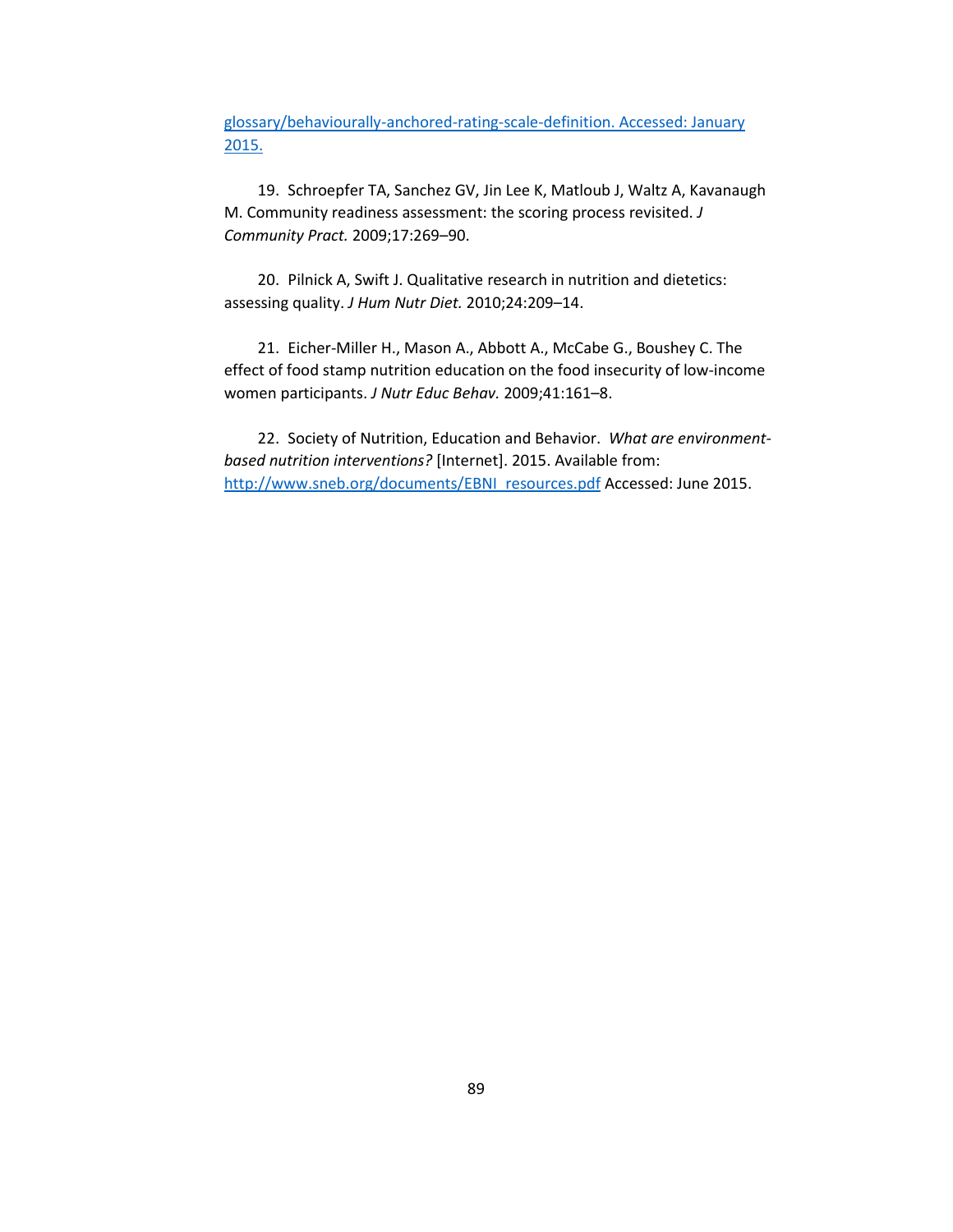glossary/behaviourally-anchored-rating-scale-definition. Accessed: January 2015.

19. Schroepfer TA, Sanchez GV, Jin Lee K, Matloub J, Waltz A, Kavanaugh M. Community readiness assessment: the scoring process revisited. *J Community Pract.* 2009;17:269–90.

20. Pilnick A, Swift J. Qualitative research in nutrition and dietetics: assessing quality. *J Hum Nutr Diet.* 2010;24:209–14.

21. Eicher-Miller H., Mason A., Abbott A., McCabe G., Boushey C. The effect of food stamp nutrition education on the food insecurity of low-income women participants. *J Nutr Educ Behav.* 2009;41:161–8.

22. Society of Nutrition, Education and Behavior. *What are environment-based nutrition interventions?* [Internet]. 2015. Available from: http://www.sneb.org/documents/EBNI_resources.pdf Accessed: June 2015.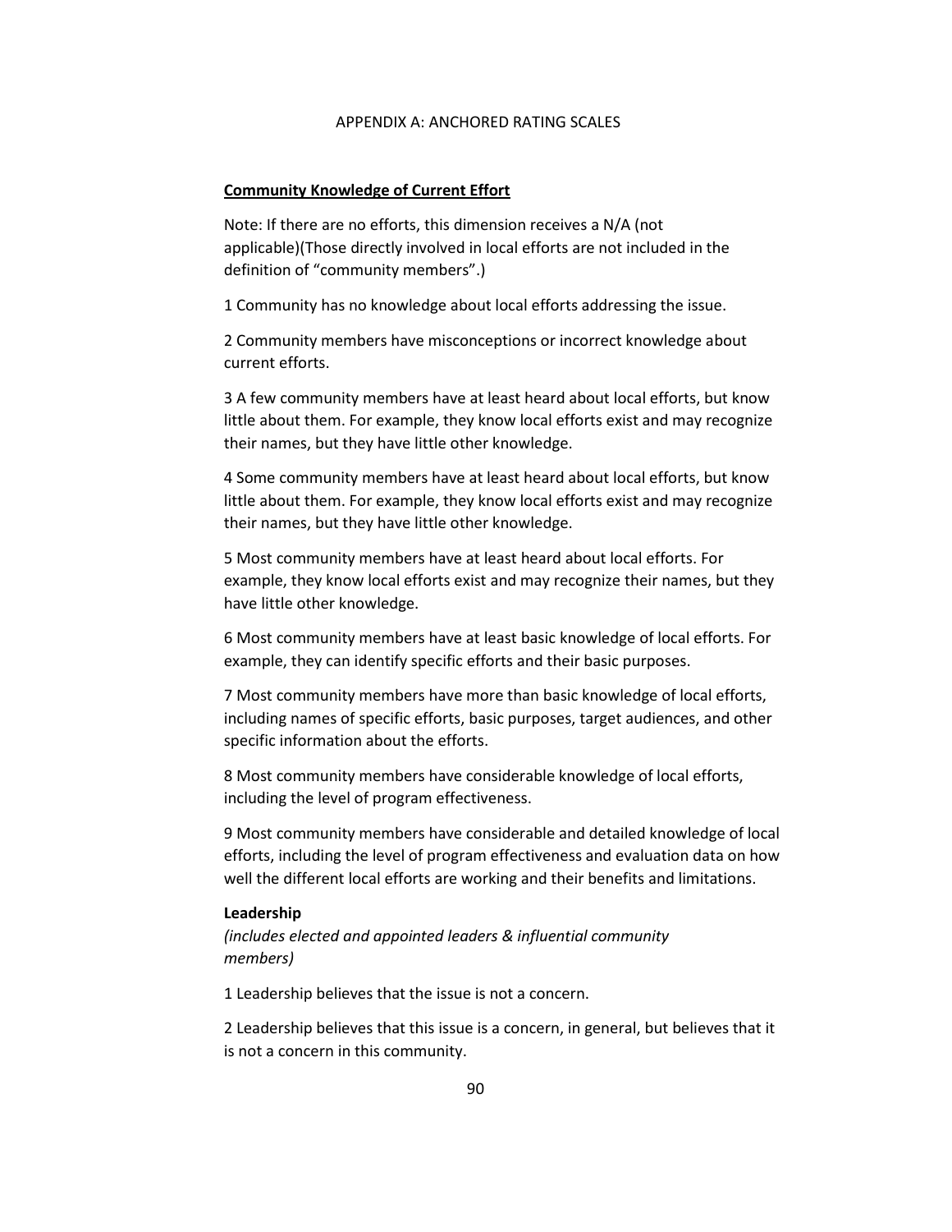# APPENDIX A: ANCHORED RATING SCALES

**Community Knowledge of Current Effort**

Note: If there are no efforts, this dimension receives a N/A (not applicable)(Those directly involved in local efforts are not included in the definition of "community members".)

1 Community has no knowledge about local efforts addressing the issue.

2 Community members have misconceptions or incorrect knowledge about current efforts.

3 A few community members have at least heard about local efforts, but know little about them. For example, they know local efforts exist and may recognize their names, but they have little other knowledge.

4 Some community members have at least heard about local efforts, but know little about them. For example, they know local efforts exist and may recognize their names, but they have little other knowledge.

5 Most community members have at least heard about local efforts. For example, they know local efforts exist and may recognize their names, but they have little other knowledge.

6 Most community members have at least basic knowledge of local efforts. For example, they can identify specific efforts and their basic purposes.

7 Most community members have more than basic knowledge of local efforts, including names of specific efforts, basic purposes, target audiences, and other specific information about the efforts.

8 Most community members have considerable knowledge of local efforts, including the level of program effectiveness.

9 Most community members have considerable and detailed knowledge of local efforts, including the level of program effectiveness and evaluation data on how well the different local efforts are working and their benefits and limitations.

**Leadership**

*(includes elected and appointed leaders & influential community members)*

1 Leadership believes that the issue is not a concern.

2 Leadership believes that this issue is a concern, in general, but believes that it is not a concern in this community.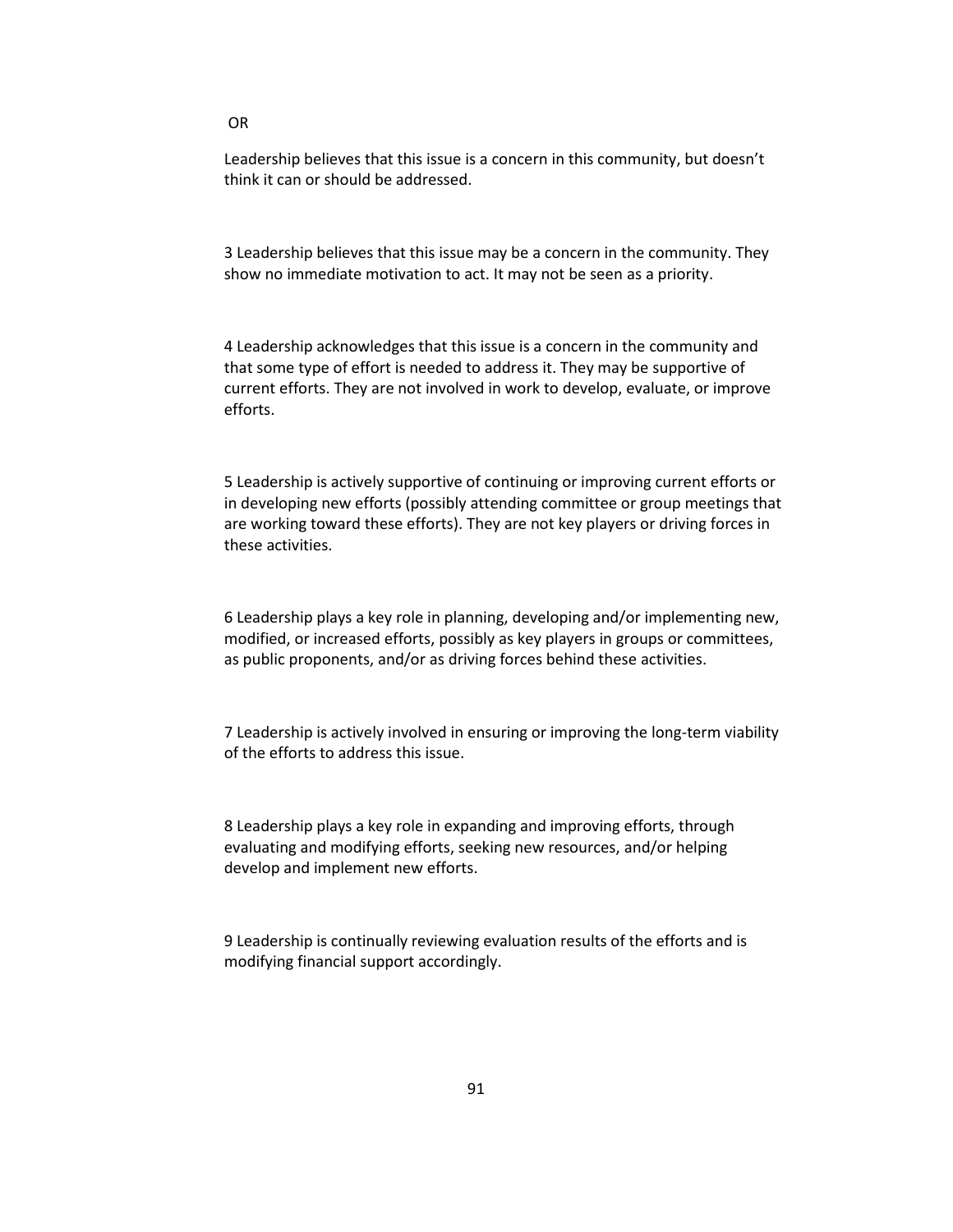OR

Leadership believes that this issue is a concern in this community, but doesn't think it can or should be addressed.

3 Leadership believes that this issue may be a concern in the community. They show no immediate motivation to act. It may not be seen as a priority.

4 Leadership acknowledges that this issue is a concern in the community and that some type of effort is needed to address it. They may be supportive of current efforts. They are not involved in work to develop, evaluate, or improve efforts.

5 Leadership is actively supportive of continuing or improving current efforts or in developing new efforts (possibly attending committee or group meetings that are working toward these efforts). They are not key players or driving forces in these activities.

6 Leadership plays a key role in planning, developing and/or implementing new, modified, or increased efforts, possibly as key players in groups or committees, as public proponents, and/or as driving forces behind these activities.

7 Leadership is actively involved in ensuring or improving the long-term viability of the efforts to address this issue.

8 Leadership plays a key role in expanding and improving efforts, through evaluating and modifying efforts, seeking new resources, and/or helping develop and implement new efforts.

9 Leadership is continually reviewing evaluation results of the efforts and is modifying financial support accordingly.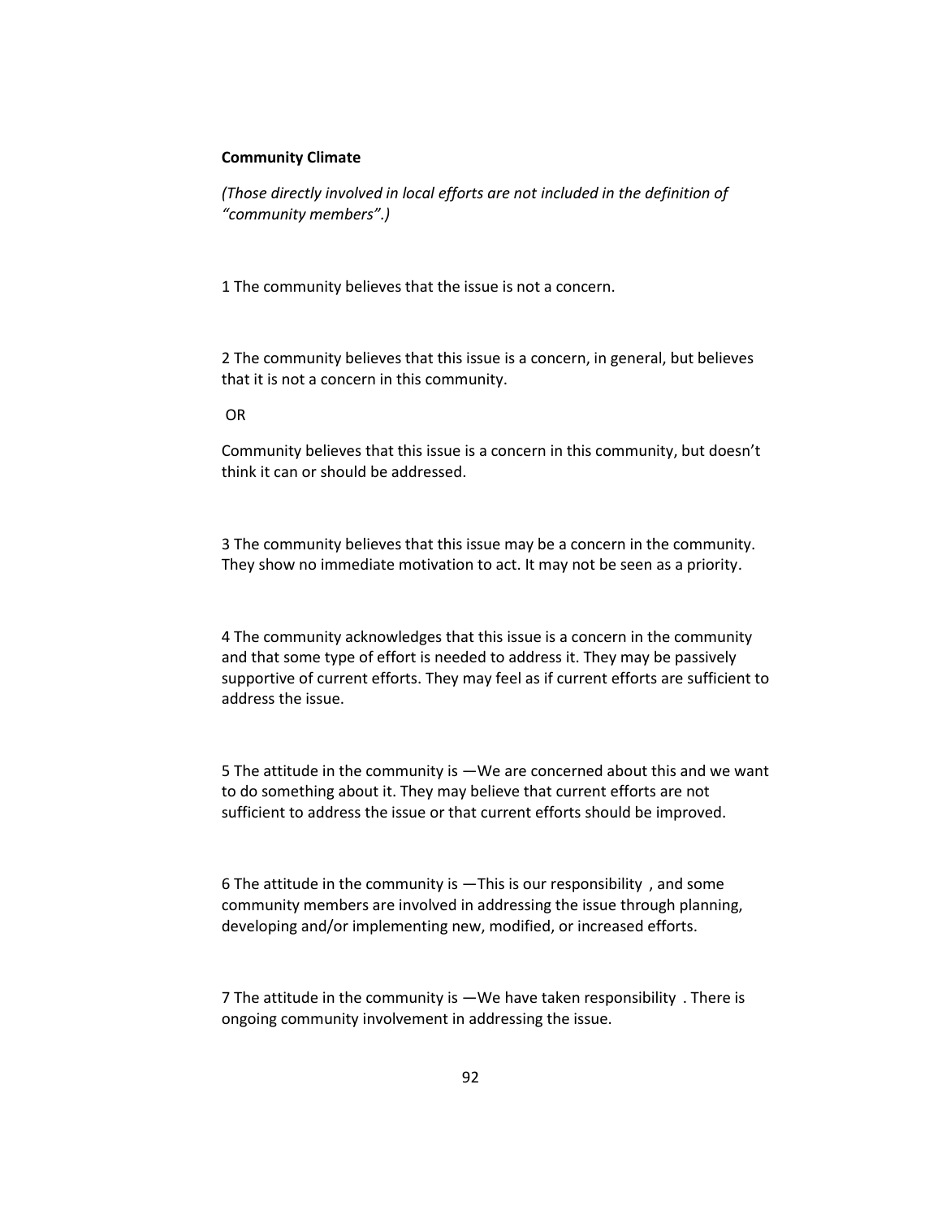**Community Climate**

*(Those directly involved in local efforts are not included in the definition of "community members".)*

1 The community believes that the issue is not a concern.

2 The community believes that this issue is a concern, in general, but believes that it is not a concern in this community.

OR

Community believes that this issue is a concern in this community, but doesn't think it can or should be addressed.

3 The community believes that this issue may be a concern in the community. They show no immediate motivation to act. It may not be seen as a priority.

4 The community acknowledges that this issue is a concern in the community and that some type of effort is needed to address it. They may be passively supportive of current efforts. They may feel as if current efforts are sufficient to address the issue.

5 The attitude in the community is —We are concerned about this and we want to do something about it. They may believe that current efforts are not sufficient to address the issue or that current efforts should be improved.

6 The attitude in the community is —This is our responsibility , and some community members are involved in addressing the issue through planning, developing and/or implementing new, modified, or increased efforts.

7 The attitude in the community is —We have taken responsibility . There is ongoing community involvement in addressing the issue.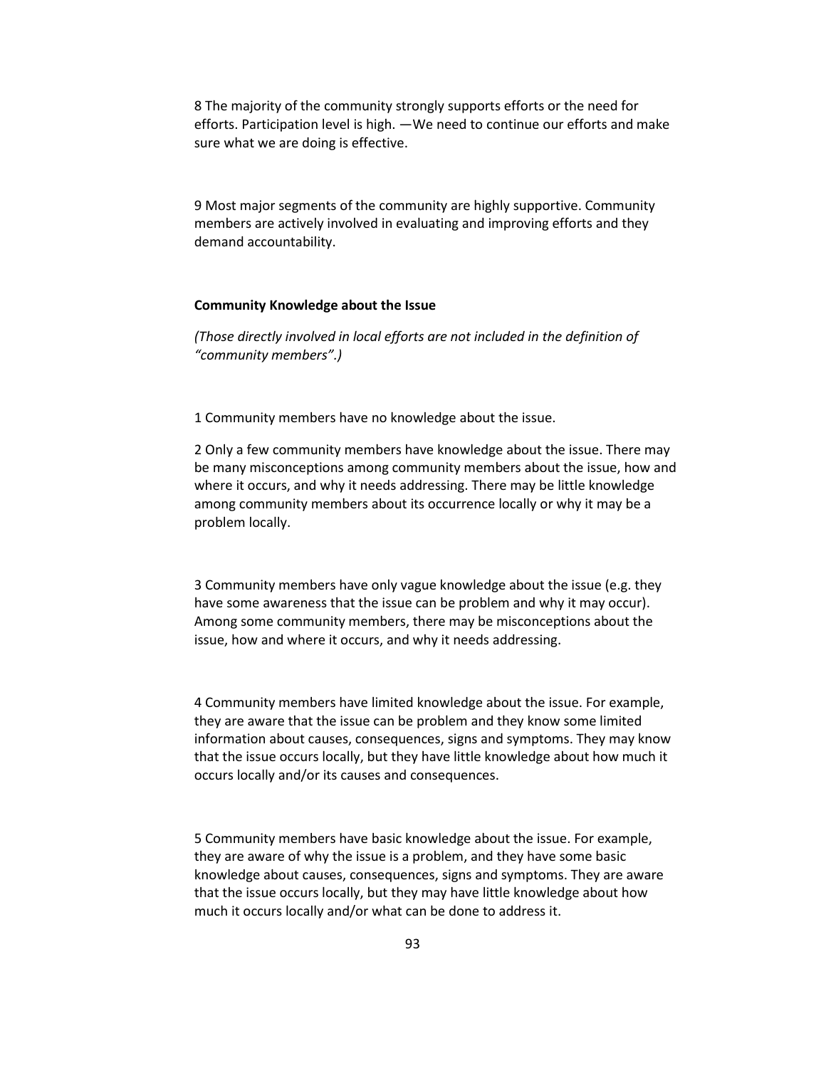8 The majority of the community strongly supports efforts or the need for efforts. Participation level is high. —We need to continue our efforts and make sure what we are doing is effective.

9 Most major segments of the community are highly supportive. Community members are actively involved in evaluating and improving efforts and they demand accountability.

**Community Knowledge about the Issue**

*(Those directly involved in local efforts are not included in the definition of "community members".)*

1 Community members have no knowledge about the issue.

2 Only a few community members have knowledge about the issue. There may be many misconceptions among community members about the issue, how and where it occurs, and why it needs addressing. There may be little knowledge among community members about its occurrence locally or why it may be a problem locally.

3 Community members have only vague knowledge about the issue (e.g. they have some awareness that the issue can be problem and why it may occur). Among some community members, there may be misconceptions about the issue, how and where it occurs, and why it needs addressing.

4 Community members have limited knowledge about the issue. For example, they are aware that the issue can be problem and they know some limited information about causes, consequences, signs and symptoms. They may know that the issue occurs locally, but they have little knowledge about how much it occurs locally and/or its causes and consequences.

5 Community members have basic knowledge about the issue. For example, they are aware of why the issue is a problem, and they have some basic knowledge about causes, consequences, signs and symptoms. They are aware that the issue occurs locally, but they may have little knowledge about how much it occurs locally and/or what can be done to address it.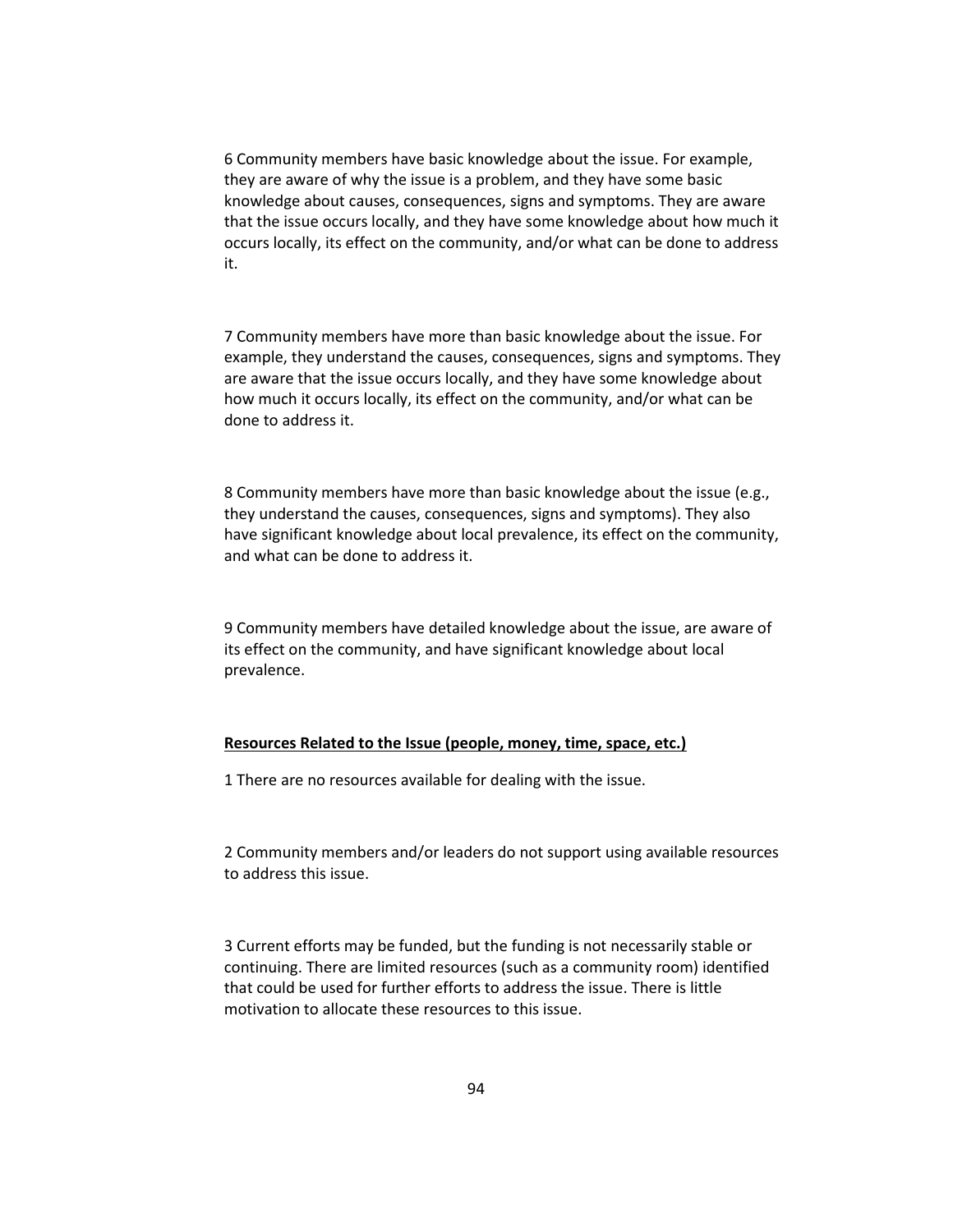6 Community members have basic knowledge about the issue. For example, they are aware of why the issue is a problem, and they have some basic knowledge about causes, consequences, signs and symptoms. They are aware that the issue occurs locally, and they have some knowledge about how much it occurs locally, its effect on the community, and/or what can be done to address it.

7 Community members have more than basic knowledge about the issue. For example, they understand the causes, consequences, signs and symptoms. They are aware that the issue occurs locally, and they have some knowledge about how much it occurs locally, its effect on the community, and/or what can be done to address it.

8 Community members have more than basic knowledge about the issue (e.g., they understand the causes, consequences, signs and symptoms). They also have significant knowledge about local prevalence, its effect on the community, and what can be done to address it.

9 Community members have detailed knowledge about the issue, are aware of its effect on the community, and have significant knowledge about local prevalence.

**Resources Related to the Issue (people, money, time, space, etc.)**

1 There are no resources available for dealing with the issue.

2 Community members and/or leaders do not support using available resources to address this issue.

3 Current efforts may be funded, but the funding is not necessarily stable or continuing. There are limited resources (such as a community room) identified that could be used for further efforts to address the issue. There is little motivation to allocate these resources to this issue.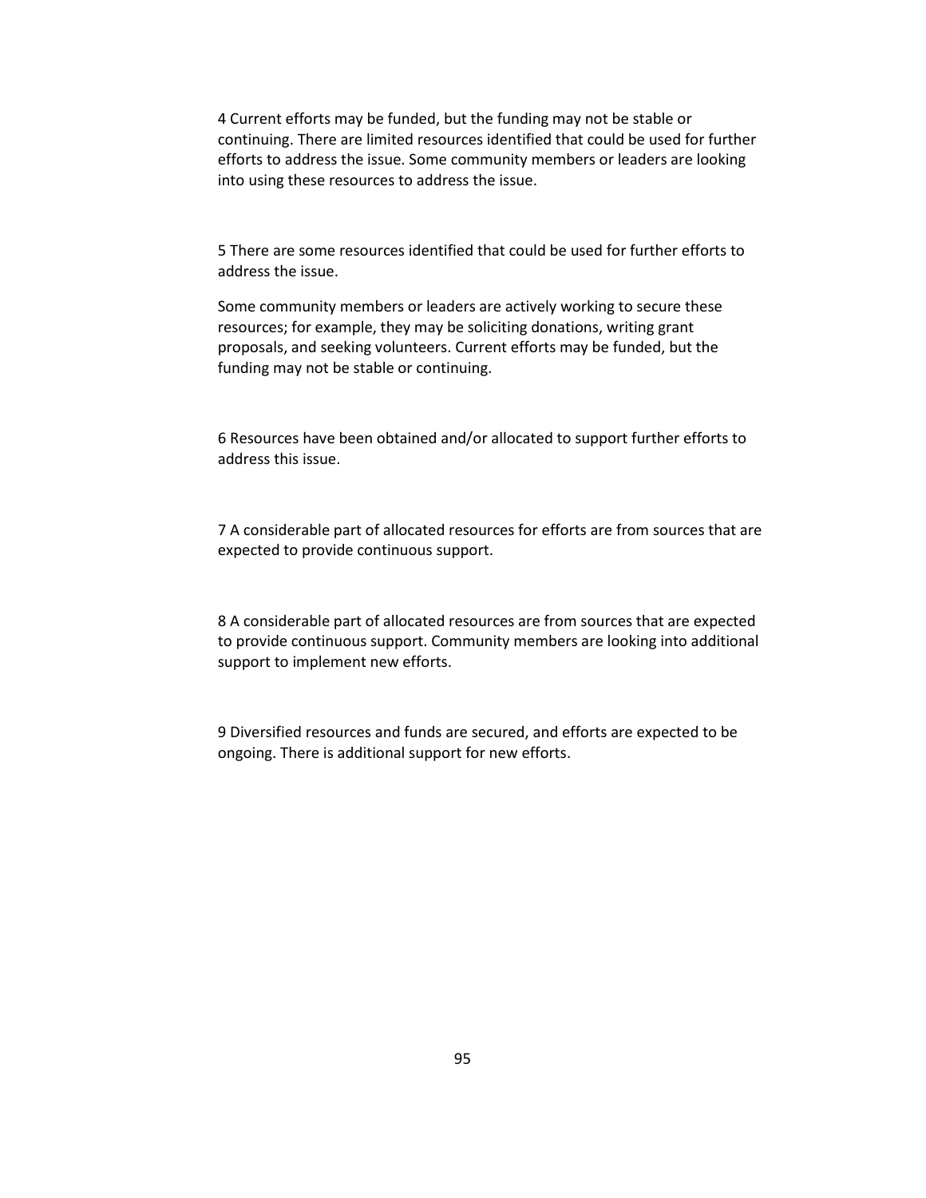4 Current efforts may be funded, but the funding may not be stable or continuing. There are limited resources identified that could be used for further efforts to address the issue. Some community members or leaders are looking into using these resources to address the issue.

5 There are some resources identified that could be used for further efforts to address the issue.

Some community members or leaders are actively working to secure these resources; for example, they may be soliciting donations, writing grant proposals, and seeking volunteers. Current efforts may be funded, but the funding may not be stable or continuing.

6 Resources have been obtained and/or allocated to support further efforts to address this issue.

7 A considerable part of allocated resources for efforts are from sources that are expected to provide continuous support.

8 A considerable part of allocated resources are from sources that are expected to provide continuous support. Community members are looking into additional support to implement new efforts.

9 Diversified resources and funds are secured, and efforts are expected to be ongoing. There is additional support for new efforts.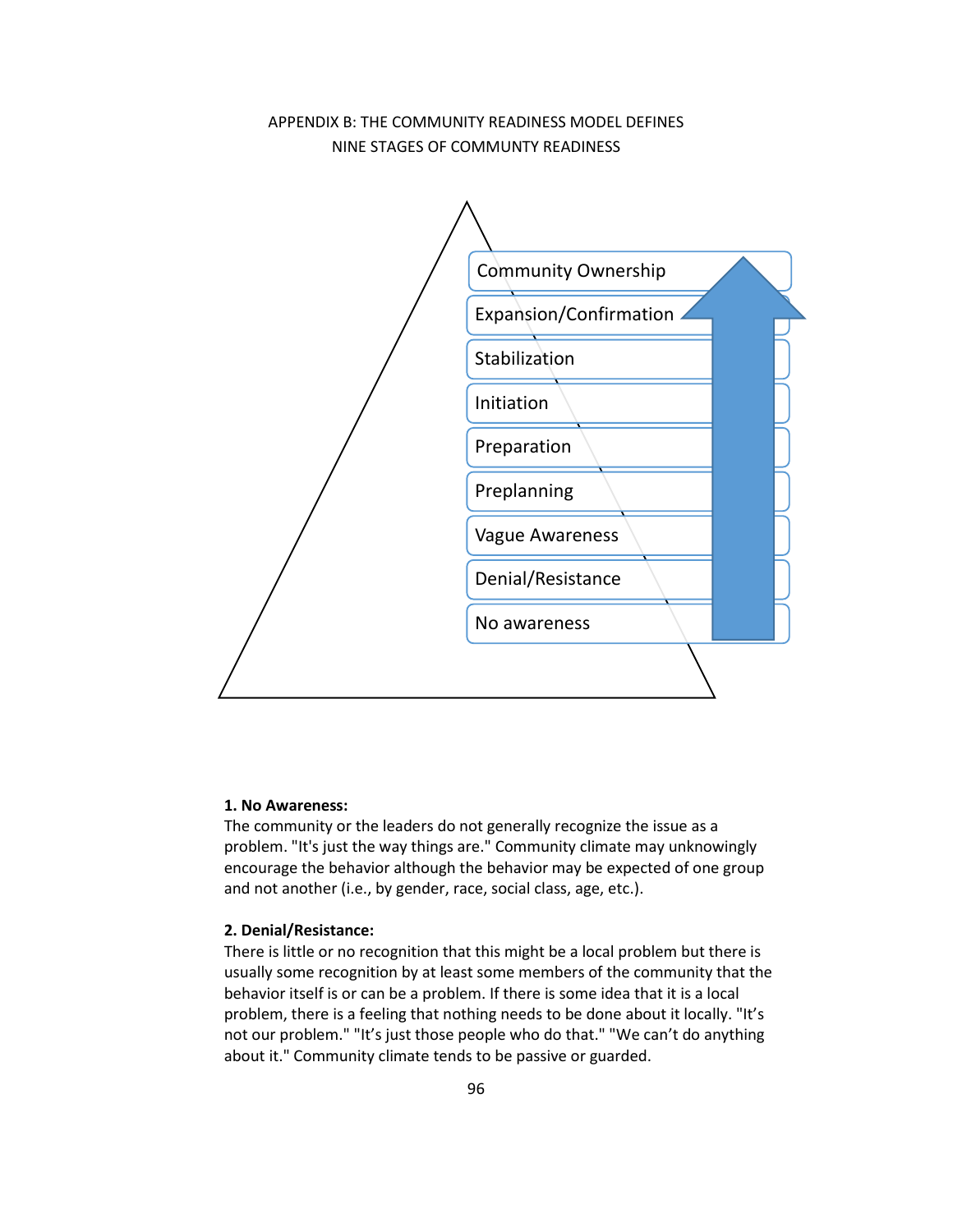APPENDIX B: THE COMMUNITY READINESS MODEL DEFINES NINE STAGES OF COMMUNTY READINESS

Community Ownership

Expansion/Confirmation

Stabilization

Initiation

Preparation

Preplanning

Vague Awareness

Denial/Resistance

No awareness

**1. No Awareness:**
The community or the leaders do not generally recognize the issue as a problem. "It's just the way things are." Community climate may unknowingly encourage the behavior although the behavior may be expected of one group and not another (i.e., by gender, race, social class, age, etc.).

**2. Denial/Resistance:**
There is little or no recognition that this might be a local problem but there is usually some recognition by at least some members of the community that the behavior itself is or can be a problem. If there is some idea that it is a local problem, there is a feeling that nothing needs to be done about it locally. "It's not our problem." "It's just those people who do that." "We can't do anything about it." Community climate tends to be passive or guarded.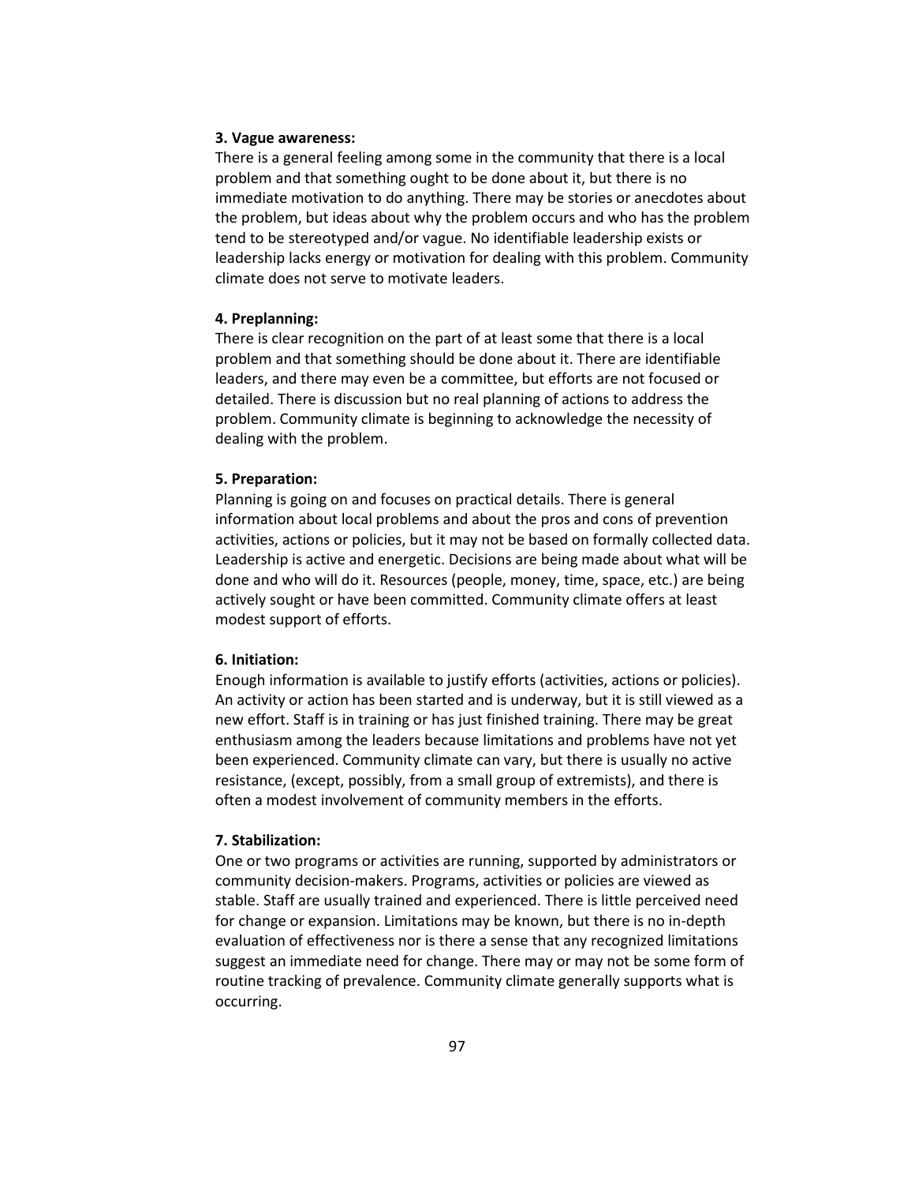**3. Vague awareness:**
There is a general feeling among some in the community that there is a local problem and that something ought to be done about it, but there is no immediate motivation to do anything. There may be stories or anecdotes about the problem, but ideas about why the problem occurs and who has the problem tend to be stereotyped and/or vague. No identifiable leadership exists or leadership lacks energy or motivation for dealing with this problem. Community climate does not serve to motivate leaders.

**4. Preplanning:**
There is clear recognition on the part of at least some that there is a local problem and that something should be done about it. There are identifiable leaders, and there may even be a committee, but efforts are not focused or detailed. There is discussion but no real planning of actions to address the problem. Community climate is beginning to acknowledge the necessity of dealing with the problem.

**5. Preparation:**
Planning is going on and focuses on practical details. There is general information about local problems and about the pros and cons of prevention activities, actions or policies, but it may not be based on formally collected data. Leadership is active and energetic. Decisions are being made about what will be done and who will do it. Resources (people, money, time, space, etc.) are being actively sought or have been committed. Community climate offers at least modest support of efforts.

**6. Initiation:**
Enough information is available to justify efforts (activities, actions or policies). An activity or action has been started and is underway, but it is still viewed as a new effort. Staff is in training or has just finished training. There may be great enthusiasm among the leaders because limitations and problems have not yet been experienced. Community climate can vary, but there is usually no active resistance, (except, possibly, from a small group of extremists), and there is often a modest involvement of community members in the efforts.

**7. Stabilization:**
One or two programs or activities are running, supported by administrators or community decision-makers. Programs, activities or policies are viewed as stable. Staff are usually trained and experienced. There is little perceived need for change or expansion. Limitations may be known, but there is no in-depth evaluation of effectiveness nor is there a sense that any recognized limitations suggest an immediate need for change. There may or may not be some form of routine tracking of prevalence. Community climate generally supports what is occurring.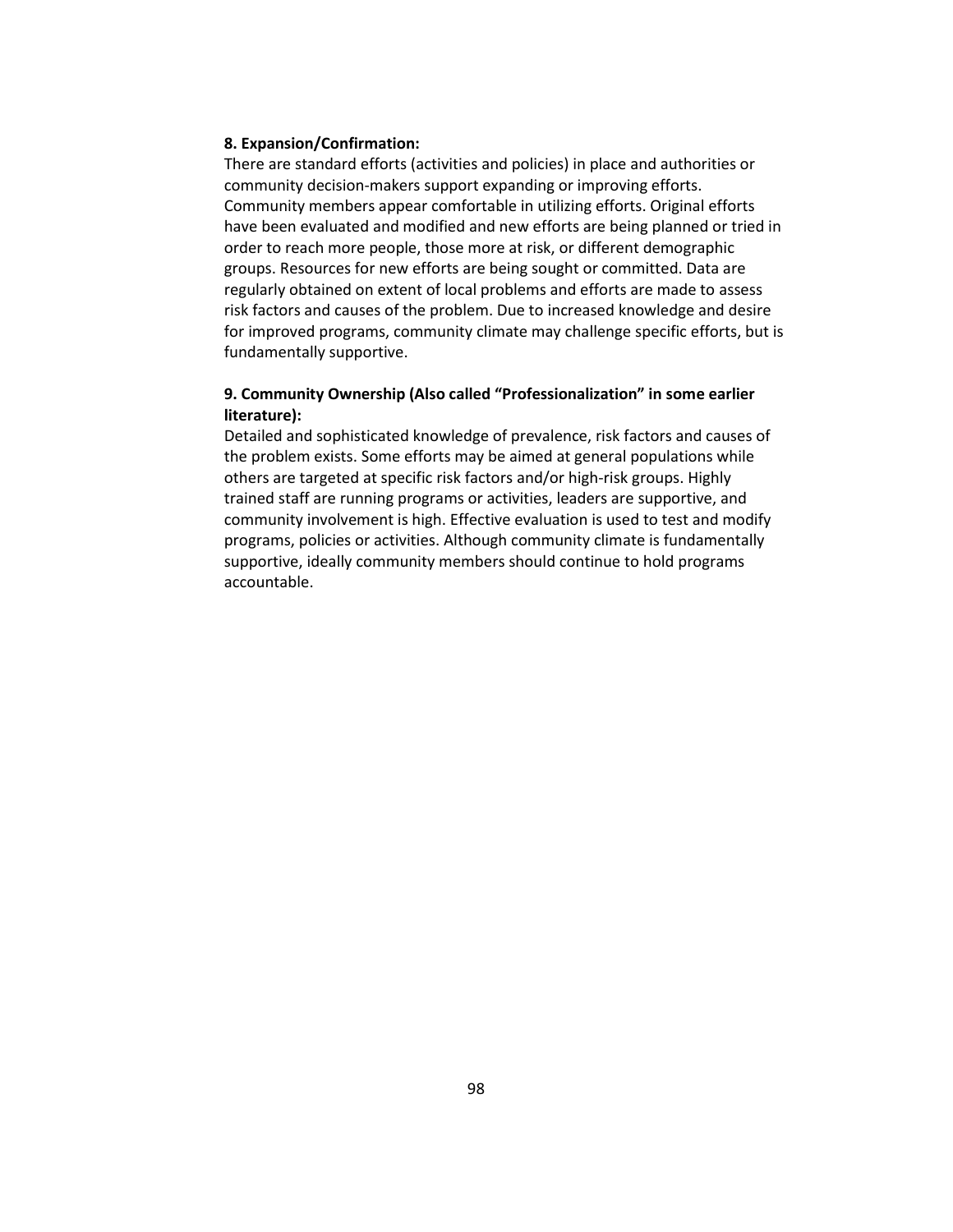**8. Expansion/Confirmation:**
There are standard efforts (activities and policies) in place and authorities or community decision-makers support expanding or improving efforts. Community members appear comfortable in utilizing efforts. Original efforts have been evaluated and modified and new efforts are being planned or tried in order to reach more people, those more at risk, or different demographic groups. Resources for new efforts are being sought or committed. Data are regularly obtained on extent of local problems and efforts are made to assess risk factors and causes of the problem. Due to increased knowledge and desire for improved programs, community climate may challenge specific efforts, but is fundamentally supportive.

**9. Community Ownership (Also called "Professionalization" in some earlier literature):**
Detailed and sophisticated knowledge of prevalence, risk factors and causes of the problem exists. Some efforts may be aimed at general populations while others are targeted at specific risk factors and/or high-risk groups. Highly trained staff are running programs or activities, leaders are supportive, and community involvement is high. Effective evaluation is used to test and modify programs, policies or activities. Although community climate is fundamentally supportive, ideally community members should continue to hold programs accountable.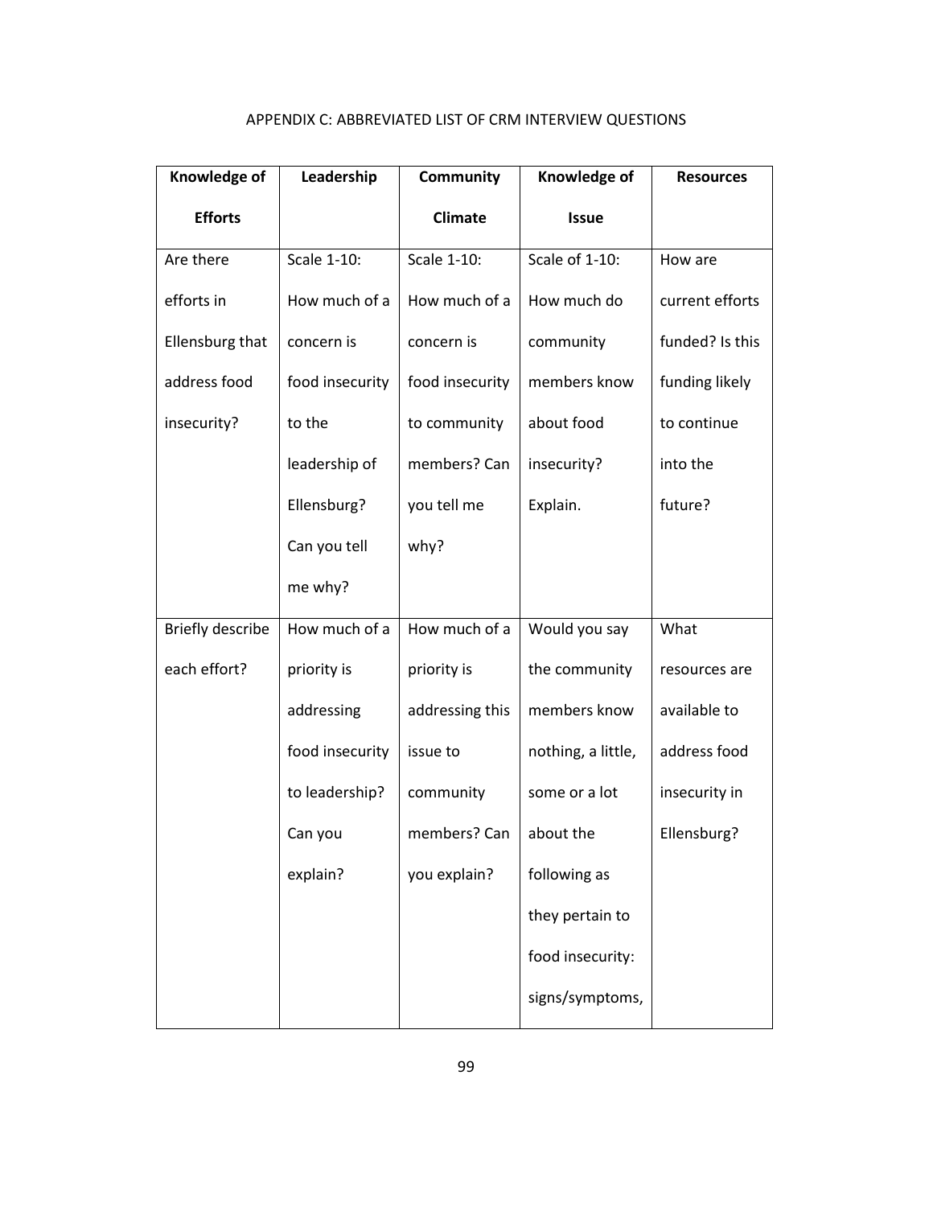APPENDIX C: ABBREVIATED LIST OF CRM INTERVIEW QUESTIONS

| Knowledge of Efforts | Leadership | Community Climate | Knowledge of Issue | Resources |
|---|---|---|---|---|
| Are there efforts in Ellensburg that address food insecurity? | Scale 1-10: How much of a concern is food insecurity to the leadership of Ellensburg? Can you tell me why? | Scale 1-10: How much of a concern is food insecurity to community members? Can you tell me why? | Scale of 1-10: How much do community members know about food insecurity? Explain. | How are current efforts funded? Is this funding likely to continue into the future? |
| Briefly describe each effort? | How much of a priority is addressing food insecurity to leadership? Can you explain? | How much of a priority is addressing this issue to community members? Can you explain? | Would you say the community members know nothing, a little, some or a lot about the following as they pertain to food insecurity: signs/symptoms, | What resources are available to address food insecurity in Ellensburg? |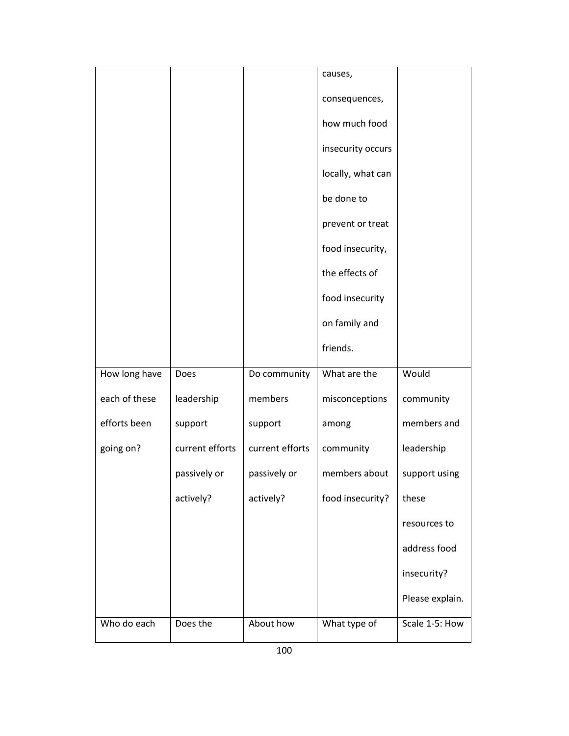| | | | causes, consequences, how much food insecurity occurs locally, what can be done to prevent or treat food insecurity, the effects of food insecurity on family and friends. | |
|---|---|---|---|---|
| How long have each of these efforts been going on? | Does leadership support current efforts passively or actively? | Do community members support current efforts passively or actively? | What are the misconceptions among community members about food insecurity? | Would community members and leadership support using these resources to address food insecurity? Please explain. |
| Who do each | Does the | About how | What type of | Scale 1-5: How |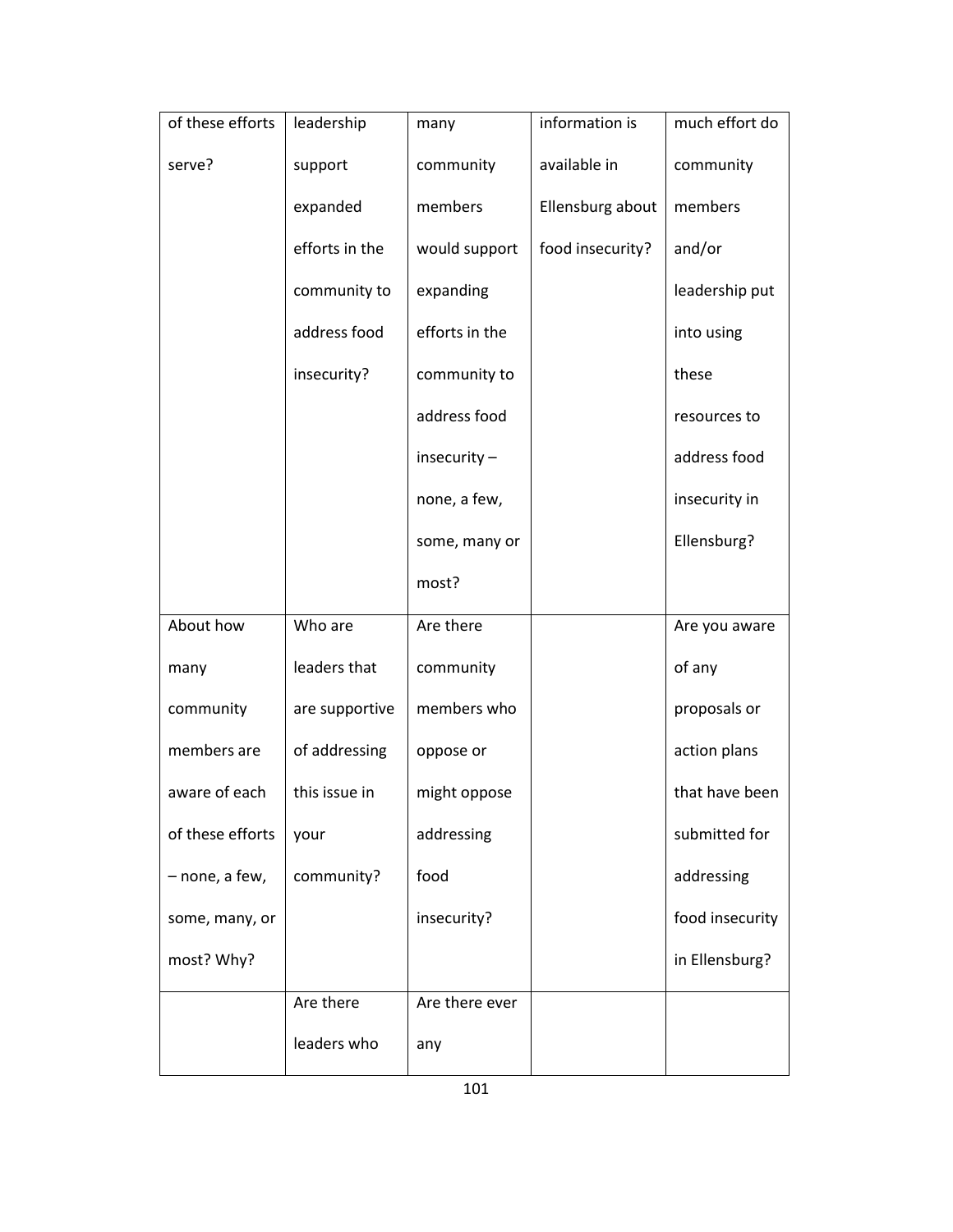| of these efforts serve? | leadership support expanded efforts in the community to address food insecurity? | many community members would support expanding efforts in the community to address food insecurity – none, a few, some, many or most? | information is available in Ellensburg about food insecurity? | much effort do community members and/or leadership put into using these resources to address food insecurity in Ellensburg? |
| --- | --- | --- | --- | --- |
| About how many community members are aware of each of these efforts – none, a few, some, many, or most? Why? | Who are leaders that are supportive of addressing this issue in your community? | Are there community members who oppose or might oppose addressing food insecurity? | | Are you aware of any proposals or action plans that have been submitted for addressing food insecurity in Ellensburg? |
| | Are there leaders who | Are there ever any | | |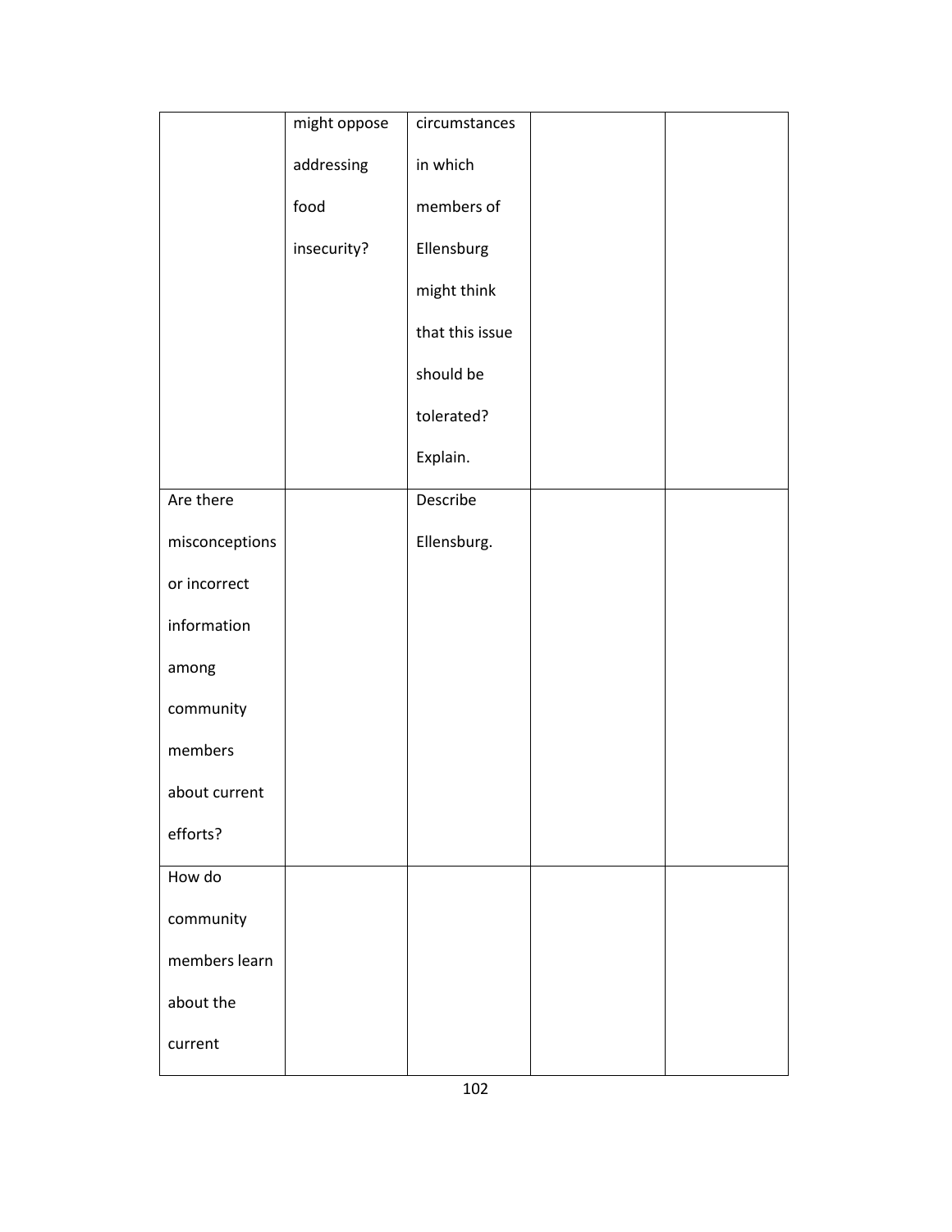|  |  |  |  |  |
|---|---|---|---|---|
|  | might oppose addressing food insecurity? | circumstances in which members of Ellensburg might think that this issue should be tolerated? Explain. |  |  |
| Are there misconceptions or incorrect information among community members about current efforts? |  | Describe Ellensburg. |  |  |
| How do community members learn about the current |  |  |  |  |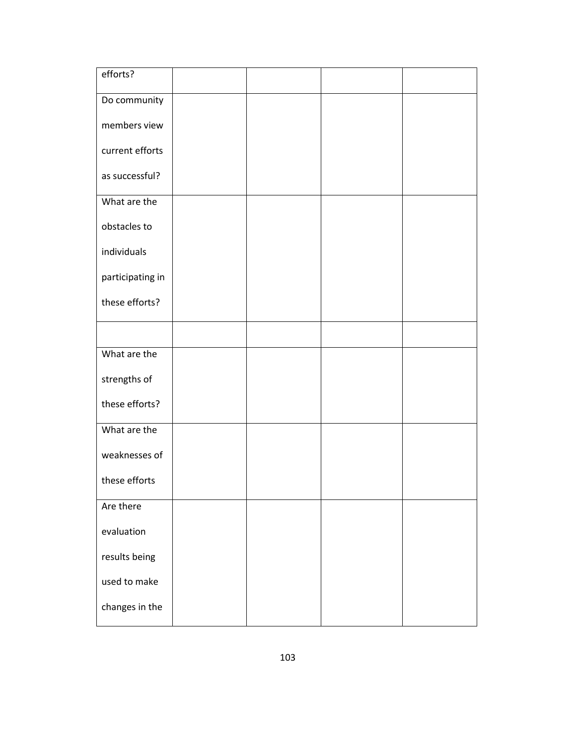| efforts? | | | | |
|---|---|---|---|---|
| Do community members view current efforts as successful? | | | | |
| What are the obstacles to individuals participating in these efforts? | | | | |
| | | | | |
| What are the strengths of these efforts? | | | | |
| What are the weaknesses of these efforts | | | | |
| Are there evaluation results being used to make changes in the | | | | |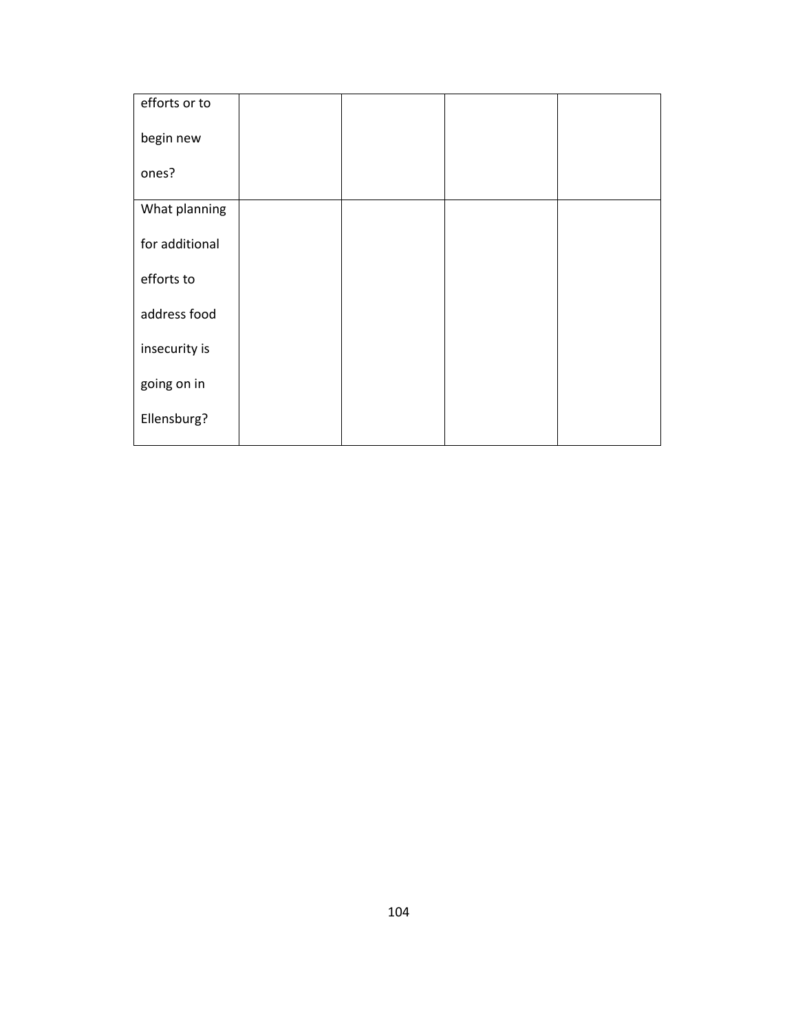| | | | | |
|---|---|---|---|---|
| efforts or to begin new ones? | | | | |
| What planning for additional efforts to address food insecurity is going on in Ellensburg? | | | | |